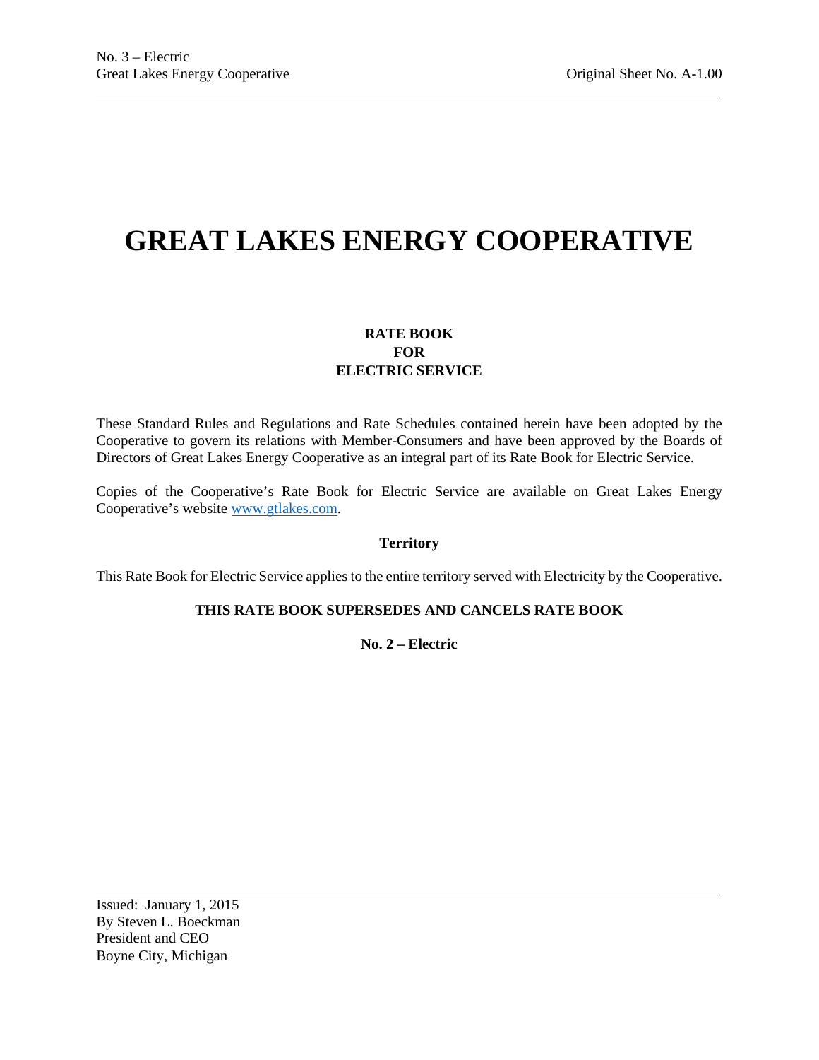# GREAT LAKES ENERGY COOPERATIVE

**RATE BOOK**
**FOR**
**ELECTRIC SERVICE**

These Standard Rules and Regulations and Rate Schedules contained herein have been adopted by the Cooperative to govern its relations with Member-Consumers and have been approved by the Boards of Directors of Great Lakes Energy Cooperative as an integral part of its Rate Book for Electric Service.

Copies of the Cooperative's Rate Book for Electric Service are available on Great Lakes Energy Cooperative's website www.gtlakes.com.

**Territory**

This Rate Book for Electric Service applies to the entire territory served with Electricity by the Cooperative.

**THIS RATE BOOK SUPERSEDES AND CANCELS RATE BOOK**

**No. 2 – Electric**

Issued: January 1, 2015
By Steven L. Boeckman
President and CEO
Boyne City, Michigan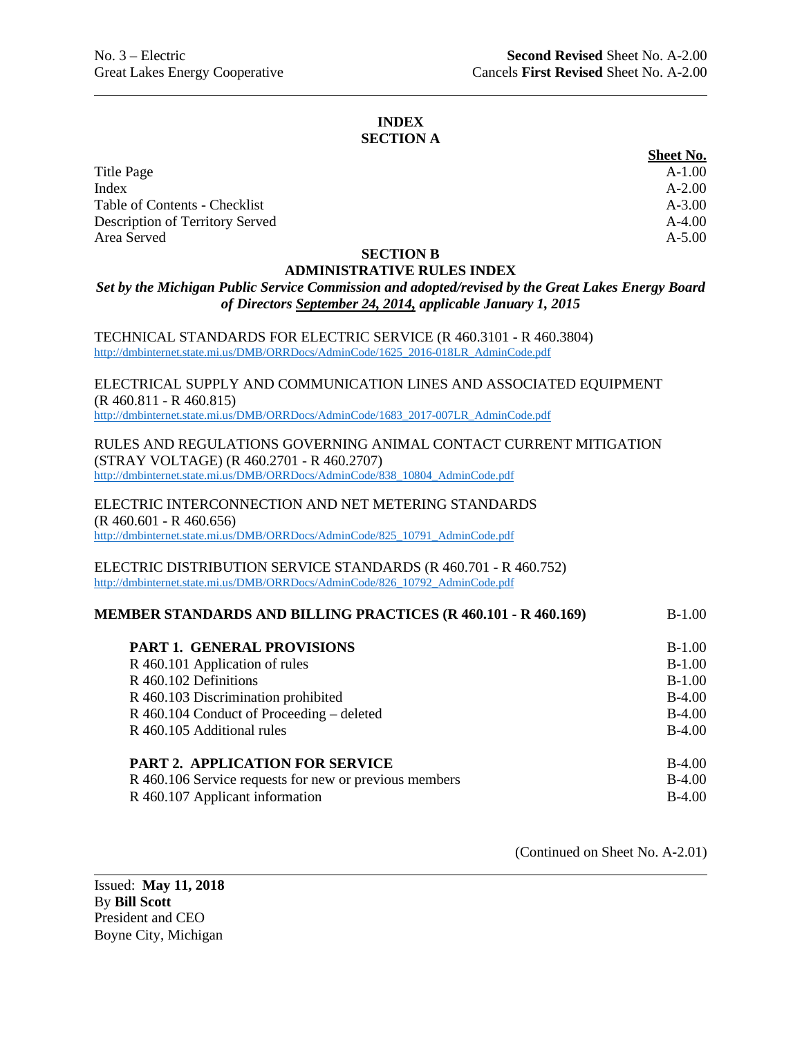# INDEX
## SECTION A

| | Sheet No. |
|---|---|
| Title Page | A-1.00 |
| Index | A-2.00 |
| Table of Contents - Checklist | A-3.00 |
| Description of Territory Served | A-4.00 |
| Area Served | A-5.00 |

## SECTION B
## ADMINISTRATIVE RULES INDEX

***Set by the Michigan Public Service Commission and adopted/revised by the Great Lakes Energy Board of Directors September 24, 2014, applicable January 1, 2015***

TECHNICAL STANDARDS FOR ELECTRIC SERVICE (R 460.3101 - R 460.3804)
http://dmbinternet.state.mi.us/DMB/ORRDocs/AdminCode/1625_2016-018LR_AdminCode.pdf

ELECTRICAL SUPPLY AND COMMUNICATION LINES AND ASSOCIATED EQUIPMENT (R 460.811 - R 460.815)
http://dmbinternet.state.mi.us/DMB/ORRDocs/AdminCode/1683_2017-007LR_AdminCode.pdf

RULES AND REGULATIONS GOVERNING ANIMAL CONTACT CURRENT MITIGATION (STRAY VOLTAGE) (R 460.2701 - R 460.2707)
http://dmbinternet.state.mi.us/DMB/ORRDocs/AdminCode/838_10804_AdminCode.pdf

ELECTRIC INTERCONNECTION AND NET METERING STANDARDS (R 460.601 - R 460.656)
http://dmbinternet.state.mi.us/DMB/ORRDocs/AdminCode/825_10791_AdminCode.pdf

ELECTRIC DISTRIBUTION SERVICE STANDARDS (R 460.701 - R 460.752)
http://dmbinternet.state.mi.us/DMB/ORRDocs/AdminCode/826_10792_AdminCode.pdf

| | |
|---|---|
| **MEMBER STANDARDS AND BILLING PRACTICES (R 460.101 - R 460.169)** | B-1.00 |
| **PART 1. GENERAL PROVISIONS** | B-1.00 |
| R 460.101 Application of rules | B-1.00 |
| R 460.102 Definitions | B-1.00 |
| R 460.103 Discrimination prohibited | B-4.00 |
| R 460.104 Conduct of Proceeding – deleted | B-4.00 |
| R 460.105 Additional rules | B-4.00 |
| **PART 2. APPLICATION FOR SERVICE** | B-4.00 |
| R 460.106 Service requests for new or previous members | B-4.00 |
| R 460.107 Applicant information | B-4.00 |

(Continued on Sheet No. A-2.01)

Issued: **May 11, 2018**
By **Bill Scott**
President and CEO
Boyne City, Michigan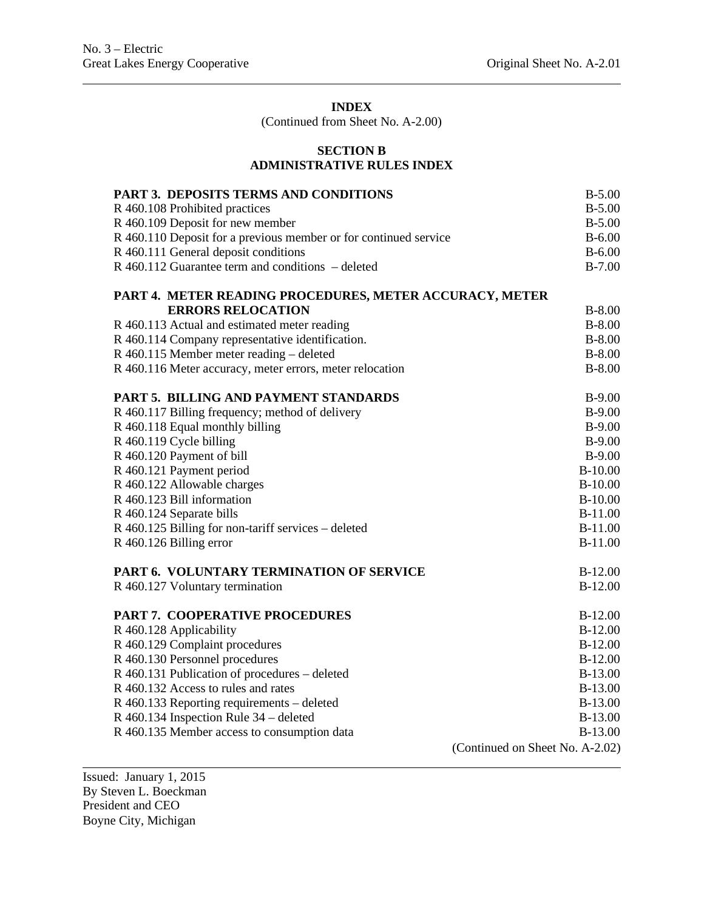## INDEX

(Continued from Sheet No. A-2.00)

## SECTION B
## ADMINISTRATIVE RULES INDEX

| | |
|---|---|
| **PART 3. DEPOSITS TERMS AND CONDITIONS** | B-5.00 |
| R 460.108 Prohibited practices | B-5.00 |
| R 460.109 Deposit for new member | B-5.00 |
| R 460.110 Deposit for a previous member or for continued service | B-6.00 |
| R 460.111 General deposit conditions | B-6.00 |
| R 460.112 Guarantee term and conditions – deleted | B-7.00 |
| **PART 4. METER READING PROCEDURES, METER ACCURACY, METER ERRORS RELOCATION** | B-8.00 |
| R 460.113 Actual and estimated meter reading | B-8.00 |
| R 460.114 Company representative identification. | B-8.00 |
| R 460.115 Member meter reading – deleted | B-8.00 |
| R 460.116 Meter accuracy, meter errors, meter relocation | B-8.00 |
| **PART 5. BILLING AND PAYMENT STANDARDS** | B-9.00 |
| R 460.117 Billing frequency; method of delivery | B-9.00 |
| R 460.118 Equal monthly billing | B-9.00 |
| R 460.119 Cycle billing | B-9.00 |
| R 460.120 Payment of bill | B-9.00 |
| R 460.121 Payment period | B-10.00 |
| R 460.122 Allowable charges | B-10.00 |
| R 460.123 Bill information | B-10.00 |
| R 460.124 Separate bills | B-11.00 |
| R 460.125 Billing for non-tariff services – deleted | B-11.00 |
| R 460.126 Billing error | B-11.00 |
| **PART 6. VOLUNTARY TERMINATION OF SERVICE** | B-12.00 |
| R 460.127 Voluntary termination | B-12.00 |
| **PART 7. COOPERATIVE PROCEDURES** | B-12.00 |
| R 460.128 Applicability | B-12.00 |
| R 460.129 Complaint procedures | B-12.00 |
| R 460.130 Personnel procedures | B-12.00 |
| R 460.131 Publication of procedures – deleted | B-13.00 |
| R 460.132 Access to rules and rates | B-13.00 |
| R 460.133 Reporting requirements – deleted | B-13.00 |
| R 460.134 Inspection Rule 34 – deleted | B-13.00 |
| R 460.135 Member access to consumption data | B-13.00 |

(Continued on Sheet No. A-2.02)

Issued: January 1, 2015
By Steven L. Boeckman
President and CEO
Boyne City, Michigan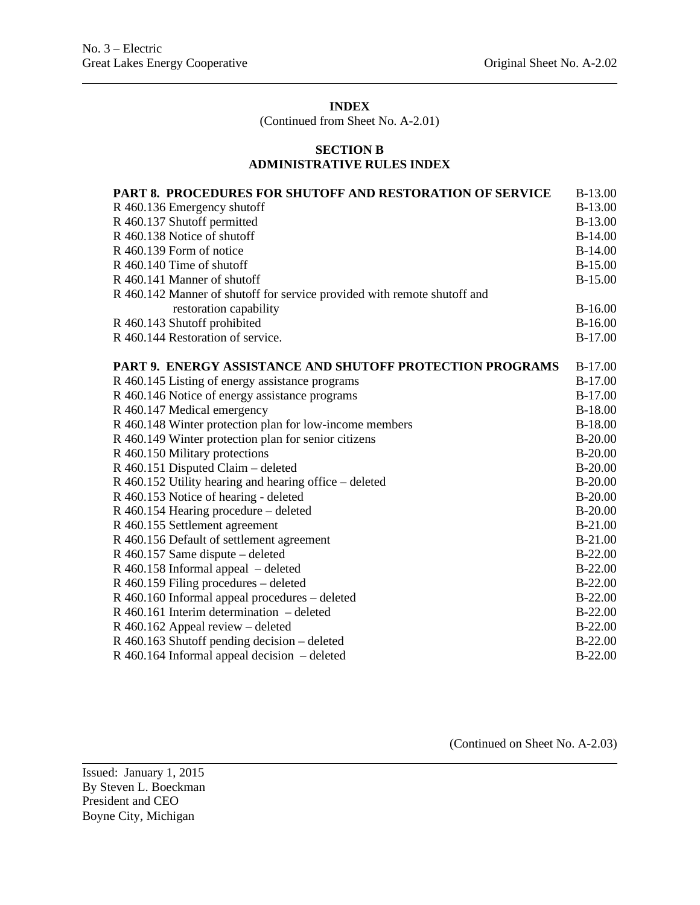## INDEX

(Continued from Sheet No. A-2.01)

## SECTION B
## ADMINISTRATIVE RULES INDEX

| | |
|---|---|
| **PART 8. PROCEDURES FOR SHUTOFF AND RESTORATION OF SERVICE** | B-13.00 |
| R 460.136 Emergency shutoff | B-13.00 |
| R 460.137 Shutoff permitted | B-13.00 |
| R 460.138 Notice of shutoff | B-14.00 |
| R 460.139 Form of notice | B-14.00 |
| R 460.140 Time of shutoff | B-15.00 |
| R 460.141 Manner of shutoff | B-15.00 |
| R 460.142 Manner of shutoff for service provided with remote shutoff and restoration capability | B-16.00 |
| R 460.143 Shutoff prohibited | B-16.00 |
| R 460.144 Restoration of service. | B-17.00 |
| | |
| **PART 9. ENERGY ASSISTANCE AND SHUTOFF PROTECTION PROGRAMS** | B-17.00 |
| R 460.145 Listing of energy assistance programs | B-17.00 |
| R 460.146 Notice of energy assistance programs | B-17.00 |
| R 460.147 Medical emergency | B-18.00 |
| R 460.148 Winter protection plan for low-income members | B-18.00 |
| R 460.149 Winter protection plan for senior citizens | B-20.00 |
| R 460.150 Military protections | B-20.00 |
| R 460.151 Disputed Claim – deleted | B-20.00 |
| R 460.152 Utility hearing and hearing office – deleted | B-20.00 |
| R 460.153 Notice of hearing - deleted | B-20.00 |
| R 460.154 Hearing procedure – deleted | B-20.00 |
| R 460.155 Settlement agreement | B-21.00 |
| R 460.156 Default of settlement agreement | B-21.00 |
| R 460.157 Same dispute – deleted | B-22.00 |
| R 460.158 Informal appeal – deleted | B-22.00 |
| R 460.159 Filing procedures – deleted | B-22.00 |
| R 460.160 Informal appeal procedures – deleted | B-22.00 |
| R 460.161 Interim determination – deleted | B-22.00 |
| R 460.162 Appeal review – deleted | B-22.00 |
| R 460.163 Shutoff pending decision – deleted | B-22.00 |
| R 460.164 Informal appeal decision – deleted | B-22.00 |

(Continued on Sheet No. A-2.03)

Issued: January 1, 2015
By Steven L. Boeckman
President and CEO
Boyne City, Michigan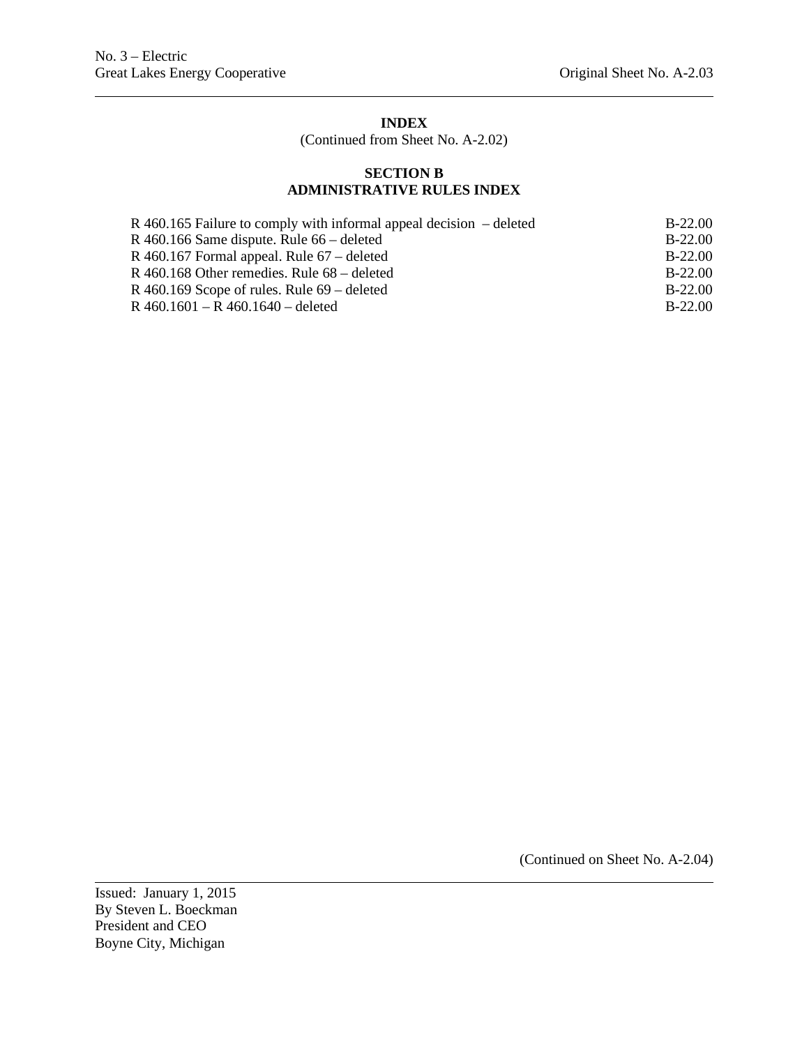## INDEX

(Continued from Sheet No. A-2.02)

### SECTION B
### ADMINISTRATIVE RULES INDEX

| | |
|---|---|
| R 460.165 Failure to comply with informal appeal decision – deleted | B-22.00 |
| R 460.166 Same dispute. Rule 66 – deleted | B-22.00 |
| R 460.167 Formal appeal. Rule 67 – deleted | B-22.00 |
| R 460.168 Other remedies. Rule 68 – deleted | B-22.00 |
| R 460.169 Scope of rules. Rule 69 – deleted | B-22.00 |
| R 460.1601 – R 460.1640 – deleted | B-22.00 |

(Continued on Sheet No. A-2.04)

Issued: January 1, 2015
By Steven L. Boeckman
President and CEO
Boyne City, Michigan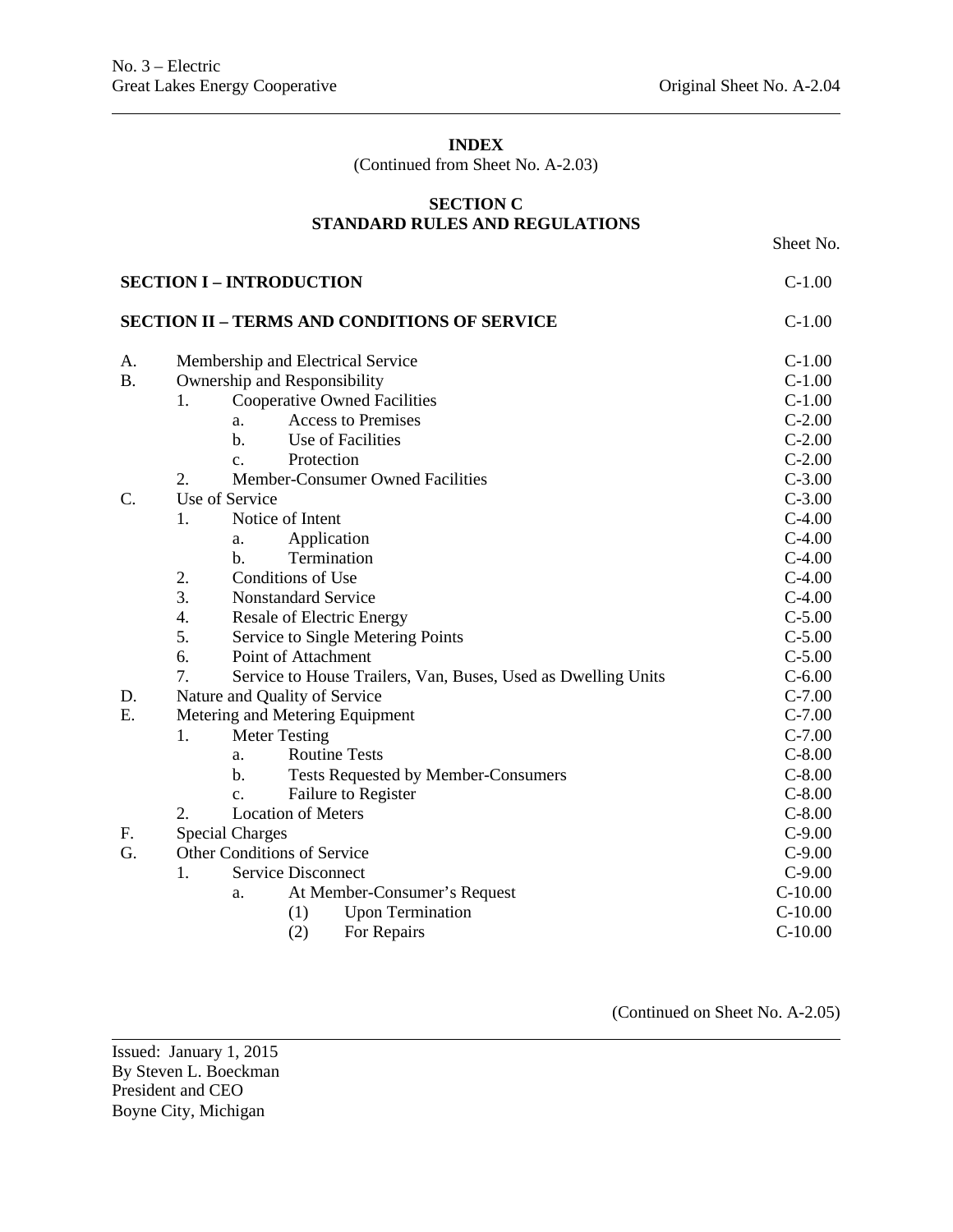**INDEX**
(Continued from Sheet No. A-2.03)

## SECTION C
## STANDARD RULES AND REGULATIONS

| | | | | | Sheet No. |
|---|---|---|---|---|---|
| **SECTION I – INTRODUCTION** | | | | | C-1.00 |
| **SECTION II – TERMS AND CONDITIONS OF SERVICE** | | | | | C-1.00 |
| A. | Membership and Electrical Service | | | | C-1.00 |
| B. | Ownership and Responsibility | | | | C-1.00 |
| | 1. | Cooperative Owned Facilities | | | C-1.00 |
| | | a. | Access to Premises | | C-2.00 |
| | | b. | Use of Facilities | | C-2.00 |
| | | c. | Protection | | C-2.00 |
| | 2. | Member-Consumer Owned Facilities | | | C-3.00 |
| C. | Use of Service | | | | C-3.00 |
| | 1. | Notice of Intent | | | C-4.00 |
| | | a. | Application | | C-4.00 |
| | | b. | Termination | | C-4.00 |
| | 2. | Conditions of Use | | | C-4.00 |
| | 3. | Nonstandard Service | | | C-4.00 |
| | 4. | Resale of Electric Energy | | | C-5.00 |
| | 5. | Service to Single Metering Points | | | C-5.00 |
| | 6. | Point of Attachment | | | C-5.00 |
| | 7. | Service to House Trailers, Van, Buses, Used as Dwelling Units | | | C-6.00 |
| D. | Nature and Quality of Service | | | | C-7.00 |
| E. | Metering and Metering Equipment | | | | C-7.00 |
| | 1. | Meter Testing | | | C-7.00 |
| | | a. | Routine Tests | | C-8.00 |
| | | b. | Tests Requested by Member-Consumers | | C-8.00 |
| | | c. | Failure to Register | | C-8.00 |
| | 2. | Location of Meters | | | C-8.00 |
| F. | Special Charges | | | | C-9.00 |
| G. | Other Conditions of Service | | | | C-9.00 |
| | 1. | Service Disconnect | | | C-9.00 |
| | | a. | At Member-Consumer's Request | | C-10.00 |
| | | | (1) | Upon Termination | C-10.00 |
| | | | (2) | For Repairs | C-10.00 |

(Continued on Sheet No. A-2.05)

Issued: January 1, 2015
By Steven L. Boeckman
President and CEO
Boyne City, Michigan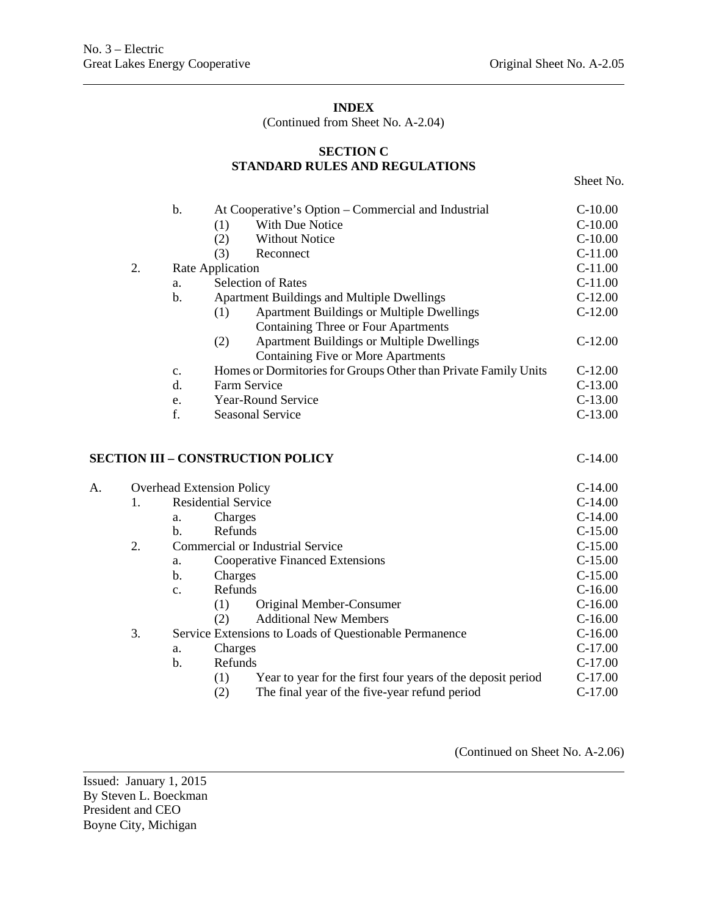**INDEX**

(Continued from Sheet No. A-2.04)

**SECTION C**
**STANDARD RULES AND REGULATIONS**

| | Sheet No. |
|---|---|
| b. At Cooperative's Option – Commercial and Industrial | C-10.00 |
| (1) With Due Notice | C-10.00 |
| (2) Without Notice | C-10.00 |
| (3) Reconnect | C-11.00 |
| 2. Rate Application | C-11.00 |
| a. Selection of Rates | C-11.00 |
| b. Apartment Buildings and Multiple Dwellings | C-12.00 |
| (1) Apartment Buildings or Multiple Dwellings Containing Three or Four Apartments | C-12.00 |
| (2) Apartment Buildings or Multiple Dwellings Containing Five or More Apartments | C-12.00 |
| c. Homes or Dormitories for Groups Other than Private Family Units | C-12.00 |
| d. Farm Service | C-13.00 |
| e. Year-Round Service | C-13.00 |
| f. Seasonal Service | C-13.00 |
| **SECTION III – CONSTRUCTION POLICY** | C-14.00 |
| A. Overhead Extension Policy | C-14.00 |
| 1. Residential Service | C-14.00 |
| a. Charges | C-14.00 |
| b. Refunds | C-15.00 |
| 2. Commercial or Industrial Service | C-15.00 |
| a. Cooperative Financed Extensions | C-15.00 |
| b. Charges | C-15.00 |
| c. Refunds | C-16.00 |
| (1) Original Member-Consumer | C-16.00 |
| (2) Additional New Members | C-16.00 |
| 3. Service Extensions to Loads of Questionable Permanence | C-16.00 |
| a. Charges | C-17.00 |
| b. Refunds | C-17.00 |
| (1) Year to year for the first four years of the deposit period | C-17.00 |
| (2) The final year of the five-year refund period | C-17.00 |

(Continued on Sheet No. A-2.06)

Issued: January 1, 2015
By Steven L. Boeckman
President and CEO
Boyne City, Michigan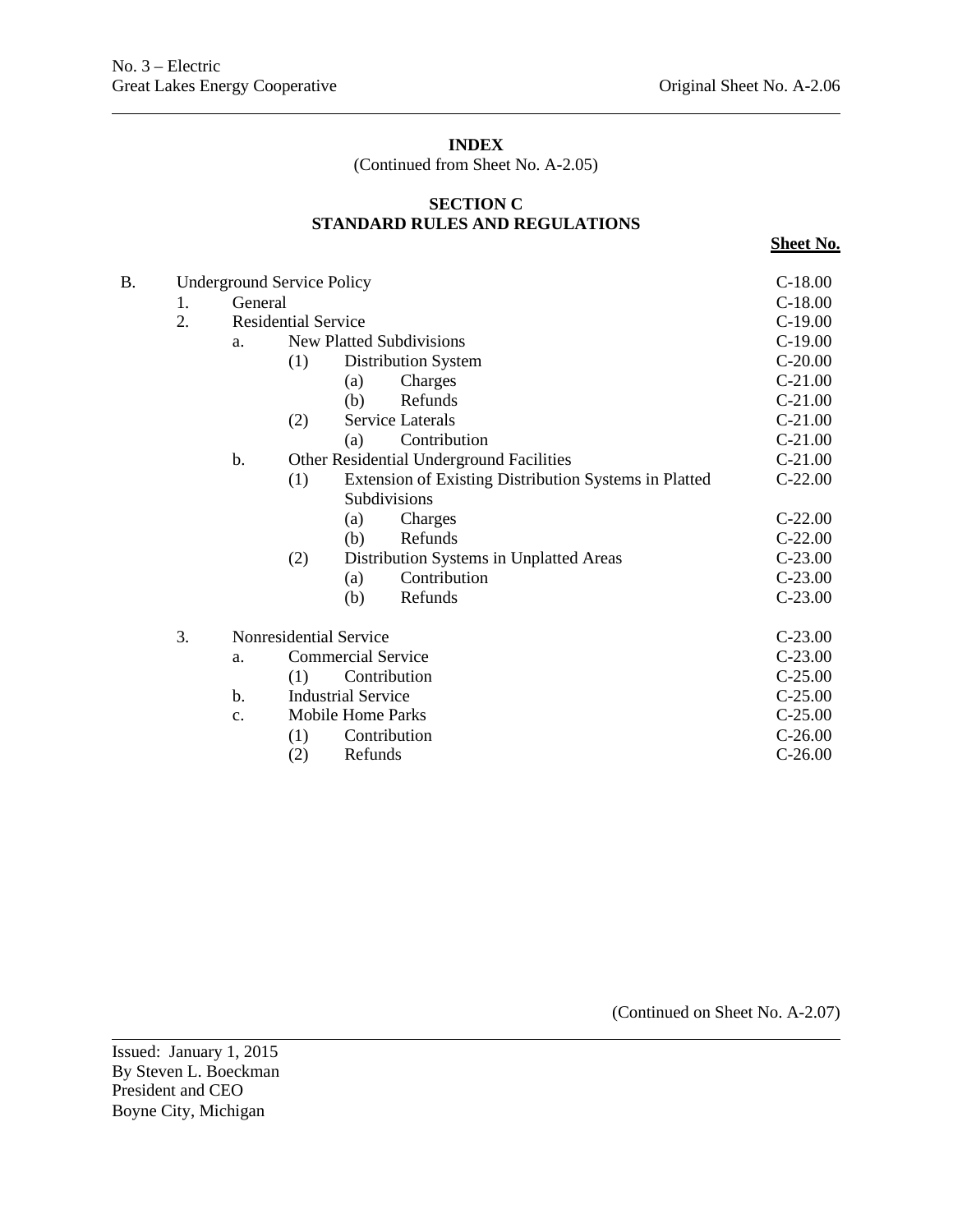## INDEX

(Continued from Sheet No. A-2.05)

### SECTION C
### STANDARD RULES AND REGULATIONS

| | | | | | Sheet No. |
|---|---|---|---|---|---|
| B. | Underground Service Policy | | | | C-18.00 |
| | 1. | General | | | C-18.00 |
| | 2. | Residential Service | | | C-19.00 |
| | | a. | New Platted Subdivisions | | C-19.00 |
| | | | (1) | Distribution System | C-20.00 |
| | | | | (a) Charges | C-21.00 |
| | | | | (b) Refunds | C-21.00 |
| | | | (2) | Service Laterals | C-21.00 |
| | | | | (a) Contribution | C-21.00 |
| | | b. | Other Residential Underground Facilities | | C-21.00 |
| | | | (1) | Extension of Existing Distribution Systems in Platted Subdivisions | C-22.00 |
| | | | | (a) Charges | C-22.00 |
| | | | | (b) Refunds | C-22.00 |
| | | | (2) | Distribution Systems in Unplatted Areas | C-23.00 |
| | | | | (a) Contribution | C-23.00 |
| | | | | (b) Refunds | C-23.00 |
| | 3. | Nonresidential Service | | | C-23.00 |
| | | a. | Commercial Service | | C-23.00 |
| | | | (1) | Contribution | C-25.00 |
| | | b. | Industrial Service | | C-25.00 |
| | | c. | Mobile Home Parks | | C-25.00 |
| | | | (1) | Contribution | C-26.00 |
| | | | (2) | Refunds | C-26.00 |

(Continued on Sheet No. A-2.07)

Issued: January 1, 2015
By Steven L. Boeckman
President and CEO
Boyne City, Michigan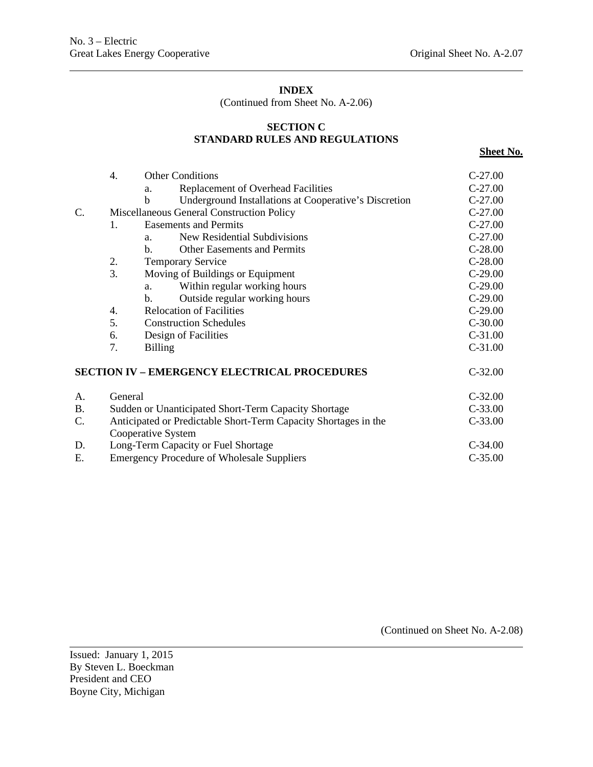## INDEX

(Continued from Sheet No. A-2.06)

### SECTION C
### STANDARD RULES AND REGULATIONS

| | | | | Sheet No. |
|---|---|---|---|---|
| | 4. | Other Conditions | | C-27.00 |
| | | a. | Replacement of Overhead Facilities | C-27.00 |
| | | b | Underground Installations at Cooperative's Discretion | C-27.00 |
| C. | Miscellaneous General Construction Policy | | | C-27.00 |
| | 1. | Easements and Permits | | C-27.00 |
| | | a. | New Residential Subdivisions | C-27.00 |
| | | b. | Other Easements and Permits | C-28.00 |
| | 2. | Temporary Service | | C-28.00 |
| | 3. | Moving of Buildings or Equipment | | C-29.00 |
| | | a. | Within regular working hours | C-29.00 |
| | | b. | Outside regular working hours | C-29.00 |
| | 4. | Relocation of Facilities | | C-29.00 |
| | 5. | Construction Schedules | | C-30.00 |
| | 6. | Design of Facilities | | C-31.00 |
| | 7. | Billing | | C-31.00 |

| | | Sheet No. |
|---|---|---|
| **SECTION IV – EMERGENCY ELECTRICAL PROCEDURES** | | C-32.00 |
| A. | General | C-32.00 |
| B. | Sudden or Unanticipated Short-Term Capacity Shortage | C-33.00 |
| C. | Anticipated or Predictable Short-Term Capacity Shortages in the Cooperative System | C-33.00 |
| D. | Long-Term Capacity or Fuel Shortage | C-34.00 |
| E. | Emergency Procedure of Wholesale Suppliers | C-35.00 |

(Continued on Sheet No. A-2.08)

Issued: January 1, 2015
By Steven L. Boeckman
President and CEO
Boyne City, Michigan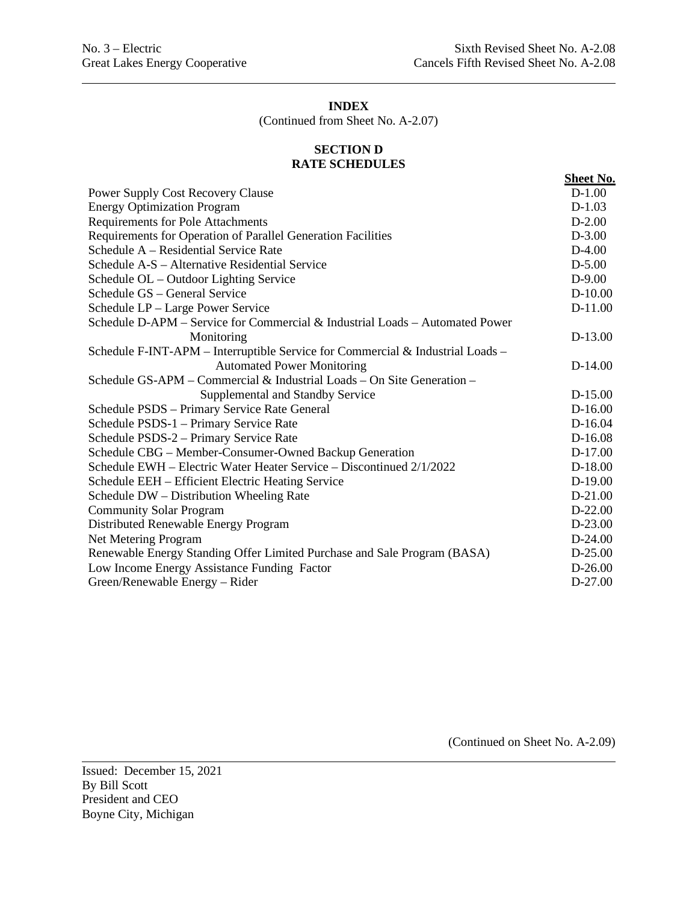# INDEX

(Continued from Sheet No. A-2.07)

## SECTION D
## RATE SCHEDULES

| | Sheet No. |
|---|---|
| Power Supply Cost Recovery Clause | D-1.00 |
| Energy Optimization Program | D-1.03 |
| Requirements for Pole Attachments | D-2.00 |
| Requirements for Operation of Parallel Generation Facilities | D-3.00 |
| Schedule A – Residential Service Rate | D-4.00 |
| Schedule A-S – Alternative Residential Service | D-5.00 |
| Schedule OL – Outdoor Lighting Service | D-9.00 |
| Schedule GS – General Service | D-10.00 |
| Schedule LP – Large Power Service | D-11.00 |
| Schedule D-APM – Service for Commercial & Industrial Loads – Automated Power Monitoring | D-13.00 |
| Schedule F-INT-APM – Interruptible Service for Commercial & Industrial Loads – Automated Power Monitoring | D-14.00 |
| Schedule GS-APM – Commercial & Industrial Loads – On Site Generation – Supplemental and Standby Service | D-15.00 |
| Schedule PSDS – Primary Service Rate General | D-16.00 |
| Schedule PSDS-1 – Primary Service Rate | D-16.04 |
| Schedule PSDS-2 – Primary Service Rate | D-16.08 |
| Schedule CBG – Member-Consumer-Owned Backup Generation | D-17.00 |
| Schedule EWH – Electric Water Heater Service – Discontinued 2/1/2022 | D-18.00 |
| Schedule EEH – Efficient Electric Heating Service | D-19.00 |
| Schedule DW – Distribution Wheeling Rate | D-21.00 |
| Community Solar Program | D-22.00 |
| Distributed Renewable Energy Program | D-23.00 |
| Net Metering Program | D-24.00 |
| Renewable Energy Standing Offer Limited Purchase and Sale Program (BASA) | D-25.00 |
| Low Income Energy Assistance Funding Factor | D-26.00 |
| Green/Renewable Energy – Rider | D-27.00 |

(Continued on Sheet No. A-2.09)

Issued: December 15, 2021
By Bill Scott
President and CEO
Boyne City, Michigan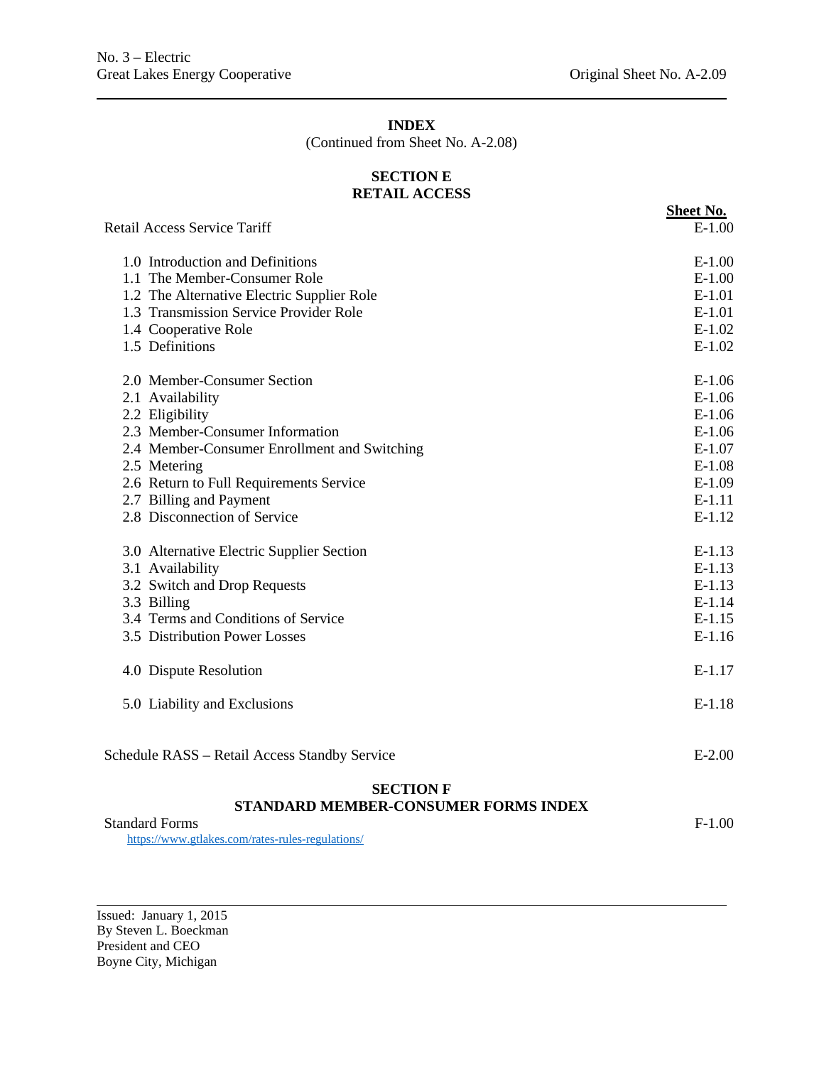# INDEX

(Continued from Sheet No. A-2.08)

## SECTION E
## RETAIL ACCESS

| | Sheet No. |
|---|---|
| Retail Access Service Tariff | E-1.00 |
| 1.0 Introduction and Definitions | E-1.00 |
| 1.1 The Member-Consumer Role | E-1.00 |
| 1.2 The Alternative Electric Supplier Role | E-1.01 |
| 1.3 Transmission Service Provider Role | E-1.01 |
| 1.4 Cooperative Role | E-1.02 |
| 1.5 Definitions | E-1.02 |
| 2.0 Member-Consumer Section | E-1.06 |
| 2.1 Availability | E-1.06 |
| 2.2 Eligibility | E-1.06 |
| 2.3 Member-Consumer Information | E-1.06 |
| 2.4 Member-Consumer Enrollment and Switching | E-1.07 |
| 2.5 Metering | E-1.08 |
| 2.6 Return to Full Requirements Service | E-1.09 |
| 2.7 Billing and Payment | E-1.11 |
| 2.8 Disconnection of Service | E-1.12 |
| 3.0 Alternative Electric Supplier Section | E-1.13 |
| 3.1 Availability | E-1.13 |
| 3.2 Switch and Drop Requests | E-1.13 |
| 3.3 Billing | E-1.14 |
| 3.4 Terms and Conditions of Service | E-1.15 |
| 3.5 Distribution Power Losses | E-1.16 |
| 4.0 Dispute Resolution | E-1.17 |
| 5.0 Liability and Exclusions | E-1.18 |
| Schedule RASS – Retail Access Standby Service | E-2.00 |

## SECTION F
## STANDARD MEMBER-CONSUMER FORMS INDEX

| | |
|---|---|
| Standard Forms<br>https://www.gtlakes.com/rates-rules-regulations/ | F-1.00 |

Issued: January 1, 2015
By Steven L. Boeckman
President and CEO
Boyne City, Michigan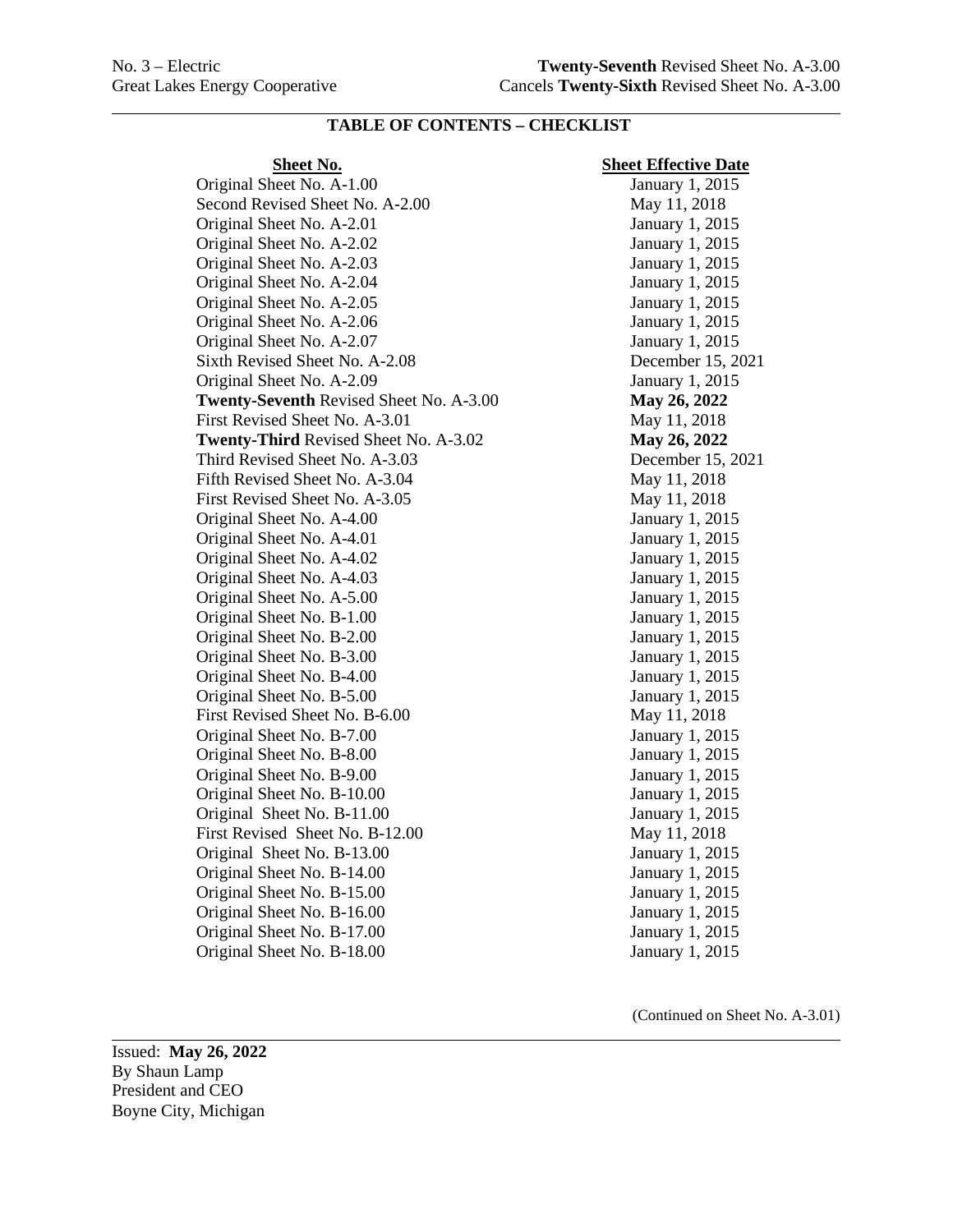No. 3 – Electric
Great Lakes Energy Cooperative

**Twenty-Seventh** Revised Sheet No. A-3.00
Cancels **Twenty-Sixth** Revised Sheet No. A-3.00

## TABLE OF CONTENTS – CHECKLIST

| Sheet No. | Sheet Effective Date |
|---|---|
| Original Sheet No. A-1.00 | January 1, 2015 |
| Second Revised Sheet No. A-2.00 | May 11, 2018 |
| Original Sheet No. A-2.01 | January 1, 2015 |
| Original Sheet No. A-2.02 | January 1, 2015 |
| Original Sheet No. A-2.03 | January 1, 2015 |
| Original Sheet No. A-2.04 | January 1, 2015 |
| Original Sheet No. A-2.05 | January 1, 2015 |
| Original Sheet No. A-2.06 | January 1, 2015 |
| Original Sheet No. A-2.07 | January 1, 2015 |
| Sixth Revised Sheet No. A-2.08 | December 15, 2021 |
| Original Sheet No. A-2.09 | January 1, 2015 |
| **Twenty-Seventh** Revised Sheet No. A-3.00 | **May 26, 2022** |
| First Revised Sheet No. A-3.01 | May 11, 2018 |
| **Twenty-Third** Revised Sheet No. A-3.02 | **May 26, 2022** |
| Third Revised Sheet No. A-3.03 | December 15, 2021 |
| Fifth Revised Sheet No. A-3.04 | May 11, 2018 |
| First Revised Sheet No. A-3.05 | May 11, 2018 |
| Original Sheet No. A-4.00 | January 1, 2015 |
| Original Sheet No. A-4.01 | January 1, 2015 |
| Original Sheet No. A-4.02 | January 1, 2015 |
| Original Sheet No. A-4.03 | January 1, 2015 |
| Original Sheet No. A-5.00 | January 1, 2015 |
| Original Sheet No. B-1.00 | January 1, 2015 |
| Original Sheet No. B-2.00 | January 1, 2015 |
| Original Sheet No. B-3.00 | January 1, 2015 |
| Original Sheet No. B-4.00 | January 1, 2015 |
| Original Sheet No. B-5.00 | January 1, 2015 |
| First Revised Sheet No. B-6.00 | May 11, 2018 |
| Original Sheet No. B-7.00 | January 1, 2015 |
| Original Sheet No. B-8.00 | January 1, 2015 |
| Original Sheet No. B-9.00 | January 1, 2015 |
| Original Sheet No. B-10.00 | January 1, 2015 |
| Original Sheet No. B-11.00 | January 1, 2015 |
| First Revised Sheet No. B-12.00 | May 11, 2018 |
| Original Sheet No. B-13.00 | January 1, 2015 |
| Original Sheet No. B-14.00 | January 1, 2015 |
| Original Sheet No. B-15.00 | January 1, 2015 |
| Original Sheet No. B-16.00 | January 1, 2015 |
| Original Sheet No. B-17.00 | January 1, 2015 |
| Original Sheet No. B-18.00 | January 1, 2015 |

(Continued on Sheet No. A-3.01)

Issued: **May 26, 2022**
By Shaun Lamp
President and CEO
Boyne City, Michigan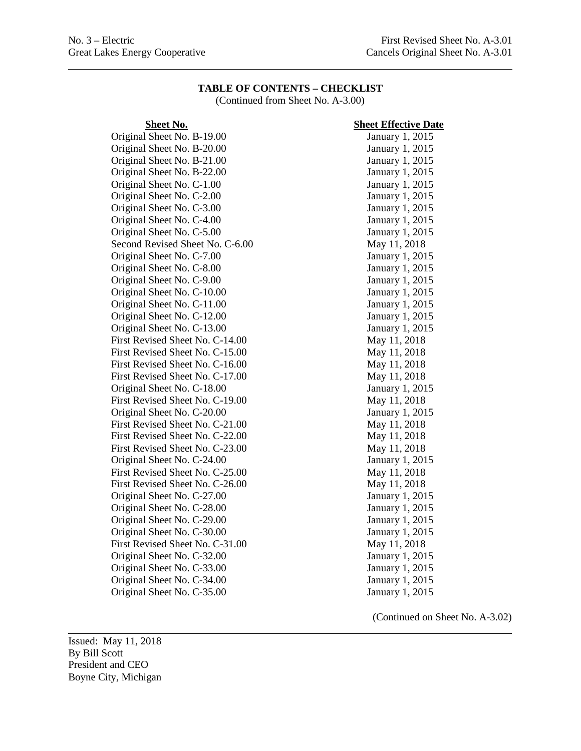No. 3 – Electric
Great Lakes Energy Cooperative

First Revised Sheet No. A-3.01
Cancels Original Sheet No. A-3.01

## TABLE OF CONTENTS – CHECKLIST

(Continued from Sheet No. A-3.00)

| Sheet No. | Sheet Effective Date |
|---|---|
| Original Sheet No. B-19.00 | January 1, 2015 |
| Original Sheet No. B-20.00 | January 1, 2015 |
| Original Sheet No. B-21.00 | January 1, 2015 |
| Original Sheet No. B-22.00 | January 1, 2015 |
| Original Sheet No. C-1.00 | January 1, 2015 |
| Original Sheet No. C-2.00 | January 1, 2015 |
| Original Sheet No. C-3.00 | January 1, 2015 |
| Original Sheet No. C-4.00 | January 1, 2015 |
| Original Sheet No. C-5.00 | January 1, 2015 |
| Second Revised Sheet No. C-6.00 | May 11, 2018 |
| Original Sheet No. C-7.00 | January 1, 2015 |
| Original Sheet No. C-8.00 | January 1, 2015 |
| Original Sheet No. C-9.00 | January 1, 2015 |
| Original Sheet No. C-10.00 | January 1, 2015 |
| Original Sheet No. C-11.00 | January 1, 2015 |
| Original Sheet No. C-12.00 | January 1, 2015 |
| Original Sheet No. C-13.00 | January 1, 2015 |
| First Revised Sheet No. C-14.00 | May 11, 2018 |
| First Revised Sheet No. C-15.00 | May 11, 2018 |
| First Revised Sheet No. C-16.00 | May 11, 2018 |
| First Revised Sheet No. C-17.00 | May 11, 2018 |
| Original Sheet No. C-18.00 | January 1, 2015 |
| First Revised Sheet No. C-19.00 | May 11, 2018 |
| Original Sheet No. C-20.00 | January 1, 2015 |
| First Revised Sheet No. C-21.00 | May 11, 2018 |
| First Revised Sheet No. C-22.00 | May 11, 2018 |
| First Revised Sheet No. C-23.00 | May 11, 2018 |
| Original Sheet No. C-24.00 | January 1, 2015 |
| First Revised Sheet No. C-25.00 | May 11, 2018 |
| First Revised Sheet No. C-26.00 | May 11, 2018 |
| Original Sheet No. C-27.00 | January 1, 2015 |
| Original Sheet No. C-28.00 | January 1, 2015 |
| Original Sheet No. C-29.00 | January 1, 2015 |
| Original Sheet No. C-30.00 | January 1, 2015 |
| First Revised Sheet No. C-31.00 | May 11, 2018 |
| Original Sheet No. C-32.00 | January 1, 2015 |
| Original Sheet No. C-33.00 | January 1, 2015 |
| Original Sheet No. C-34.00 | January 1, 2015 |
| Original Sheet No. C-35.00 | January 1, 2015 |

(Continued on Sheet No. A-3.02)

Issued: May 11, 2018
By Bill Scott
President and CEO
Boyne City, Michigan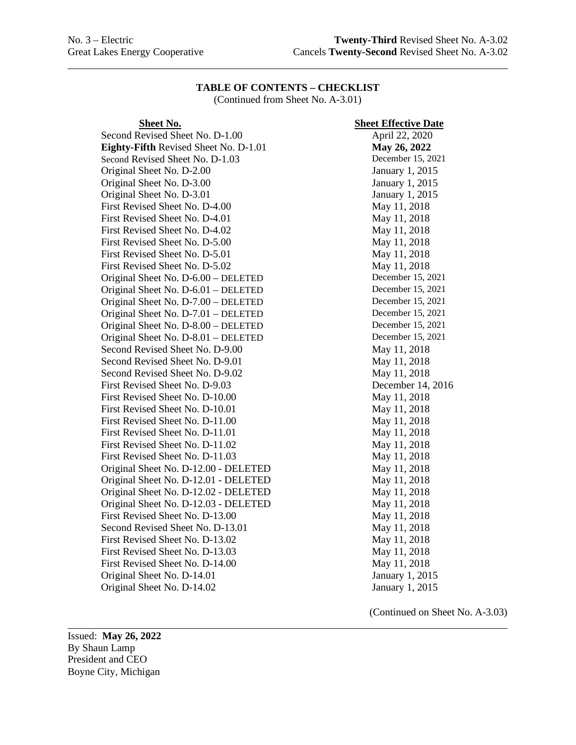No. 3 – Electric
Great Lakes Energy Cooperative

**Twenty-Third** Revised Sheet No. A-3.02
Cancels **Twenty-Second** Revised Sheet No. A-3.02

**TABLE OF CONTENTS – CHECKLIST**
(Continued from Sheet No. A-3.01)

| Sheet No. | Sheet Effective Date |
|---|---|
| Second Revised Sheet No. D-1.00 | April 22, 2020 |
| **Eighty-Fifth** Revised Sheet No. D-1.01 | **May 26, 2022** |
| Second Revised Sheet No. D-1.03 | December 15, 2021 |
| Original Sheet No. D-2.00 | January 1, 2015 |
| Original Sheet No. D-3.00 | January 1, 2015 |
| Original Sheet No. D-3.01 | January 1, 2015 |
| First Revised Sheet No. D-4.00 | May 11, 2018 |
| First Revised Sheet No. D-4.01 | May 11, 2018 |
| First Revised Sheet No. D-4.02 | May 11, 2018 |
| First Revised Sheet No. D-5.00 | May 11, 2018 |
| First Revised Sheet No. D-5.01 | May 11, 2018 |
| First Revised Sheet No. D-5.02 | May 11, 2018 |
| Original Sheet No. D-6.00 – DELETED | December 15, 2021 |
| Original Sheet No. D-6.01 – DELETED | December 15, 2021 |
| Original Sheet No. D-7.00 – DELETED | December 15, 2021 |
| Original Sheet No. D-7.01 – DELETED | December 15, 2021 |
| Original Sheet No. D-8.00 – DELETED | December 15, 2021 |
| Original Sheet No. D-8.01 – DELETED | December 15, 2021 |
| Second Revised Sheet No. D-9.00 | May 11, 2018 |
| Second Revised Sheet No. D-9.01 | May 11, 2018 |
| Second Revised Sheet No. D-9.02 | May 11, 2018 |
| First Revised Sheet No. D-9.03 | December 14, 2016 |
| First Revised Sheet No. D-10.00 | May 11, 2018 |
| First Revised Sheet No. D-10.01 | May 11, 2018 |
| First Revised Sheet No. D-11.00 | May 11, 2018 |
| First Revised Sheet No. D-11.01 | May 11, 2018 |
| First Revised Sheet No. D-11.02 | May 11, 2018 |
| First Revised Sheet No. D-11.03 | May 11, 2018 |
| Original Sheet No. D-12.00 - DELETED | May 11, 2018 |
| Original Sheet No. D-12.01 - DELETED | May 11, 2018 |
| Original Sheet No. D-12.02 - DELETED | May 11, 2018 |
| Original Sheet No. D-12.03 - DELETED | May 11, 2018 |
| First Revised Sheet No. D-13.00 | May 11, 2018 |
| Second Revised Sheet No. D-13.01 | May 11, 2018 |
| First Revised Sheet No. D-13.02 | May 11, 2018 |
| First Revised Sheet No. D-13.03 | May 11, 2018 |
| First Revised Sheet No. D-14.00 | May 11, 2018 |
| Original Sheet No. D-14.01 | January 1, 2015 |
| Original Sheet No. D-14.02 | January 1, 2015 |

(Continued on Sheet No. A-3.03)

Issued: **May 26, 2022**
By Shaun Lamp
President and CEO
Boyne City, Michigan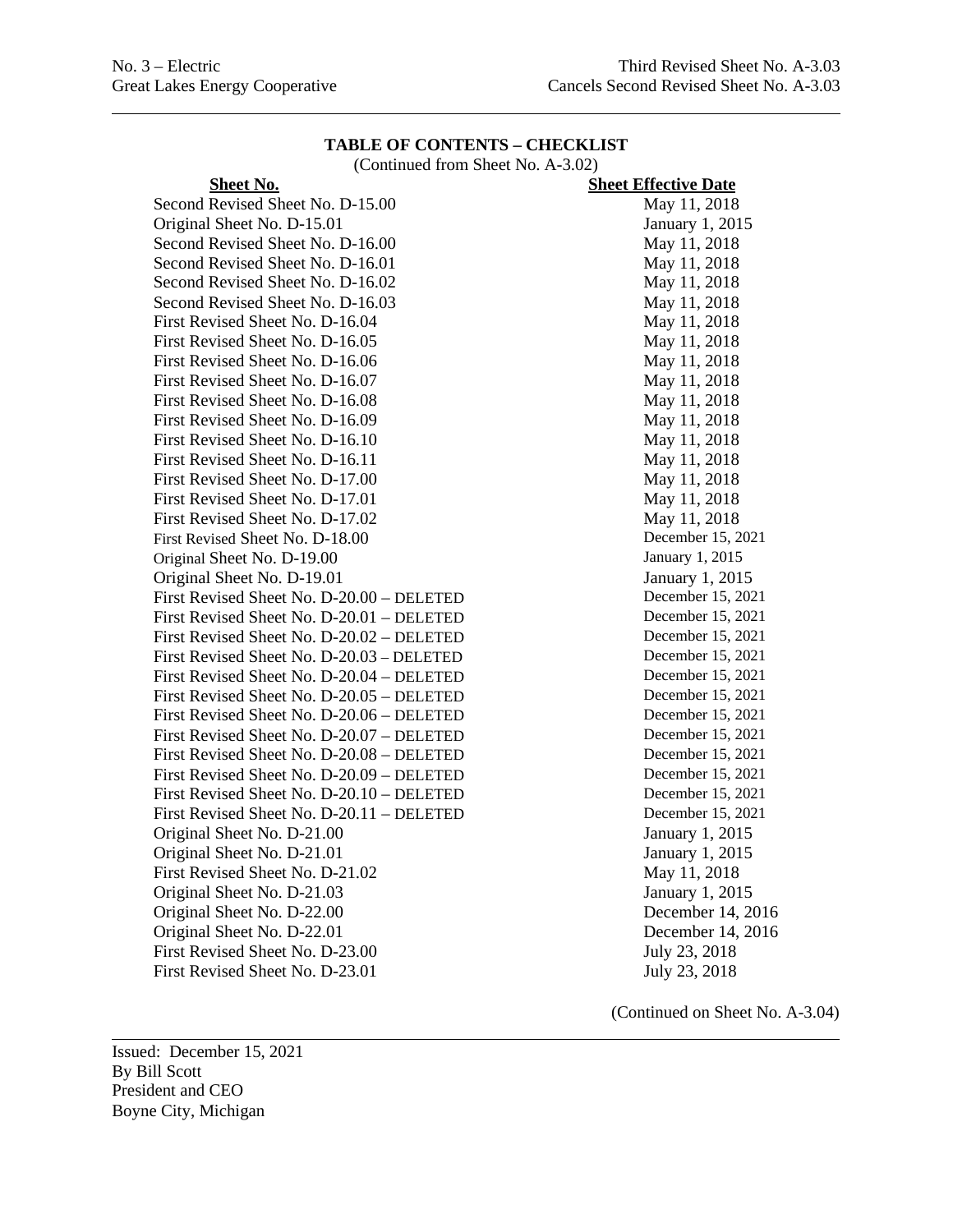No. 3 – Electric
Great Lakes Energy Cooperative

Third Revised Sheet No. A-3.03
Cancels Second Revised Sheet No. A-3.03

## TABLE OF CONTENTS – CHECKLIST

(Continued from Sheet No. A-3.02)

| Sheet No. | Sheet Effective Date |
|---|---|
| Second Revised Sheet No. D-15.00 | May 11, 2018 |
| Original Sheet No. D-15.01 | January 1, 2015 |
| Second Revised Sheet No. D-16.00 | May 11, 2018 |
| Second Revised Sheet No. D-16.01 | May 11, 2018 |
| Second Revised Sheet No. D-16.02 | May 11, 2018 |
| Second Revised Sheet No. D-16.03 | May 11, 2018 |
| First Revised Sheet No. D-16.04 | May 11, 2018 |
| First Revised Sheet No. D-16.05 | May 11, 2018 |
| First Revised Sheet No. D-16.06 | May 11, 2018 |
| First Revised Sheet No. D-16.07 | May 11, 2018 |
| First Revised Sheet No. D-16.08 | May 11, 2018 |
| First Revised Sheet No. D-16.09 | May 11, 2018 |
| First Revised Sheet No. D-16.10 | May 11, 2018 |
| First Revised Sheet No. D-16.11 | May 11, 2018 |
| First Revised Sheet No. D-17.00 | May 11, 2018 |
| First Revised Sheet No. D-17.01 | May 11, 2018 |
| First Revised Sheet No. D-17.02 | May 11, 2018 |
| First Revised Sheet No. D-18.00 | December 15, 2021 |
| Original Sheet No. D-19.00 | January 1, 2015 |
| Original Sheet No. D-19.01 | January 1, 2015 |
| First Revised Sheet No. D-20.00 – DELETED | December 15, 2021 |
| First Revised Sheet No. D-20.01 – DELETED | December 15, 2021 |
| First Revised Sheet No. D-20.02 – DELETED | December 15, 2021 |
| First Revised Sheet No. D-20.03 – DELETED | December 15, 2021 |
| First Revised Sheet No. D-20.04 – DELETED | December 15, 2021 |
| First Revised Sheet No. D-20.05 – DELETED | December 15, 2021 |
| First Revised Sheet No. D-20.06 – DELETED | December 15, 2021 |
| First Revised Sheet No. D-20.07 – DELETED | December 15, 2021 |
| First Revised Sheet No. D-20.08 – DELETED | December 15, 2021 |
| First Revised Sheet No. D-20.09 – DELETED | December 15, 2021 |
| First Revised Sheet No. D-20.10 – DELETED | December 15, 2021 |
| First Revised Sheet No. D-20.11 – DELETED | December 15, 2021 |
| Original Sheet No. D-21.00 | January 1, 2015 |
| Original Sheet No. D-21.01 | January 1, 2015 |
| First Revised Sheet No. D-21.02 | May 11, 2018 |
| Original Sheet No. D-21.03 | January 1, 2015 |
| Original Sheet No. D-22.00 | December 14, 2016 |
| Original Sheet No. D-22.01 | December 14, 2016 |
| First Revised Sheet No. D-23.00 | July 23, 2018 |
| First Revised Sheet No. D-23.01 | July 23, 2018 |

(Continued on Sheet No. A-3.04)

Issued: December 15, 2021
By Bill Scott
President and CEO
Boyne City, Michigan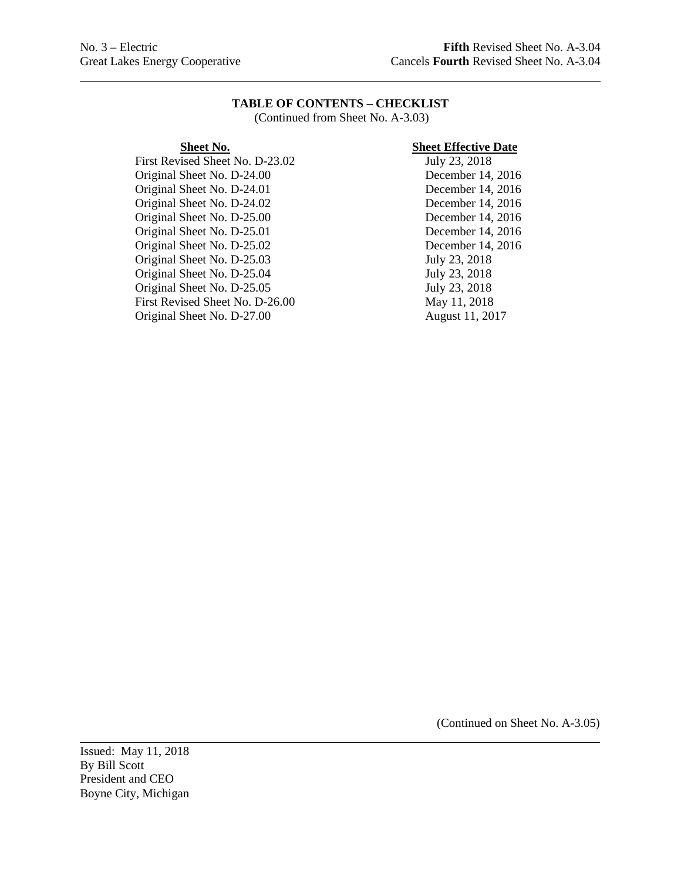No. 3 – Electric
Great Lakes Energy Cooperative

**Fifth** Revised Sheet No. A-3.04
Cancels **Fourth** Revised Sheet No. A-3.04

**TABLE OF CONTENTS – CHECKLIST**
(Continued from Sheet No. A-3.03)

| Sheet No. | Sheet Effective Date |
|---|---|
| First Revised Sheet No. D-23.02 | July 23, 2018 |
| Original Sheet No. D-24.00 | December 14, 2016 |
| Original Sheet No. D-24.01 | December 14, 2016 |
| Original Sheet No. D-24.02 | December 14, 2016 |
| Original Sheet No. D-25.00 | December 14, 2016 |
| Original Sheet No. D-25.01 | December 14, 2016 |
| Original Sheet No. D-25.02 | December 14, 2016 |
| Original Sheet No. D-25.03 | July 23, 2018 |
| Original Sheet No. D-25.04 | July 23, 2018 |
| Original Sheet No. D-25.05 | July 23, 2018 |
| First Revised Sheet No. D-26.00 | May 11, 2018 |
| Original Sheet No. D-27.00 | August 11, 2017 |

(Continued on Sheet No. A-3.05)

Issued: May 11, 2018
By Bill Scott
President and CEO
Boyne City, Michigan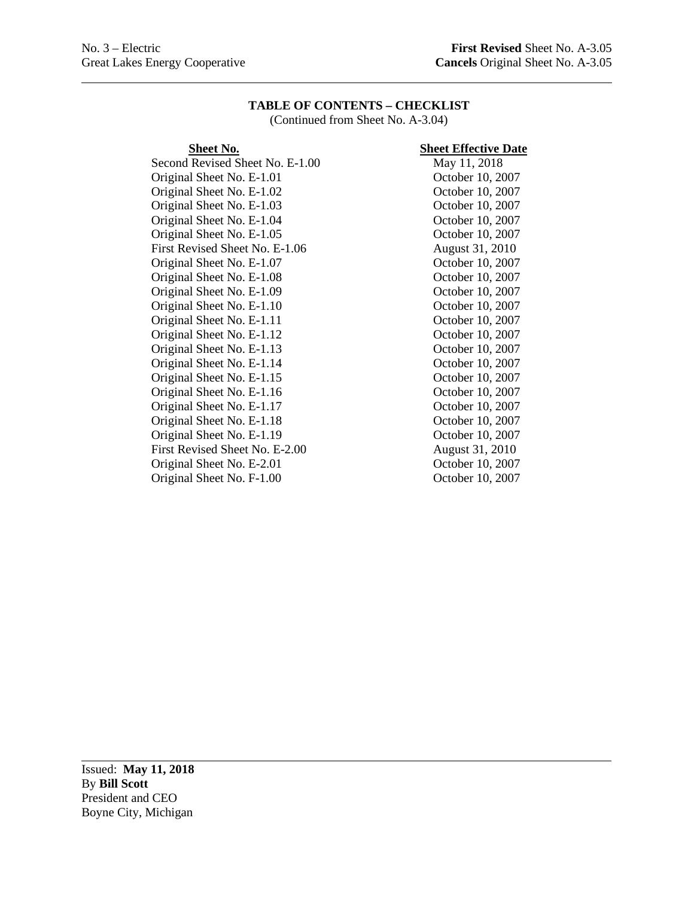No. 3 – Electric
Great Lakes Energy Cooperative

**First Revised** Sheet No. A-3.05
**Cancels** Original Sheet No. A-3.05

## TABLE OF CONTENTS – CHECKLIST

(Continued from Sheet No. A-3.04)

| Sheet No. | Sheet Effective Date |
|---|---|
| Second Revised Sheet No. E-1.00 | May 11, 2018 |
| Original Sheet No. E-1.01 | October 10, 2007 |
| Original Sheet No. E-1.02 | October 10, 2007 |
| Original Sheet No. E-1.03 | October 10, 2007 |
| Original Sheet No. E-1.04 | October 10, 2007 |
| Original Sheet No. E-1.05 | October 10, 2007 |
| First Revised Sheet No. E-1.06 | August 31, 2010 |
| Original Sheet No. E-1.07 | October 10, 2007 |
| Original Sheet No. E-1.08 | October 10, 2007 |
| Original Sheet No. E-1.09 | October 10, 2007 |
| Original Sheet No. E-1.10 | October 10, 2007 |
| Original Sheet No. E-1.11 | October 10, 2007 |
| Original Sheet No. E-1.12 | October 10, 2007 |
| Original Sheet No. E-1.13 | October 10, 2007 |
| Original Sheet No. E-1.14 | October 10, 2007 |
| Original Sheet No. E-1.15 | October 10, 2007 |
| Original Sheet No. E-1.16 | October 10, 2007 |
| Original Sheet No. E-1.17 | October 10, 2007 |
| Original Sheet No. E-1.18 | October 10, 2007 |
| Original Sheet No. E-1.19 | October 10, 2007 |
| First Revised Sheet No. E-2.00 | August 31, 2010 |
| Original Sheet No. E-2.01 | October 10, 2007 |
| Original Sheet No. F-1.00 | October 10, 2007 |

Issued: **May 11, 2018**
By **Bill Scott**
President and CEO
Boyne City, Michigan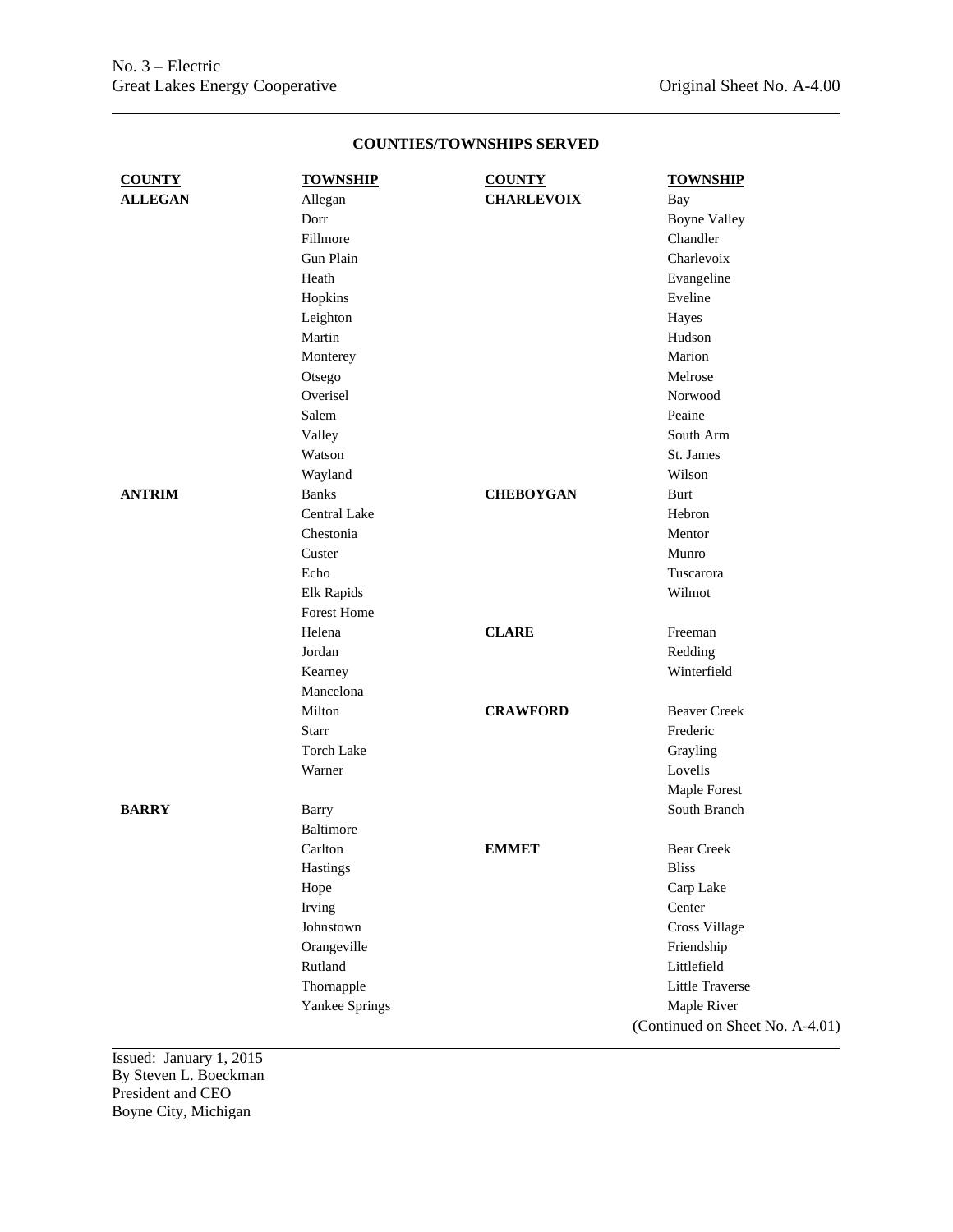No. 3 – Electric
Great Lakes Energy Cooperative

Original Sheet No. A-4.00

## COUNTIES/TOWNSHIPS SERVED

| COUNTY | TOWNSHIP | COUNTY | TOWNSHIP |
|---|---|---|---|
| **ALLEGAN** | Allegan | **CHARLEVOIX** | Bay |
| | Dorr | | Boyne Valley |
| | Fillmore | | Chandler |
| | Gun Plain | | Charlevoix |
| | Heath | | Evangeline |
| | Hopkins | | Eveline |
| | Leighton | | Hayes |
| | Martin | | Hudson |
| | Monterey | | Marion |
| | Otsego | | Melrose |
| | Overisel | | Norwood |
| | Salem | | Peaine |
| | Valley | | South Arm |
| | Watson | | St. James |
| | Wayland | | Wilson |
| **ANTRIM** | Banks | **CHEBOYGAN** | Burt |
| | Central Lake | | Hebron |
| | Chestonia | | Mentor |
| | Custer | | Munro |
| | Echo | | Tuscarora |
| | Elk Rapids | | Wilmot |
| | Forest Home | | |
| | Helena | **CLARE** | Freeman |
| | Jordan | | Redding |
| | Kearney | | Winterfield |
| | Mancelona | | |
| | Milton | **CRAWFORD** | Beaver Creek |
| | Starr | | Frederic |
| | Torch Lake | | Grayling |
| | Warner | | Lovells |
| | | | Maple Forest |
| **BARRY** | Barry | | South Branch |
| | Baltimore | | |
| | Carlton | **EMMET** | Bear Creek |
| | Hastings | | Bliss |
| | Hope | | Carp Lake |
| | Irving | | Center |
| | Johnstown | | Cross Village |
| | Orangeville | | Friendship |
| | Rutland | | Littlefield |
| | Thornapple | | Little Traverse |
| | Yankee Springs | | Maple River |

(Continued on Sheet No. A-4.01)

Issued: January 1, 2015
By Steven L. Boeckman
President and CEO
Boyne City, Michigan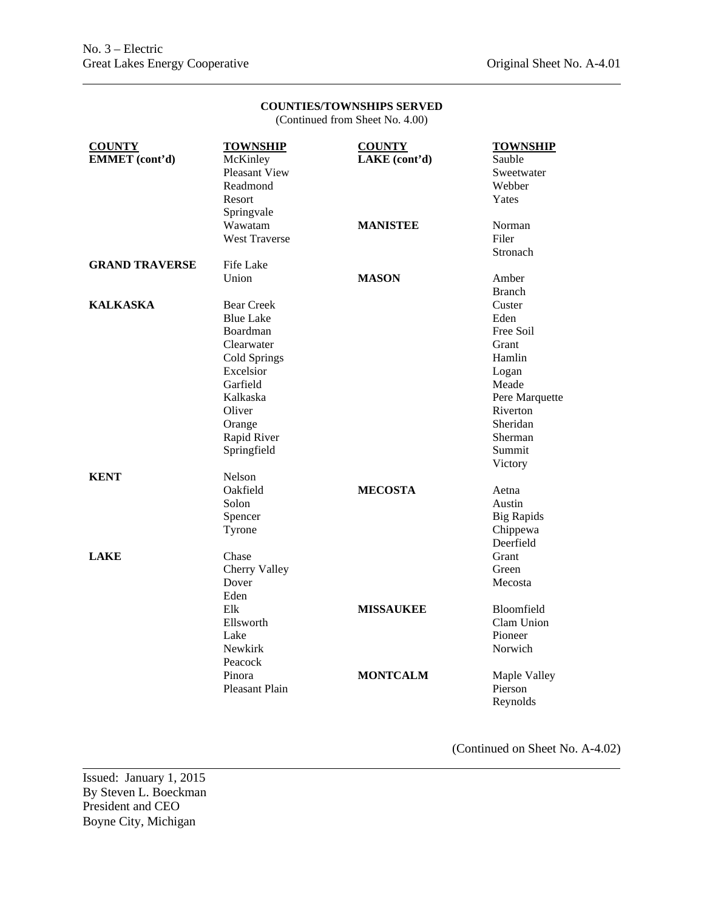**COUNTIES/TOWNSHIPS SERVED**
(Continued from Sheet No. 4.00)

| COUNTY | TOWNSHIP |
|---|---|
| **EMMET (cont'd)** | McKinley |
| | Pleasant View |
| | Readmond |
| | Resort |
| | Springvale |
| | Wawatam |
| | West Traverse |
| **GRAND TRAVERSE** | Fife Lake |
| | Union |
| **KALKASKA** | Bear Creek |
| | Blue Lake |
| | Boardman |
| | Clearwater |
| | Cold Springs |
| | Excelsior |
| | Garfield |
| | Kalkaska |
| | Oliver |
| | Orange |
| | Rapid River |
| | Springfield |
| **KENT** | Nelson |
| | Oakfield |
| | Solon |
| | Spencer |
| | Tyrone |
| **LAKE** | Chase |
| | Cherry Valley |
| | Dover |
| | Eden |
| | Elk |
| | Ellsworth |
| | Lake |
| | Newkirk |
| | Peacock |
| | Pinora |
| | Pleasant Plain |
| **LAKE (cont'd)** | Sauble |
| | Sweetwater |
| | Webber |
| | Yates |
| **MANISTEE** | Norman |
| | Filer |
| | Stronach |
| **MASON** | Amber |
| | Branch |
| | Custer |
| | Eden |
| | Free Soil |
| | Grant |
| | Hamlin |
| | Logan |
| | Meade |
| | Pere Marquette |
| | Riverton |
| | Sheridan |
| | Sherman |
| | Summit |
| | Victory |
| **MECOSTA** | Aetna |
| | Austin |
| | Big Rapids |
| | Chippewa |
| | Deerfield |
| | Grant |
| | Green |
| | Mecosta |
| **MISSAUKEE** | Bloomfield |
| | Clam Union |
| | Pioneer |
| | Norwich |
| **MONTCALM** | Maple Valley |
| | Pierson |
| | Reynolds |

(Continued on Sheet No. A-4.02)

Issued: January 1, 2015
By Steven L. Boeckman
President and CEO
Boyne City, Michigan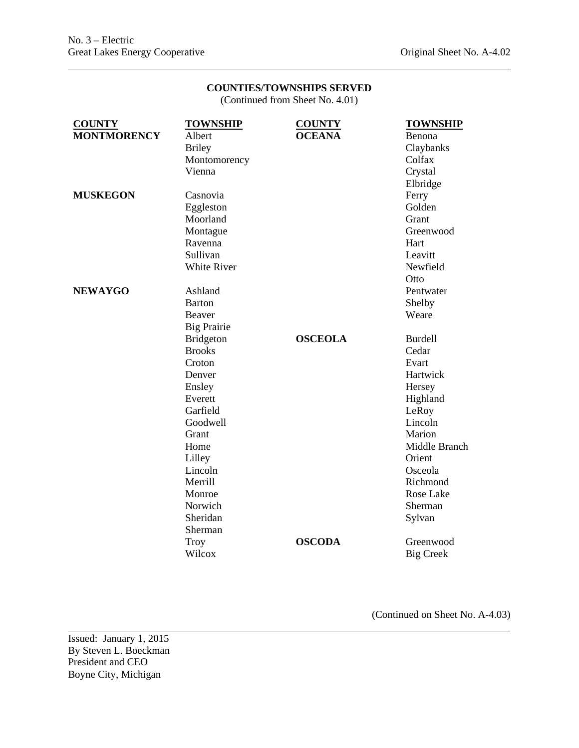**COUNTIES/TOWNSHIPS SERVED**
(Continued from Sheet No. 4.01)

| COUNTY | TOWNSHIP | COUNTY | TOWNSHIP |
|---|---|---|---|
| **MONTMORENCY** | Albert | **OCEANA** | Benona |
| | Briley | | Claybanks |
| | Montomorency | | Colfax |
| | Vienna | | Crystal |
| | | | Elbridge |
| **MUSKEGON** | Casnovia | | Ferry |
| | Eggleston | | Golden |
| | Moorland | | Grant |
| | Montague | | Greenwood |
| | Ravenna | | Hart |
| | Sullivan | | Leavitt |
| | White River | | Newfield |
| | | | Otto |
| **NEWAYGO** | Ashland | | Pentwater |
| | Barton | | Shelby |
| | Beaver | | Weare |
| | Big Prairie | | |
| | Bridgeton | **OSCEOLA** | Burdell |
| | Brooks | | Cedar |
| | Croton | | Evart |
| | Denver | | Hartwick |
| | Ensley | | Hersey |
| | Everett | | Highland |
| | Garfield | | LeRoy |
| | Goodwell | | Lincoln |
| | Grant | | Marion |
| | Home | | Middle Branch |
| | Lilley | | Orient |
| | Lincoln | | Osceola |
| | Merrill | | Richmond |
| | Monroe | | Rose Lake |
| | Norwich | | Sherman |
| | Sheridan | | Sylvan |
| | Sherman | | |
| | Troy | **OSCODA** | Greenwood |
| | Wilcox | | Big Creek |

(Continued on Sheet No. A-4.03)

Issued: January 1, 2015
By Steven L. Boeckman
President and CEO
Boyne City, Michigan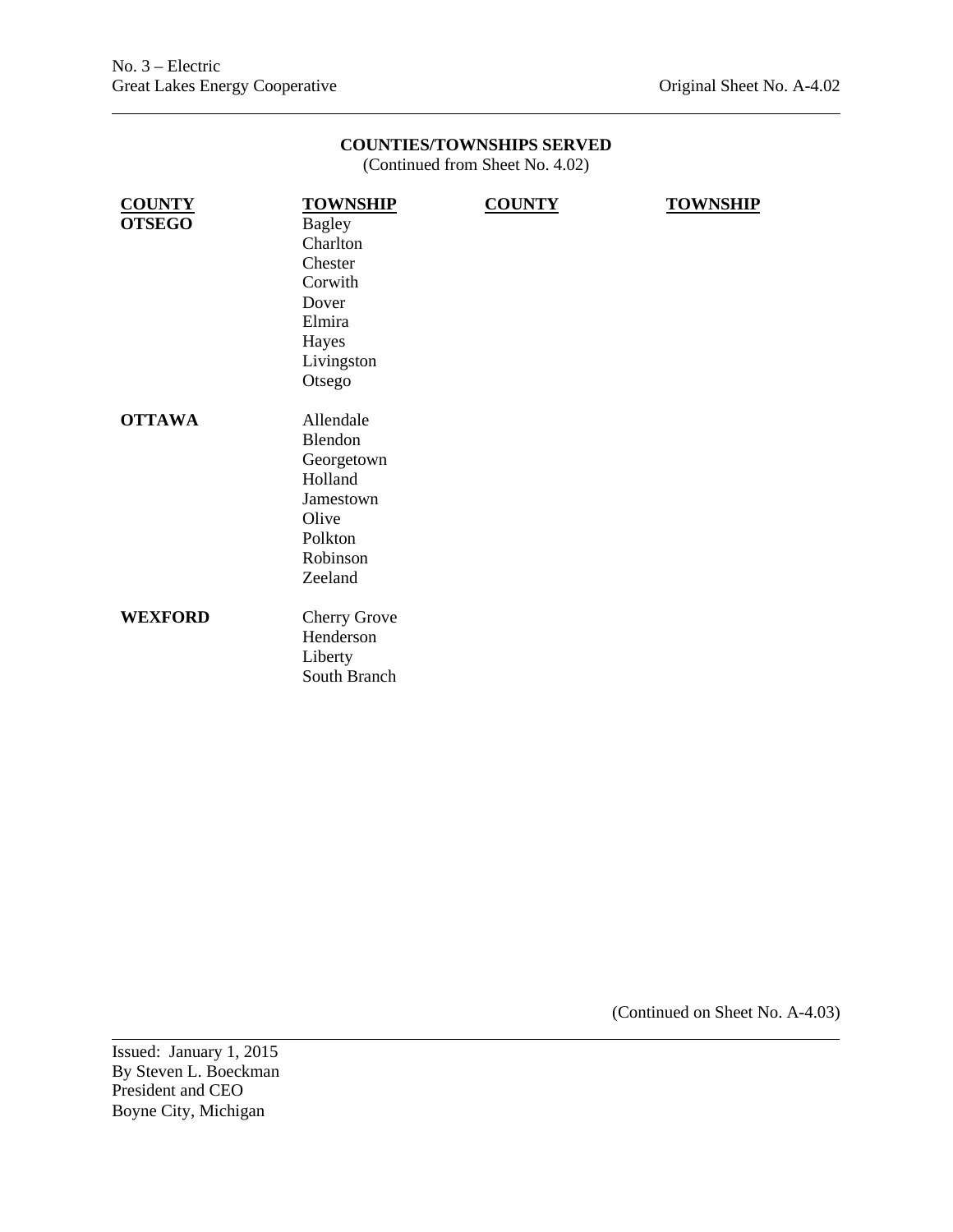## COUNTIES/TOWNSHIPS SERVED

(Continued from Sheet No. 4.02)

| COUNTY | TOWNSHIP | COUNTY | TOWNSHIP |
|---|---|---|---|
| **OTSEGO** | Bagley | | |
| | Charlton | | |
| | Chester | | |
| | Corwith | | |
| | Dover | | |
| | Elmira | | |
| | Hayes | | |
| | Livingston | | |
| | Otsego | | |
| **OTTAWA** | Allendale | | |
| | Blendon | | |
| | Georgetown | | |
| | Holland | | |
| | Jamestown | | |
| | Olive | | |
| | Polkton | | |
| | Robinson | | |
| | Zeeland | | |
| **WEXFORD** | Cherry Grove | | |
| | Henderson | | |
| | Liberty | | |
| | South Branch | | |

(Continued on Sheet No. A-4.03)

Issued: January 1, 2015
By Steven L. Boeckman
President and CEO
Boyne City, Michigan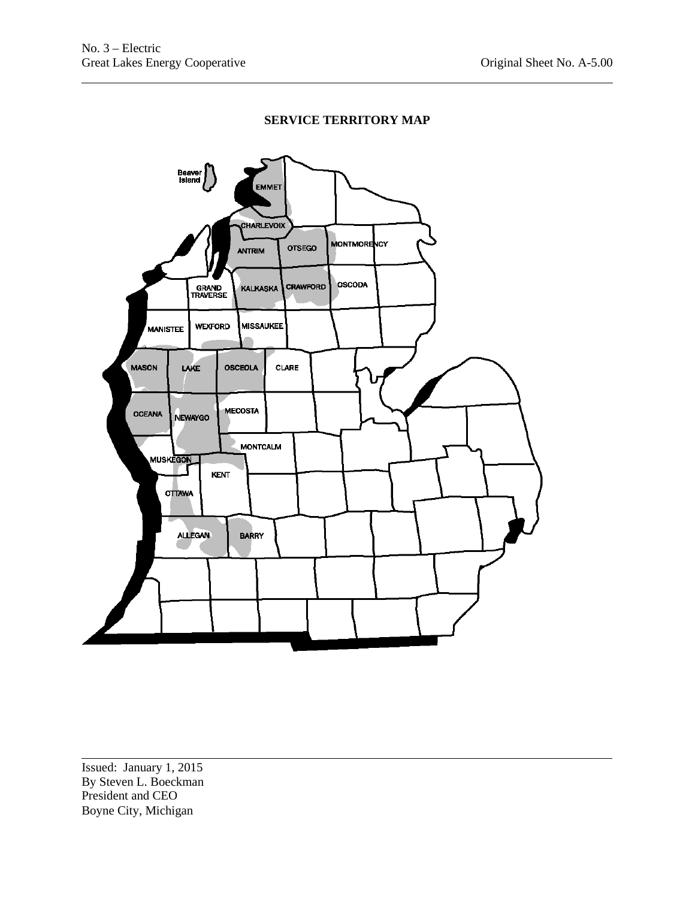## SERVICE TERRITORY MAP

Issued: January 1, 2015
By Steven L. Boeckman
President and CEO
Boyne City, Michigan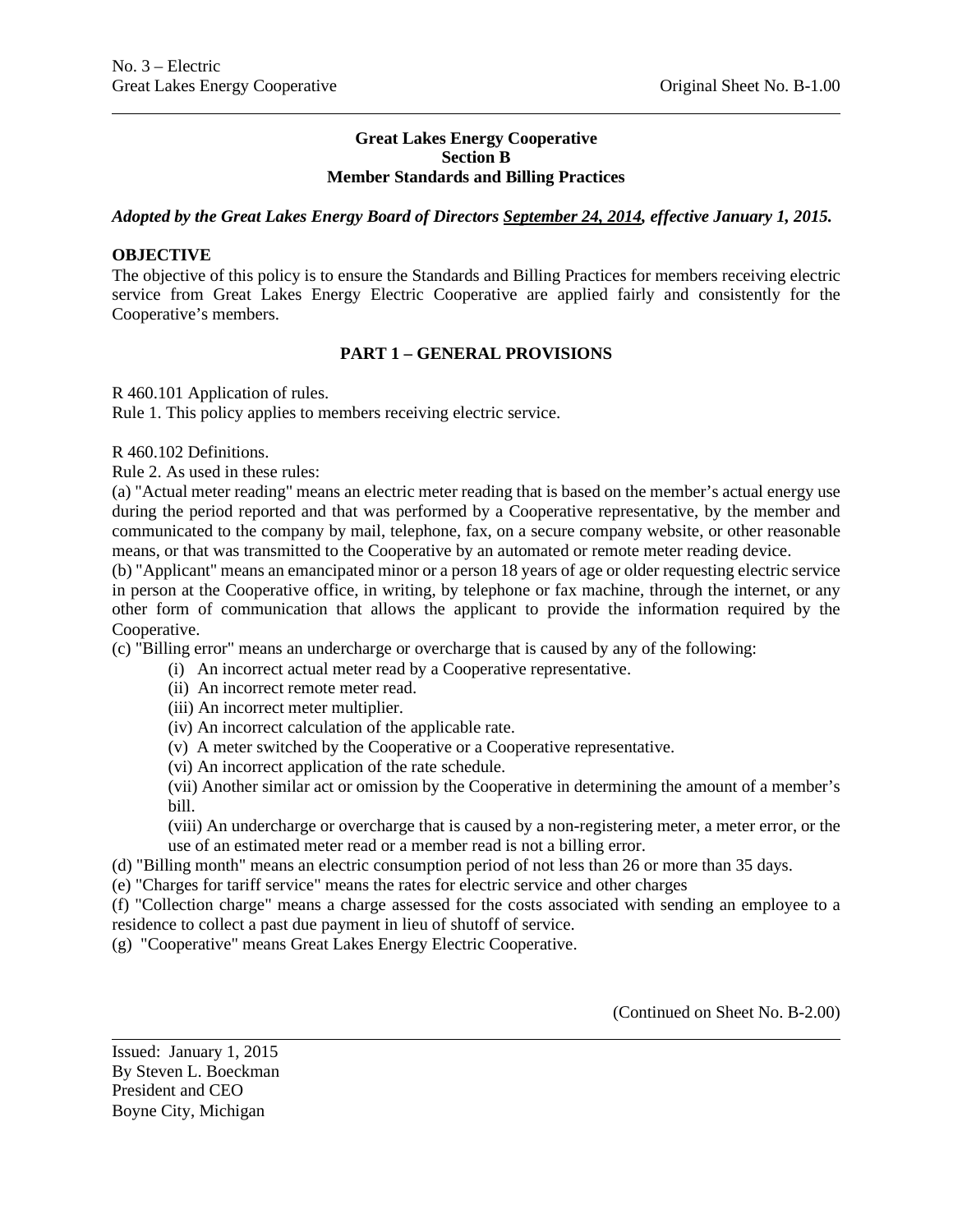## Great Lakes Energy Cooperative
## Section B
## Member Standards and Billing Practices

***Adopted by the Great Lakes Energy Board of Directors September 24, 2014, effective January 1, 2015.***

**OBJECTIVE**

The objective of this policy is to ensure the Standards and Billing Practices for members receiving electric service from Great Lakes Energy Electric Cooperative are applied fairly and consistently for the Cooperative's members.

### PART 1 – GENERAL PROVISIONS

R 460.101 Application of rules.

Rule 1. This policy applies to members receiving electric service.

R 460.102 Definitions.

Rule 2. As used in these rules:

(a) "Actual meter reading" means an electric meter reading that is based on the member's actual energy use during the period reported and that was performed by a Cooperative representative, by the member and communicated to the company by mail, telephone, fax, on a secure company website, or other reasonable means, or that was transmitted to the Cooperative by an automated or remote meter reading device.

(b) "Applicant" means an emancipated minor or a person 18 years of age or older requesting electric service in person at the Cooperative office, in writing, by telephone or fax machine, through the internet, or any other form of communication that allows the applicant to provide the information required by the Cooperative.

(c) "Billing error" means an undercharge or overcharge that is caused by any of the following:

- (i) An incorrect actual meter read by a Cooperative representative.
- (ii) An incorrect remote meter read.
- (iii) An incorrect meter multiplier.
- (iv) An incorrect calculation of the applicable rate.
- (v) A meter switched by the Cooperative or a Cooperative representative.
- (vi) An incorrect application of the rate schedule.
- (vii) Another similar act or omission by the Cooperative in determining the amount of a member's bill.
- (viii) An undercharge or overcharge that is caused by a non-registering meter, a meter error, or the use of an estimated meter read or a member read is not a billing error.

(d) "Billing month" means an electric consumption period of not less than 26 or more than 35 days.

(e) "Charges for tariff service" means the rates for electric service and other charges

(f) "Collection charge" means a charge assessed for the costs associated with sending an employee to a residence to collect a past due payment in lieu of shutoff of service.

(g) "Cooperative" means Great Lakes Energy Electric Cooperative.

(Continued on Sheet No. B-2.00)

Issued: January 1, 2015
By Steven L. Boeckman
President and CEO
Boyne City, Michigan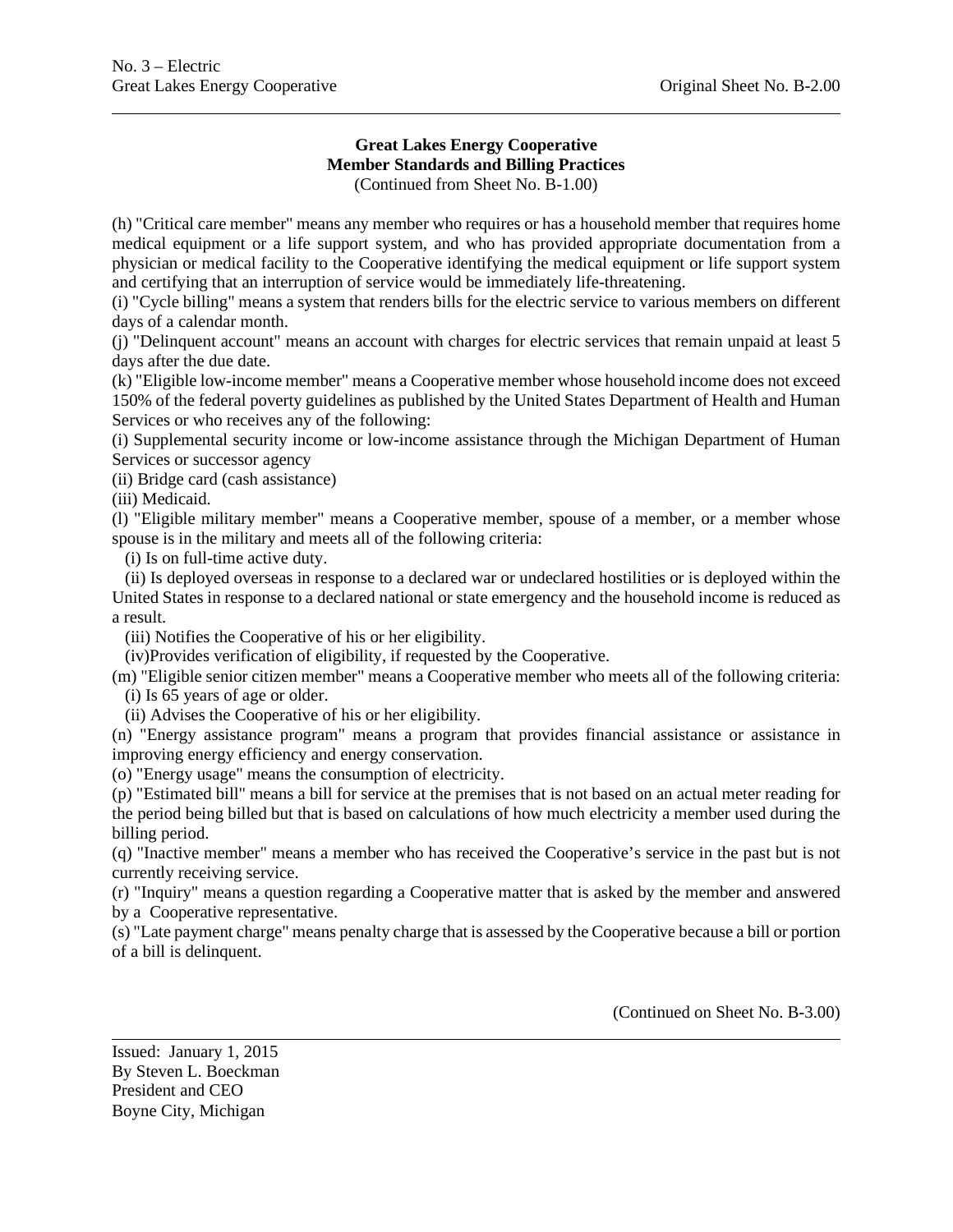**Great Lakes Energy Cooperative**
**Member Standards and Billing Practices**
(Continued from Sheet No. B-1.00)

(h) "Critical care member" means any member who requires or has a household member that requires home medical equipment or a life support system, and who has provided appropriate documentation from a physician or medical facility to the Cooperative identifying the medical equipment or life support system and certifying that an interruption of service would be immediately life-threatening.

(i) "Cycle billing" means a system that renders bills for the electric service to various members on different days of a calendar month.

(j) "Delinquent account" means an account with charges for electric services that remain unpaid at least 5 days after the due date.

(k) "Eligible low-income member" means a Cooperative member whose household income does not exceed 150% of the federal poverty guidelines as published by the United States Department of Health and Human Services or who receives any of the following:

(i) Supplemental security income or low-income assistance through the Michigan Department of Human Services or successor agency

(ii) Bridge card (cash assistance)

(iii) Medicaid.

(l) "Eligible military member" means a Cooperative member, spouse of a member, or a member whose spouse is in the military and meets all of the following criteria:

(i) Is on full-time active duty.

(ii) Is deployed overseas in response to a declared war or undeclared hostilities or is deployed within the United States in response to a declared national or state emergency and the household income is reduced as a result.

(iii) Notifies the Cooperative of his or her eligibility.

(iv)Provides verification of eligibility, if requested by the Cooperative.

(m) "Eligible senior citizen member" means a Cooperative member who meets all of the following criteria:

(i) Is 65 years of age or older.

(ii) Advises the Cooperative of his or her eligibility.

(n) "Energy assistance program" means a program that provides financial assistance or assistance in improving energy efficiency and energy conservation.

(o) "Energy usage" means the consumption of electricity.

(p) "Estimated bill" means a bill for service at the premises that is not based on an actual meter reading for the period being billed but that is based on calculations of how much electricity a member used during the billing period.

(q) "Inactive member" means a member who has received the Cooperative's service in the past but is not currently receiving service.

(r) "Inquiry" means a question regarding a Cooperative matter that is asked by the member and answered by a Cooperative representative.

(s) "Late payment charge" means penalty charge that is assessed by the Cooperative because a bill or portion of a bill is delinquent.

(Continued on Sheet No. B-3.00)

Issued: January 1, 2015
By Steven L. Boeckman
President and CEO
Boyne City, Michigan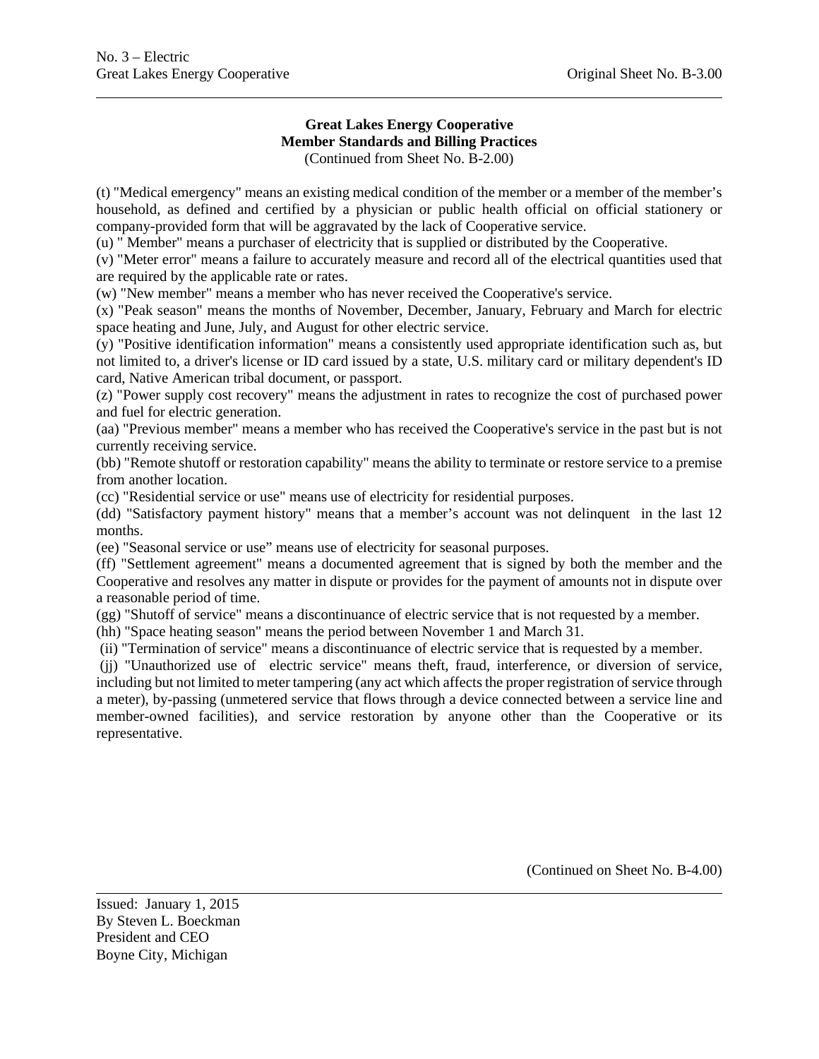**Great Lakes Energy Cooperative**
**Member Standards and Billing Practices**
(Continued from Sheet No. B-2.00)

(t) "Medical emergency" means an existing medical condition of the member or a member of the member's household, as defined and certified by a physician or public health official on official stationery or company-provided form that will be aggravated by the lack of Cooperative service.

(u) " Member" means a purchaser of electricity that is supplied or distributed by the Cooperative.

(v) "Meter error" means a failure to accurately measure and record all of the electrical quantities used that are required by the applicable rate or rates.

(w) "New member" means a member who has never received the Cooperative's service.

(x) "Peak season" means the months of November, December, January, February and March for electric space heating and June, July, and August for other electric service.

(y) "Positive identification information" means a consistently used appropriate identification such as, but not limited to, a driver's license or ID card issued by a state, U.S. military card or military dependent's ID card, Native American tribal document, or passport.

(z) "Power supply cost recovery" means the adjustment in rates to recognize the cost of purchased power and fuel for electric generation.

(aa) "Previous member" means a member who has received the Cooperative's service in the past but is not currently receiving service.

(bb) "Remote shutoff or restoration capability" means the ability to terminate or restore service to a premise from another location.

(cc) "Residential service or use" means use of electricity for residential purposes.

(dd) "Satisfactory payment history" means that a member's account was not delinquent in the last 12 months.

(ee) "Seasonal service or use" means use of electricity for seasonal purposes.

(ff) "Settlement agreement" means a documented agreement that is signed by both the member and the Cooperative and resolves any matter in dispute or provides for the payment of amounts not in dispute over a reasonable period of time.

(gg) "Shutoff of service" means a discontinuance of electric service that is not requested by a member.

(hh) "Space heating season" means the period between November 1 and March 31.

(ii) "Termination of service" means a discontinuance of electric service that is requested by a member.

(jj) "Unauthorized use of electric service" means theft, fraud, interference, or diversion of service, including but not limited to meter tampering (any act which affects the proper registration of service through a meter), by-passing (unmetered service that flows through a device connected between a service line and member-owned facilities), and service restoration by anyone other than the Cooperative or its representative.

(Continued on Sheet No. B-4.00)

Issued: January 1, 2015
By Steven L. Boeckman
President and CEO
Boyne City, Michigan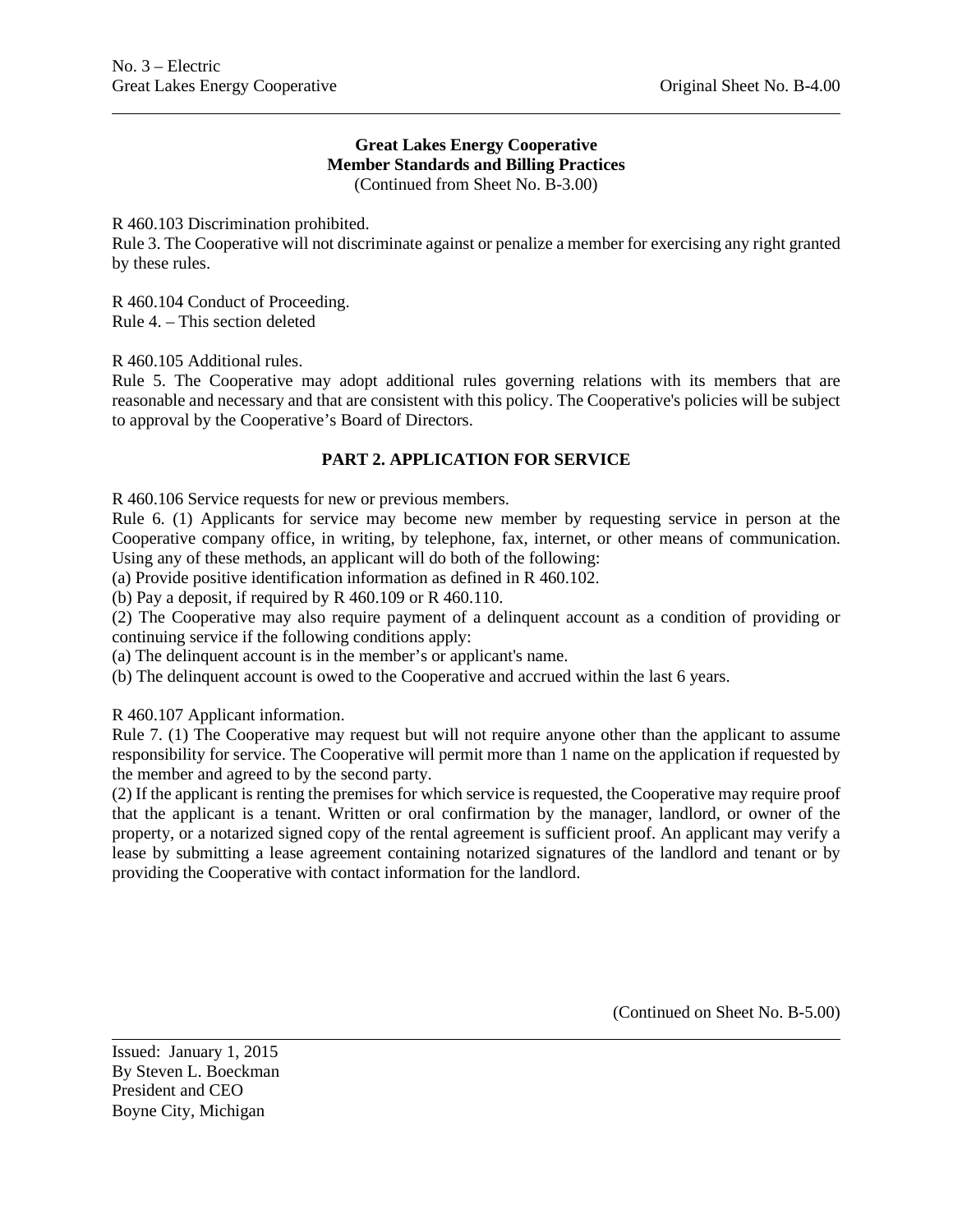**Great Lakes Energy Cooperative**
**Member Standards and Billing Practices**
(Continued from Sheet No. B-3.00)

R 460.103 Discrimination prohibited.
Rule 3. The Cooperative will not discriminate against or penalize a member for exercising any right granted by these rules.

R 460.104 Conduct of Proceeding.
Rule 4. – This section deleted

R 460.105 Additional rules.
Rule 5. The Cooperative may adopt additional rules governing relations with its members that are reasonable and necessary and that are consistent with this policy. The Cooperative's policies will be subject to approval by the Cooperative's Board of Directors.

## PART 2. APPLICATION FOR SERVICE

R 460.106 Service requests for new or previous members.
Rule 6. (1) Applicants for service may become new member by requesting service in person at the Cooperative company office, in writing, by telephone, fax, internet, or other means of communication. Using any of these methods, an applicant will do both of the following:
(a) Provide positive identification information as defined in R 460.102.
(b) Pay a deposit, if required by R 460.109 or R 460.110.
(2) The Cooperative may also require payment of a delinquent account as a condition of providing or continuing service if the following conditions apply:
(a) The delinquent account is in the member's or applicant's name.
(b) The delinquent account is owed to the Cooperative and accrued within the last 6 years.

R 460.107 Applicant information.
Rule 7. (1) The Cooperative may request but will not require anyone other than the applicant to assume responsibility for service. The Cooperative will permit more than 1 name on the application if requested by the member and agreed to by the second party.
(2) If the applicant is renting the premises for which service is requested, the Cooperative may require proof that the applicant is a tenant. Written or oral confirmation by the manager, landlord, or owner of the property, or a notarized signed copy of the rental agreement is sufficient proof. An applicant may verify a lease by submitting a lease agreement containing notarized signatures of the landlord and tenant or by providing the Cooperative with contact information for the landlord.

(Continued on Sheet No. B-5.00)

Issued: January 1, 2015
By Steven L. Boeckman
President and CEO
Boyne City, Michigan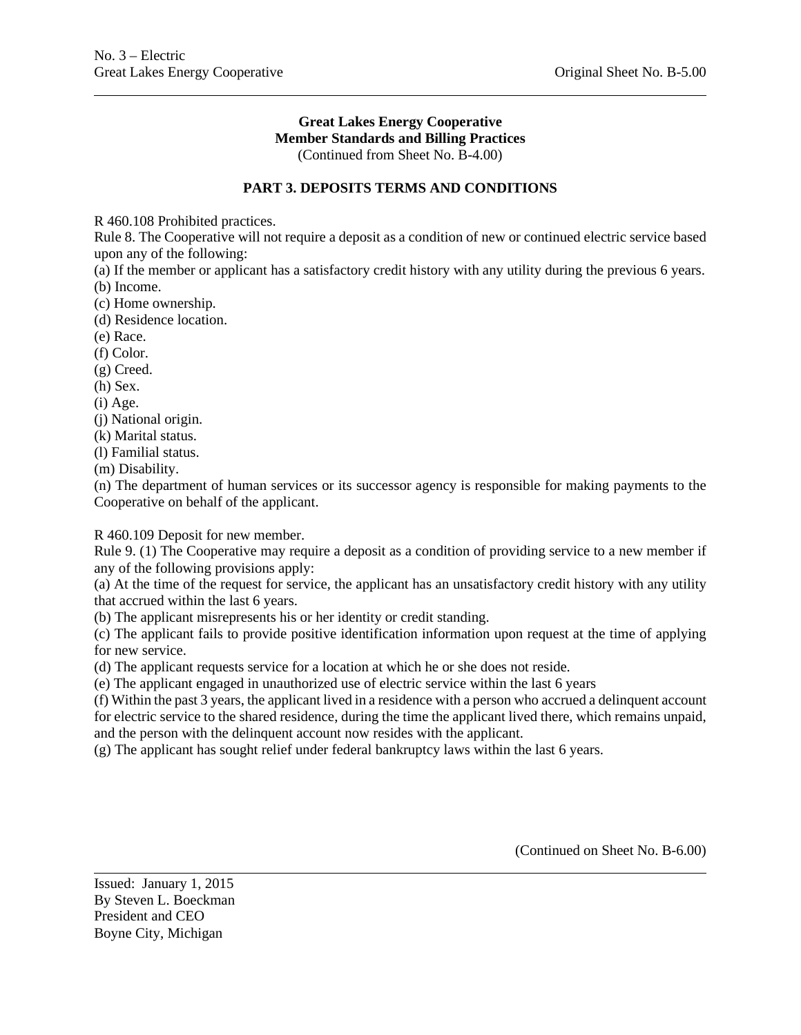**Great Lakes Energy Cooperative**
**Member Standards and Billing Practices**
(Continued from Sheet No. B-4.00)

## PART 3. DEPOSITS TERMS AND CONDITIONS

R 460.108 Prohibited practices.

Rule 8. The Cooperative will not require a deposit as a condition of new or continued electric service based upon any of the following:

(a) If the member or applicant has a satisfactory credit history with any utility during the previous 6 years.
(b) Income.
(c) Home ownership.
(d) Residence location.
(e) Race.
(f) Color.
(g) Creed.
(h) Sex.
(i) Age.
(j) National origin.
(k) Marital status.
(l) Familial status.
(m) Disability.
(n) The department of human services or its successor agency is responsible for making payments to the Cooperative on behalf of the applicant.

R 460.109 Deposit for new member.

Rule 9. (1) The Cooperative may require a deposit as a condition of providing service to a new member if any of the following provisions apply:

(a) At the time of the request for service, the applicant has an unsatisfactory credit history with any utility that accrued within the last 6 years.
(b) The applicant misrepresents his or her identity or credit standing.
(c) The applicant fails to provide positive identification information upon request at the time of applying for new service.
(d) The applicant requests service for a location at which he or she does not reside.
(e) The applicant engaged in unauthorized use of electric service within the last 6 years
(f) Within the past 3 years, the applicant lived in a residence with a person who accrued a delinquent account for electric service to the shared residence, during the time the applicant lived there, which remains unpaid, and the person with the delinquent account now resides with the applicant.
(g) The applicant has sought relief under federal bankruptcy laws within the last 6 years.

(Continued on Sheet No. B-6.00)

Issued: January 1, 2015
By Steven L. Boeckman
President and CEO
Boyne City, Michigan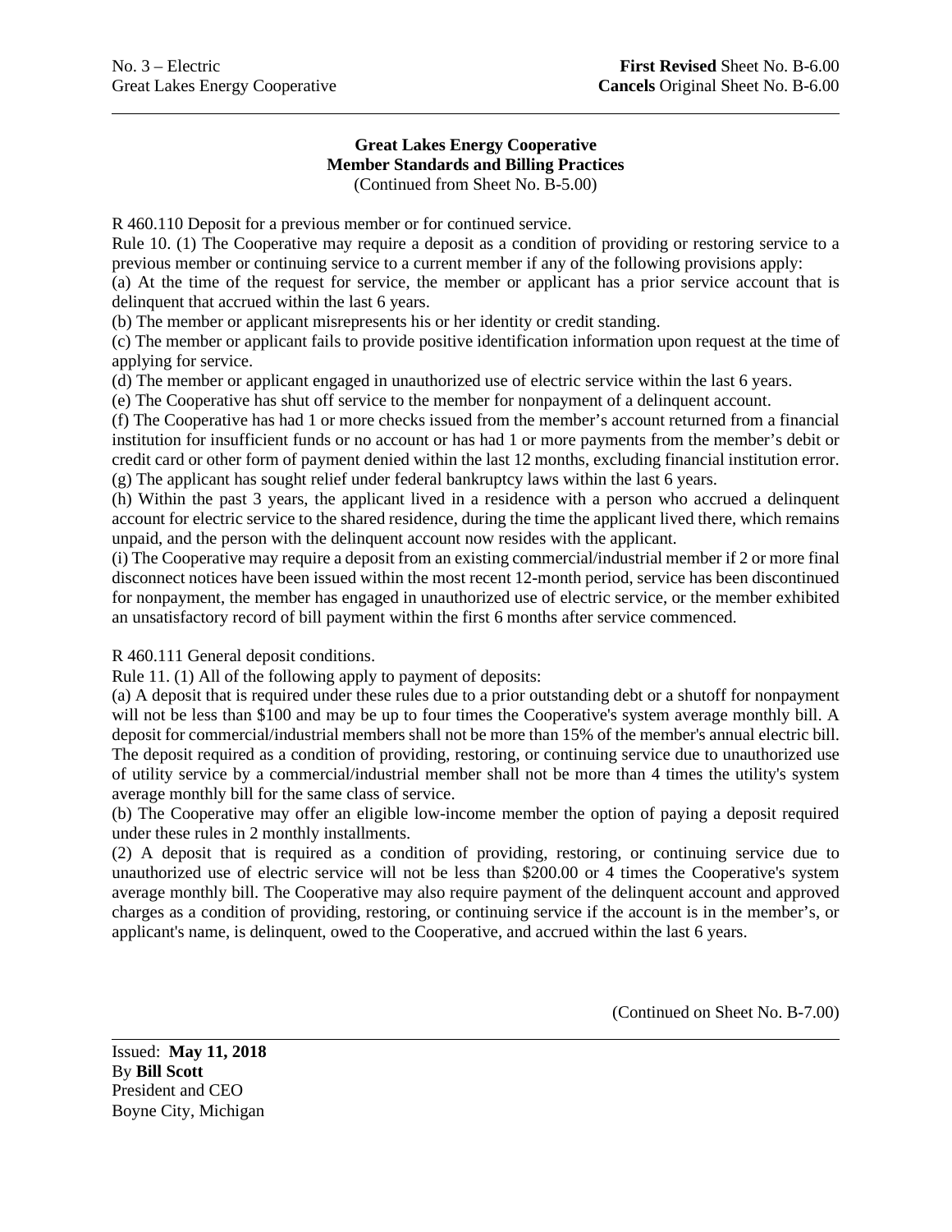**Great Lakes Energy Cooperative**
**Member Standards and Billing Practices**
(Continued from Sheet No. B-5.00)

R 460.110 Deposit for a previous member or for continued service.

Rule 10. (1) The Cooperative may require a deposit as a condition of providing or restoring service to a previous member or continuing service to a current member if any of the following provisions apply:

(a) At the time of the request for service, the member or applicant has a prior service account that is delinquent that accrued within the last 6 years.

(b) The member or applicant misrepresents his or her identity or credit standing.

(c) The member or applicant fails to provide positive identification information upon request at the time of applying for service.

(d) The member or applicant engaged in unauthorized use of electric service within the last 6 years.

(e) The Cooperative has shut off service to the member for nonpayment of a delinquent account.

(f) The Cooperative has had 1 or more checks issued from the member's account returned from a financial institution for insufficient funds or no account or has had 1 or more payments from the member's debit or credit card or other form of payment denied within the last 12 months, excluding financial institution error.

(g) The applicant has sought relief under federal bankruptcy laws within the last 6 years.

(h) Within the past 3 years, the applicant lived in a residence with a person who accrued a delinquent account for electric service to the shared residence, during the time the applicant lived there, which remains unpaid, and the person with the delinquent account now resides with the applicant.

(i) The Cooperative may require a deposit from an existing commercial/industrial member if 2 or more final disconnect notices have been issued within the most recent 12-month period, service has been discontinued for nonpayment, the member has engaged in unauthorized use of electric service, or the member exhibited an unsatisfactory record of bill payment within the first 6 months after service commenced.

R 460.111 General deposit conditions.

Rule 11. (1) All of the following apply to payment of deposits:

(a) A deposit that is required under these rules due to a prior outstanding debt or a shutoff for nonpayment will not be less than $100 and may be up to four times the Cooperative's system average monthly bill. A deposit for commercial/industrial members shall not be more than 15% of the member's annual electric bill. The deposit required as a condition of providing, restoring, or continuing service due to unauthorized use of utility service by a commercial/industrial member shall not be more than 4 times the utility's system average monthly bill for the same class of service.

(b) The Cooperative may offer an eligible low-income member the option of paying a deposit required under these rules in 2 monthly installments.

(2) A deposit that is required as a condition of providing, restoring, or continuing service due to unauthorized use of electric service will not be less than $200.00 or 4 times the Cooperative's system average monthly bill. The Cooperative may also require payment of the delinquent account and approved charges as a condition of providing, restoring, or continuing service if the account is in the member's, or applicant's name, is delinquent, owed to the Cooperative, and accrued within the last 6 years.

(Continued on Sheet No. B-7.00)

Issued: **May 11, 2018**
By **Bill Scott**
President and CEO
Boyne City, Michigan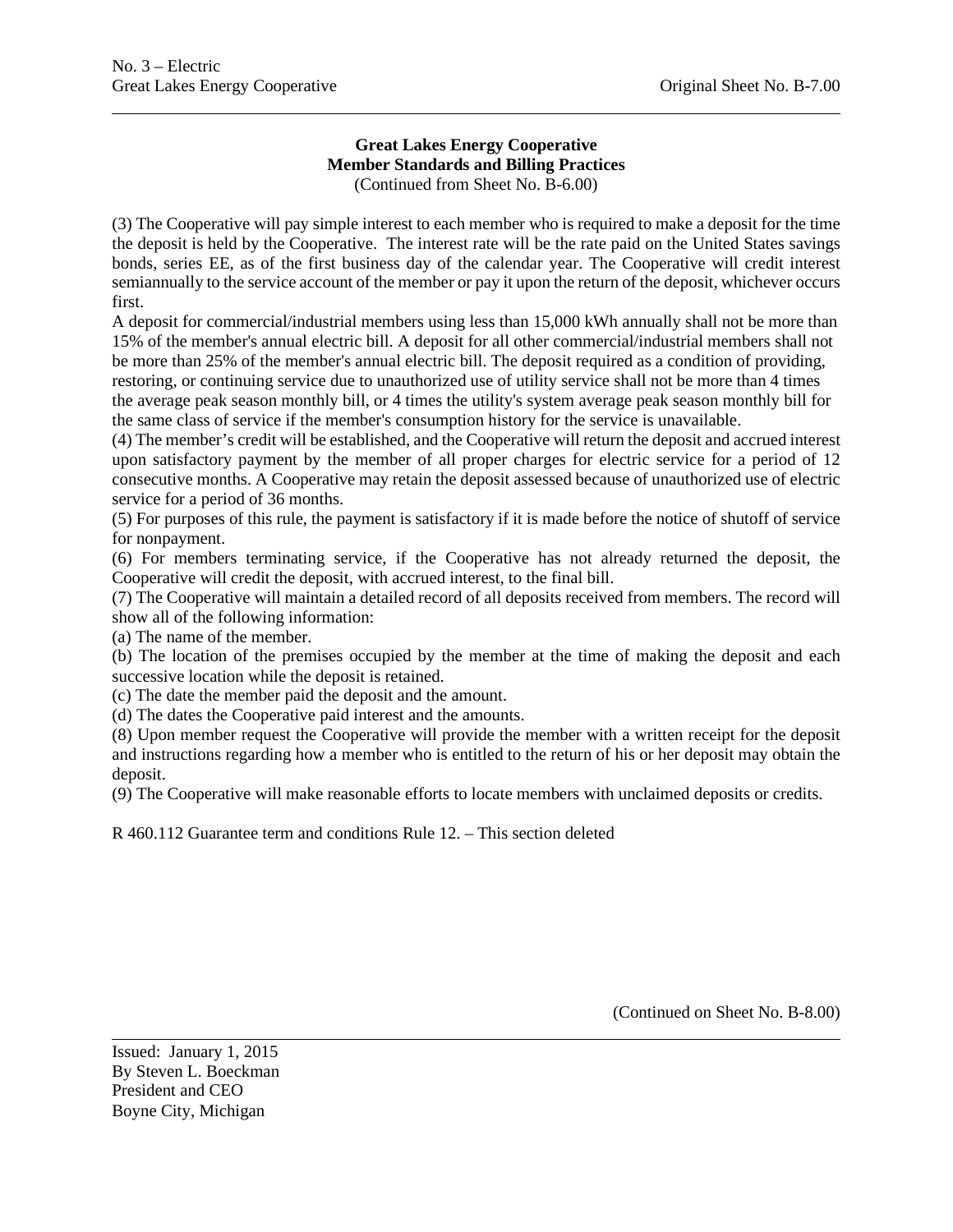**Great Lakes Energy Cooperative**
**Member Standards and Billing Practices**
(Continued from Sheet No. B-6.00)

(3) The Cooperative will pay simple interest to each member who is required to make a deposit for the time the deposit is held by the Cooperative. The interest rate will be the rate paid on the United States savings bonds, series EE, as of the first business day of the calendar year. The Cooperative will credit interest semiannually to the service account of the member or pay it upon the return of the deposit, whichever occurs first.
A deposit for commercial/industrial members using less than 15,000 kWh annually shall not be more than 15% of the member's annual electric bill. A deposit for all other commercial/industrial members shall not be more than 25% of the member's annual electric bill. The deposit required as a condition of providing, restoring, or continuing service due to unauthorized use of utility service shall not be more than 4 times the average peak season monthly bill, or 4 times the utility's system average peak season monthly bill for the same class of service if the member's consumption history for the service is unavailable.
(4) The member's credit will be established, and the Cooperative will return the deposit and accrued interest upon satisfactory payment by the member of all proper charges for electric service for a period of 12 consecutive months. A Cooperative may retain the deposit assessed because of unauthorized use of electric service for a period of 36 months.
(5) For purposes of this rule, the payment is satisfactory if it is made before the notice of shutoff of service for nonpayment.
(6) For members terminating service, if the Cooperative has not already returned the deposit, the Cooperative will credit the deposit, with accrued interest, to the final bill.
(7) The Cooperative will maintain a detailed record of all deposits received from members. The record will show all of the following information:
(a) The name of the member.
(b) The location of the premises occupied by the member at the time of making the deposit and each successive location while the deposit is retained.
(c) The date the member paid the deposit and the amount.
(d) The dates the Cooperative paid interest and the amounts.
(8) Upon member request the Cooperative will provide the member with a written receipt for the deposit and instructions regarding how a member who is entitled to the return of his or her deposit may obtain the deposit.
(9) The Cooperative will make reasonable efforts to locate members with unclaimed deposits or credits.

R 460.112 Guarantee term and conditions Rule 12. – This section deleted

(Continued on Sheet No. B-8.00)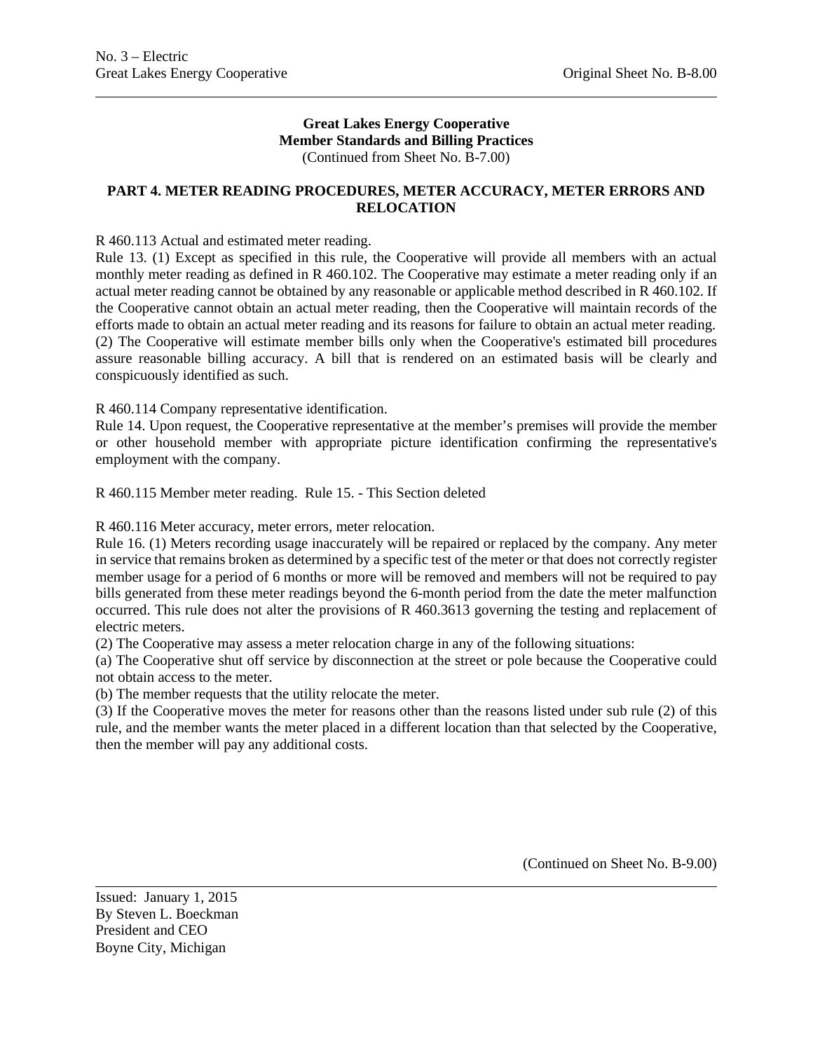**Great Lakes Energy Cooperative**
**Member Standards and Billing Practices**
(Continued from Sheet No. B-7.00)

## PART 4. METER READING PROCEDURES, METER ACCURACY, METER ERRORS AND RELOCATION

R 460.113 Actual and estimated meter reading.

Rule 13. (1) Except as specified in this rule, the Cooperative will provide all members with an actual monthly meter reading as defined in R 460.102. The Cooperative may estimate a meter reading only if an actual meter reading cannot be obtained by any reasonable or applicable method described in R 460.102. If the Cooperative cannot obtain an actual meter reading, then the Cooperative will maintain records of the efforts made to obtain an actual meter reading and its reasons for failure to obtain an actual meter reading.
(2) The Cooperative will estimate member bills only when the Cooperative's estimated bill procedures assure reasonable billing accuracy. A bill that is rendered on an estimated basis will be clearly and conspicuously identified as such.

R 460.114 Company representative identification.

Rule 14. Upon request, the Cooperative representative at the member's premises will provide the member or other household member with appropriate picture identification confirming the representative's employment with the company.

R 460.115 Member meter reading. Rule 15. - This Section deleted

R 460.116 Meter accuracy, meter errors, meter relocation.

Rule 16. (1) Meters recording usage inaccurately will be repaired or replaced by the company. Any meter in service that remains broken as determined by a specific test of the meter or that does not correctly register member usage for a period of 6 months or more will be removed and members will not be required to pay bills generated from these meter readings beyond the 6-month period from the date the meter malfunction occurred. This rule does not alter the provisions of R 460.3613 governing the testing and replacement of electric meters.
(2) The Cooperative may assess a meter relocation charge in any of the following situations:
(a) The Cooperative shut off service by disconnection at the street or pole because the Cooperative could not obtain access to the meter.
(b) The member requests that the utility relocate the meter.
(3) If the Cooperative moves the meter for reasons other than the reasons listed under sub rule (2) of this rule, and the member wants the meter placed in a different location than that selected by the Cooperative, then the member will pay any additional costs.

(Continued on Sheet No. B-9.00)

Issued: January 1, 2015
By Steven L. Boeckman
President and CEO
Boyne City, Michigan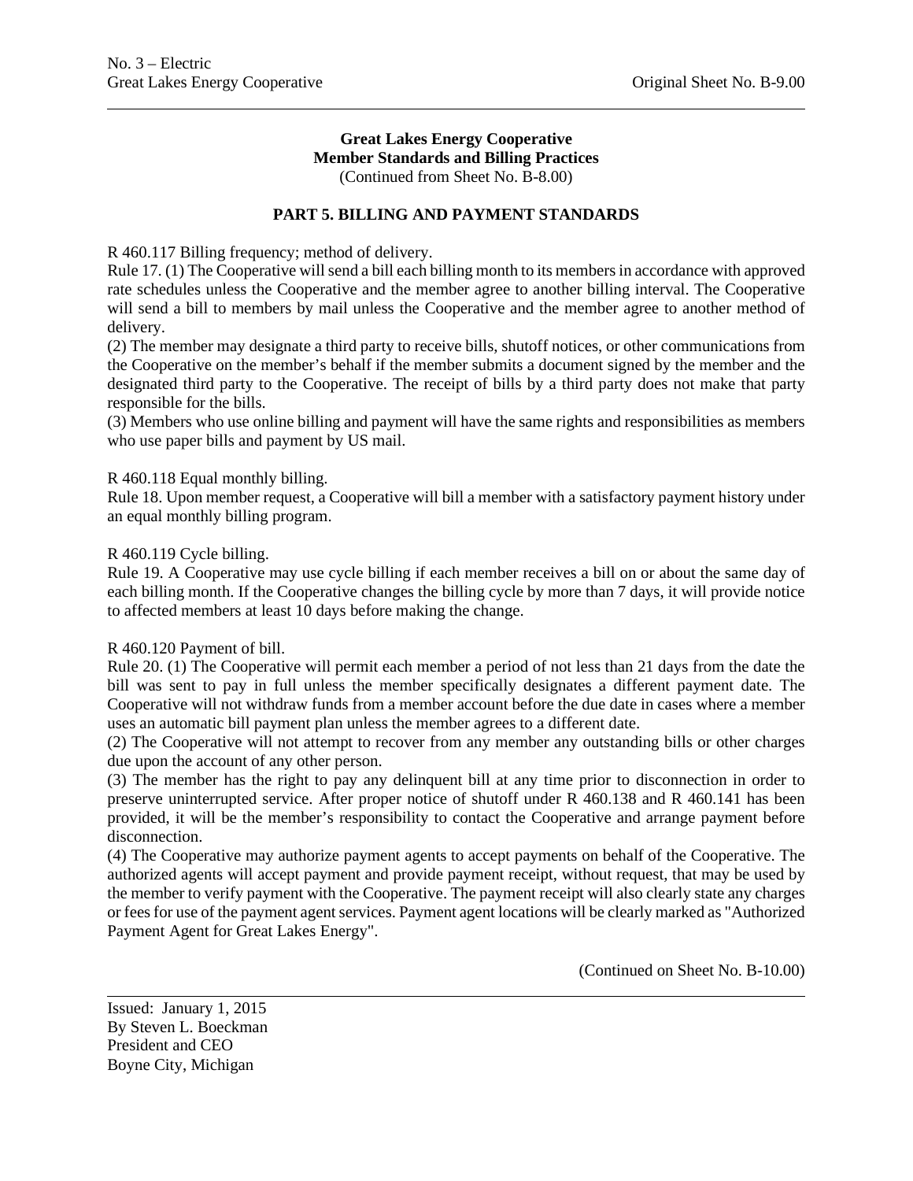**Great Lakes Energy Cooperative**
**Member Standards and Billing Practices**
(Continued from Sheet No. B-8.00)

## PART 5. BILLING AND PAYMENT STANDARDS

R 460.117 Billing frequency; method of delivery.

Rule 17. (1) The Cooperative will send a bill each billing month to its members in accordance with approved rate schedules unless the Cooperative and the member agree to another billing interval. The Cooperative will send a bill to members by mail unless the Cooperative and the member agree to another method of delivery.

(2) The member may designate a third party to receive bills, shutoff notices, or other communications from the Cooperative on the member's behalf if the member submits a document signed by the member and the designated third party to the Cooperative. The receipt of bills by a third party does not make that party responsible for the bills.

(3) Members who use online billing and payment will have the same rights and responsibilities as members who use paper bills and payment by US mail.

R 460.118 Equal monthly billing.

Rule 18. Upon member request, a Cooperative will bill a member with a satisfactory payment history under an equal monthly billing program.

R 460.119 Cycle billing.

Rule 19. A Cooperative may use cycle billing if each member receives a bill on or about the same day of each billing month. If the Cooperative changes the billing cycle by more than 7 days, it will provide notice to affected members at least 10 days before making the change.

R 460.120 Payment of bill.

Rule 20. (1) The Cooperative will permit each member a period of not less than 21 days from the date the bill was sent to pay in full unless the member specifically designates a different payment date. The Cooperative will not withdraw funds from a member account before the due date in cases where a member uses an automatic bill payment plan unless the member agrees to a different date.

(2) The Cooperative will not attempt to recover from any member any outstanding bills or other charges due upon the account of any other person.

(3) The member has the right to pay any delinquent bill at any time prior to disconnection in order to preserve uninterrupted service. After proper notice of shutoff under R 460.138 and R 460.141 has been provided, it will be the member's responsibility to contact the Cooperative and arrange payment before disconnection.

(4) The Cooperative may authorize payment agents to accept payments on behalf of the Cooperative. The authorized agents will accept payment and provide payment receipt, without request, that may be used by the member to verify payment with the Cooperative. The payment receipt will also clearly state any charges or fees for use of the payment agent services. Payment agent locations will be clearly marked as "Authorized Payment Agent for Great Lakes Energy".

(Continued on Sheet No. B-10.00)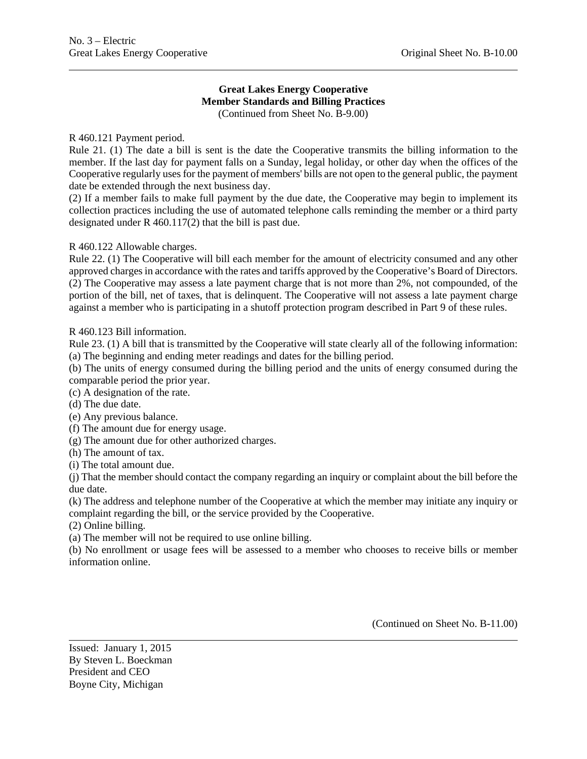**Great Lakes Energy Cooperative**
**Member Standards and Billing Practices**
(Continued from Sheet No. B-9.00)

R 460.121 Payment period.

Rule 21. (1) The date a bill is sent is the date the Cooperative transmits the billing information to the member. If the last day for payment falls on a Sunday, legal holiday, or other day when the offices of the Cooperative regularly uses for the payment of members' bills are not open to the general public, the payment date be extended through the next business day.

(2) If a member fails to make full payment by the due date, the Cooperative may begin to implement its collection practices including the use of automated telephone calls reminding the member or a third party designated under R 460.117(2) that the bill is past due.

R 460.122 Allowable charges.

Rule 22. (1) The Cooperative will bill each member for the amount of electricity consumed and any other approved charges in accordance with the rates and tariffs approved by the Cooperative's Board of Directors.

(2) The Cooperative may assess a late payment charge that is not more than 2%, not compounded, of the portion of the bill, net of taxes, that is delinquent. The Cooperative will not assess a late payment charge against a member who is participating in a shutoff protection program described in Part 9 of these rules.

R 460.123 Bill information.

Rule 23. (1) A bill that is transmitted by the Cooperative will state clearly all of the following information:

(a) The beginning and ending meter readings and dates for the billing period.

(b) The units of energy consumed during the billing period and the units of energy consumed during the comparable period the prior year.

(c) A designation of the rate.

(d) The due date.

(e) Any previous balance.

(f) The amount due for energy usage.

(g) The amount due for other authorized charges.

(h) The amount of tax.

(i) The total amount due.

(j) That the member should contact the company regarding an inquiry or complaint about the bill before the due date.

(k) The address and telephone number of the Cooperative at which the member may initiate any inquiry or complaint regarding the bill, or the service provided by the Cooperative.

(2) Online billing.

(a) The member will not be required to use online billing.

(b) No enrollment or usage fees will be assessed to a member who chooses to receive bills or member information online.

(Continued on Sheet No. B-11.00)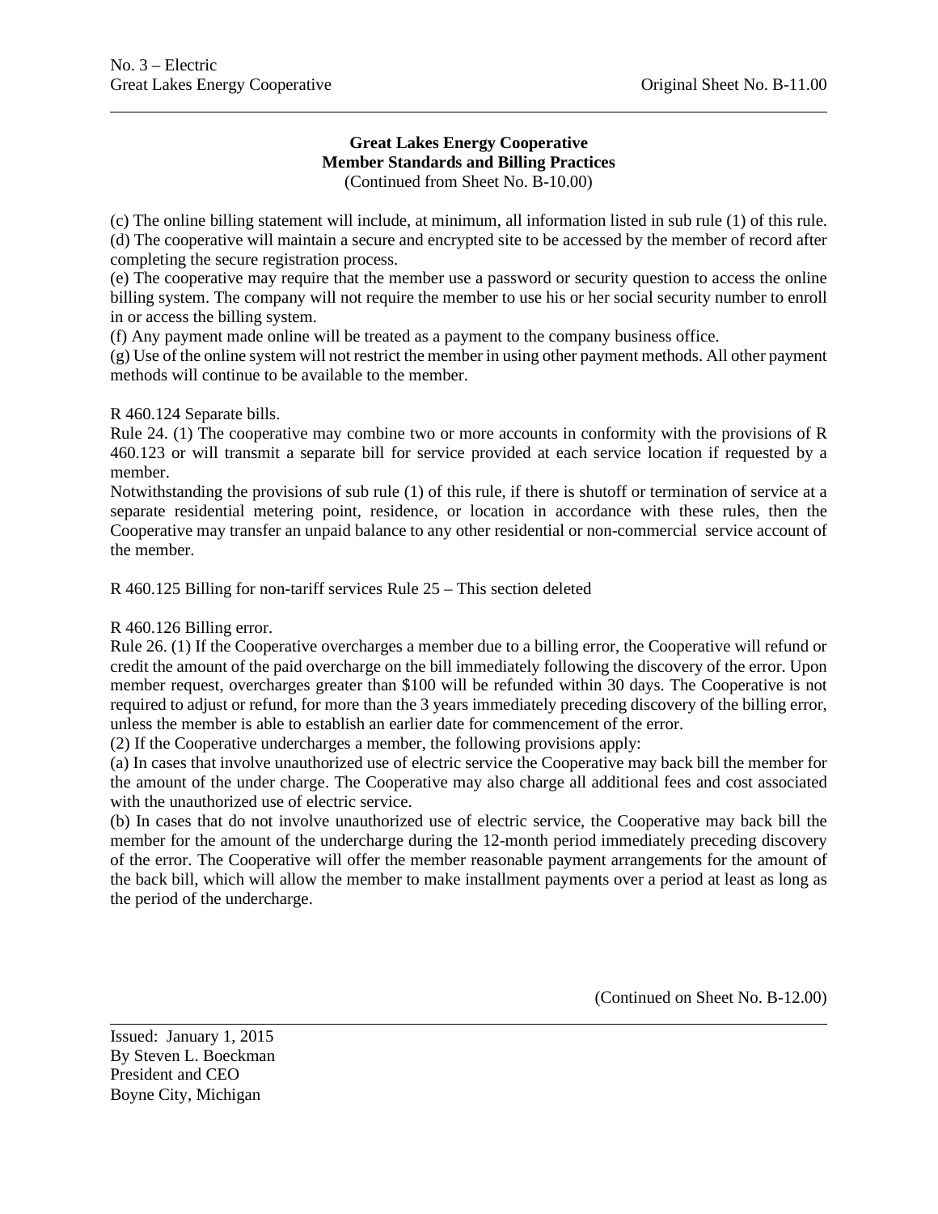## Great Lakes Energy Cooperative
## Member Standards and Billing Practices

(Continued from Sheet No. B-10.00)

(c) The online billing statement will include, at minimum, all information listed in sub rule (1) of this rule.
(d) The cooperative will maintain a secure and encrypted site to be accessed by the member of record after completing the secure registration process.
(e) The cooperative may require that the member use a password or security question to access the online billing system. The company will not require the member to use his or her social security number to enroll in or access the billing system.
(f) Any payment made online will be treated as a payment to the company business office.
(g) Use of the online system will not restrict the member in using other payment methods. All other payment methods will continue to be available to the member.

R 460.124 Separate bills.
Rule 24. (1) The cooperative may combine two or more accounts in conformity with the provisions of R 460.123 or will transmit a separate bill for service provided at each service location if requested by a member.
Notwithstanding the provisions of sub rule (1) of this rule, if there is shutoff or termination of service at a separate residential metering point, residence, or location in accordance with these rules, then the Cooperative may transfer an unpaid balance to any other residential or non-commercial service account of the member.

R 460.125 Billing for non-tariff services Rule 25 – This section deleted

R 460.126 Billing error.
Rule 26. (1) If the Cooperative overcharges a member due to a billing error, the Cooperative will refund or credit the amount of the paid overcharge on the bill immediately following the discovery of the error. Upon member request, overcharges greater than $100 will be refunded within 30 days. The Cooperative is not required to adjust or refund, for more than the 3 years immediately preceding discovery of the billing error, unless the member is able to establish an earlier date for commencement of the error.
(2) If the Cooperative undercharges a member, the following provisions apply:
(a) In cases that involve unauthorized use of electric service the Cooperative may back bill the member for the amount of the under charge. The Cooperative may also charge all additional fees and cost associated with the unauthorized use of electric service.
(b) In cases that do not involve unauthorized use of electric service, the Cooperative may back bill the member for the amount of the undercharge during the 12-month period immediately preceding discovery of the error. The Cooperative will offer the member reasonable payment arrangements for the amount of the back bill, which will allow the member to make installment payments over a period at least as long as the period of the undercharge.

(Continued on Sheet No. B-12.00)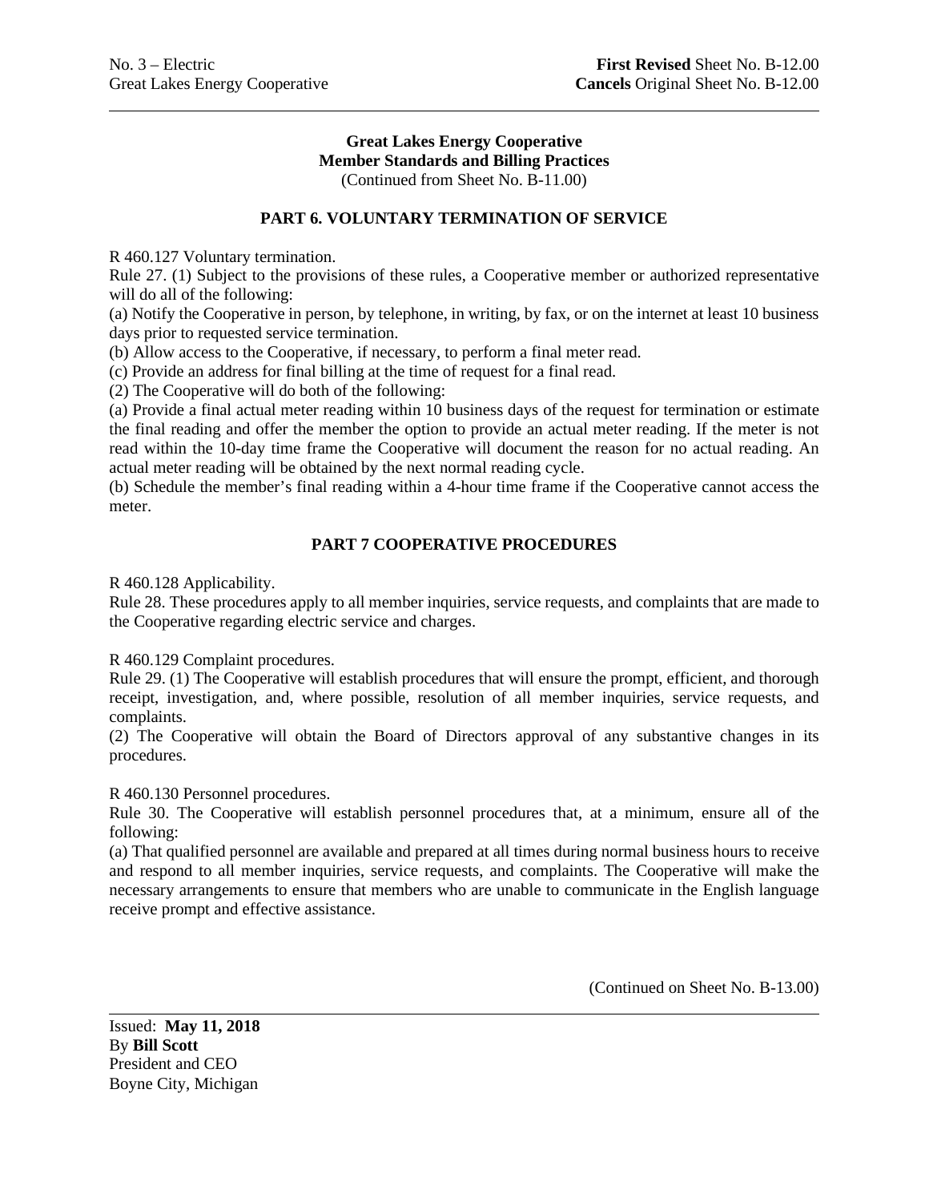**Great Lakes Energy Cooperative**
**Member Standards and Billing Practices**
(Continued from Sheet No. B-11.00)

## PART 6. VOLUNTARY TERMINATION OF SERVICE

R 460.127 Voluntary termination.

Rule 27. (1) Subject to the provisions of these rules, a Cooperative member or authorized representative will do all of the following:

(a) Notify the Cooperative in person, by telephone, in writing, by fax, or on the internet at least 10 business days prior to requested service termination.

(b) Allow access to the Cooperative, if necessary, to perform a final meter read.

(c) Provide an address for final billing at the time of request for a final read.

(2) The Cooperative will do both of the following:

(a) Provide a final actual meter reading within 10 business days of the request for termination or estimate the final reading and offer the member the option to provide an actual meter reading. If the meter is not read within the 10-day time frame the Cooperative will document the reason for no actual reading. An actual meter reading will be obtained by the next normal reading cycle.

(b) Schedule the member's final reading within a 4-hour time frame if the Cooperative cannot access the meter.

## PART 7 COOPERATIVE PROCEDURES

R 460.128 Applicability.

Rule 28. These procedures apply to all member inquiries, service requests, and complaints that are made to the Cooperative regarding electric service and charges.

R 460.129 Complaint procedures.

Rule 29. (1) The Cooperative will establish procedures that will ensure the prompt, efficient, and thorough receipt, investigation, and, where possible, resolution of all member inquiries, service requests, and complaints.

(2) The Cooperative will obtain the Board of Directors approval of any substantive changes in its procedures.

R 460.130 Personnel procedures.

Rule 30. The Cooperative will establish personnel procedures that, at a minimum, ensure all of the following:

(a) That qualified personnel are available and prepared at all times during normal business hours to receive and respond to all member inquiries, service requests, and complaints. The Cooperative will make the necessary arrangements to ensure that members who are unable to communicate in the English language receive prompt and effective assistance.

(Continued on Sheet No. B-13.00)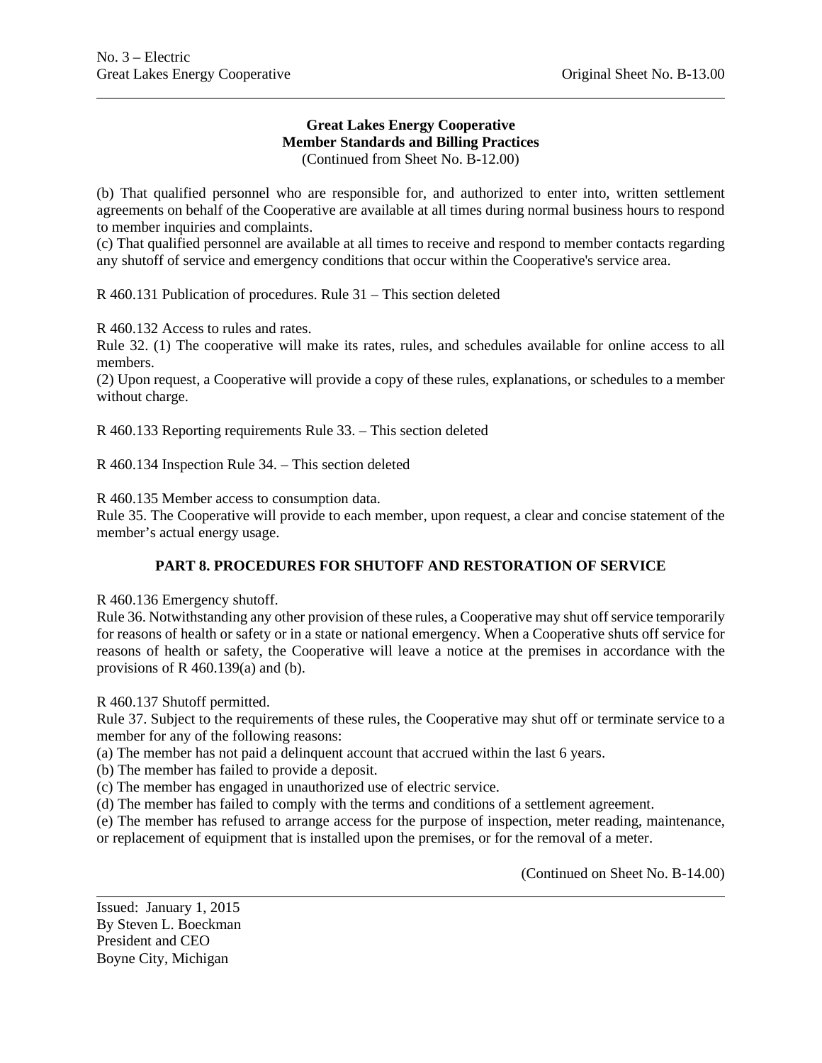**Great Lakes Energy Cooperative**
**Member Standards and Billing Practices**
(Continued from Sheet No. B-12.00)

(b) That qualified personnel who are responsible for, and authorized to enter into, written settlement agreements on behalf of the Cooperative are available at all times during normal business hours to respond to member inquiries and complaints.
(c) That qualified personnel are available at all times to receive and respond to member contacts regarding any shutoff of service and emergency conditions that occur within the Cooperative's service area.

R 460.131 Publication of procedures. Rule 31 – This section deleted

R 460.132 Access to rules and rates.
Rule 32. (1) The cooperative will make its rates, rules, and schedules available for online access to all members.
(2) Upon request, a Cooperative will provide a copy of these rules, explanations, or schedules to a member without charge.

R 460.133 Reporting requirements Rule 33. – This section deleted

R 460.134 Inspection Rule 34. – This section deleted

R 460.135 Member access to consumption data.
Rule 35. The Cooperative will provide to each member, upon request, a clear and concise statement of the member's actual energy usage.

## PART 8. PROCEDURES FOR SHUTOFF AND RESTORATION OF SERVICE

R 460.136 Emergency shutoff.
Rule 36. Notwithstanding any other provision of these rules, a Cooperative may shut off service temporarily for reasons of health or safety or in a state or national emergency. When a Cooperative shuts off service for reasons of health or safety, the Cooperative will leave a notice at the premises in accordance with the provisions of R 460.139(a) and (b).

R 460.137 Shutoff permitted.
Rule 37. Subject to the requirements of these rules, the Cooperative may shut off or terminate service to a member for any of the following reasons:
(a) The member has not paid a delinquent account that accrued within the last 6 years.
(b) The member has failed to provide a deposit.
(c) The member has engaged in unauthorized use of electric service.
(d) The member has failed to comply with the terms and conditions of a settlement agreement.
(e) The member has refused to arrange access for the purpose of inspection, meter reading, maintenance, or replacement of equipment that is installed upon the premises, or for the removal of a meter.

(Continued on Sheet No. B-14.00)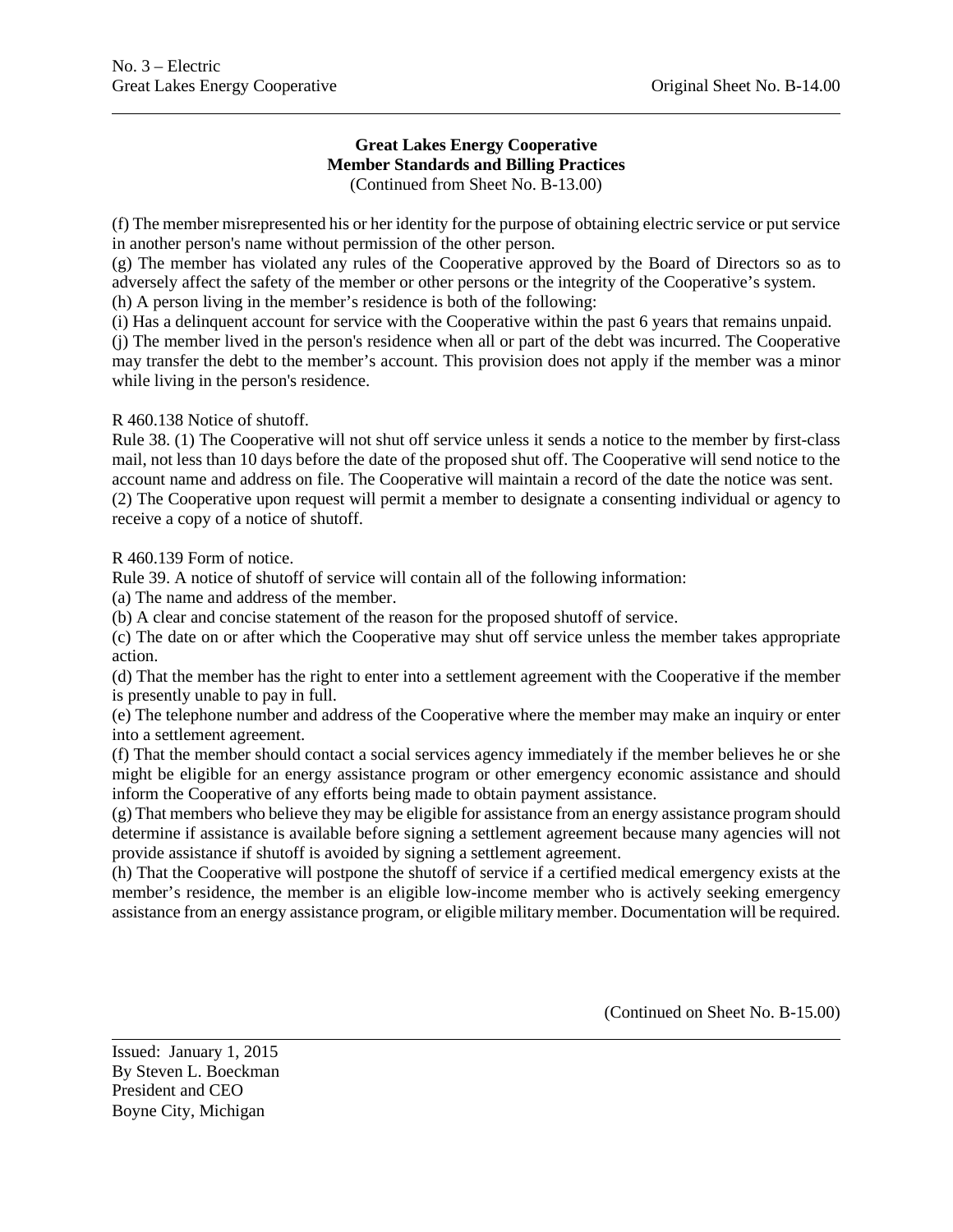**Great Lakes Energy Cooperative**
**Member Standards and Billing Practices**
(Continued from Sheet No. B-13.00)

(f) The member misrepresented his or her identity for the purpose of obtaining electric service or put service in another person's name without permission of the other person.
(g) The member has violated any rules of the Cooperative approved by the Board of Directors so as to adversely affect the safety of the member or other persons or the integrity of the Cooperative's system.
(h) A person living in the member's residence is both of the following:
(i) Has a delinquent account for service with the Cooperative within the past 6 years that remains unpaid.
(j) The member lived in the person's residence when all or part of the debt was incurred. The Cooperative may transfer the debt to the member's account. This provision does not apply if the member was a minor while living in the person's residence.

R 460.138 Notice of shutoff.
Rule 38. (1) The Cooperative will not shut off service unless it sends a notice to the member by first-class mail, not less than 10 days before the date of the proposed shut off. The Cooperative will send notice to the account name and address on file. The Cooperative will maintain a record of the date the notice was sent.
(2) The Cooperative upon request will permit a member to designate a consenting individual or agency to receive a copy of a notice of shutoff.

R 460.139 Form of notice.
Rule 39. A notice of shutoff of service will contain all of the following information:
(a) The name and address of the member.
(b) A clear and concise statement of the reason for the proposed shutoff of service.
(c) The date on or after which the Cooperative may shut off service unless the member takes appropriate action.
(d) That the member has the right to enter into a settlement agreement with the Cooperative if the member is presently unable to pay in full.
(e) The telephone number and address of the Cooperative where the member may make an inquiry or enter into a settlement agreement.
(f) That the member should contact a social services agency immediately if the member believes he or she might be eligible for an energy assistance program or other emergency economic assistance and should inform the Cooperative of any efforts being made to obtain payment assistance.
(g) That members who believe they may be eligible for assistance from an energy assistance program should determine if assistance is available before signing a settlement agreement because many agencies will not provide assistance if shutoff is avoided by signing a settlement agreement.
(h) That the Cooperative will postpone the shutoff of service if a certified medical emergency exists at the member's residence, the member is an eligible low-income member who is actively seeking emergency assistance from an energy assistance program, or eligible military member. Documentation will be required.

(Continued on Sheet No. B-15.00)

Issued: January 1, 2015
By Steven L. Boeckman
President and CEO
Boyne City, Michigan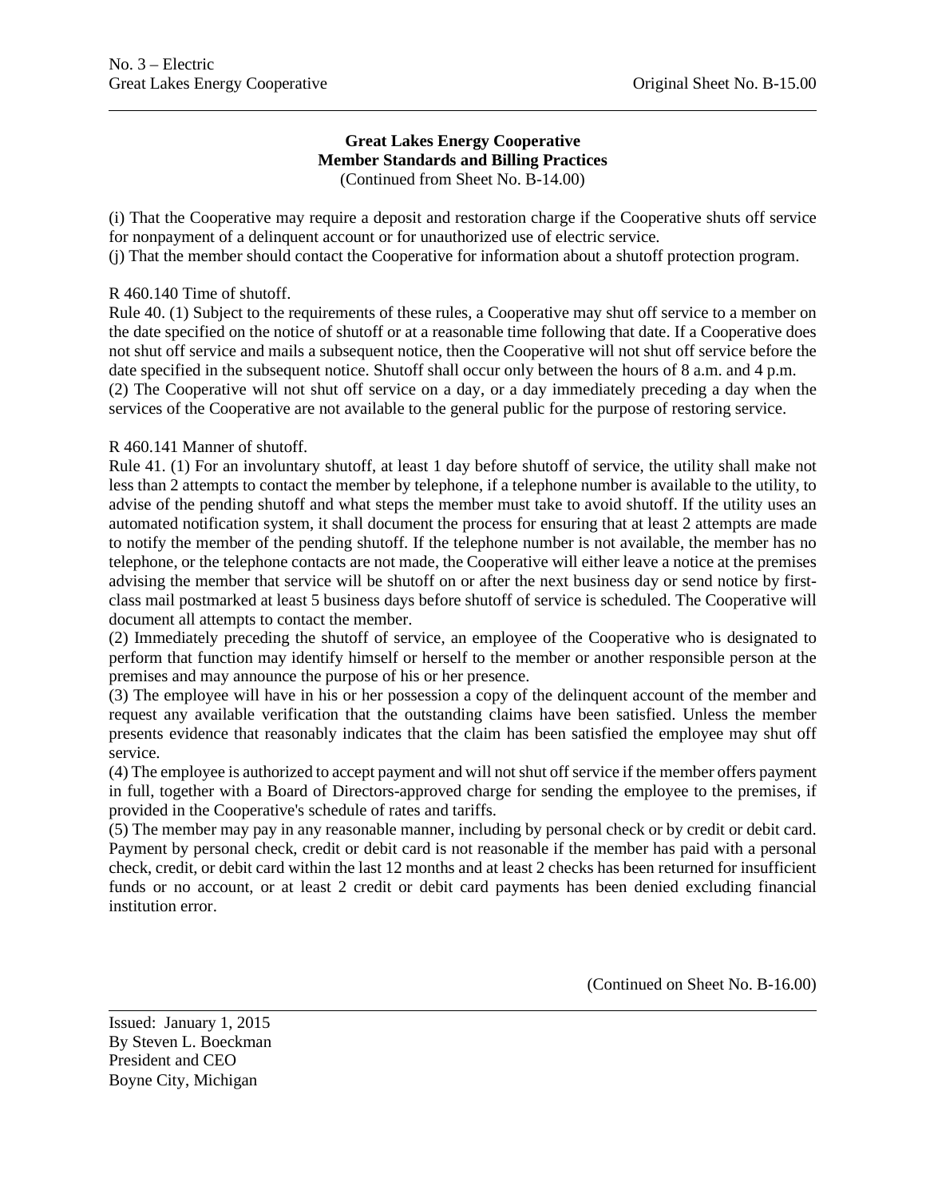**Great Lakes Energy Cooperative**
**Member Standards and Billing Practices**
(Continued from Sheet No. B-14.00)

(i) That the Cooperative may require a deposit and restoration charge if the Cooperative shuts off service for nonpayment of a delinquent account or for unauthorized use of electric service.
(j) That the member should contact the Cooperative for information about a shutoff protection program.

R 460.140 Time of shutoff.
Rule 40. (1) Subject to the requirements of these rules, a Cooperative may shut off service to a member on the date specified on the notice of shutoff or at a reasonable time following that date. If a Cooperative does not shut off service and mails a subsequent notice, then the Cooperative will not shut off service before the date specified in the subsequent notice. Shutoff shall occur only between the hours of 8 a.m. and 4 p.m.
(2) The Cooperative will not shut off service on a day, or a day immediately preceding a day when the services of the Cooperative are not available to the general public for the purpose of restoring service.

R 460.141 Manner of shutoff.
Rule 41. (1) For an involuntary shutoff, at least 1 day before shutoff of service, the utility shall make not less than 2 attempts to contact the member by telephone, if a telephone number is available to the utility, to advise of the pending shutoff and what steps the member must take to avoid shutoff. If the utility uses an automated notification system, it shall document the process for ensuring that at least 2 attempts are made to notify the member of the pending shutoff. If the telephone number is not available, the member has no telephone, or the telephone contacts are not made, the Cooperative will either leave a notice at the premises advising the member that service will be shutoff on or after the next business day or send notice by first-class mail postmarked at least 5 business days before shutoff of service is scheduled. The Cooperative will document all attempts to contact the member.
(2) Immediately preceding the shutoff of service, an employee of the Cooperative who is designated to perform that function may identify himself or herself to the member or another responsible person at the premises and may announce the purpose of his or her presence.
(3) The employee will have in his or her possession a copy of the delinquent account of the member and request any available verification that the outstanding claims have been satisfied. Unless the member presents evidence that reasonably indicates that the claim has been satisfied the employee may shut off service.
(4) The employee is authorized to accept payment and will not shut off service if the member offers payment in full, together with a Board of Directors-approved charge for sending the employee to the premises, if provided in the Cooperative's schedule of rates and tariffs.
(5) The member may pay in any reasonable manner, including by personal check or by credit or debit card. Payment by personal check, credit or debit card is not reasonable if the member has paid with a personal check, credit, or debit card within the last 12 months and at least 2 checks has been returned for insufficient funds or no account, or at least 2 credit or debit card payments has been denied excluding financial institution error.

(Continued on Sheet No. B-16.00)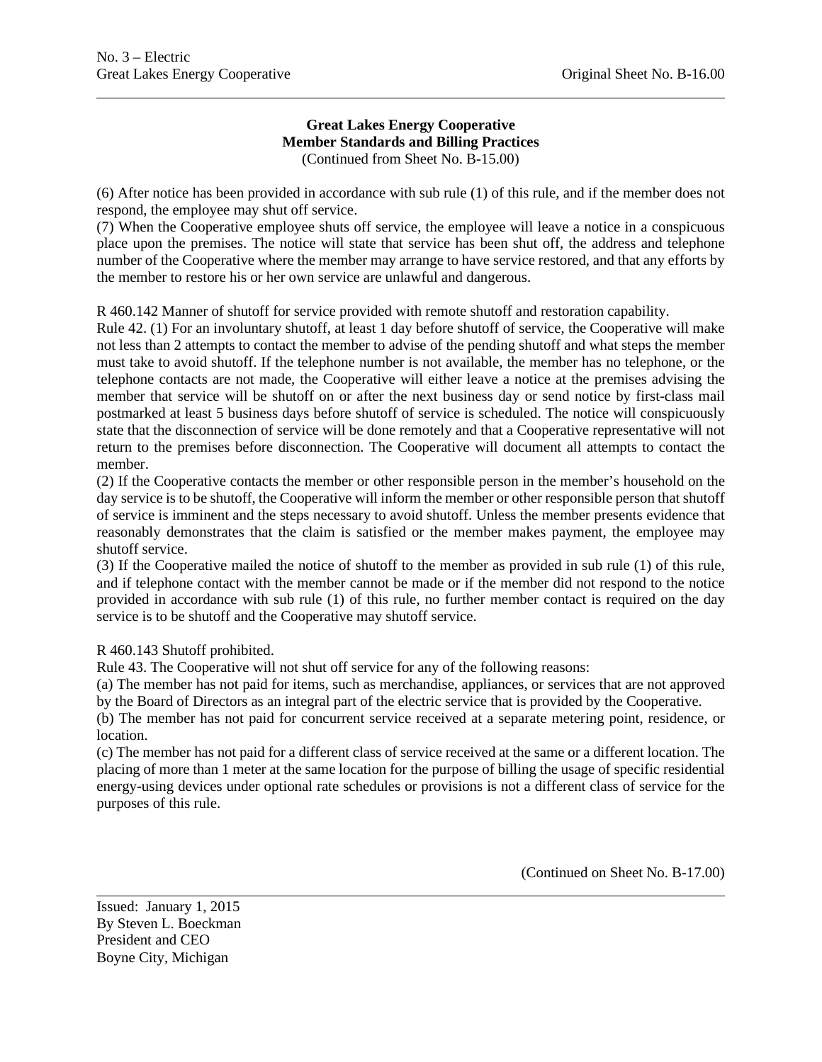**Great Lakes Energy Cooperative**
**Member Standards and Billing Practices**
(Continued from Sheet No. B-15.00)

(6) After notice has been provided in accordance with sub rule (1) of this rule, and if the member does not respond, the employee may shut off service.

(7) When the Cooperative employee shuts off service, the employee will leave a notice in a conspicuous place upon the premises. The notice will state that service has been shut off, the address and telephone number of the Cooperative where the member may arrange to have service restored, and that any efforts by the member to restore his or her own service are unlawful and dangerous.

R 460.142 Manner of shutoff for service provided with remote shutoff and restoration capability.

Rule 42. (1) For an involuntary shutoff, at least 1 day before shutoff of service, the Cooperative will make not less than 2 attempts to contact the member to advise of the pending shutoff and what steps the member must take to avoid shutoff. If the telephone number is not available, the member has no telephone, or the telephone contacts are not made, the Cooperative will either leave a notice at the premises advising the member that service will be shutoff on or after the next business day or send notice by first-class mail postmarked at least 5 business days before shutoff of service is scheduled. The notice will conspicuously state that the disconnection of service will be done remotely and that a Cooperative representative will not return to the premises before disconnection. The Cooperative will document all attempts to contact the member.

(2) If the Cooperative contacts the member or other responsible person in the member's household on the day service is to be shutoff, the Cooperative will inform the member or other responsible person that shutoff of service is imminent and the steps necessary to avoid shutoff. Unless the member presents evidence that reasonably demonstrates that the claim is satisfied or the member makes payment, the employee may shutoff service.

(3) If the Cooperative mailed the notice of shutoff to the member as provided in sub rule (1) of this rule, and if telephone contact with the member cannot be made or if the member did not respond to the notice provided in accordance with sub rule (1) of this rule, no further member contact is required on the day service is to be shutoff and the Cooperative may shutoff service.

R 460.143 Shutoff prohibited.

Rule 43. The Cooperative will not shut off service for any of the following reasons:

(a) The member has not paid for items, such as merchandise, appliances, or services that are not approved by the Board of Directors as an integral part of the electric service that is provided by the Cooperative.

(b) The member has not paid for concurrent service received at a separate metering point, residence, or location.

(c) The member has not paid for a different class of service received at the same or a different location. The placing of more than 1 meter at the same location for the purpose of billing the usage of specific residential energy-using devices under optional rate schedules or provisions is not a different class of service for the purposes of this rule.

(Continued on Sheet No. B-17.00)

Issued: January 1, 2015
By Steven L. Boeckman
President and CEO
Boyne City, Michigan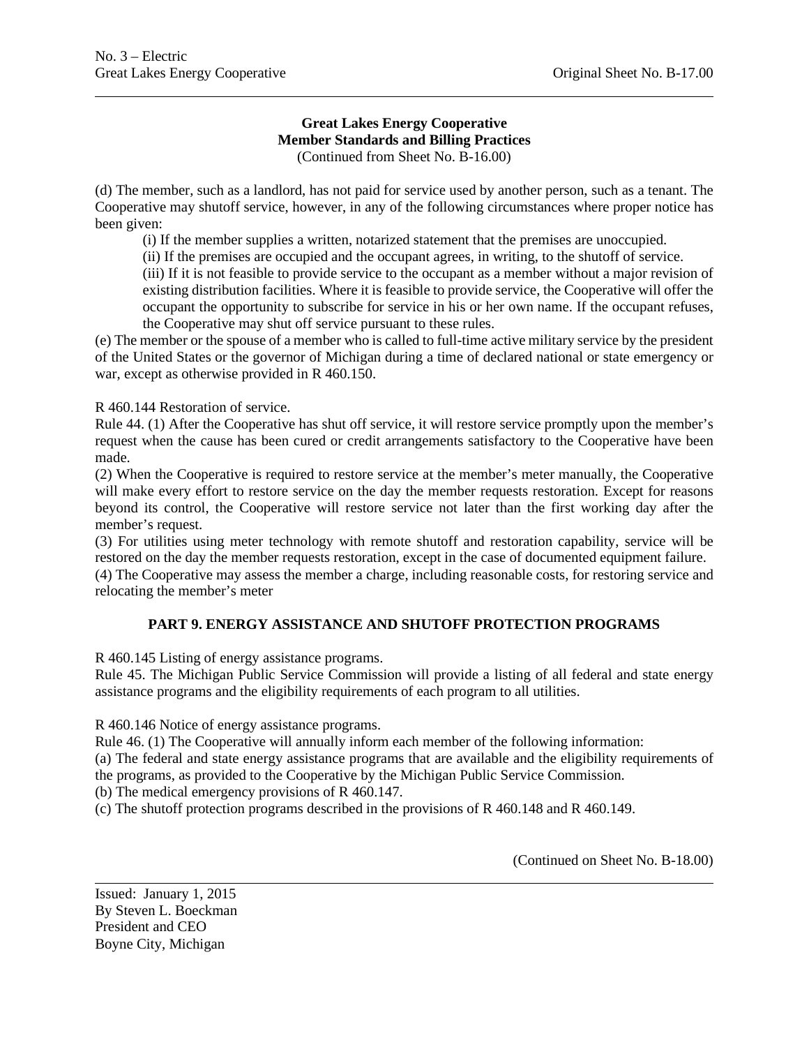**Great Lakes Energy Cooperative**
**Member Standards and Billing Practices**
(Continued from Sheet No. B-16.00)

(d) The member, such as a landlord, has not paid for service used by another person, such as a tenant. The Cooperative may shutoff service, however, in any of the following circumstances where proper notice has been given:

(i) If the member supplies a written, notarized statement that the premises are unoccupied.

(ii) If the premises are occupied and the occupant agrees, in writing, to the shutoff of service.

(iii) If it is not feasible to provide service to the occupant as a member without a major revision of existing distribution facilities. Where it is feasible to provide service, the Cooperative will offer the occupant the opportunity to subscribe for service in his or her own name. If the occupant refuses, the Cooperative may shut off service pursuant to these rules.

(e) The member or the spouse of a member who is called to full-time active military service by the president of the United States or the governor of Michigan during a time of declared national or state emergency or war, except as otherwise provided in R 460.150.

R 460.144 Restoration of service.

Rule 44. (1) After the Cooperative has shut off service, it will restore service promptly upon the member's request when the cause has been cured or credit arrangements satisfactory to the Cooperative have been made.

(2) When the Cooperative is required to restore service at the member's meter manually, the Cooperative will make every effort to restore service on the day the member requests restoration. Except for reasons beyond its control, the Cooperative will restore service not later than the first working day after the member's request.

(3) For utilities using meter technology with remote shutoff and restoration capability, service will be restored on the day the member requests restoration, except in the case of documented equipment failure.

(4) The Cooperative may assess the member a charge, including reasonable costs, for restoring service and relocating the member's meter

## PART 9. ENERGY ASSISTANCE AND SHUTOFF PROTECTION PROGRAMS

R 460.145 Listing of energy assistance programs.

Rule 45. The Michigan Public Service Commission will provide a listing of all federal and state energy assistance programs and the eligibility requirements of each program to all utilities.

R 460.146 Notice of energy assistance programs.

Rule 46. (1) The Cooperative will annually inform each member of the following information:

(a) The federal and state energy assistance programs that are available and the eligibility requirements of the programs, as provided to the Cooperative by the Michigan Public Service Commission.

(b) The medical emergency provisions of R 460.147.

(c) The shutoff protection programs described in the provisions of R 460.148 and R 460.149.

(Continued on Sheet No. B-18.00)

Issued: January 1, 2015
By Steven L. Boeckman
President and CEO
Boyne City, Michigan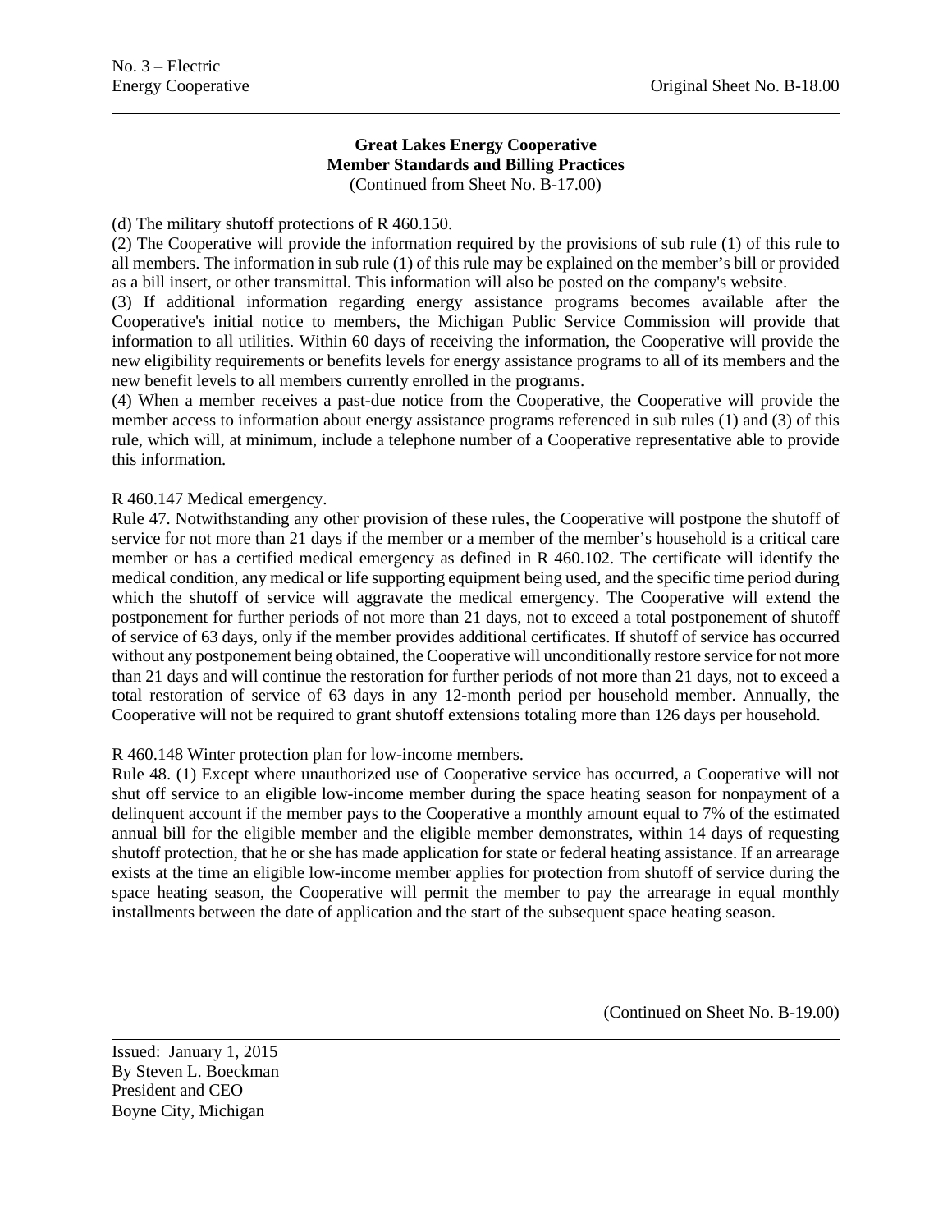**Great Lakes Energy Cooperative**
**Member Standards and Billing Practices**
(Continued from Sheet No. B-17.00)

(d) The military shutoff protections of R 460.150.

(2) The Cooperative will provide the information required by the provisions of sub rule (1) of this rule to all members. The information in sub rule (1) of this rule may be explained on the member's bill or provided as a bill insert, or other transmittal. This information will also be posted on the company's website.

(3) If additional information regarding energy assistance programs becomes available after the Cooperative's initial notice to members, the Michigan Public Service Commission will provide that information to all utilities. Within 60 days of receiving the information, the Cooperative will provide the new eligibility requirements or benefits levels for energy assistance programs to all of its members and the new benefit levels to all members currently enrolled in the programs.

(4) When a member receives a past-due notice from the Cooperative, the Cooperative will provide the member access to information about energy assistance programs referenced in sub rules (1) and (3) of this rule, which will, at minimum, include a telephone number of a Cooperative representative able to provide this information.

R 460.147 Medical emergency.

Rule 47. Notwithstanding any other provision of these rules, the Cooperative will postpone the shutoff of service for not more than 21 days if the member or a member of the member's household is a critical care member or has a certified medical emergency as defined in R 460.102. The certificate will identify the medical condition, any medical or life supporting equipment being used, and the specific time period during which the shutoff of service will aggravate the medical emergency. The Cooperative will extend the postponement for further periods of not more than 21 days, not to exceed a total postponement of shutoff of service of 63 days, only if the member provides additional certificates. If shutoff of service has occurred without any postponement being obtained, the Cooperative will unconditionally restore service for not more than 21 days and will continue the restoration for further periods of not more than 21 days, not to exceed a total restoration of service of 63 days in any 12-month period per household member. Annually, the Cooperative will not be required to grant shutoff extensions totaling more than 126 days per household.

R 460.148 Winter protection plan for low-income members.

Rule 48. (1) Except where unauthorized use of Cooperative service has occurred, a Cooperative will not shut off service to an eligible low-income member during the space heating season for nonpayment of a delinquent account if the member pays to the Cooperative a monthly amount equal to 7% of the estimated annual bill for the eligible member and the eligible member demonstrates, within 14 days of requesting shutoff protection, that he or she has made application for state or federal heating assistance. If an arrearage exists at the time an eligible low-income member applies for protection from shutoff of service during the space heating season, the Cooperative will permit the member to pay the arrearage in equal monthly installments between the date of application and the start of the subsequent space heating season.

(Continued on Sheet No. B-19.00)

Issued: January 1, 2015
By Steven L. Boeckman
President and CEO
Boyne City, Michigan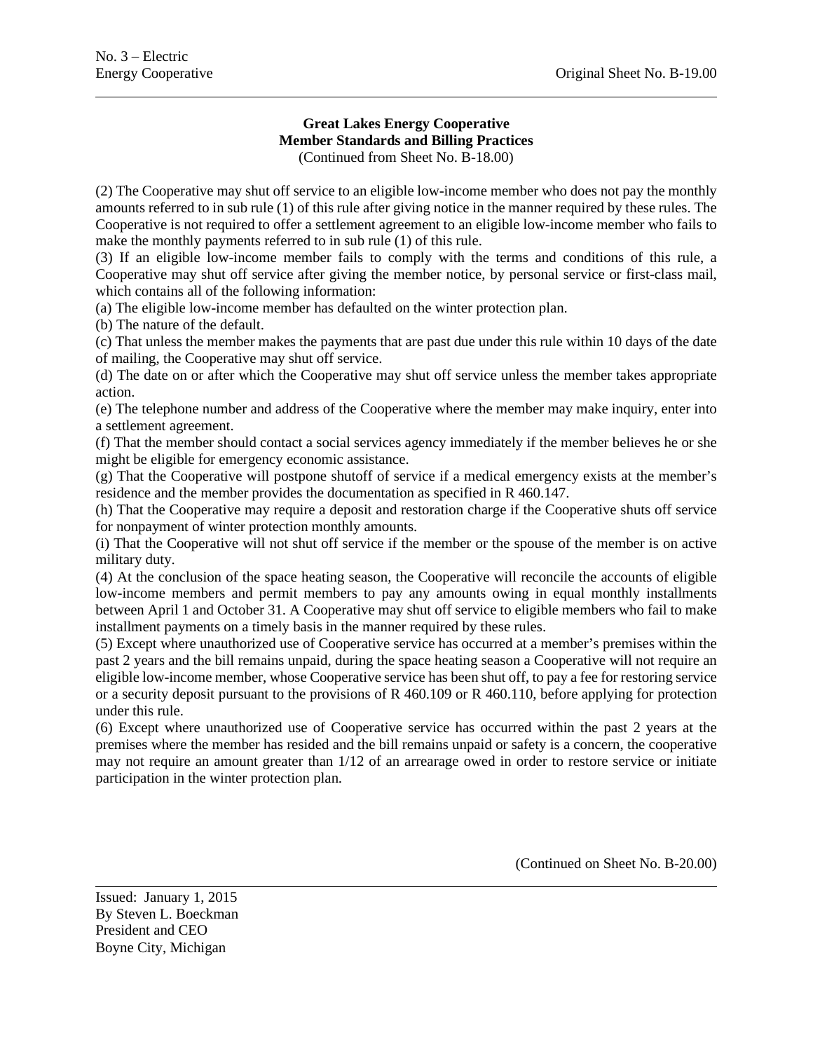**Great Lakes Energy Cooperative**
**Member Standards and Billing Practices**
(Continued from Sheet No. B-18.00)

(2) The Cooperative may shut off service to an eligible low-income member who does not pay the monthly amounts referred to in sub rule (1) of this rule after giving notice in the manner required by these rules. The Cooperative is not required to offer a settlement agreement to an eligible low-income member who fails to make the monthly payments referred to in sub rule (1) of this rule.

(3) If an eligible low-income member fails to comply with the terms and conditions of this rule, a Cooperative may shut off service after giving the member notice, by personal service or first-class mail, which contains all of the following information:

(a) The eligible low-income member has defaulted on the winter protection plan.

(b) The nature of the default.

(c) That unless the member makes the payments that are past due under this rule within 10 days of the date of mailing, the Cooperative may shut off service.

(d) The date on or after which the Cooperative may shut off service unless the member takes appropriate action.

(e) The telephone number and address of the Cooperative where the member may make inquiry, enter into a settlement agreement.

(f) That the member should contact a social services agency immediately if the member believes he or she might be eligible for emergency economic assistance.

(g) That the Cooperative will postpone shutoff of service if a medical emergency exists at the member's residence and the member provides the documentation as specified in R 460.147.

(h) That the Cooperative may require a deposit and restoration charge if the Cooperative shuts off service for nonpayment of winter protection monthly amounts.

(i) That the Cooperative will not shut off service if the member or the spouse of the member is on active military duty.

(4) At the conclusion of the space heating season, the Cooperative will reconcile the accounts of eligible low-income members and permit members to pay any amounts owing in equal monthly installments between April 1 and October 31. A Cooperative may shut off service to eligible members who fail to make installment payments on a timely basis in the manner required by these rules.

(5) Except where unauthorized use of Cooperative service has occurred at a member's premises within the past 2 years and the bill remains unpaid, during the space heating season a Cooperative will not require an eligible low-income member, whose Cooperative service has been shut off, to pay a fee for restoring service or a security deposit pursuant to the provisions of R 460.109 or R 460.110, before applying for protection under this rule.

(6) Except where unauthorized use of Cooperative service has occurred within the past 2 years at the premises where the member has resided and the bill remains unpaid or safety is a concern, the cooperative may not require an amount greater than 1/12 of an arrearage owed in order to restore service or initiate participation in the winter protection plan.

(Continued on Sheet No. B-20.00)

Issued: January 1, 2015
By Steven L. Boeckman
President and CEO
Boyne City, Michigan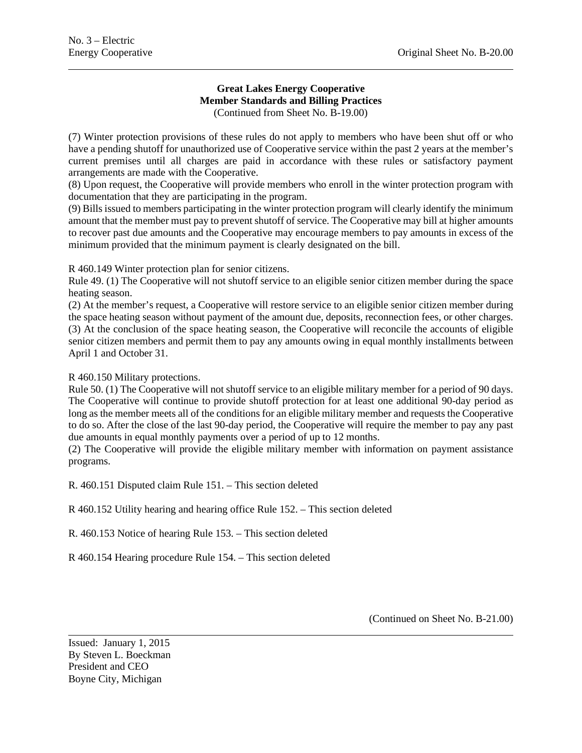**Great Lakes Energy Cooperative**
**Member Standards and Billing Practices**
(Continued from Sheet No. B-19.00)

(7) Winter protection provisions of these rules do not apply to members who have been shut off or who have a pending shutoff for unauthorized use of Cooperative service within the past 2 years at the member's current premises until all charges are paid in accordance with these rules or satisfactory payment arrangements are made with the Cooperative.
(8) Upon request, the Cooperative will provide members who enroll in the winter protection program with documentation that they are participating in the program.
(9) Bills issued to members participating in the winter protection program will clearly identify the minimum amount that the member must pay to prevent shutoff of service. The Cooperative may bill at higher amounts to recover past due amounts and the Cooperative may encourage members to pay amounts in excess of the minimum provided that the minimum payment is clearly designated on the bill.

R 460.149 Winter protection plan for senior citizens.
Rule 49. (1) The Cooperative will not shutoff service to an eligible senior citizen member during the space heating season.
(2) At the member's request, a Cooperative will restore service to an eligible senior citizen member during the space heating season without payment of the amount due, deposits, reconnection fees, or other charges.
(3) At the conclusion of the space heating season, the Cooperative will reconcile the accounts of eligible senior citizen members and permit them to pay any amounts owing in equal monthly installments between April 1 and October 31.

R 460.150 Military protections.
Rule 50. (1) The Cooperative will not shutoff service to an eligible military member for a period of 90 days. The Cooperative will continue to provide shutoff protection for at least one additional 90-day period as long as the member meets all of the conditions for an eligible military member and requests the Cooperative to do so. After the close of the last 90-day period, the Cooperative will require the member to pay any past due amounts in equal monthly payments over a period of up to 12 months.
(2) The Cooperative will provide the eligible military member with information on payment assistance programs.

R. 460.151 Disputed claim Rule 151. – This section deleted

R 460.152 Utility hearing and hearing office Rule 152. – This section deleted

R. 460.153 Notice of hearing Rule 153. – This section deleted

R 460.154 Hearing procedure Rule 154. – This section deleted

(Continued on Sheet No. B-21.00)

Issued: January 1, 2015
By Steven L. Boeckman
President and CEO
Boyne City, Michigan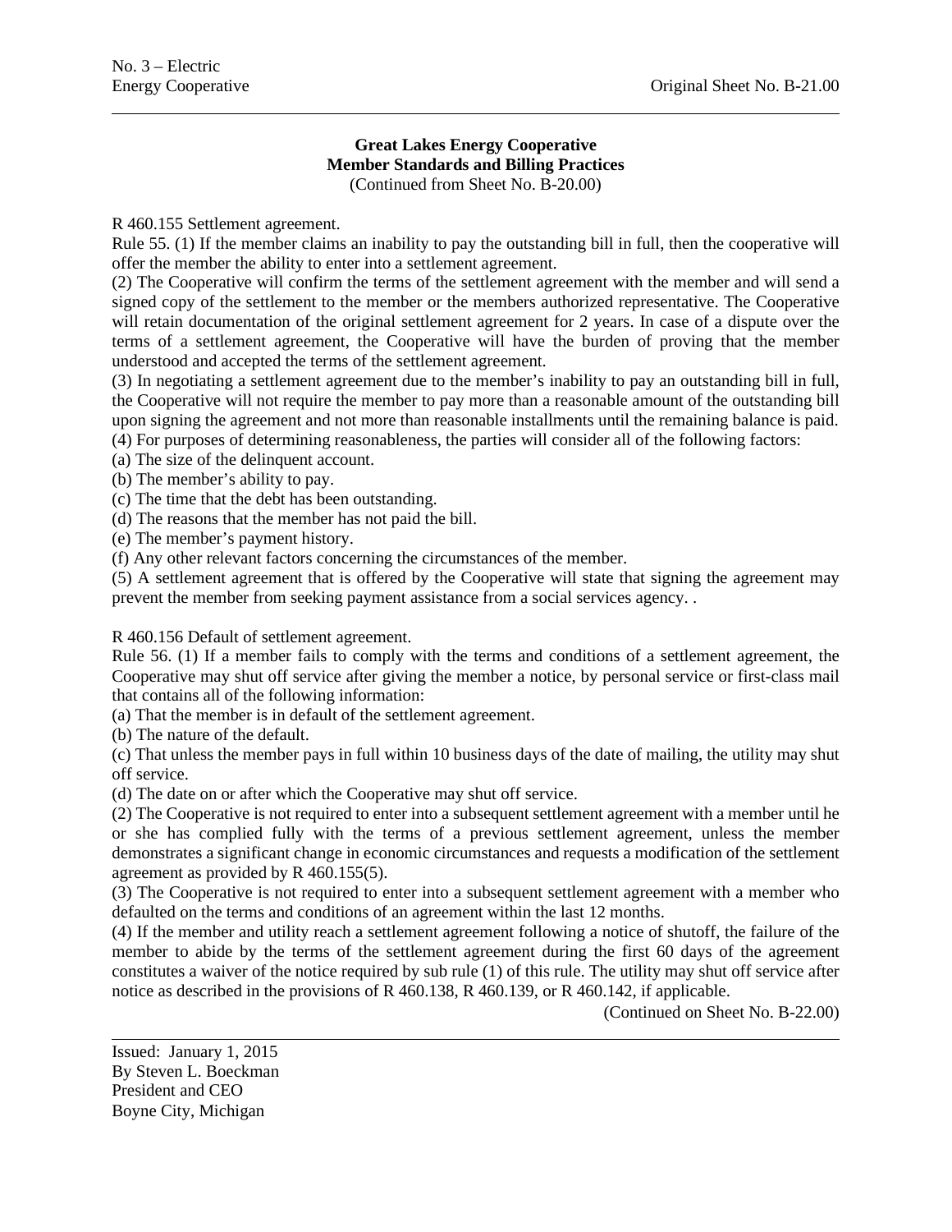**Great Lakes Energy Cooperative**
**Member Standards and Billing Practices**
(Continued from Sheet No. B-20.00)

R 460.155 Settlement agreement.

Rule 55. (1) If the member claims an inability to pay the outstanding bill in full, then the cooperative will offer the member the ability to enter into a settlement agreement.

(2) The Cooperative will confirm the terms of the settlement agreement with the member and will send a signed copy of the settlement to the member or the members authorized representative. The Cooperative will retain documentation of the original settlement agreement for 2 years. In case of a dispute over the terms of a settlement agreement, the Cooperative will have the burden of proving that the member understood and accepted the terms of the settlement agreement.

(3) In negotiating a settlement agreement due to the member's inability to pay an outstanding bill in full, the Cooperative will not require the member to pay more than a reasonable amount of the outstanding bill upon signing the agreement and not more than reasonable installments until the remaining balance is paid.

(4) For purposes of determining reasonableness, the parties will consider all of the following factors:

(a) The size of the delinquent account.

(b) The member's ability to pay.

(c) The time that the debt has been outstanding.

(d) The reasons that the member has not paid the bill.

(e) The member's payment history.

(f) Any other relevant factors concerning the circumstances of the member.

(5) A settlement agreement that is offered by the Cooperative will state that signing the agreement may prevent the member from seeking payment assistance from a social services agency. .

R 460.156 Default of settlement agreement.

Rule 56. (1) If a member fails to comply with the terms and conditions of a settlement agreement, the Cooperative may shut off service after giving the member a notice, by personal service or first-class mail that contains all of the following information:

(a) That the member is in default of the settlement agreement.

(b) The nature of the default.

(c) That unless the member pays in full within 10 business days of the date of mailing, the utility may shut off service.

(d) The date on or after which the Cooperative may shut off service.

(2) The Cooperative is not required to enter into a subsequent settlement agreement with a member until he or she has complied fully with the terms of a previous settlement agreement, unless the member demonstrates a significant change in economic circumstances and requests a modification of the settlement agreement as provided by R 460.155(5).

(3) The Cooperative is not required to enter into a subsequent settlement agreement with a member who defaulted on the terms and conditions of an agreement within the last 12 months.

(4) If the member and utility reach a settlement agreement following a notice of shutoff, the failure of the member to abide by the terms of the settlement agreement during the first 60 days of the agreement constitutes a waiver of the notice required by sub rule (1) of this rule. The utility may shut off service after notice as described in the provisions of R 460.138, R 460.139, or R 460.142, if applicable.

(Continued on Sheet No. B-22.00)

Issued: January 1, 2015
By Steven L. Boeckman
President and CEO
Boyne City, Michigan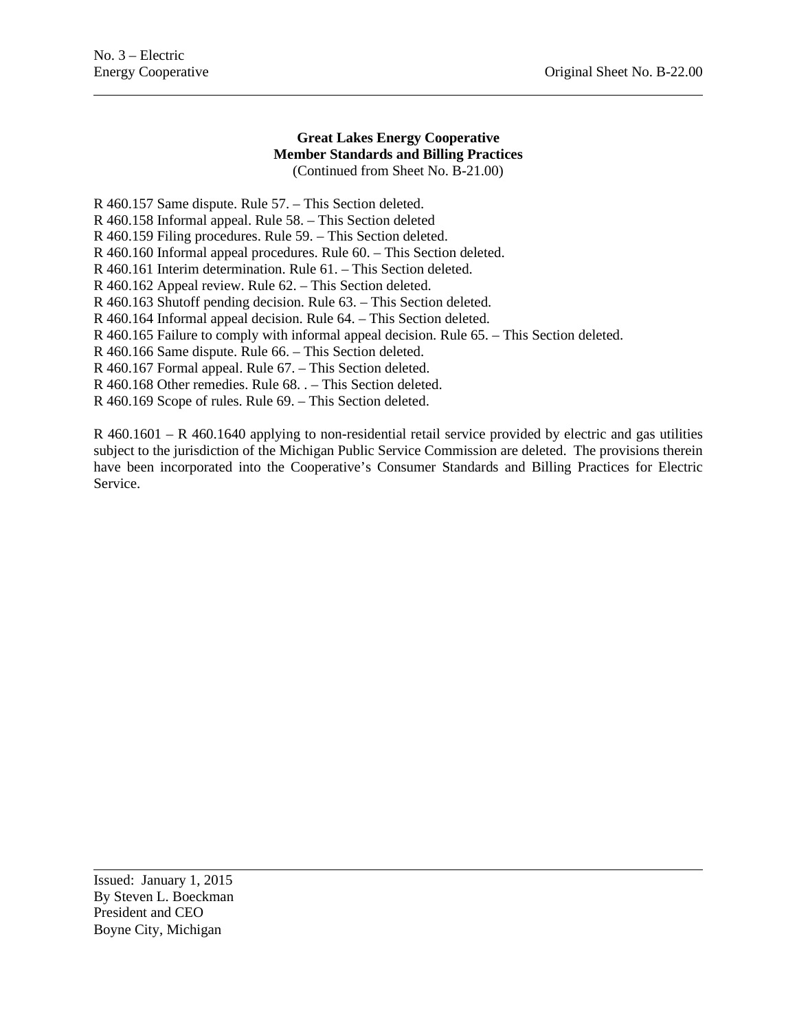**Great Lakes Energy Cooperative**
**Member Standards and Billing Practices**
(Continued from Sheet No. B-21.00)

R 460.157 Same dispute. Rule 57. – This Section deleted.
R 460.158 Informal appeal. Rule 58. – This Section deleted
R 460.159 Filing procedures. Rule 59. – This Section deleted.
R 460.160 Informal appeal procedures. Rule 60. – This Section deleted.
R 460.161 Interim determination. Rule 61. – This Section deleted.
R 460.162 Appeal review. Rule 62. – This Section deleted.
R 460.163 Shutoff pending decision. Rule 63. – This Section deleted.
R 460.164 Informal appeal decision. Rule 64. – This Section deleted.
R 460.165 Failure to comply with informal appeal decision. Rule 65. – This Section deleted.
R 460.166 Same dispute. Rule 66. – This Section deleted.
R 460.167 Formal appeal. Rule 67. – This Section deleted.
R 460.168 Other remedies. Rule 68. . – This Section deleted.
R 460.169 Scope of rules. Rule 69. – This Section deleted.

R 460.1601 – R 460.1640 applying to non-residential retail service provided by electric and gas utilities subject to the jurisdiction of the Michigan Public Service Commission are deleted. The provisions therein have been incorporated into the Cooperative's Consumer Standards and Billing Practices for Electric Service.

Issued: January 1, 2015
By Steven L. Boeckman
President and CEO
Boyne City, Michigan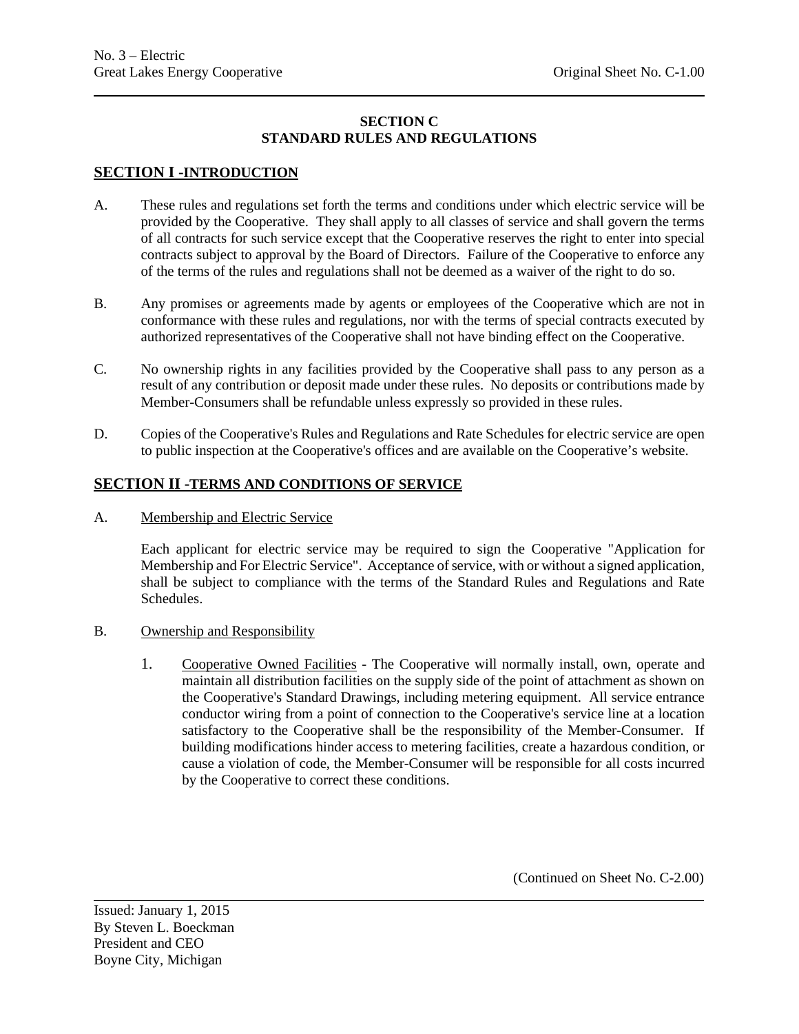## SECTION C
## STANDARD RULES AND REGULATIONS

### SECTION I -INTRODUCTION

A. These rules and regulations set forth the terms and conditions under which electric service will be provided by the Cooperative. They shall apply to all classes of service and shall govern the terms of all contracts for such service except that the Cooperative reserves the right to enter into special contracts subject to approval by the Board of Directors. Failure of the Cooperative to enforce any of the terms of the rules and regulations shall not be deemed as a waiver of the right to do so.

B. Any promises or agreements made by agents or employees of the Cooperative which are not in conformance with these rules and regulations, nor with the terms of special contracts executed by authorized representatives of the Cooperative shall not have binding effect on the Cooperative.

C. No ownership rights in any facilities provided by the Cooperative shall pass to any person as a result of any contribution or deposit made under these rules. No deposits or contributions made by Member-Consumers shall be refundable unless expressly so provided in these rules.

D. Copies of the Cooperative's Rules and Regulations and Rate Schedules for electric service are open to public inspection at the Cooperative's offices and are available on the Cooperative's website.

### SECTION II -TERMS AND CONDITIONS OF SERVICE

A. Membership and Electric Service

Each applicant for electric service may be required to sign the Cooperative "Application for Membership and For Electric Service". Acceptance of service, with or without a signed application, shall be subject to compliance with the terms of the Standard Rules and Regulations and Rate Schedules.

B. Ownership and Responsibility

1. Cooperative Owned Facilities - The Cooperative will normally install, own, operate and maintain all distribution facilities on the supply side of the point of attachment as shown on the Cooperative's Standard Drawings, including metering equipment. All service entrance conductor wiring from a point of connection to the Cooperative's service line at a location satisfactory to the Cooperative shall be the responsibility of the Member-Consumer. If building modifications hinder access to metering facilities, create a hazardous condition, or cause a violation of code, the Member-Consumer will be responsible for all costs incurred by the Cooperative to correct these conditions.

(Continued on Sheet No. C-2.00)

Issued: January 1, 2015
By Steven L. Boeckman
President and CEO
Boyne City, Michigan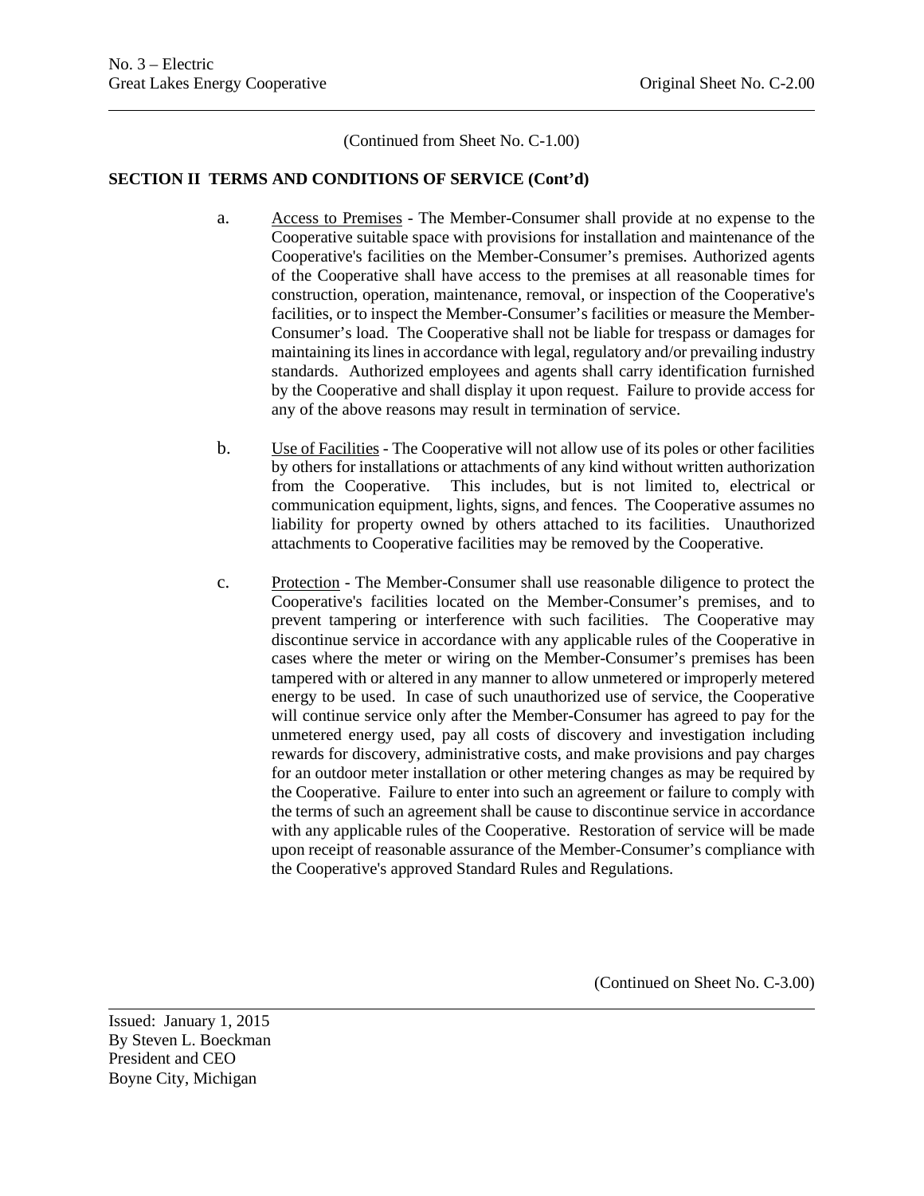(Continued from Sheet No. C-1.00)

**SECTION II TERMS AND CONDITIONS OF SERVICE (Cont'd)**

a. Access to Premises - The Member-Consumer shall provide at no expense to the Cooperative suitable space with provisions for installation and maintenance of the Cooperative's facilities on the Member-Consumer's premises. Authorized agents of the Cooperative shall have access to the premises at all reasonable times for construction, operation, maintenance, removal, or inspection of the Cooperative's facilities, or to inspect the Member-Consumer's facilities or measure the Member-Consumer's load. The Cooperative shall not be liable for trespass or damages for maintaining its lines in accordance with legal, regulatory and/or prevailing industry standards. Authorized employees and agents shall carry identification furnished by the Cooperative and shall display it upon request. Failure to provide access for any of the above reasons may result in termination of service.

b. Use of Facilities - The Cooperative will not allow use of its poles or other facilities by others for installations or attachments of any kind without written authorization from the Cooperative. This includes, but is not limited to, electrical or communication equipment, lights, signs, and fences. The Cooperative assumes no liability for property owned by others attached to its facilities. Unauthorized attachments to Cooperative facilities may be removed by the Cooperative.

c. Protection - The Member-Consumer shall use reasonable diligence to protect the Cooperative's facilities located on the Member-Consumer's premises, and to prevent tampering or interference with such facilities. The Cooperative may discontinue service in accordance with any applicable rules of the Cooperative in cases where the meter or wiring on the Member-Consumer's premises has been tampered with or altered in any manner to allow unmetered or improperly metered energy to be used. In case of such unauthorized use of service, the Cooperative will continue service only after the Member-Consumer has agreed to pay for the unmetered energy used, pay all costs of discovery and investigation including rewards for discovery, administrative costs, and make provisions and pay charges for an outdoor meter installation or other metering changes as may be required by the Cooperative. Failure to enter into such an agreement or failure to comply with the terms of such an agreement shall be cause to discontinue service in accordance with any applicable rules of the Cooperative. Restoration of service will be made upon receipt of reasonable assurance of the Member-Consumer's compliance with the Cooperative's approved Standard Rules and Regulations.

(Continued on Sheet No. C-3.00)

Issued: January 1, 2015
By Steven L. Boeckman
President and CEO
Boyne City, Michigan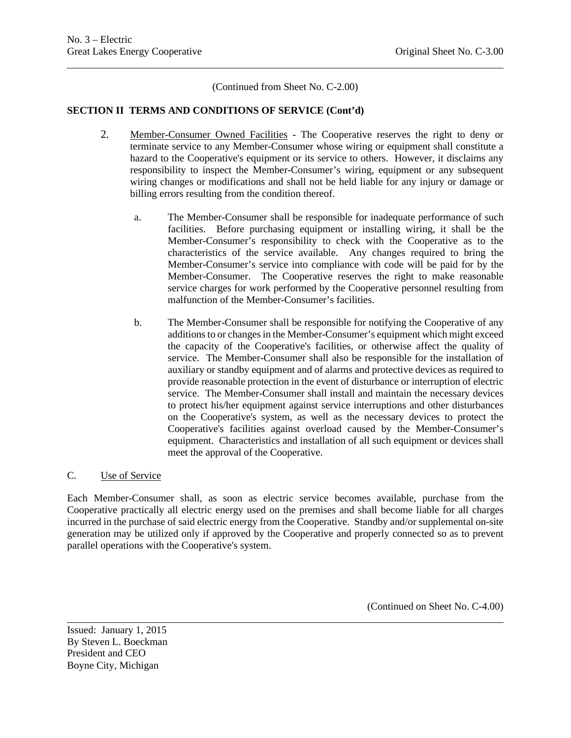(Continued from Sheet No. C-2.00)

**SECTION II TERMS AND CONDITIONS OF SERVICE (Cont'd)**

2. Member-Consumer Owned Facilities - The Cooperative reserves the right to deny or terminate service to any Member-Consumer whose wiring or equipment shall constitute a hazard to the Cooperative's equipment or its service to others. However, it disclaims any responsibility to inspect the Member-Consumer's wiring, equipment or any subsequent wiring changes or modifications and shall not be held liable for any injury or damage or billing errors resulting from the condition thereof.

   a. The Member-Consumer shall be responsible for inadequate performance of such facilities. Before purchasing equipment or installing wiring, it shall be the Member-Consumer's responsibility to check with the Cooperative as to the characteristics of the service available. Any changes required to bring the Member-Consumer's service into compliance with code will be paid for by the Member-Consumer. The Cooperative reserves the right to make reasonable service charges for work performed by the Cooperative personnel resulting from malfunction of the Member-Consumer's facilities.

   b. The Member-Consumer shall be responsible for notifying the Cooperative of any additions to or changes in the Member-Consumer's equipment which might exceed the capacity of the Cooperative's facilities, or otherwise affect the quality of service. The Member-Consumer shall also be responsible for the installation of auxiliary or standby equipment and of alarms and protective devices as required to provide reasonable protection in the event of disturbance or interruption of electric service. The Member-Consumer shall install and maintain the necessary devices to protect his/her equipment against service interruptions and other disturbances on the Cooperative's system, as well as the necessary devices to protect the Cooperative's facilities against overload caused by the Member-Consumer's equipment. Characteristics and installation of all such equipment or devices shall meet the approval of the Cooperative.

C. Use of Service

Each Member-Consumer shall, as soon as electric service becomes available, purchase from the Cooperative practically all electric energy used on the premises and shall become liable for all charges incurred in the purchase of said electric energy from the Cooperative. Standby and/or supplemental on-site generation may be utilized only if approved by the Cooperative and properly connected so as to prevent parallel operations with the Cooperative's system.

(Continued on Sheet No. C-4.00)

Issued: January 1, 2015
By Steven L. Boeckman
President and CEO
Boyne City, Michigan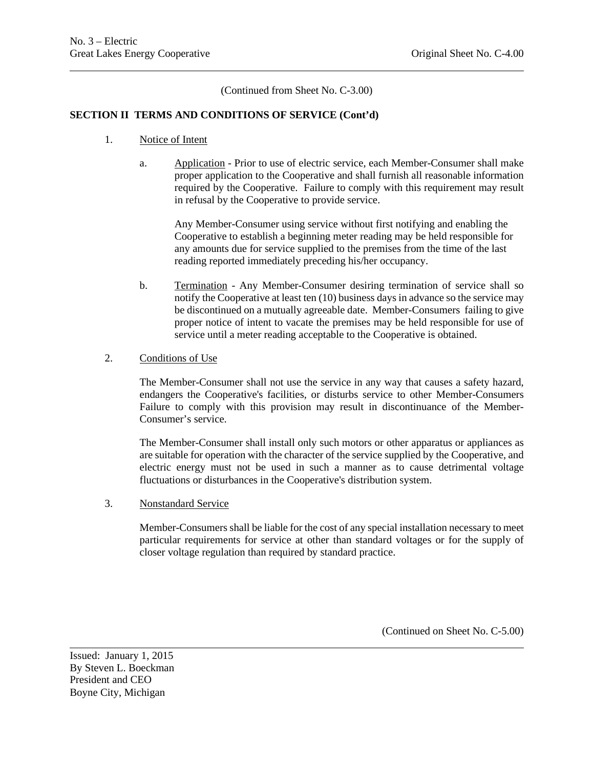(Continued from Sheet No. C-3.00)

**SECTION II TERMS AND CONDITIONS OF SERVICE (Cont'd)**

1. Notice of Intent

   a. Application - Prior to use of electric service, each Member-Consumer shall make proper application to the Cooperative and shall furnish all reasonable information required by the Cooperative. Failure to comply with this requirement may result in refusal by the Cooperative to provide service.

      Any Member-Consumer using service without first notifying and enabling the Cooperative to establish a beginning meter reading may be held responsible for any amounts due for service supplied to the premises from the time of the last reading reported immediately preceding his/her occupancy.

   b. Termination - Any Member-Consumer desiring termination of service shall so notify the Cooperative at least ten (10) business days in advance so the service may be discontinued on a mutually agreeable date. Member-Consumers failing to give proper notice of intent to vacate the premises may be held responsible for use of service until a meter reading acceptable to the Cooperative is obtained.

2. Conditions of Use

   The Member-Consumer shall not use the service in any way that causes a safety hazard, endangers the Cooperative's facilities, or disturbs service to other Member-Consumers Failure to comply with this provision may result in discontinuance of the Member-Consumer's service.

   The Member-Consumer shall install only such motors or other apparatus or appliances as are suitable for operation with the character of the service supplied by the Cooperative, and electric energy must not be used in such a manner as to cause detrimental voltage fluctuations or disturbances in the Cooperative's distribution system.

3. Nonstandard Service

   Member-Consumers shall be liable for the cost of any special installation necessary to meet particular requirements for service at other than standard voltages or for the supply of closer voltage regulation than required by standard practice.

(Continued on Sheet No. C-5.00)

Issued: January 1, 2015
By Steven L. Boeckman
President and CEO
Boyne City, Michigan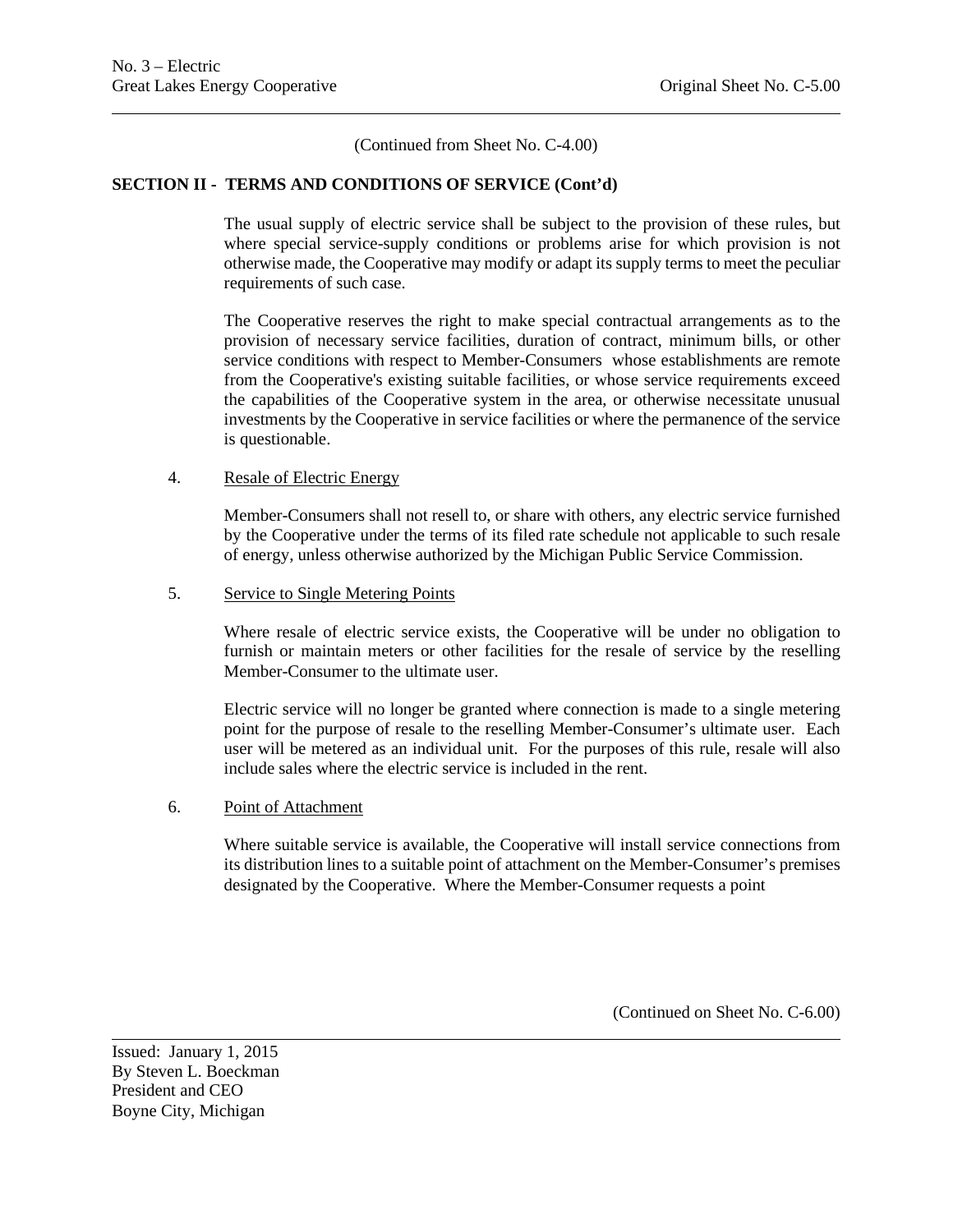(Continued from Sheet No. C-4.00)

**SECTION II - TERMS AND CONDITIONS OF SERVICE (Cont'd)**

The usual supply of electric service shall be subject to the provision of these rules, but where special service-supply conditions or problems arise for which provision is not otherwise made, the Cooperative may modify or adapt its supply terms to meet the peculiar requirements of such case.

The Cooperative reserves the right to make special contractual arrangements as to the provision of necessary service facilities, duration of contract, minimum bills, or other service conditions with respect to Member-Consumers whose establishments are remote from the Cooperative's existing suitable facilities, or whose service requirements exceed the capabilities of the Cooperative system in the area, or otherwise necessitate unusual investments by the Cooperative in service facilities or where the permanence of the service is questionable.

4. Resale of Electric Energy

Member-Consumers shall not resell to, or share with others, any electric service furnished by the Cooperative under the terms of its filed rate schedule not applicable to such resale of energy, unless otherwise authorized by the Michigan Public Service Commission.

5. Service to Single Metering Points

Where resale of electric service exists, the Cooperative will be under no obligation to furnish or maintain meters or other facilities for the resale of service by the reselling Member-Consumer to the ultimate user.

Electric service will no longer be granted where connection is made to a single metering point for the purpose of resale to the reselling Member-Consumer's ultimate user. Each user will be metered as an individual unit. For the purposes of this rule, resale will also include sales where the electric service is included in the rent.

6. Point of Attachment

Where suitable service is available, the Cooperative will install service connections from its distribution lines to a suitable point of attachment on the Member-Consumer's premises designated by the Cooperative. Where the Member-Consumer requests a point

(Continued on Sheet No. C-6.00)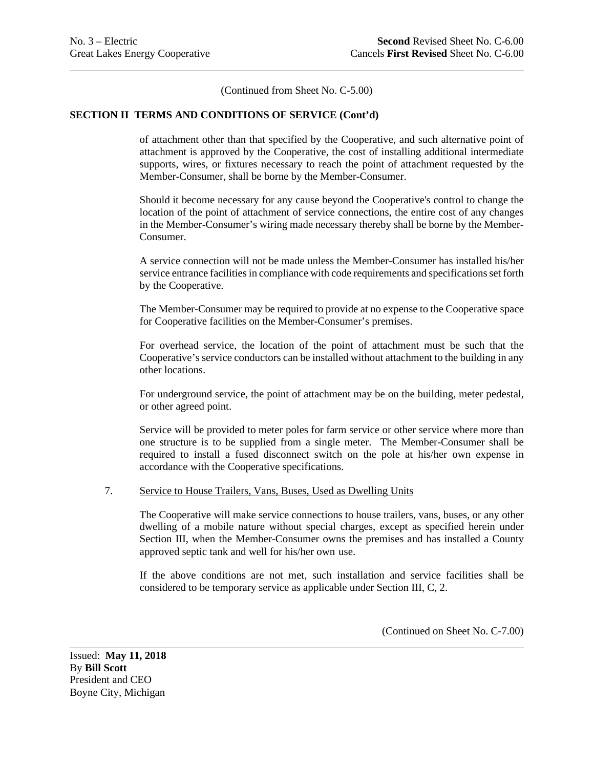(Continued from Sheet No. C-5.00)

## SECTION II TERMS AND CONDITIONS OF SERVICE (Cont'd)

of attachment other than that specified by the Cooperative, and such alternative point of attachment is approved by the Cooperative, the cost of installing additional intermediate supports, wires, or fixtures necessary to reach the point of attachment requested by the Member-Consumer, shall be borne by the Member-Consumer.

Should it become necessary for any cause beyond the Cooperative's control to change the location of the point of attachment of service connections, the entire cost of any changes in the Member-Consumer's wiring made necessary thereby shall be borne by the Member-Consumer.

A service connection will not be made unless the Member-Consumer has installed his/her service entrance facilities in compliance with code requirements and specifications set forth by the Cooperative.

The Member-Consumer may be required to provide at no expense to the Cooperative space for Cooperative facilities on the Member-Consumer's premises.

For overhead service, the location of the point of attachment must be such that the Cooperative's service conductors can be installed without attachment to the building in any other locations.

For underground service, the point of attachment may be on the building, meter pedestal, or other agreed point.

Service will be provided to meter poles for farm service or other service where more than one structure is to be supplied from a single meter. The Member-Consumer shall be required to install a fused disconnect switch on the pole at his/her own expense in accordance with the Cooperative specifications.

7. Service to House Trailers, Vans, Buses, Used as Dwelling Units

The Cooperative will make service connections to house trailers, vans, buses, or any other dwelling of a mobile nature without special charges, except as specified herein under Section III, when the Member-Consumer owns the premises and has installed a County approved septic tank and well for his/her own use.

If the above conditions are not met, such installation and service facilities shall be considered to be temporary service as applicable under Section III, C, 2.

(Continued on Sheet No. C-7.00)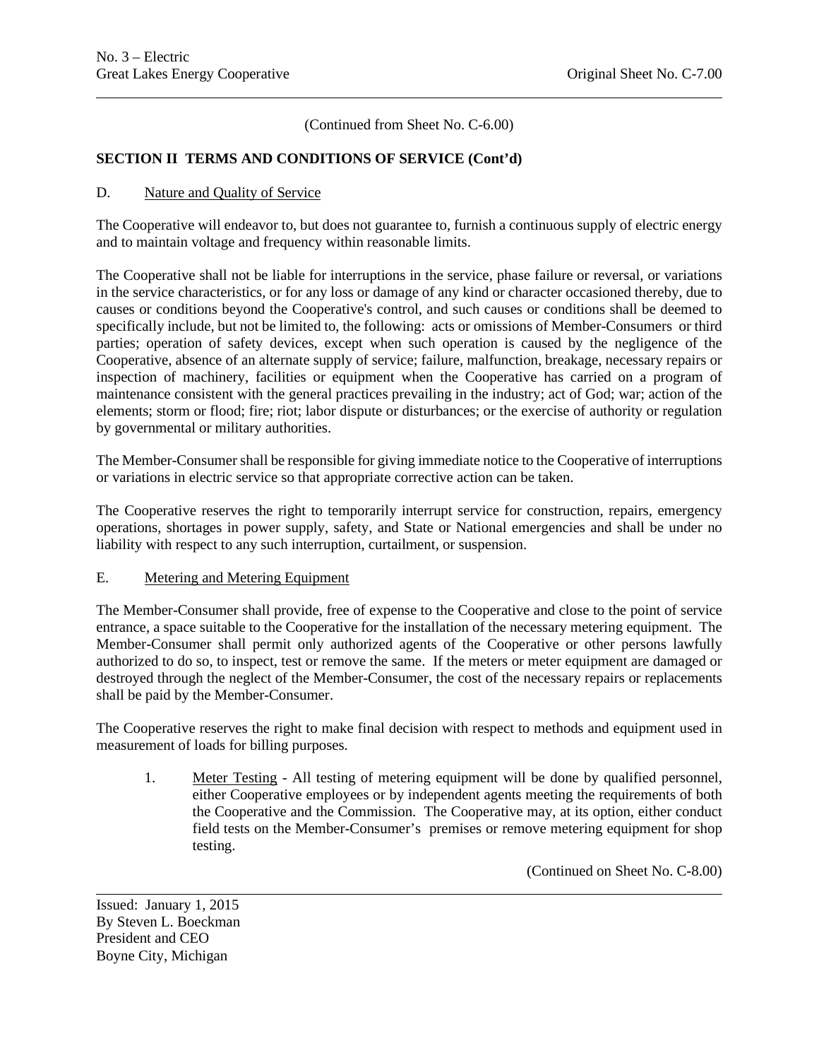(Continued from Sheet No. C-6.00)

## SECTION II TERMS AND CONDITIONS OF SERVICE (Cont'd)

### D. Nature and Quality of Service

The Cooperative will endeavor to, but does not guarantee to, furnish a continuous supply of electric energy and to maintain voltage and frequency within reasonable limits.

The Cooperative shall not be liable for interruptions in the service, phase failure or reversal, or variations in the service characteristics, or for any loss or damage of any kind or character occasioned thereby, due to causes or conditions beyond the Cooperative's control, and such causes or conditions shall be deemed to specifically include, but not be limited to, the following: acts or omissions of Member-Consumers or third parties; operation of safety devices, except when such operation is caused by the negligence of the Cooperative, absence of an alternate supply of service; failure, malfunction, breakage, necessary repairs or inspection of machinery, facilities or equipment when the Cooperative has carried on a program of maintenance consistent with the general practices prevailing in the industry; act of God; war; action of the elements; storm or flood; fire; riot; labor dispute or disturbances; or the exercise of authority or regulation by governmental or military authorities.

The Member-Consumer shall be responsible for giving immediate notice to the Cooperative of interruptions or variations in electric service so that appropriate corrective action can be taken.

The Cooperative reserves the right to temporarily interrupt service for construction, repairs, emergency operations, shortages in power supply, safety, and State or National emergencies and shall be under no liability with respect to any such interruption, curtailment, or suspension.

### E. Metering and Metering Equipment

The Member-Consumer shall provide, free of expense to the Cooperative and close to the point of service entrance, a space suitable to the Cooperative for the installation of the necessary metering equipment. The Member-Consumer shall permit only authorized agents of the Cooperative or other persons lawfully authorized to do so, to inspect, test or remove the same. If the meters or meter equipment are damaged or destroyed through the neglect of the Member-Consumer, the cost of the necessary repairs or replacements shall be paid by the Member-Consumer.

The Cooperative reserves the right to make final decision with respect to methods and equipment used in measurement of loads for billing purposes.

1. Meter Testing - All testing of metering equipment will be done by qualified personnel, either Cooperative employees or by independent agents meeting the requirements of both the Cooperative and the Commission. The Cooperative may, at its option, either conduct field tests on the Member-Consumer's premises or remove metering equipment for shop testing.

(Continued on Sheet No. C-8.00)

Issued: January 1, 2015
By Steven L. Boeckman
President and CEO
Boyne City, Michigan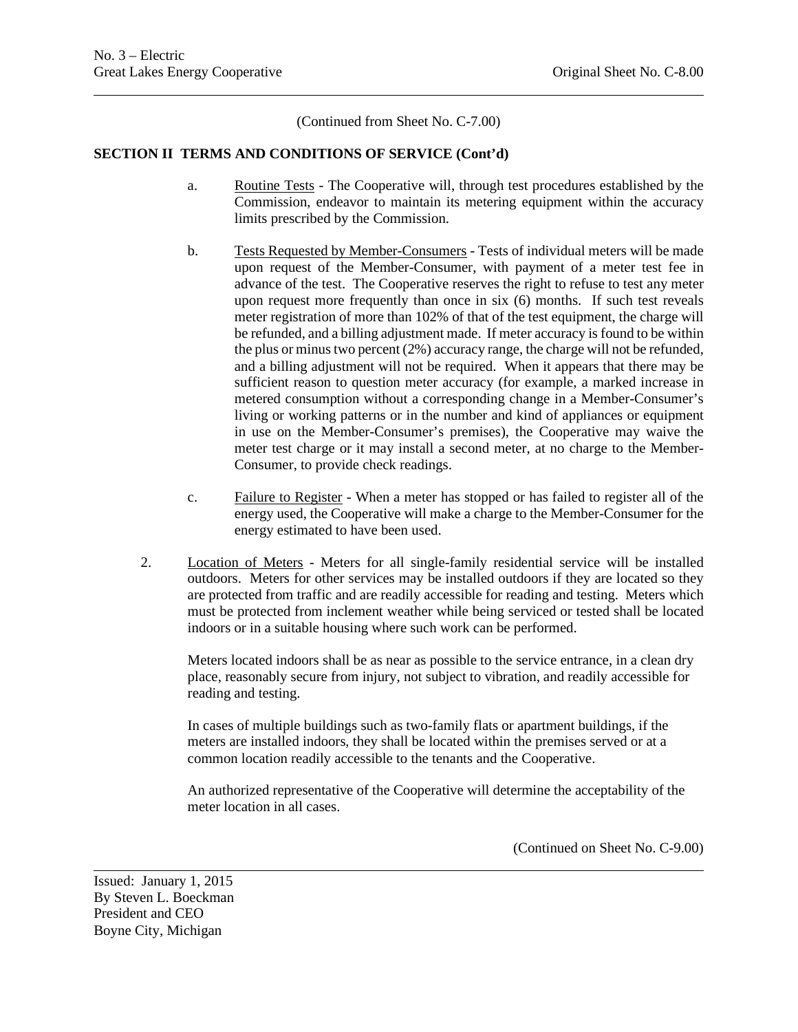(Continued from Sheet No. C-7.00)

**SECTION II TERMS AND CONDITIONS OF SERVICE (Cont'd)**

a. Routine Tests - The Cooperative will, through test procedures established by the Commission, endeavor to maintain its metering equipment within the accuracy limits prescribed by the Commission.

b. Tests Requested by Member-Consumers - Tests of individual meters will be made upon request of the Member-Consumer, with payment of a meter test fee in advance of the test. The Cooperative reserves the right to refuse to test any meter upon request more frequently than once in six (6) months. If such test reveals meter registration of more than 102% of that of the test equipment, the charge will be refunded, and a billing adjustment made. If meter accuracy is found to be within the plus or minus two percent (2%) accuracy range, the charge will not be refunded, and a billing adjustment will not be required. When it appears that there may be sufficient reason to question meter accuracy (for example, a marked increase in metered consumption without a corresponding change in a Member-Consumer's living or working patterns or in the number and kind of appliances or equipment in use on the Member-Consumer's premises), the Cooperative may waive the meter test charge or it may install a second meter, at no charge to the Member-Consumer, to provide check readings.

c. Failure to Register - When a meter has stopped or has failed to register all of the energy used, the Cooperative will make a charge to the Member-Consumer for the energy estimated to have been used.

2. Location of Meters - Meters for all single-family residential service will be installed outdoors. Meters for other services may be installed outdoors if they are located so they are protected from traffic and are readily accessible for reading and testing. Meters which must be protected from inclement weather while being serviced or tested shall be located indoors or in a suitable housing where such work can be performed.

   Meters located indoors shall be as near as possible to the service entrance, in a clean dry place, reasonably secure from injury, not subject to vibration, and readily accessible for reading and testing.

   In cases of multiple buildings such as two-family flats or apartment buildings, if the meters are installed indoors, they shall be located within the premises served or at a common location readily accessible to the tenants and the Cooperative.

   An authorized representative of the Cooperative will determine the acceptability of the meter location in all cases.

(Continued on Sheet No. C-9.00)

Issued: January 1, 2015
By Steven L. Boeckman
President and CEO
Boyne City, Michigan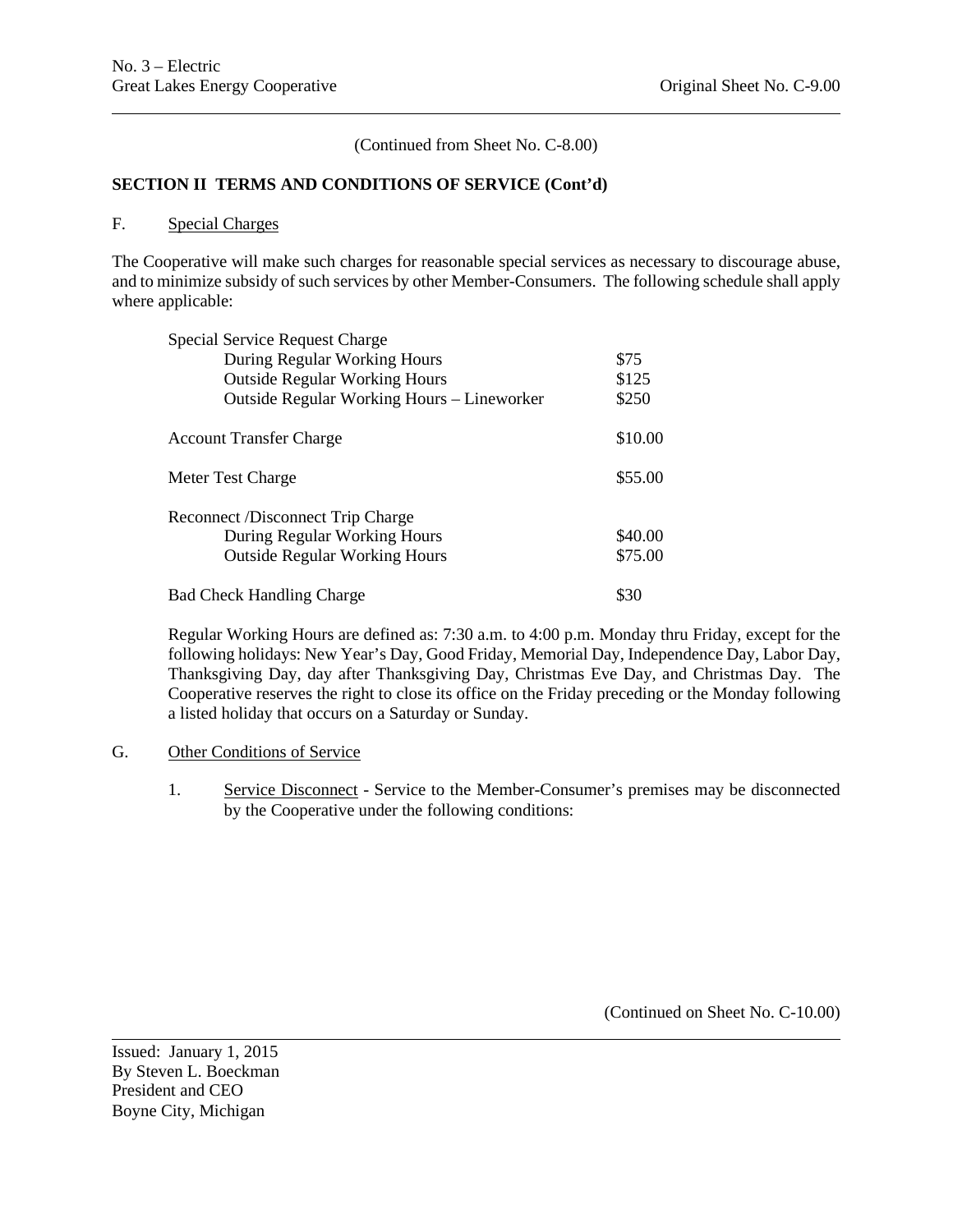(Continued from Sheet No. C-8.00)

**SECTION II TERMS AND CONDITIONS OF SERVICE (Cont'd)**

F. Special Charges

The Cooperative will make such charges for reasonable special services as necessary to discourage abuse, and to minimize subsidy of such services by other Member-Consumers. The following schedule shall apply where applicable:

| | |
|---|---|
| Special Service Request Charge | |
| During Regular Working Hours | \$75 |
| Outside Regular Working Hours | \$125 |
| Outside Regular Working Hours – Lineworker | \$250 |
| Account Transfer Charge | \$10.00 |
| Meter Test Charge | \$55.00 |
| Reconnect /Disconnect Trip Charge | |
| During Regular Working Hours | \$40.00 |
| Outside Regular Working Hours | \$75.00 |
| Bad Check Handling Charge | \$30 |

Regular Working Hours are defined as: 7:30 a.m. to 4:00 p.m. Monday thru Friday, except for the following holidays: New Year's Day, Good Friday, Memorial Day, Independence Day, Labor Day, Thanksgiving Day, day after Thanksgiving Day, Christmas Eve Day, and Christmas Day. The Cooperative reserves the right to close its office on the Friday preceding or the Monday following a listed holiday that occurs on a Saturday or Sunday.

G. Other Conditions of Service

1. Service Disconnect - Service to the Member-Consumer's premises may be disconnected by the Cooperative under the following conditions:

(Continued on Sheet No. C-10.00)

Issued: January 1, 2015
By Steven L. Boeckman
President and CEO
Boyne City, Michigan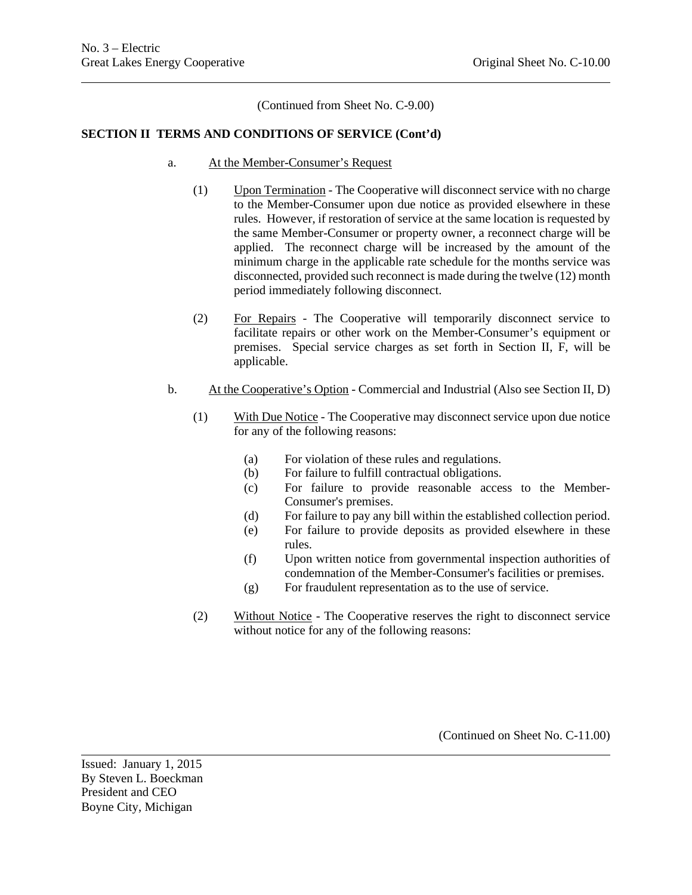(Continued from Sheet No. C-9.00)

**SECTION II TERMS AND CONDITIONS OF SERVICE (Cont'd)**

a. At the Member-Consumer's Request

(1) Upon Termination - The Cooperative will disconnect service with no charge to the Member-Consumer upon due notice as provided elsewhere in these rules. However, if restoration of service at the same location is requested by the same Member-Consumer or property owner, a reconnect charge will be applied. The reconnect charge will be increased by the amount of the minimum charge in the applicable rate schedule for the months service was disconnected, provided such reconnect is made during the twelve (12) month period immediately following disconnect.

(2) For Repairs - The Cooperative will temporarily disconnect service to facilitate repairs or other work on the Member-Consumer's equipment or premises. Special service charges as set forth in Section II, F, will be applicable.

b. At the Cooperative's Option - Commercial and Industrial (Also see Section II, D)

(1) With Due Notice - The Cooperative may disconnect service upon due notice for any of the following reasons:

(a) For violation of these rules and regulations.
(b) For failure to fulfill contractual obligations.
(c) For failure to provide reasonable access to the Member-Consumer's premises.
(d) For failure to pay any bill within the established collection period.
(e) For failure to provide deposits as provided elsewhere in these rules.
(f) Upon written notice from governmental inspection authorities of condemnation of the Member-Consumer's facilities or premises.
(g) For fraudulent representation as to the use of service.

(2) Without Notice - The Cooperative reserves the right to disconnect service without notice for any of the following reasons:

(Continued on Sheet No. C-11.00)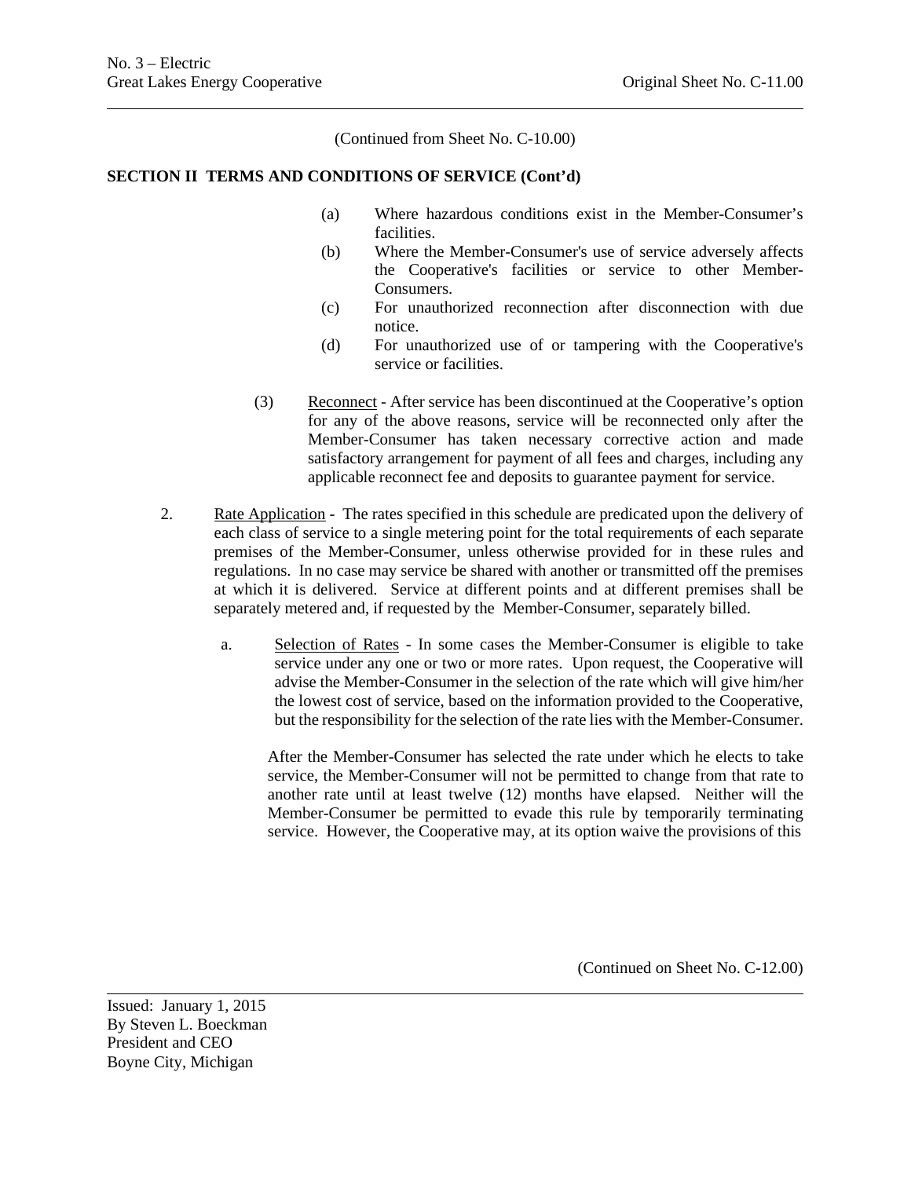(Continued from Sheet No. C-10.00)

**SECTION II TERMS AND CONDITIONS OF SERVICE (Cont'd)**

(a) Where hazardous conditions exist in the Member-Consumer's facilities.

(b) Where the Member-Consumer's use of service adversely affects the Cooperative's facilities or service to other Member-Consumers.

(c) For unauthorized reconnection after disconnection with due notice.

(d) For unauthorized use of or tampering with the Cooperative's service or facilities.

(3) Reconnect - After service has been discontinued at the Cooperative's option for any of the above reasons, service will be reconnected only after the Member-Consumer has taken necessary corrective action and made satisfactory arrangement for payment of all fees and charges, including any applicable reconnect fee and deposits to guarantee payment for service.

2. Rate Application - The rates specified in this schedule are predicated upon the delivery of each class of service to a single metering point for the total requirements of each separate premises of the Member-Consumer, unless otherwise provided for in these rules and regulations. In no case may service be shared with another or transmitted off the premises at which it is delivered. Service at different points and at different premises shall be separately metered and, if requested by the Member-Consumer, separately billed.

a. Selection of Rates - In some cases the Member-Consumer is eligible to take service under any one or two or more rates. Upon request, the Cooperative will advise the Member-Consumer in the selection of the rate which will give him/her the lowest cost of service, based on the information provided to the Cooperative, but the responsibility for the selection of the rate lies with the Member-Consumer.

After the Member-Consumer has selected the rate under which he elects to take service, the Member-Consumer will not be permitted to change from that rate to another rate until at least twelve (12) months have elapsed. Neither will the Member-Consumer be permitted to evade this rule by temporarily terminating service. However, the Cooperative may, at its option waive the provisions of this

(Continued on Sheet No. C-12.00)

Issued: January 1, 2015
By Steven L. Boeckman
President and CEO
Boyne City, Michigan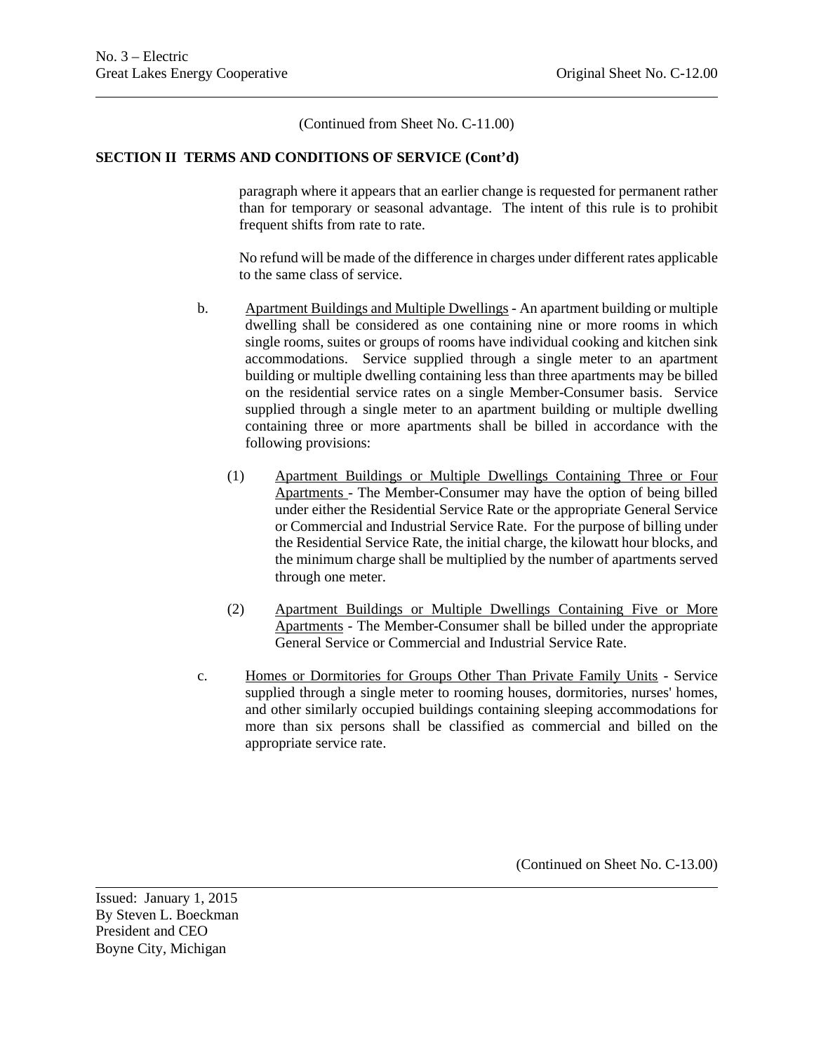(Continued from Sheet No. C-11.00)

**SECTION II TERMS AND CONDITIONS OF SERVICE (Cont'd)**

paragraph where it appears that an earlier change is requested for permanent rather than for temporary or seasonal advantage. The intent of this rule is to prohibit frequent shifts from rate to rate.

No refund will be made of the difference in charges under different rates applicable to the same class of service.

b. Apartment Buildings and Multiple Dwellings - An apartment building or multiple dwelling shall be considered as one containing nine or more rooms in which single rooms, suites or groups of rooms have individual cooking and kitchen sink accommodations. Service supplied through a single meter to an apartment building or multiple dwelling containing less than three apartments may be billed on the residential service rates on a single Member-Consumer basis. Service supplied through a single meter to an apartment building or multiple dwelling containing three or more apartments shall be billed in accordance with the following provisions:

(1) Apartment Buildings or Multiple Dwellings Containing Three or Four Apartments - The Member-Consumer may have the option of being billed under either the Residential Service Rate or the appropriate General Service or Commercial and Industrial Service Rate. For the purpose of billing under the Residential Service Rate, the initial charge, the kilowatt hour blocks, and the minimum charge shall be multiplied by the number of apartments served through one meter.

(2) Apartment Buildings or Multiple Dwellings Containing Five or More Apartments - The Member-Consumer shall be billed under the appropriate General Service or Commercial and Industrial Service Rate.

c. Homes or Dormitories for Groups Other Than Private Family Units - Service supplied through a single meter to rooming houses, dormitories, nurses' homes, and other similarly occupied buildings containing sleeping accommodations for more than six persons shall be classified as commercial and billed on the appropriate service rate.

(Continued on Sheet No. C-13.00)

Issued: January 1, 2015
By Steven L. Boeckman
President and CEO
Boyne City, Michigan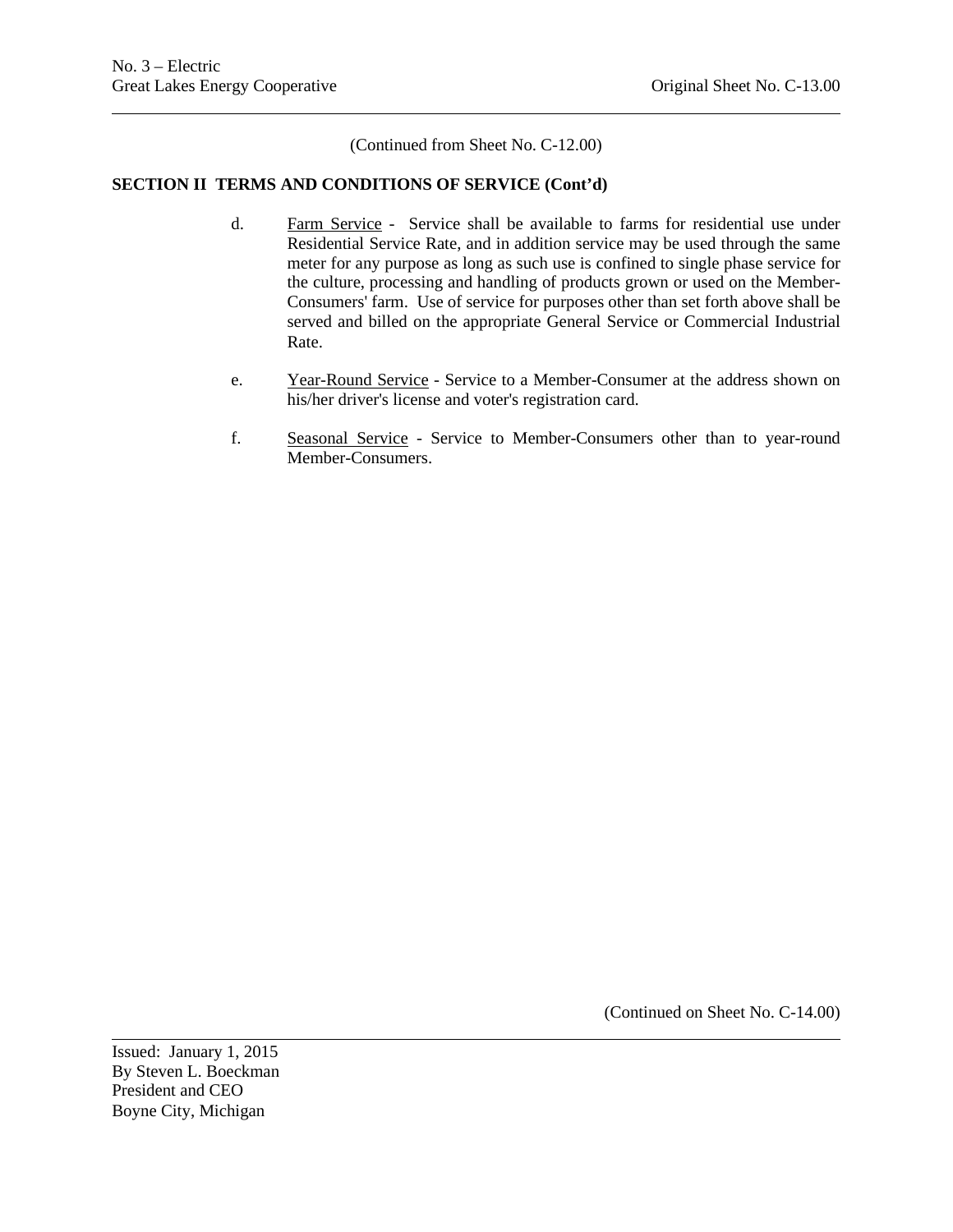(Continued from Sheet No. C-12.00)

**SECTION II  TERMS AND CONDITIONS OF SERVICE (Cont'd)**

d. Farm Service -  Service shall be available to farms for residential use under Residential Service Rate, and in addition service may be used through the same meter for any purpose as long as such use is confined to single phase service for the culture, processing and handling of products grown or used on the Member-Consumers' farm.  Use of service for purposes other than set forth above shall be served and billed on the appropriate General Service or Commercial Industrial Rate.

e. Year-Round Service - Service to a Member-Consumer at the address shown on his/her driver's license and voter's registration card.

f. Seasonal Service - Service to Member-Consumers other than to year-round Member-Consumers.

(Continued on Sheet No. C-14.00)

Issued:  January 1, 2015
By Steven L. Boeckman
President and CEO
Boyne City, Michigan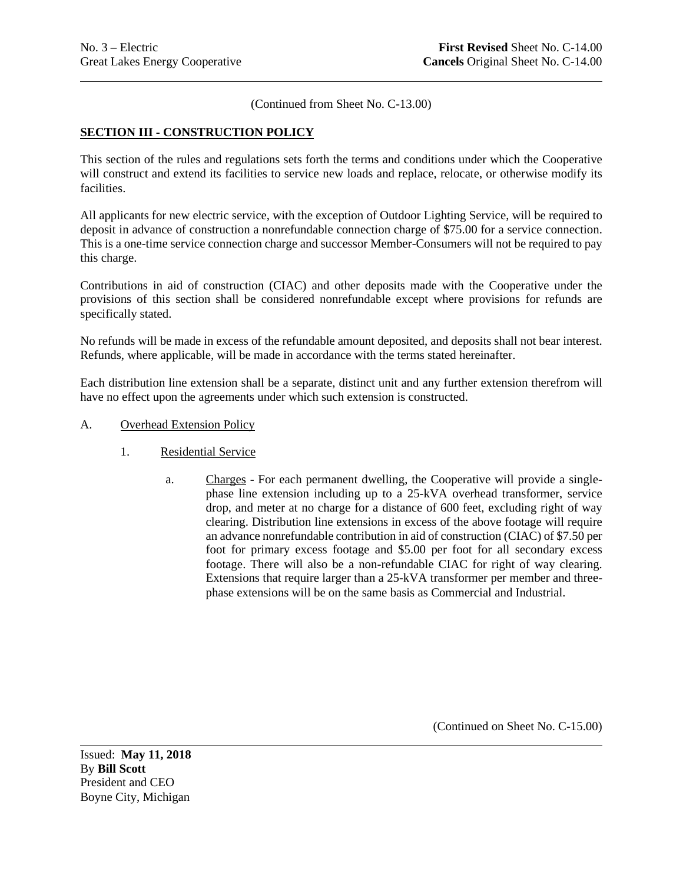(Continued from Sheet No. C-13.00)

## SECTION III - CONSTRUCTION POLICY

This section of the rules and regulations sets forth the terms and conditions under which the Cooperative will construct and extend its facilities to service new loads and replace, relocate, or otherwise modify its facilities.

All applicants for new electric service, with the exception of Outdoor Lighting Service, will be required to deposit in advance of construction a nonrefundable connection charge of $75.00 for a service connection. This is a one-time service connection charge and successor Member-Consumers will not be required to pay this charge.

Contributions in aid of construction (CIAC) and other deposits made with the Cooperative under the provisions of this section shall be considered nonrefundable except where provisions for refunds are specifically stated.

No refunds will be made in excess of the refundable amount deposited, and deposits shall not bear interest. Refunds, where applicable, will be made in accordance with the terms stated hereinafter.

Each distribution line extension shall be a separate, distinct unit and any further extension therefrom will have no effect upon the agreements under which such extension is constructed.

A. Overhead Extension Policy

1. Residential Service

a. Charges - For each permanent dwelling, the Cooperative will provide a single-phase line extension including up to a 25-kVA overhead transformer, service drop, and meter at no charge for a distance of 600 feet, excluding right of way clearing. Distribution line extensions in excess of the above footage will require an advance nonrefundable contribution in aid of construction (CIAC) of $7.50 per foot for primary excess footage and $5.00 per foot for all secondary excess footage. There will also be a non-refundable CIAC for right of way clearing. Extensions that require larger than a 25-kVA transformer per member and three-phase extensions will be on the same basis as Commercial and Industrial.

(Continued on Sheet No. C-15.00)

Issued: **May 11, 2018**
By **Bill Scott**
President and CEO
Boyne City, Michigan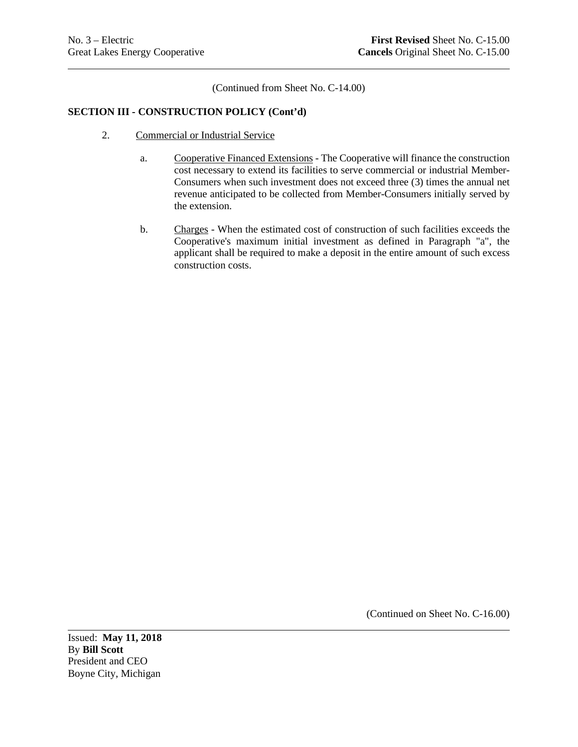(Continued from Sheet No. C-14.00)

**SECTION III - CONSTRUCTION POLICY (Cont'd)**

2. Commercial or Industrial Service

   a. Cooperative Financed Extensions - The Cooperative will finance the construction cost necessary to extend its facilities to serve commercial or industrial Member-Consumers when such investment does not exceed three (3) times the annual net revenue anticipated to be collected from Member-Consumers initially served by the extension.

   b. Charges - When the estimated cost of construction of such facilities exceeds the Cooperative's maximum initial investment as defined in Paragraph "a", the applicant shall be required to make a deposit in the entire amount of such excess construction costs.

(Continued on Sheet No. C-16.00)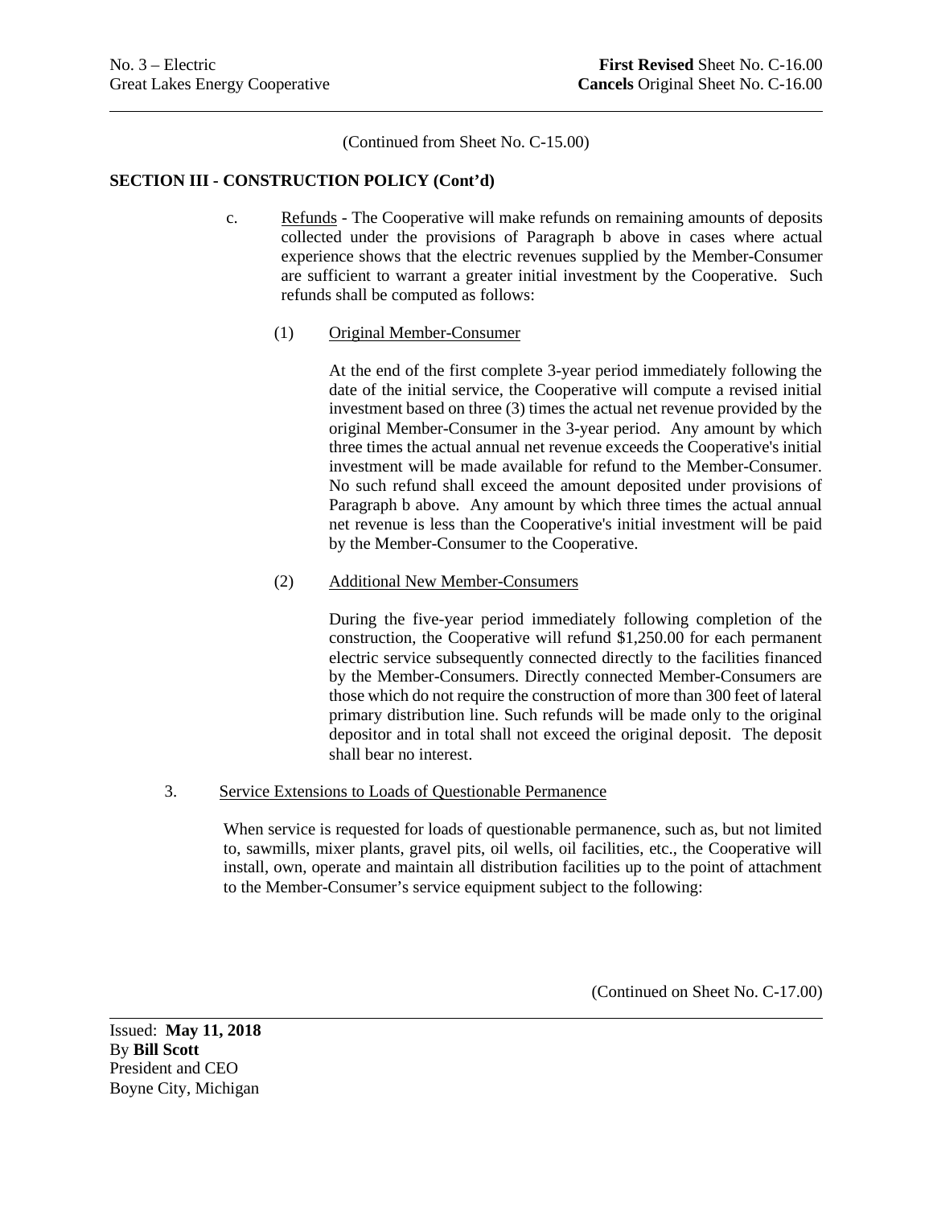(Continued from Sheet No. C-15.00)

**SECTION III - CONSTRUCTION POLICY (Cont'd)**

c. Refunds - The Cooperative will make refunds on remaining amounts of deposits collected under the provisions of Paragraph b above in cases where actual experience shows that the electric revenues supplied by the Member-Consumer are sufficient to warrant a greater initial investment by the Cooperative. Such refunds shall be computed as follows:

(1) Original Member-Consumer

At the end of the first complete 3-year period immediately following the date of the initial service, the Cooperative will compute a revised initial investment based on three (3) times the actual net revenue provided by the original Member-Consumer in the 3-year period. Any amount by which three times the actual annual net revenue exceeds the Cooperative's initial investment will be made available for refund to the Member-Consumer. No such refund shall exceed the amount deposited under provisions of Paragraph b above. Any amount by which three times the actual annual net revenue is less than the Cooperative's initial investment will be paid by the Member-Consumer to the Cooperative.

(2) Additional New Member-Consumers

During the five-year period immediately following completion of the construction, the Cooperative will refund $1,250.00 for each permanent electric service subsequently connected directly to the facilities financed by the Member-Consumers. Directly connected Member-Consumers are those which do not require the construction of more than 300 feet of lateral primary distribution line. Such refunds will be made only to the original depositor and in total shall not exceed the original deposit. The deposit shall bear no interest.

3. Service Extensions to Loads of Questionable Permanence

When service is requested for loads of questionable permanence, such as, but not limited to, sawmills, mixer plants, gravel pits, oil wells, oil facilities, etc., the Cooperative will install, own, operate and maintain all distribution facilities up to the point of attachment to the Member-Consumer's service equipment subject to the following:

(Continued on Sheet No. C-17.00)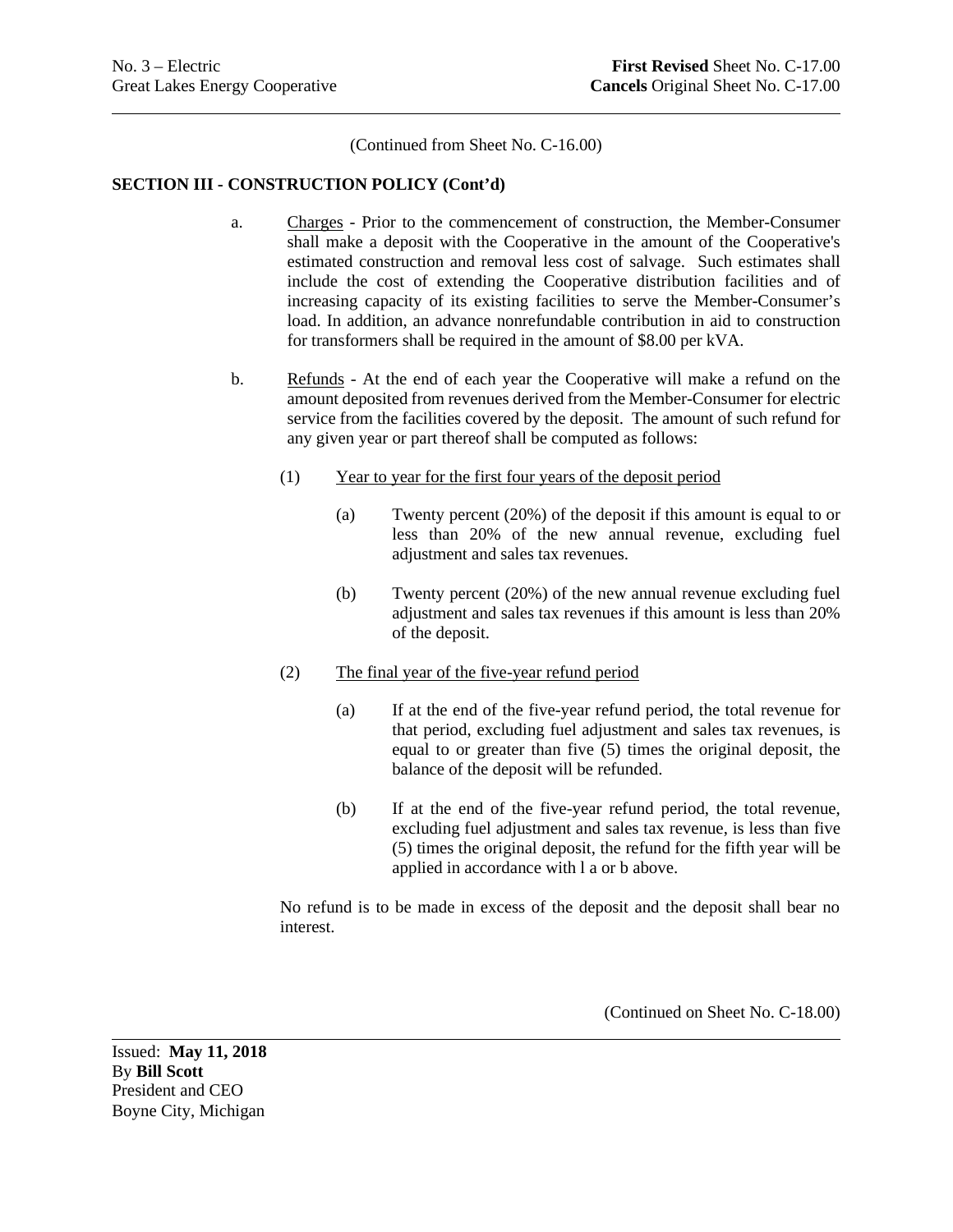(Continued from Sheet No. C-16.00)

**SECTION III - CONSTRUCTION POLICY (Cont'd)**

a. Charges - Prior to the commencement of construction, the Member-Consumer shall make a deposit with the Cooperative in the amount of the Cooperative's estimated construction and removal less cost of salvage. Such estimates shall include the cost of extending the Cooperative distribution facilities and of increasing capacity of its existing facilities to serve the Member-Consumer's load. In addition, an advance nonrefundable contribution in aid to construction for transformers shall be required in the amount of $8.00 per kVA.

b. Refunds - At the end of each year the Cooperative will make a refund on the amount deposited from revenues derived from the Member-Consumer for electric service from the facilities covered by the deposit. The amount of such refund for any given year or part thereof shall be computed as follows:

(1) Year to year for the first four years of the deposit period

(a) Twenty percent (20%) of the deposit if this amount is equal to or less than 20% of the new annual revenue, excluding fuel adjustment and sales tax revenues.

(b) Twenty percent (20%) of the new annual revenue excluding fuel adjustment and sales tax revenues if this amount is less than 20% of the deposit.

(2) The final year of the five-year refund period

(a) If at the end of the five-year refund period, the total revenue for that period, excluding fuel adjustment and sales tax revenues, is equal to or greater than five (5) times the original deposit, the balance of the deposit will be refunded.

(b) If at the end of the five-year refund period, the total revenue, excluding fuel adjustment and sales tax revenue, is less than five (5) times the original deposit, the refund for the fifth year will be applied in accordance with l a or b above.

No refund is to be made in excess of the deposit and the deposit shall bear no interest.

(Continued on Sheet No. C-18.00)

Issued: **May 11, 2018**
By **Bill Scott**
President and CEO
Boyne City, Michigan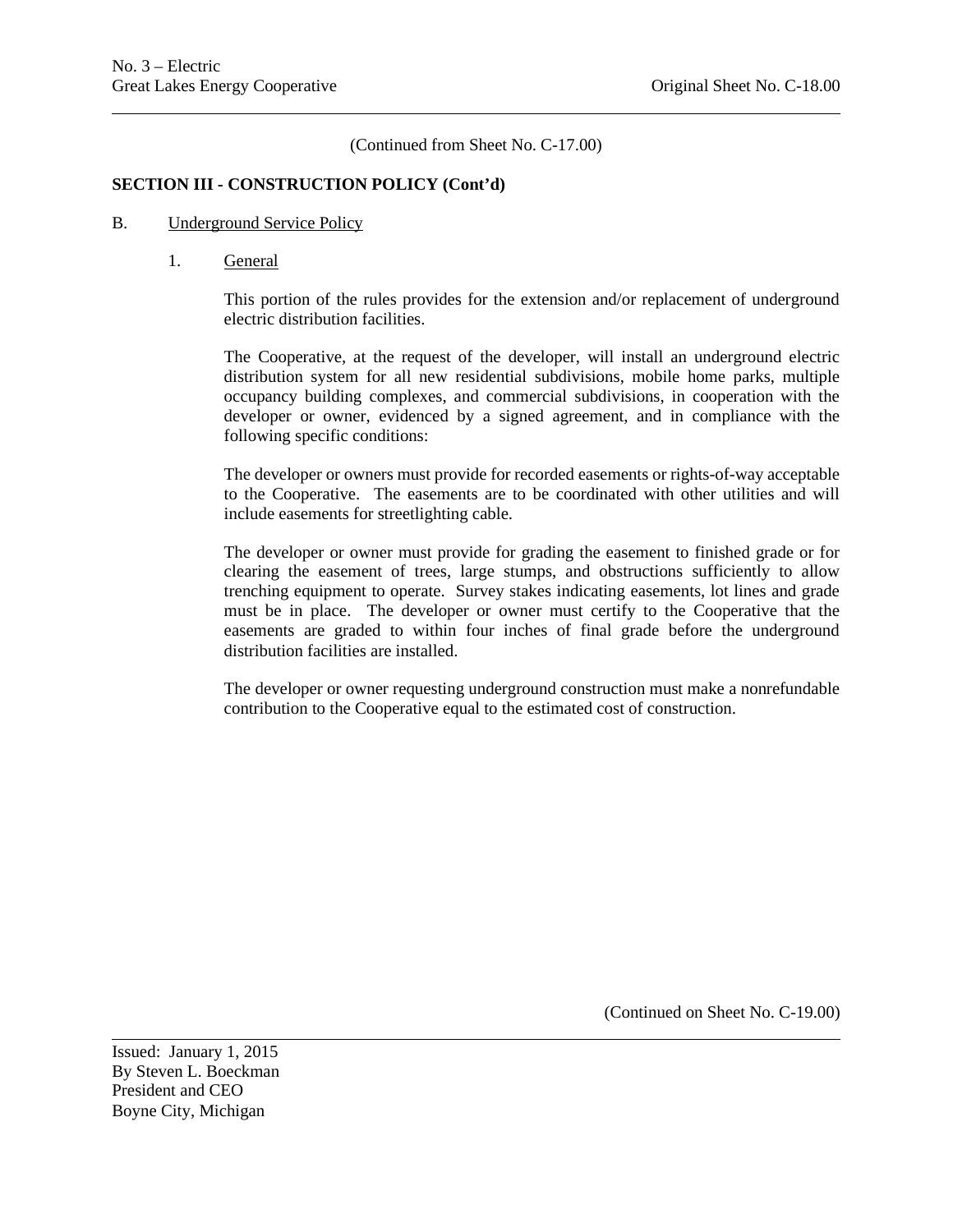(Continued from Sheet No. C-17.00)

**SECTION III - CONSTRUCTION POLICY (Cont'd)**

B. Underground Service Policy

1. General

This portion of the rules provides for the extension and/or replacement of underground electric distribution facilities.

The Cooperative, at the request of the developer, will install an underground electric distribution system for all new residential subdivisions, mobile home parks, multiple occupancy building complexes, and commercial subdivisions, in cooperation with the developer or owner, evidenced by a signed agreement, and in compliance with the following specific conditions:

The developer or owners must provide for recorded easements or rights-of-way acceptable to the Cooperative. The easements are to be coordinated with other utilities and will include easements for streetlighting cable.

The developer or owner must provide for grading the easement to finished grade or for clearing the easement of trees, large stumps, and obstructions sufficiently to allow trenching equipment to operate. Survey stakes indicating easements, lot lines and grade must be in place. The developer or owner must certify to the Cooperative that the easements are graded to within four inches of final grade before the underground distribution facilities are installed.

The developer or owner requesting underground construction must make a nonrefundable contribution to the Cooperative equal to the estimated cost of construction.

(Continued on Sheet No. C-19.00)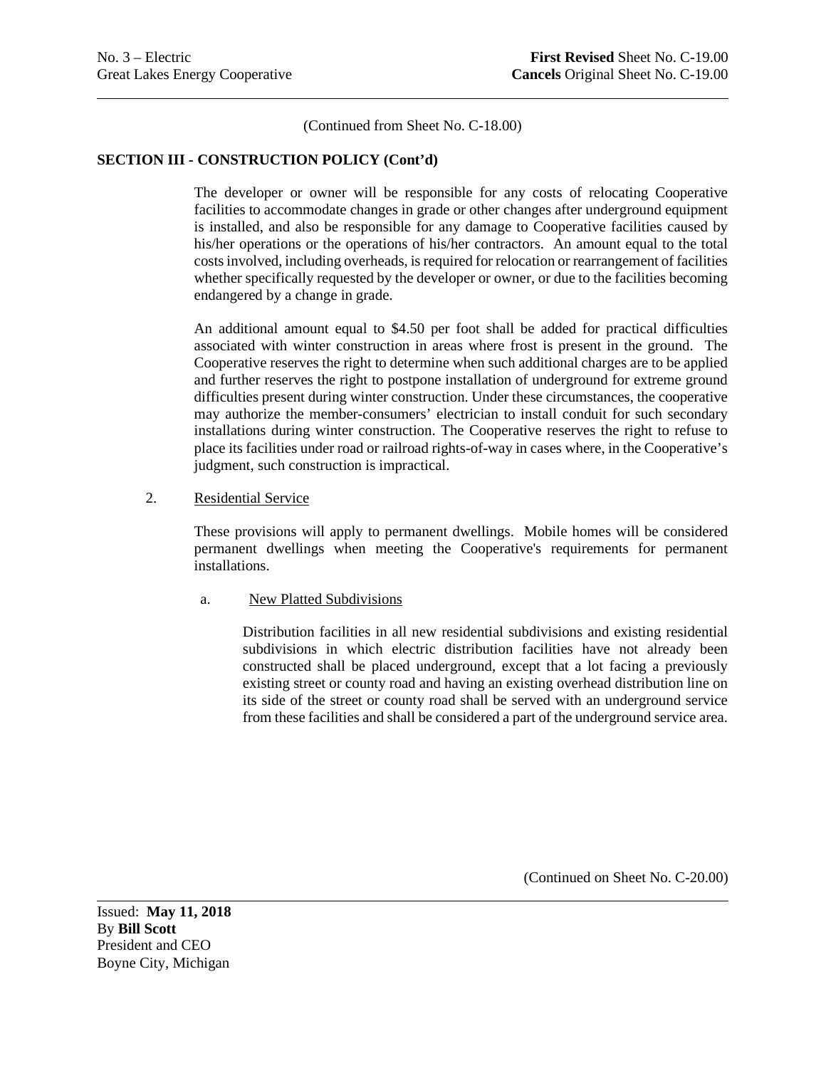(Continued from Sheet No. C-18.00)

**SECTION III - CONSTRUCTION POLICY (Cont'd)**

The developer or owner will be responsible for any costs of relocating Cooperative facilities to accommodate changes in grade or other changes after underground equipment is installed, and also be responsible for any damage to Cooperative facilities caused by his/her operations or the operations of his/her contractors. An amount equal to the total costs involved, including overheads, is required for relocation or rearrangement of facilities whether specifically requested by the developer or owner, or due to the facilities becoming endangered by a change in grade.

An additional amount equal to $4.50 per foot shall be added for practical difficulties associated with winter construction in areas where frost is present in the ground. The Cooperative reserves the right to determine when such additional charges are to be applied and further reserves the right to postpone installation of underground for extreme ground difficulties present during winter construction. Under these circumstances, the cooperative may authorize the member-consumers' electrician to install conduit for such secondary installations during winter construction. The Cooperative reserves the right to refuse to place its facilities under road or railroad rights-of-way in cases where, in the Cooperative's judgment, such construction is impractical.

2. Residential Service

These provisions will apply to permanent dwellings. Mobile homes will be considered permanent dwellings when meeting the Cooperative's requirements for permanent installations.

a. New Platted Subdivisions

Distribution facilities in all new residential subdivisions and existing residential subdivisions in which electric distribution facilities have not already been constructed shall be placed underground, except that a lot facing a previously existing street or county road and having an existing overhead distribution line on its side of the street or county road shall be served with an underground service from these facilities and shall be considered a part of the underground service area.

(Continued on Sheet No. C-20.00)

Issued: **May 11, 2018**
By **Bill Scott**
President and CEO
Boyne City, Michigan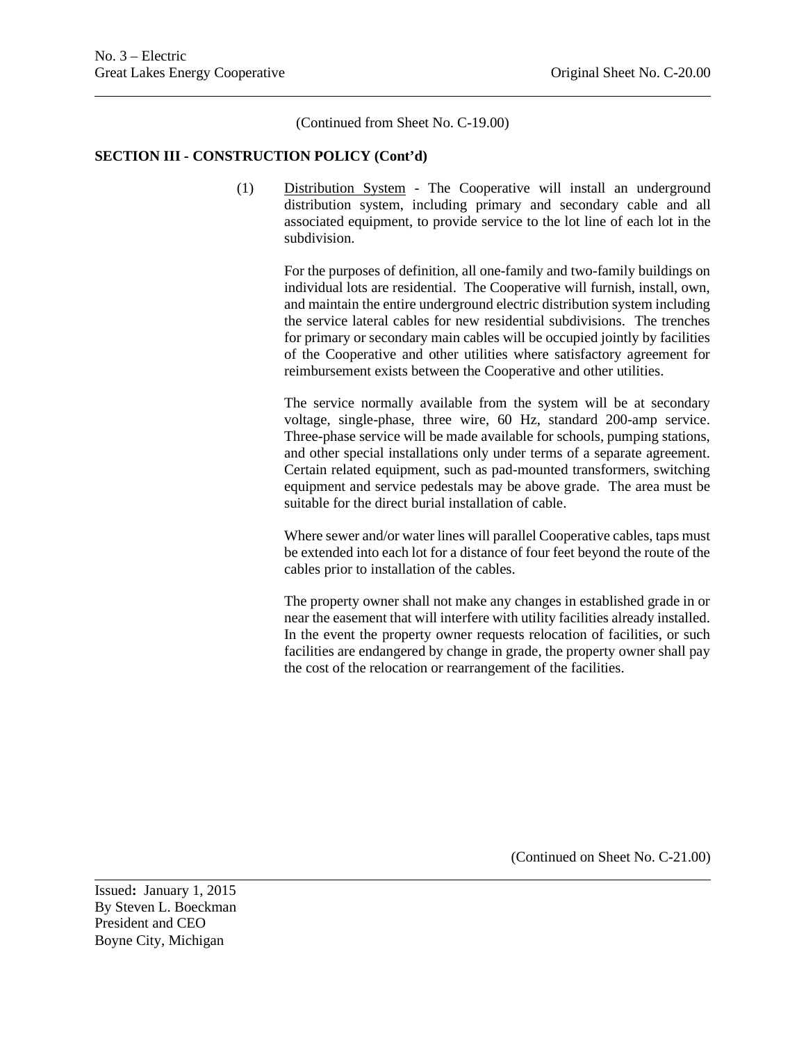(Continued from Sheet No. C-19.00)

**SECTION III - CONSTRUCTION POLICY (Cont'd)**

(1) Distribution System - The Cooperative will install an underground distribution system, including primary and secondary cable and all associated equipment, to provide service to the lot line of each lot in the subdivision.

For the purposes of definition, all one-family and two-family buildings on individual lots are residential. The Cooperative will furnish, install, own, and maintain the entire underground electric distribution system including the service lateral cables for new residential subdivisions. The trenches for primary or secondary main cables will be occupied jointly by facilities of the Cooperative and other utilities where satisfactory agreement for reimbursement exists between the Cooperative and other utilities.

The service normally available from the system will be at secondary voltage, single-phase, three wire, 60 Hz, standard 200-amp service. Three-phase service will be made available for schools, pumping stations, and other special installations only under terms of a separate agreement. Certain related equipment, such as pad-mounted transformers, switching equipment and service pedestals may be above grade. The area must be suitable for the direct burial installation of cable.

Where sewer and/or water lines will parallel Cooperative cables, taps must be extended into each lot for a distance of four feet beyond the route of the cables prior to installation of the cables.

The property owner shall not make any changes in established grade in or near the easement that will interfere with utility facilities already installed. In the event the property owner requests relocation of facilities, or such facilities are endangered by change in grade, the property owner shall pay the cost of the relocation or rearrangement of the facilities.

(Continued on Sheet No. C-21.00)

Issued: January 1, 2015
By Steven L. Boeckman
President and CEO
Boyne City, Michigan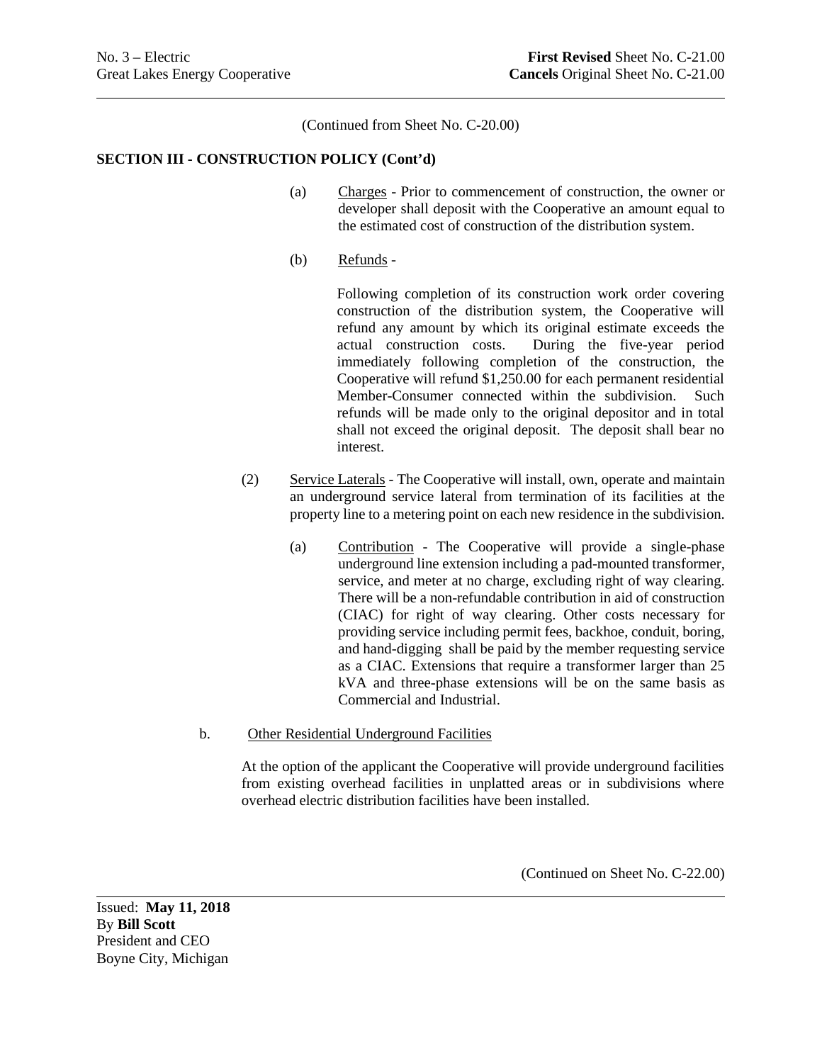(Continued from Sheet No. C-20.00)

**SECTION III - CONSTRUCTION POLICY (Cont'd)**

(a) Charges - Prior to commencement of construction, the owner or developer shall deposit with the Cooperative an amount equal to the estimated cost of construction of the distribution system.

(b) Refunds -

Following completion of its construction work order covering construction of the distribution system, the Cooperative will refund any amount by which its original estimate exceeds the actual construction costs. During the five-year period immediately following completion of the construction, the Cooperative will refund $1,250.00 for each permanent residential Member-Consumer connected within the subdivision. Such refunds will be made only to the original depositor and in total shall not exceed the original deposit. The deposit shall bear no interest.

(2) Service Laterals - The Cooperative will install, own, operate and maintain an underground service lateral from termination of its facilities at the property line to a metering point on each new residence in the subdivision.

(a) Contribution - The Cooperative will provide a single-phase underground line extension including a pad-mounted transformer, service, and meter at no charge, excluding right of way clearing. There will be a non-refundable contribution in aid of construction (CIAC) for right of way clearing. Other costs necessary for providing service including permit fees, backhoe, conduit, boring, and hand-digging shall be paid by the member requesting service as a CIAC. Extensions that require a transformer larger than 25 kVA and three-phase extensions will be on the same basis as Commercial and Industrial.

b. Other Residential Underground Facilities

At the option of the applicant the Cooperative will provide underground facilities from existing overhead facilities in unplatted areas or in subdivisions where overhead electric distribution facilities have been installed.

(Continued on Sheet No. C-22.00)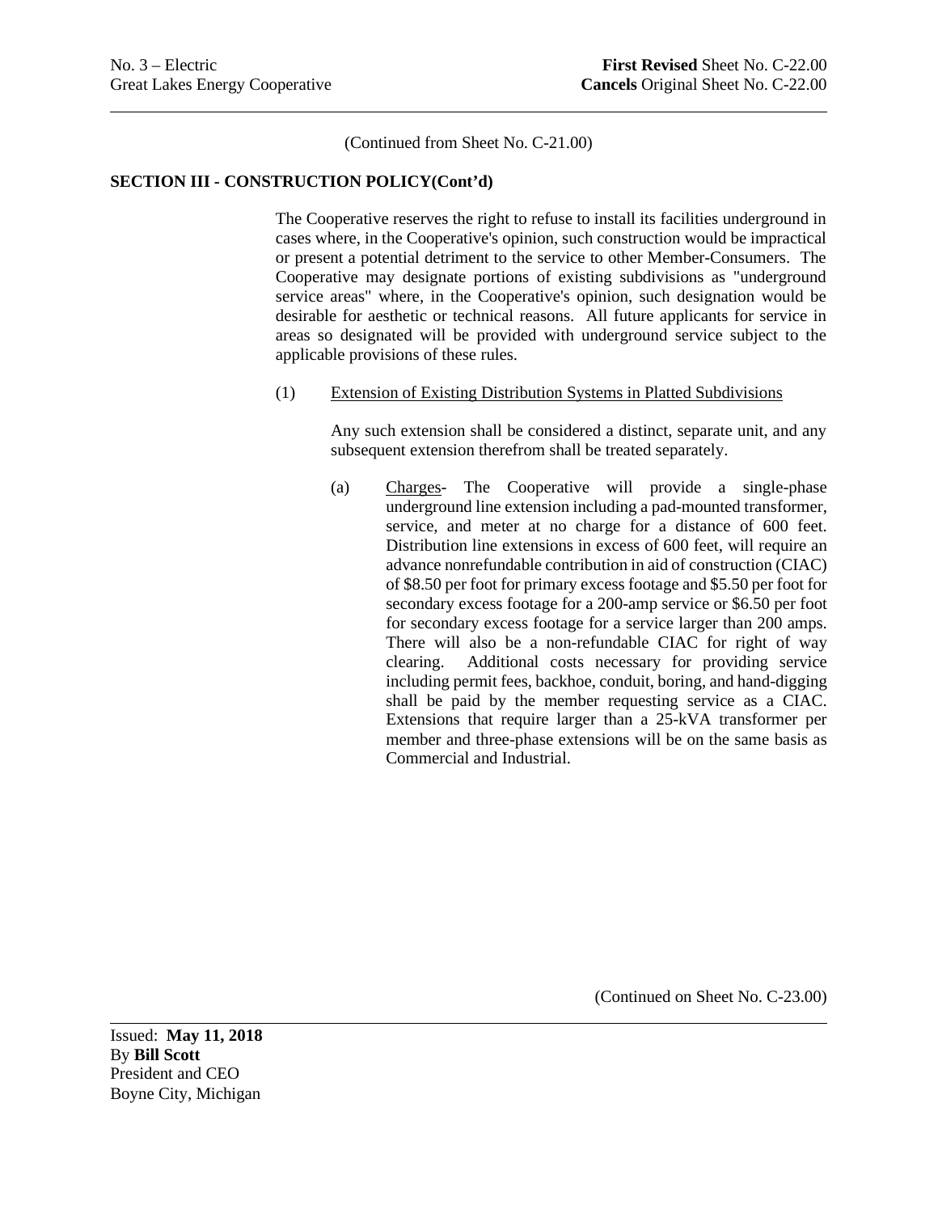(Continued from Sheet No. C-21.00)

**SECTION III - CONSTRUCTION POLICY(Cont'd)**

The Cooperative reserves the right to refuse to install its facilities underground in cases where, in the Cooperative's opinion, such construction would be impractical or present a potential detriment to the service to other Member-Consumers. The Cooperative may designate portions of existing subdivisions as "underground service areas" where, in the Cooperative's opinion, such designation would be desirable for aesthetic or technical reasons. All future applicants for service in areas so designated will be provided with underground service subject to the applicable provisions of these rules.

(1) Extension of Existing Distribution Systems in Platted Subdivisions

Any such extension shall be considered a distinct, separate unit, and any subsequent extension therefrom shall be treated separately.

(a) Charges- The Cooperative will provide a single-phase underground line extension including a pad-mounted transformer, service, and meter at no charge for a distance of 600 feet. Distribution line extensions in excess of 600 feet, will require an advance nonrefundable contribution in aid of construction (CIAC) of $8.50 per foot for primary excess footage and $5.50 per foot for secondary excess footage for a 200-amp service or $6.50 per foot for secondary excess footage for a service larger than 200 amps. There will also be a non-refundable CIAC for right of way clearing. Additional costs necessary for providing service including permit fees, backhoe, conduit, boring, and hand-digging shall be paid by the member requesting service as a CIAC. Extensions that require larger than a 25-kVA transformer per member and three-phase extensions will be on the same basis as Commercial and Industrial.

(Continued on Sheet No. C-23.00)

Issued: **May 11, 2018**
By **Bill Scott**
President and CEO
Boyne City, Michigan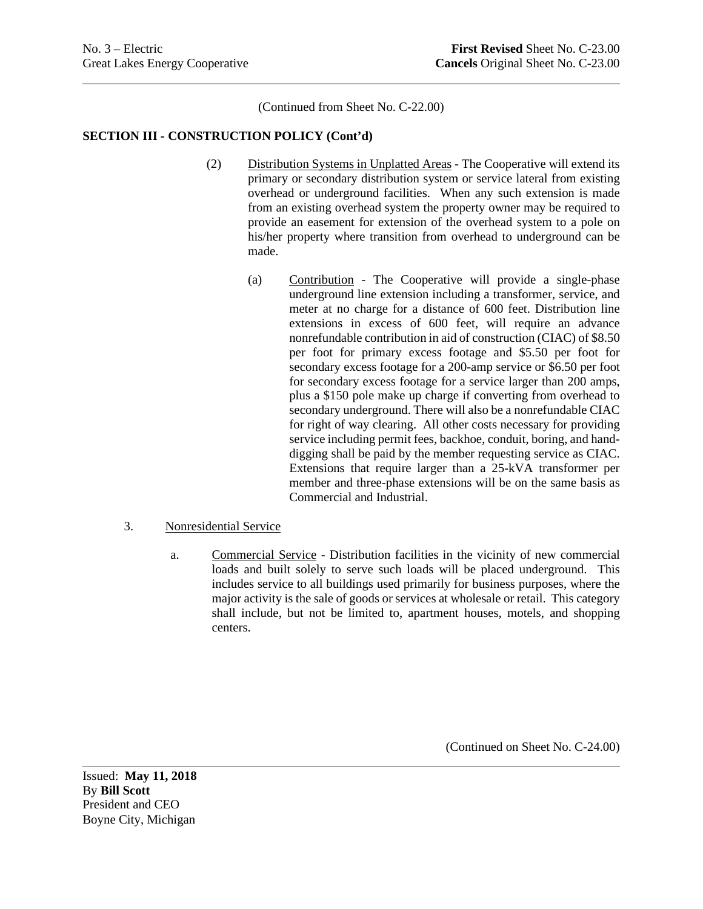(Continued from Sheet No. C-22.00)

**SECTION III - CONSTRUCTION POLICY (Cont'd)**

(2) Distribution Systems in Unplatted Areas - The Cooperative will extend its primary or secondary distribution system or service lateral from existing overhead or underground facilities. When any such extension is made from an existing overhead system the property owner may be required to provide an easement for extension of the overhead system to a pole on his/her property where transition from overhead to underground can be made.

(a) Contribution - The Cooperative will provide a single-phase underground line extension including a transformer, service, and meter at no charge for a distance of 600 feet. Distribution line extensions in excess of 600 feet, will require an advance nonrefundable contribution in aid of construction (CIAC) of $8.50 per foot for primary excess footage and $5.50 per foot for secondary excess footage for a 200-amp service or $6.50 per foot for secondary excess footage for a service larger than 200 amps, plus a $150 pole make up charge if converting from overhead to secondary underground. There will also be a nonrefundable CIAC for right of way clearing. All other costs necessary for providing service including permit fees, backhoe, conduit, boring, and hand-digging shall be paid by the member requesting service as CIAC. Extensions that require larger than a 25-kVA transformer per member and three-phase extensions will be on the same basis as Commercial and Industrial.

3. Nonresidential Service

a. Commercial Service - Distribution facilities in the vicinity of new commercial loads and built solely to serve such loads will be placed underground. This includes service to all buildings used primarily for business purposes, where the major activity is the sale of goods or services at wholesale or retail. This category shall include, but not be limited to, apartment houses, motels, and shopping centers.

(Continued on Sheet No. C-24.00)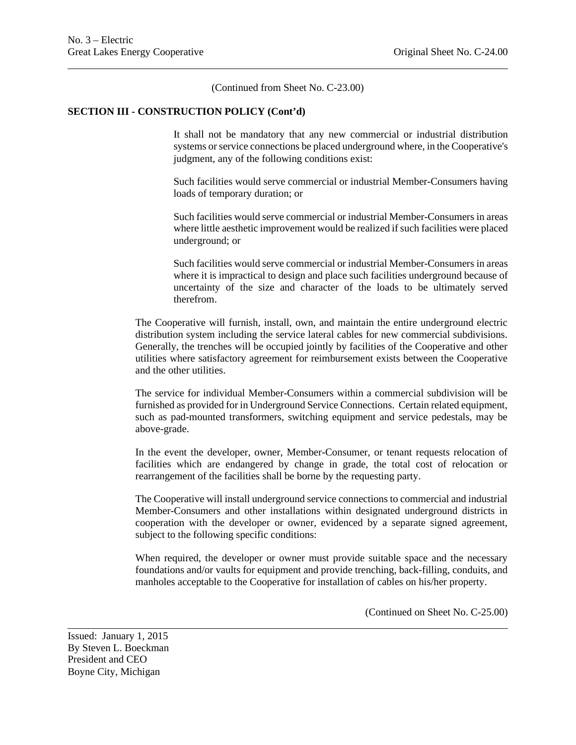(Continued from Sheet No. C-23.00)

**SECTION III - CONSTRUCTION POLICY (Cont'd)**

It shall not be mandatory that any new commercial or industrial distribution systems or service connections be placed underground where, in the Cooperative's judgment, any of the following conditions exist:

Such facilities would serve commercial or industrial Member-Consumers having loads of temporary duration; or

Such facilities would serve commercial or industrial Member-Consumers in areas where little aesthetic improvement would be realized if such facilities were placed underground; or

Such facilities would serve commercial or industrial Member-Consumers in areas where it is impractical to design and place such facilities underground because of uncertainty of the size and character of the loads to be ultimately served therefrom.

The Cooperative will furnish, install, own, and maintain the entire underground electric distribution system including the service lateral cables for new commercial subdivisions. Generally, the trenches will be occupied jointly by facilities of the Cooperative and other utilities where satisfactory agreement for reimbursement exists between the Cooperative and the other utilities.

The service for individual Member-Consumers within a commercial subdivision will be furnished as provided for in Underground Service Connections. Certain related equipment, such as pad-mounted transformers, switching equipment and service pedestals, may be above-grade.

In the event the developer, owner, Member-Consumer, or tenant requests relocation of facilities which are endangered by change in grade, the total cost of relocation or rearrangement of the facilities shall be borne by the requesting party.

The Cooperative will install underground service connections to commercial and industrial Member-Consumers and other installations within designated underground districts in cooperation with the developer or owner, evidenced by a separate signed agreement, subject to the following specific conditions:

When required, the developer or owner must provide suitable space and the necessary foundations and/or vaults for equipment and provide trenching, back-filling, conduits, and manholes acceptable to the Cooperative for installation of cables on his/her property.

(Continued on Sheet No. C-25.00)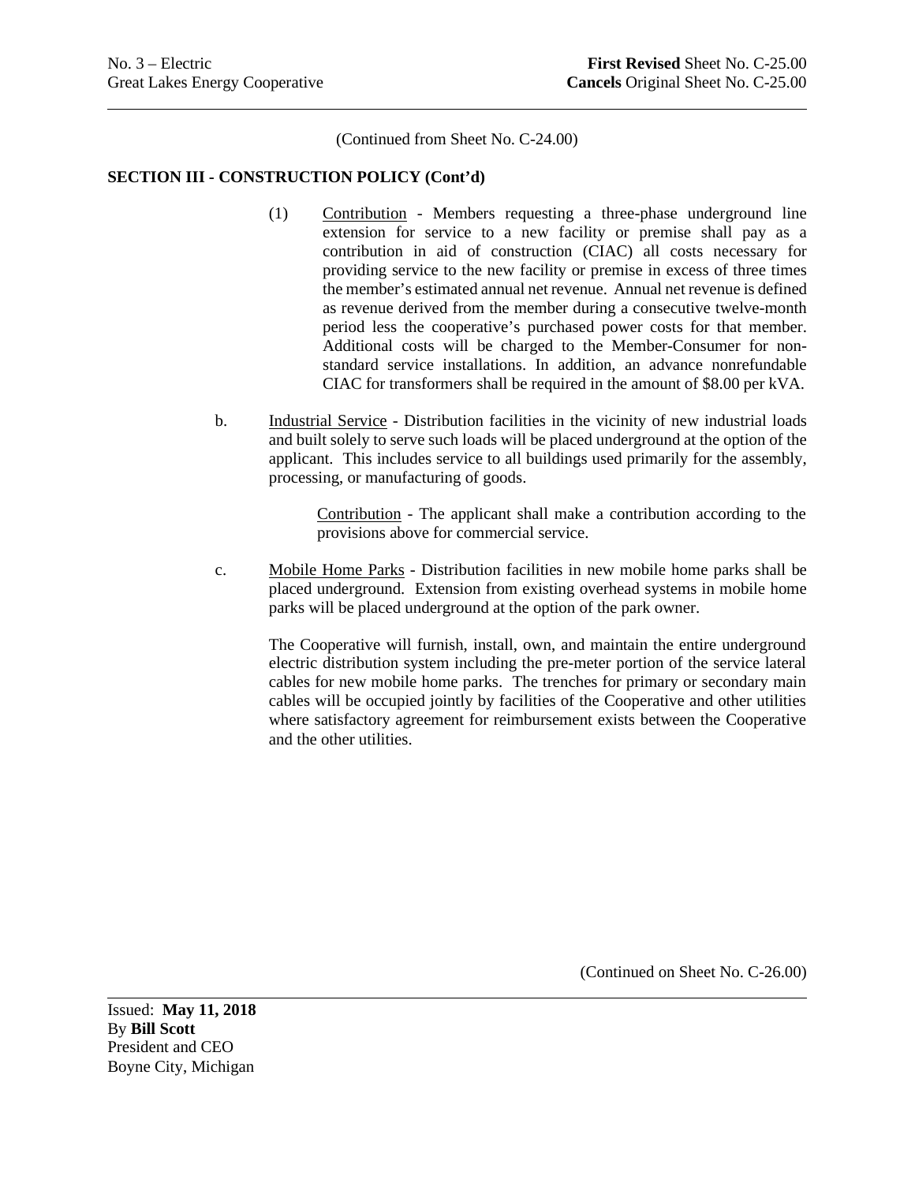(Continued from Sheet No. C-24.00)

**SECTION III - CONSTRUCTION POLICY (Cont'd)**

(1) Contribution - Members requesting a three-phase underground line extension for service to a new facility or premise shall pay as a contribution in aid of construction (CIAC) all costs necessary for providing service to the new facility or premise in excess of three times the member's estimated annual net revenue. Annual net revenue is defined as revenue derived from the member during a consecutive twelve-month period less the cooperative's purchased power costs for that member. Additional costs will be charged to the Member-Consumer for non-standard service installations. In addition, an advance nonrefundable CIAC for transformers shall be required in the amount of $8.00 per kVA.

b. Industrial Service - Distribution facilities in the vicinity of new industrial loads and built solely to serve such loads will be placed underground at the option of the applicant. This includes service to all buildings used primarily for the assembly, processing, or manufacturing of goods.

Contribution - The applicant shall make a contribution according to the provisions above for commercial service.

c. Mobile Home Parks - Distribution facilities in new mobile home parks shall be placed underground. Extension from existing overhead systems in mobile home parks will be placed underground at the option of the park owner.

The Cooperative will furnish, install, own, and maintain the entire underground electric distribution system including the pre-meter portion of the service lateral cables for new mobile home parks. The trenches for primary or secondary main cables will be occupied jointly by facilities of the Cooperative and other utilities where satisfactory agreement for reimbursement exists between the Cooperative and the other utilities.

(Continued on Sheet No. C-26.00)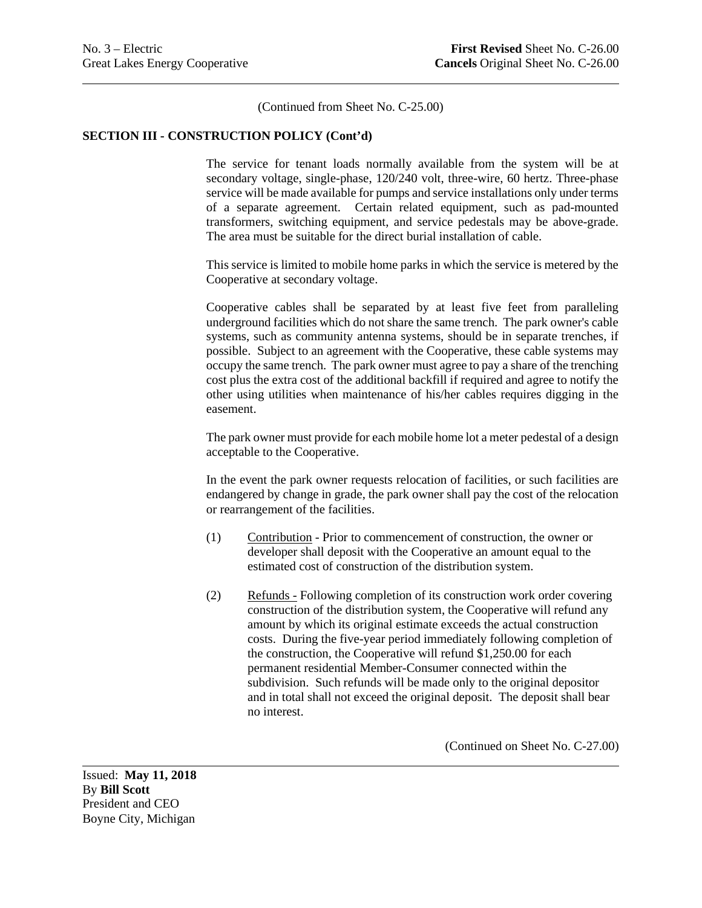(Continued from Sheet No. C-25.00)

**SECTION III - CONSTRUCTION POLICY (Cont'd)**

The service for tenant loads normally available from the system will be at secondary voltage, single-phase, 120/240 volt, three-wire, 60 hertz. Three-phase service will be made available for pumps and service installations only under terms of a separate agreement. Certain related equipment, such as pad-mounted transformers, switching equipment, and service pedestals may be above-grade. The area must be suitable for the direct burial installation of cable.

This service is limited to mobile home parks in which the service is metered by the Cooperative at secondary voltage.

Cooperative cables shall be separated by at least five feet from paralleling underground facilities which do not share the same trench. The park owner's cable systems, such as community antenna systems, should be in separate trenches, if possible. Subject to an agreement with the Cooperative, these cable systems may occupy the same trench. The park owner must agree to pay a share of the trenching cost plus the extra cost of the additional backfill if required and agree to notify the other using utilities when maintenance of his/her cables requires digging in the easement.

The park owner must provide for each mobile home lot a meter pedestal of a design acceptable to the Cooperative.

In the event the park owner requests relocation of facilities, or such facilities are endangered by change in grade, the park owner shall pay the cost of the relocation or rearrangement of the facilities.

(1) Contribution - Prior to commencement of construction, the owner or developer shall deposit with the Cooperative an amount equal to the estimated cost of construction of the distribution system.

(2) Refunds - Following completion of its construction work order covering construction of the distribution system, the Cooperative will refund any amount by which its original estimate exceeds the actual construction costs. During the five-year period immediately following completion of the construction, the Cooperative will refund $1,250.00 for each permanent residential Member-Consumer connected within the subdivision. Such refunds will be made only to the original depositor and in total shall not exceed the original deposit. The deposit shall bear no interest.

(Continued on Sheet No. C-27.00)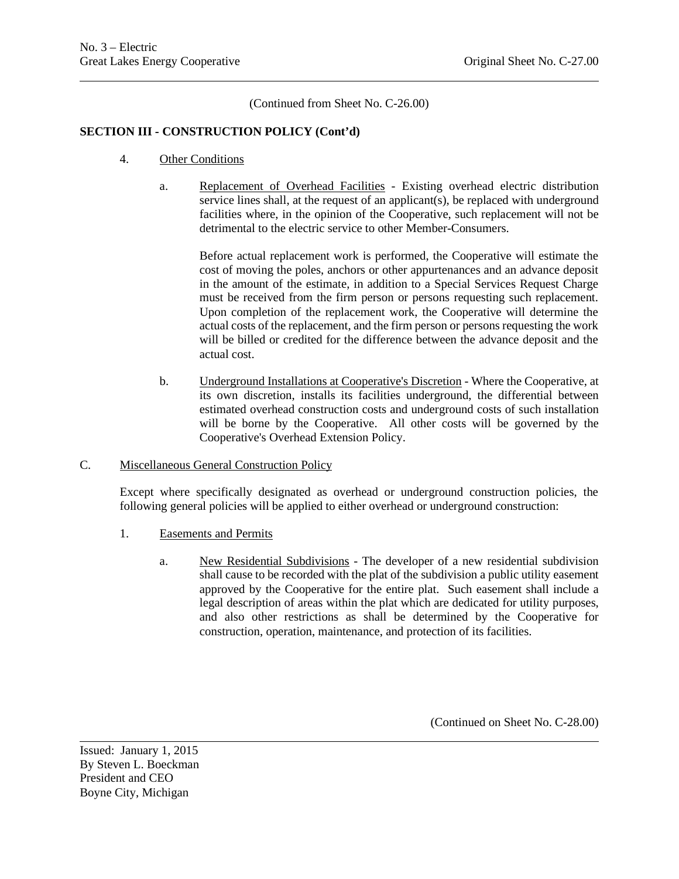(Continued from Sheet No. C-26.00)

**SECTION III - CONSTRUCTION POLICY (Cont'd)**

4. Other Conditions

   a. Replacement of Overhead Facilities - Existing overhead electric distribution service lines shall, at the request of an applicant(s), be replaced with underground facilities where, in the opinion of the Cooperative, such replacement will not be detrimental to the electric service to other Member-Consumers.

      Before actual replacement work is performed, the Cooperative will estimate the cost of moving the poles, anchors or other appurtenances and an advance deposit in the amount of the estimate, in addition to a Special Services Request Charge must be received from the firm person or persons requesting such replacement. Upon completion of the replacement work, the Cooperative will determine the actual costs of the replacement, and the firm person or persons requesting the work will be billed or credited for the difference between the advance deposit and the actual cost.

   b. Underground Installations at Cooperative's Discretion - Where the Cooperative, at its own discretion, installs its facilities underground, the differential between estimated overhead construction costs and underground costs of such installation will be borne by the Cooperative. All other costs will be governed by the Cooperative's Overhead Extension Policy.

C. Miscellaneous General Construction Policy

Except where specifically designated as overhead or underground construction policies, the following general policies will be applied to either overhead or underground construction:

1. Easements and Permits

   a. New Residential Subdivisions - The developer of a new residential subdivision shall cause to be recorded with the plat of the subdivision a public utility easement approved by the Cooperative for the entire plat. Such easement shall include a legal description of areas within the plat which are dedicated for utility purposes, and also other restrictions as shall be determined by the Cooperative for construction, operation, maintenance, and protection of its facilities.

(Continued on Sheet No. C-28.00)

Issued: January 1, 2015
By Steven L. Boeckman
President and CEO
Boyne City, Michigan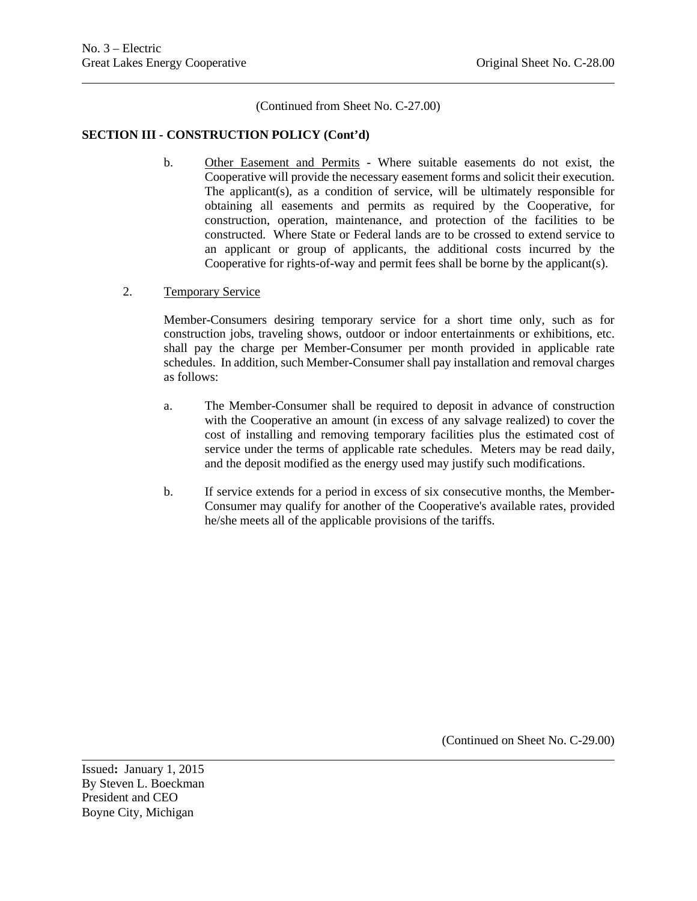(Continued from Sheet No. C-27.00)

**SECTION III - CONSTRUCTION POLICY (Cont'd)**

b. Other Easement and Permits - Where suitable easements do not exist, the Cooperative will provide the necessary easement forms and solicit their execution. The applicant(s), as a condition of service, will be ultimately responsible for obtaining all easements and permits as required by the Cooperative, for construction, operation, maintenance, and protection of the facilities to be constructed. Where State or Federal lands are to be crossed to extend service to an applicant or group of applicants, the additional costs incurred by the Cooperative for rights-of-way and permit fees shall be borne by the applicant(s).

2. Temporary Service

Member-Consumers desiring temporary service for a short time only, such as for construction jobs, traveling shows, outdoor or indoor entertainments or exhibitions, etc. shall pay the charge per Member-Consumer per month provided in applicable rate schedules. In addition, such Member-Consumer shall pay installation and removal charges as follows:

a. The Member-Consumer shall be required to deposit in advance of construction with the Cooperative an amount (in excess of any salvage realized) to cover the cost of installing and removing temporary facilities plus the estimated cost of service under the terms of applicable rate schedules. Meters may be read daily, and the deposit modified as the energy used may justify such modifications.

b. If service extends for a period in excess of six consecutive months, the Member-Consumer may qualify for another of the Cooperative's available rates, provided he/she meets all of the applicable provisions of the tariffs.

(Continued on Sheet No. C-29.00)

Issued: January 1, 2015
By Steven L. Boeckman
President and CEO
Boyne City, Michigan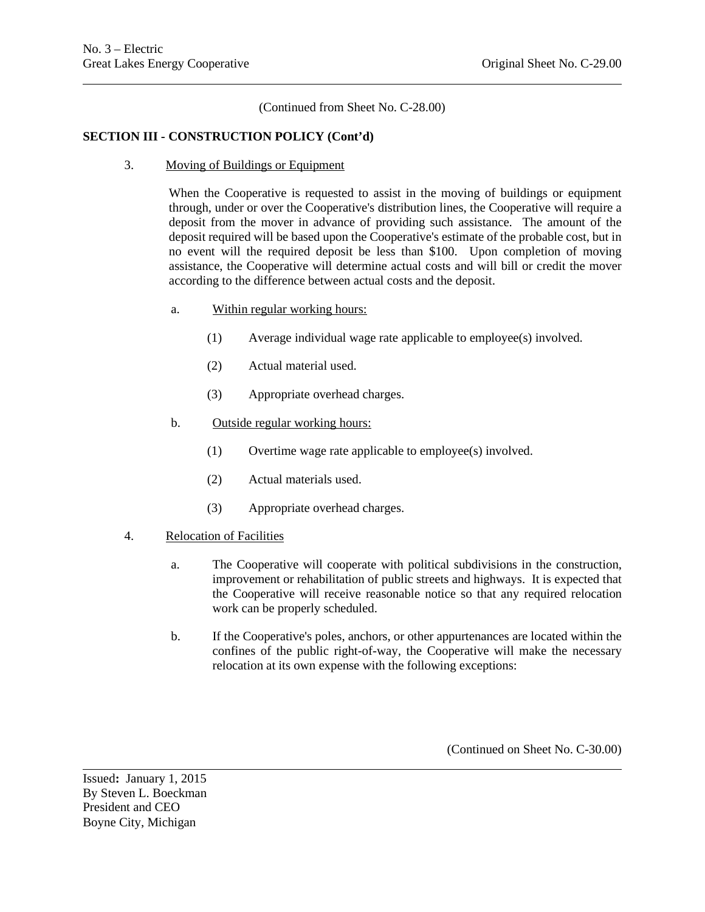(Continued from Sheet No. C-28.00)

**SECTION III - CONSTRUCTION POLICY (Cont'd)**

3. Moving of Buildings or Equipment

   When the Cooperative is requested to assist in the moving of buildings or equipment through, under or over the Cooperative's distribution lines, the Cooperative will require a deposit from the mover in advance of providing such assistance. The amount of the deposit required will be based upon the Cooperative's estimate of the probable cost, but in no event will the required deposit be less than $100. Upon completion of moving assistance, the Cooperative will determine actual costs and will bill or credit the mover according to the difference between actual costs and the deposit.

   a. Within regular working hours:

      (1) Average individual wage rate applicable to employee(s) involved.

      (2) Actual material used.

      (3) Appropriate overhead charges.

   b. Outside regular working hours:

      (1) Overtime wage rate applicable to employee(s) involved.

      (2) Actual materials used.

      (3) Appropriate overhead charges.

4. Relocation of Facilities

   a. The Cooperative will cooperate with political subdivisions in the construction, improvement or rehabilitation of public streets and highways. It is expected that the Cooperative will receive reasonable notice so that any required relocation work can be properly scheduled.

   b. If the Cooperative's poles, anchors, or other appurtenances are located within the confines of the public right-of-way, the Cooperative will make the necessary relocation at its own expense with the following exceptions:

(Continued on Sheet No. C-30.00)

Issued: January 1, 2015
By Steven L. Boeckman
President and CEO
Boyne City, Michigan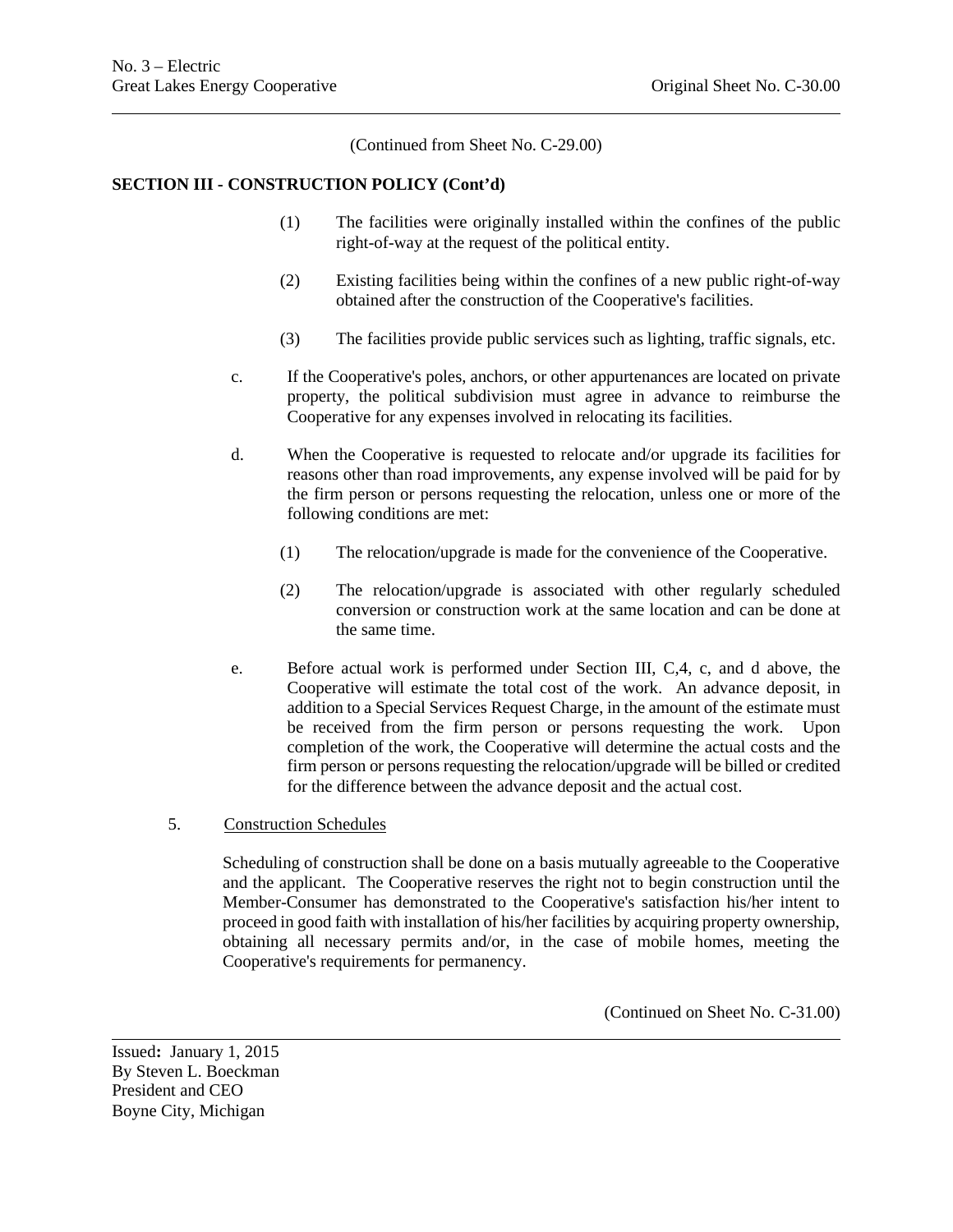(Continued from Sheet No. C-29.00)

**SECTION III - CONSTRUCTION POLICY (Cont'd)**

(1) The facilities were originally installed within the confines of the public right-of-way at the request of the political entity.

(2) Existing facilities being within the confines of a new public right-of-way obtained after the construction of the Cooperative's facilities.

(3) The facilities provide public services such as lighting, traffic signals, etc.

c. If the Cooperative's poles, anchors, or other appurtenances are located on private property, the political subdivision must agree in advance to reimburse the Cooperative for any expenses involved in relocating its facilities.

d. When the Cooperative is requested to relocate and/or upgrade its facilities for reasons other than road improvements, any expense involved will be paid for by the firm person or persons requesting the relocation, unless one or more of the following conditions are met:

(1) The relocation/upgrade is made for the convenience of the Cooperative.

(2) The relocation/upgrade is associated with other regularly scheduled conversion or construction work at the same location and can be done at the same time.

e. Before actual work is performed under Section III, C,4, c, and d above, the Cooperative will estimate the total cost of the work. An advance deposit, in addition to a Special Services Request Charge, in the amount of the estimate must be received from the firm person or persons requesting the work. Upon completion of the work, the Cooperative will determine the actual costs and the firm person or persons requesting the relocation/upgrade will be billed or credited for the difference between the advance deposit and the actual cost.

5. Construction Schedules

Scheduling of construction shall be done on a basis mutually agreeable to the Cooperative and the applicant. The Cooperative reserves the right not to begin construction until the Member-Consumer has demonstrated to the Cooperative's satisfaction his/her intent to proceed in good faith with installation of his/her facilities by acquiring property ownership, obtaining all necessary permits and/or, in the case of mobile homes, meeting the Cooperative's requirements for permanency.

(Continued on Sheet No. C-31.00)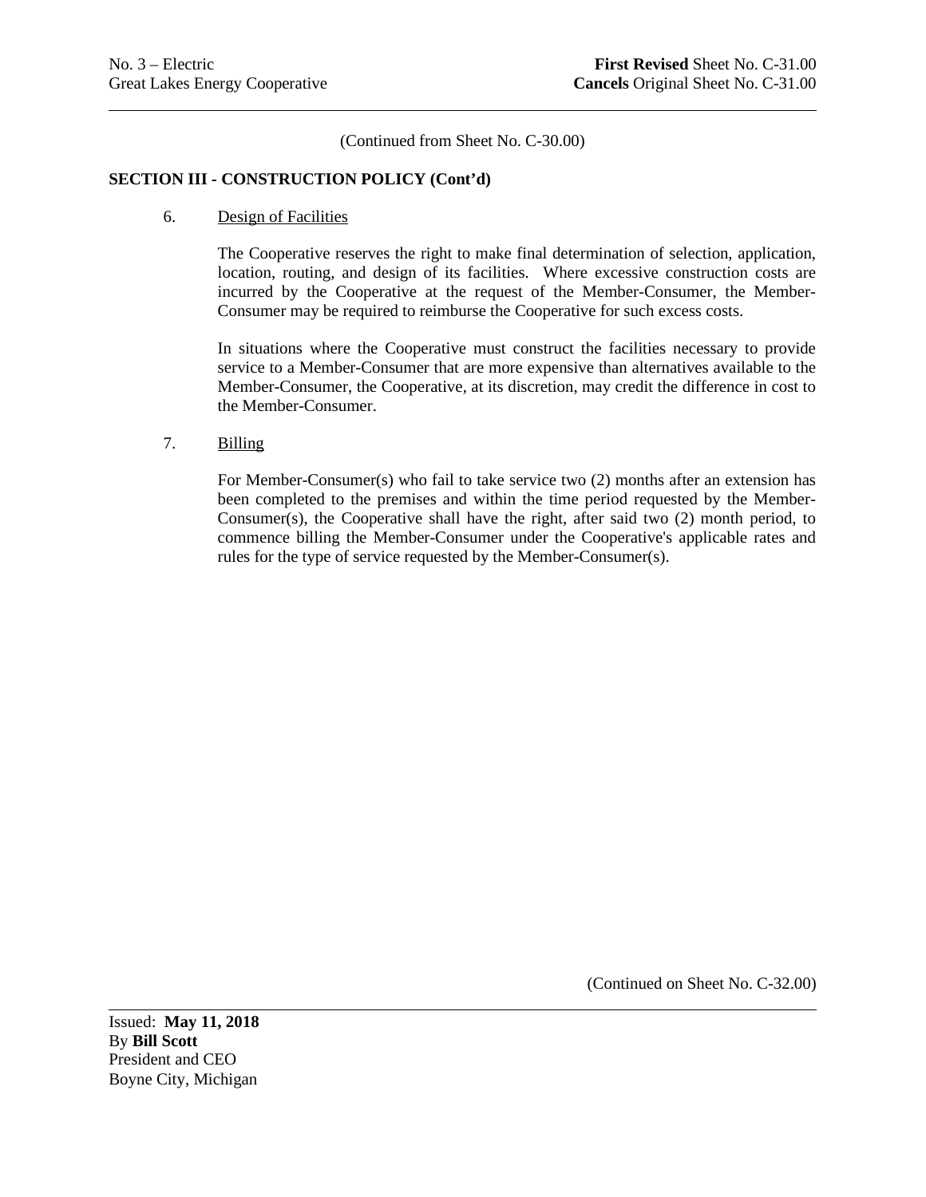(Continued from Sheet No. C-30.00)

## SECTION III - CONSTRUCTION POLICY (Cont'd)

6. Design of Facilities

   The Cooperative reserves the right to make final determination of selection, application, location, routing, and design of its facilities. Where excessive construction costs are incurred by the Cooperative at the request of the Member-Consumer, the Member-Consumer may be required to reimburse the Cooperative for such excess costs.

   In situations where the Cooperative must construct the facilities necessary to provide service to a Member-Consumer that are more expensive than alternatives available to the Member-Consumer, the Cooperative, at its discretion, may credit the difference in cost to the Member-Consumer.

7. Billing

   For Member-Consumer(s) who fail to take service two (2) months after an extension has been completed to the premises and within the time period requested by the Member-Consumer(s), the Cooperative shall have the right, after said two (2) month period, to commence billing the Member-Consumer under the Cooperative's applicable rates and rules for the type of service requested by the Member-Consumer(s).

(Continued on Sheet No. C-32.00)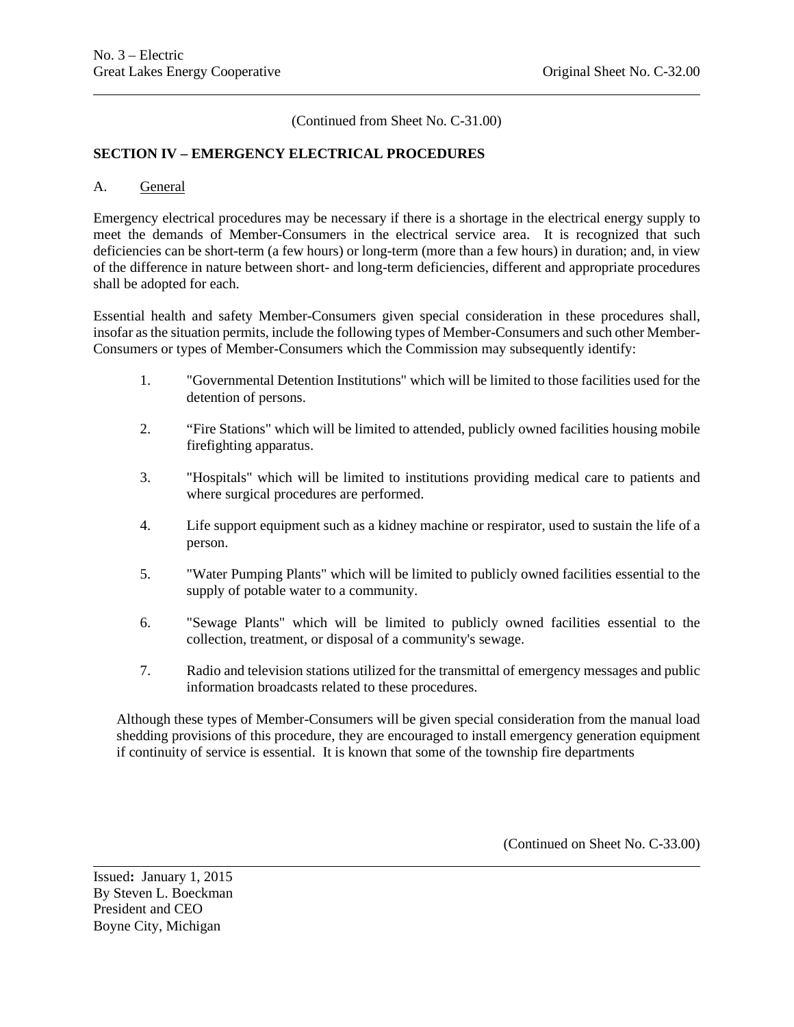(Continued from Sheet No. C-31.00)

## SECTION IV – EMERGENCY ELECTRICAL PROCEDURES

A. General

Emergency electrical procedures may be necessary if there is a shortage in the electrical energy supply to meet the demands of Member-Consumers in the electrical service area. It is recognized that such deficiencies can be short-term (a few hours) or long-term (more than a few hours) in duration; and, in view of the difference in nature between short- and long-term deficiencies, different and appropriate procedures shall be adopted for each.

Essential health and safety Member-Consumers given special consideration in these procedures shall, insofar as the situation permits, include the following types of Member-Consumers and such other Member-Consumers or types of Member-Consumers which the Commission may subsequently identify:

1. "Governmental Detention Institutions" which will be limited to those facilities used for the detention of persons.

2. "Fire Stations" which will be limited to attended, publicly owned facilities housing mobile firefighting apparatus.

3. "Hospitals" which will be limited to institutions providing medical care to patients and where surgical procedures are performed.

4. Life support equipment such as a kidney machine or respirator, used to sustain the life of a person.

5. "Water Pumping Plants" which will be limited to publicly owned facilities essential to the supply of potable water to a community.

6. "Sewage Plants" which will be limited to publicly owned facilities essential to the collection, treatment, or disposal of a community's sewage.

7. Radio and television stations utilized for the transmittal of emergency messages and public information broadcasts related to these procedures.

Although these types of Member-Consumers will be given special consideration from the manual load shedding provisions of this procedure, they are encouraged to install emergency generation equipment if continuity of service is essential. It is known that some of the township fire departments

(Continued on Sheet No. C-33.00)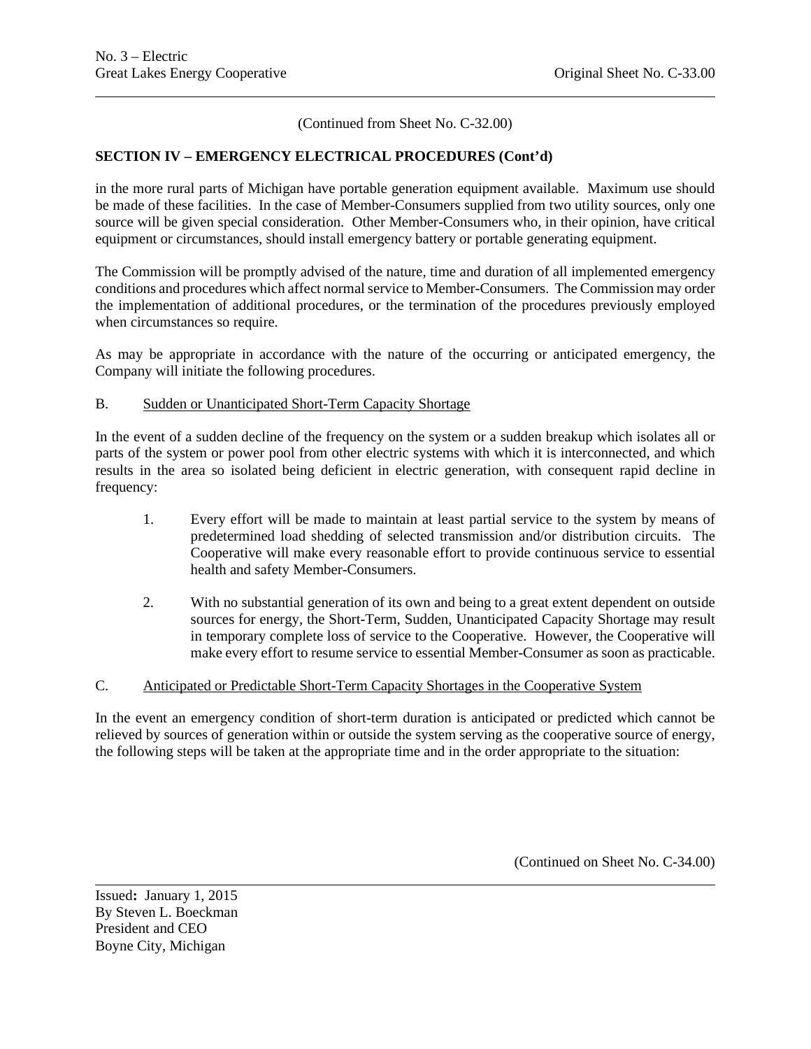(Continued from Sheet No. C-32.00)

**SECTION IV – EMERGENCY ELECTRICAL PROCEDURES (Cont'd)**

in the more rural parts of Michigan have portable generation equipment available. Maximum use should be made of these facilities. In the case of Member-Consumers supplied from two utility sources, only one source will be given special consideration. Other Member-Consumers who, in their opinion, have critical equipment or circumstances, should install emergency battery or portable generating equipment.

The Commission will be promptly advised of the nature, time and duration of all implemented emergency conditions and procedures which affect normal service to Member-Consumers. The Commission may order the implementation of additional procedures, or the termination of the procedures previously employed when circumstances so require.

As may be appropriate in accordance with the nature of the occurring or anticipated emergency, the Company will initiate the following procedures.

B. Sudden or Unanticipated Short-Term Capacity Shortage

In the event of a sudden decline of the frequency on the system or a sudden breakup which isolates all or parts of the system or power pool from other electric systems with which it is interconnected, and which results in the area so isolated being deficient in electric generation, with consequent rapid decline in frequency:

1. Every effort will be made to maintain at least partial service to the system by means of predetermined load shedding of selected transmission and/or distribution circuits. The Cooperative will make every reasonable effort to provide continuous service to essential health and safety Member-Consumers.

2. With no substantial generation of its own and being to a great extent dependent on outside sources for energy, the Short-Term, Sudden, Unanticipated Capacity Shortage may result in temporary complete loss of service to the Cooperative. However, the Cooperative will make every effort to resume service to essential Member-Consumer as soon as practicable.

C. Anticipated or Predictable Short-Term Capacity Shortages in the Cooperative System

In the event an emergency condition of short-term duration is anticipated or predicted which cannot be relieved by sources of generation within or outside the system serving as the cooperative source of energy, the following steps will be taken at the appropriate time and in the order appropriate to the situation:

(Continued on Sheet No. C-34.00)

Issued: January 1, 2015
By Steven L. Boeckman
President and CEO
Boyne City, Michigan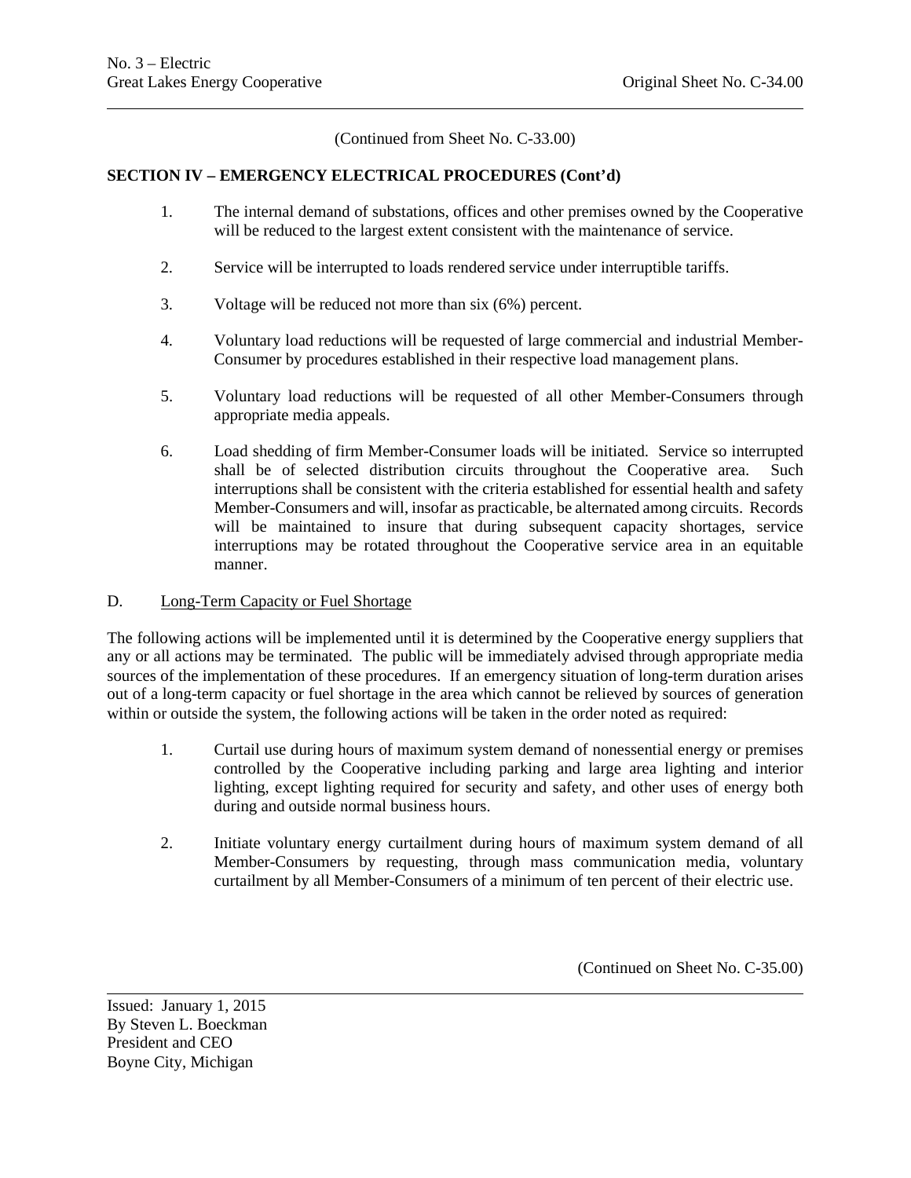(Continued from Sheet No. C-33.00)

**SECTION IV – EMERGENCY ELECTRICAL PROCEDURES (Cont'd)**

1. The internal demand of substations, offices and other premises owned by the Cooperative will be reduced to the largest extent consistent with the maintenance of service.

2. Service will be interrupted to loads rendered service under interruptible tariffs.

3. Voltage will be reduced not more than six (6%) percent.

4. Voluntary load reductions will be requested of large commercial and industrial Member-Consumer by procedures established in their respective load management plans.

5. Voluntary load reductions will be requested of all other Member-Consumers through appropriate media appeals.

6. Load shedding of firm Member-Consumer loads will be initiated. Service so interrupted shall be of selected distribution circuits throughout the Cooperative area. Such interruptions shall be consistent with the criteria established for essential health and safety Member-Consumers and will, insofar as practicable, be alternated among circuits. Records will be maintained to insure that during subsequent capacity shortages, service interruptions may be rotated throughout the Cooperative service area in an equitable manner.

D. Long-Term Capacity or Fuel Shortage

The following actions will be implemented until it is determined by the Cooperative energy suppliers that any or all actions may be terminated. The public will be immediately advised through appropriate media sources of the implementation of these procedures. If an emergency situation of long-term duration arises out of a long-term capacity or fuel shortage in the area which cannot be relieved by sources of generation within or outside the system, the following actions will be taken in the order noted as required:

1. Curtail use during hours of maximum system demand of nonessential energy or premises controlled by the Cooperative including parking and large area lighting and interior lighting, except lighting required for security and safety, and other uses of energy both during and outside normal business hours.

2. Initiate voluntary energy curtailment during hours of maximum system demand of all Member-Consumers by requesting, through mass communication media, voluntary curtailment by all Member-Consumers of a minimum of ten percent of their electric use.

(Continued on Sheet No. C-35.00)

Issued: January 1, 2015
By Steven L. Boeckman
President and CEO
Boyne City, Michigan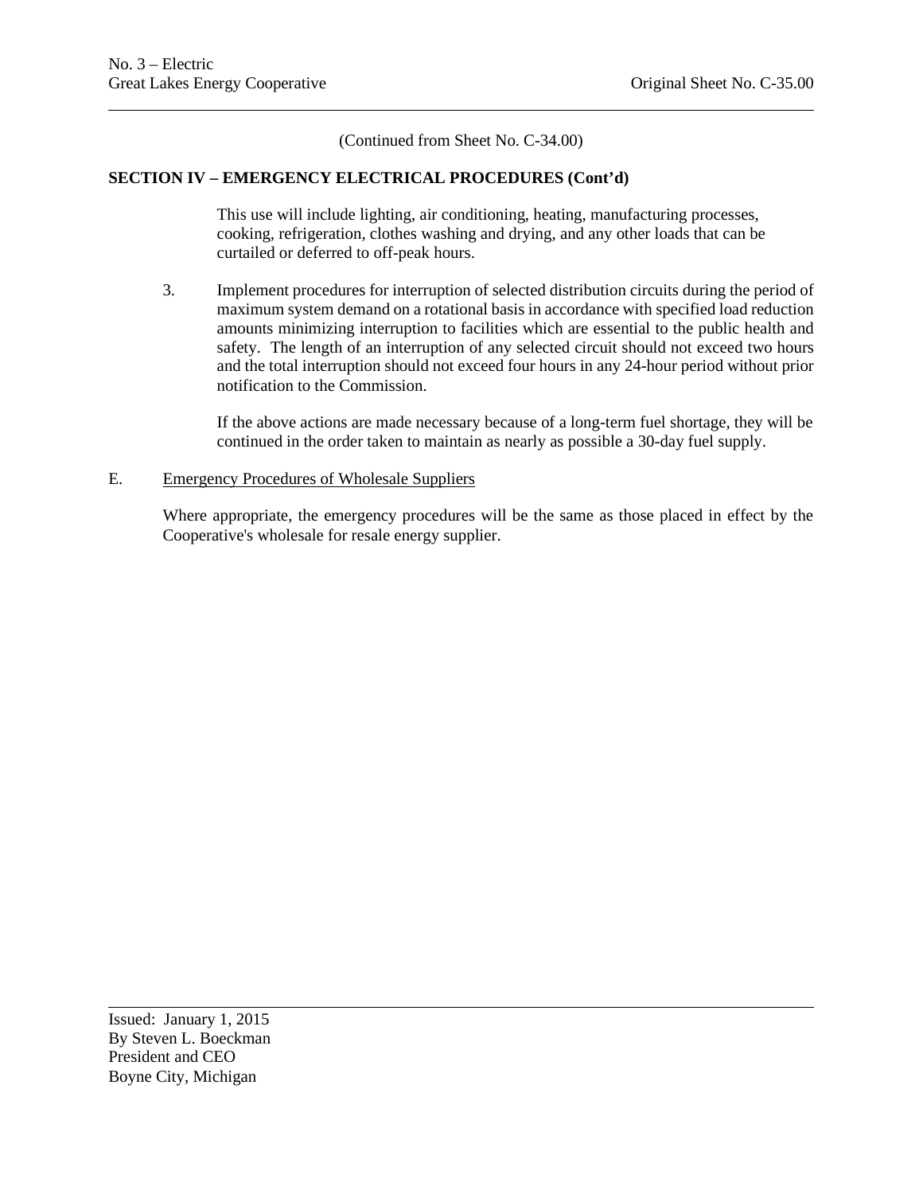(Continued from Sheet No. C-34.00)

**SECTION IV – EMERGENCY ELECTRICAL PROCEDURES (Cont'd)**

This use will include lighting, air conditioning, heating, manufacturing processes, cooking, refrigeration, clothes washing and drying, and any other loads that can be curtailed or deferred to off-peak hours.

3. Implement procedures for interruption of selected distribution circuits during the period of maximum system demand on a rotational basis in accordance with specified load reduction amounts minimizing interruption to facilities which are essential to the public health and safety. The length of an interruption of any selected circuit should not exceed two hours and the total interruption should not exceed four hours in any 24-hour period without prior notification to the Commission.

   If the above actions are made necessary because of a long-term fuel shortage, they will be continued in the order taken to maintain as nearly as possible a 30-day fuel supply.

E. Emergency Procedures of Wholesale Suppliers

Where appropriate, the emergency procedures will be the same as those placed in effect by the Cooperative's wholesale for resale energy supplier.

Issued: January 1, 2015
By Steven L. Boeckman
President and CEO
Boyne City, Michigan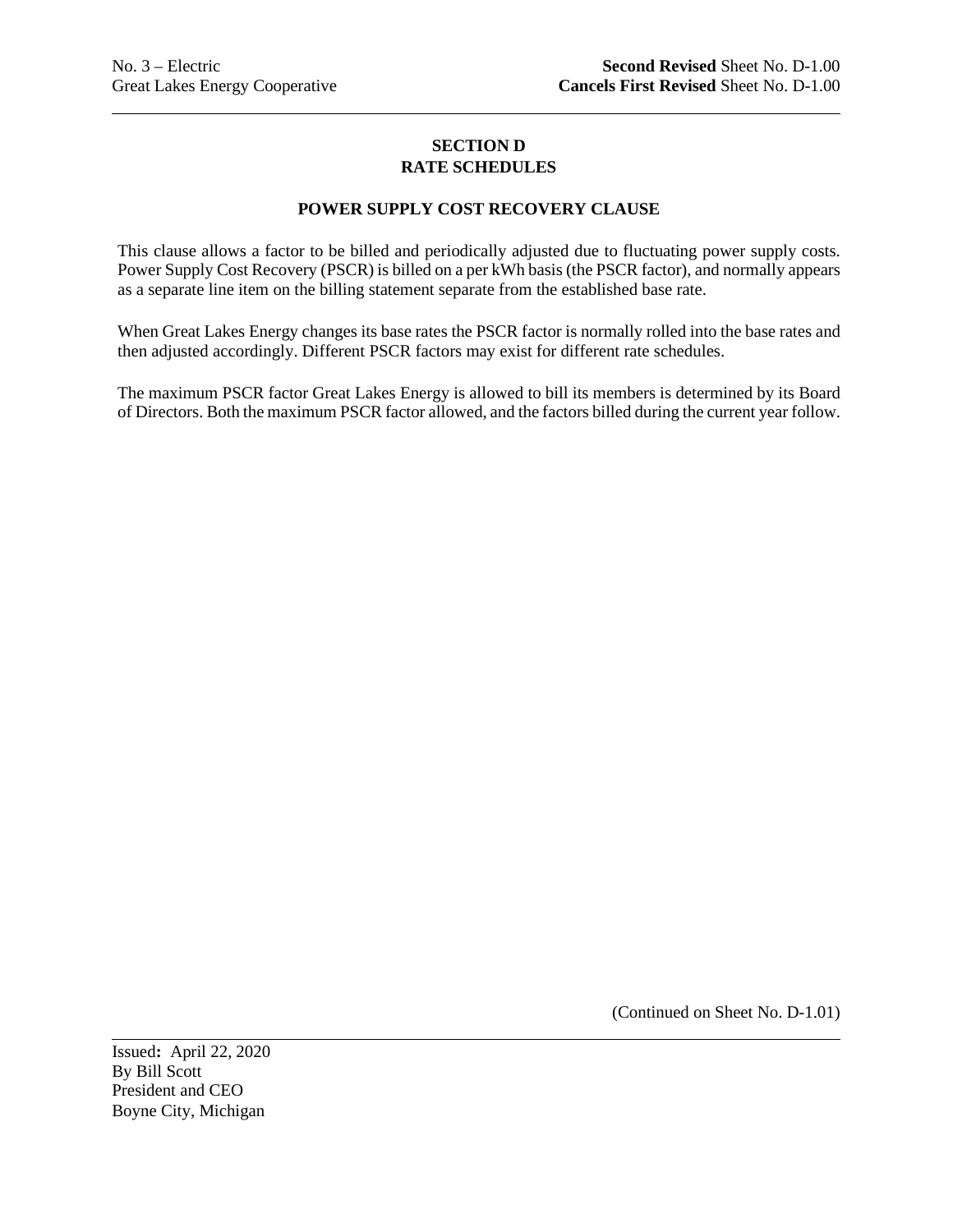No. 3 – Electric
Great Lakes Energy Cooperative

**Second Revised** Sheet No. D-1.00
**Cancels First Revised** Sheet No. D-1.00

## SECTION D
## RATE SCHEDULES

### POWER SUPPLY COST RECOVERY CLAUSE

This clause allows a factor to be billed and periodically adjusted due to fluctuating power supply costs. Power Supply Cost Recovery (PSCR) is billed on a per kWh basis (the PSCR factor), and normally appears as a separate line item on the billing statement separate from the established base rate.

When Great Lakes Energy changes its base rates the PSCR factor is normally rolled into the base rates and then adjusted accordingly. Different PSCR factors may exist for different rate schedules.

The maximum PSCR factor Great Lakes Energy is allowed to bill its members is determined by its Board of Directors. Both the maximum PSCR factor allowed, and the factors billed during the current year follow.

(Continued on Sheet No. D-1.01)

Issued**:** April 22, 2020
By Bill Scott
President and CEO
Boyne City, Michigan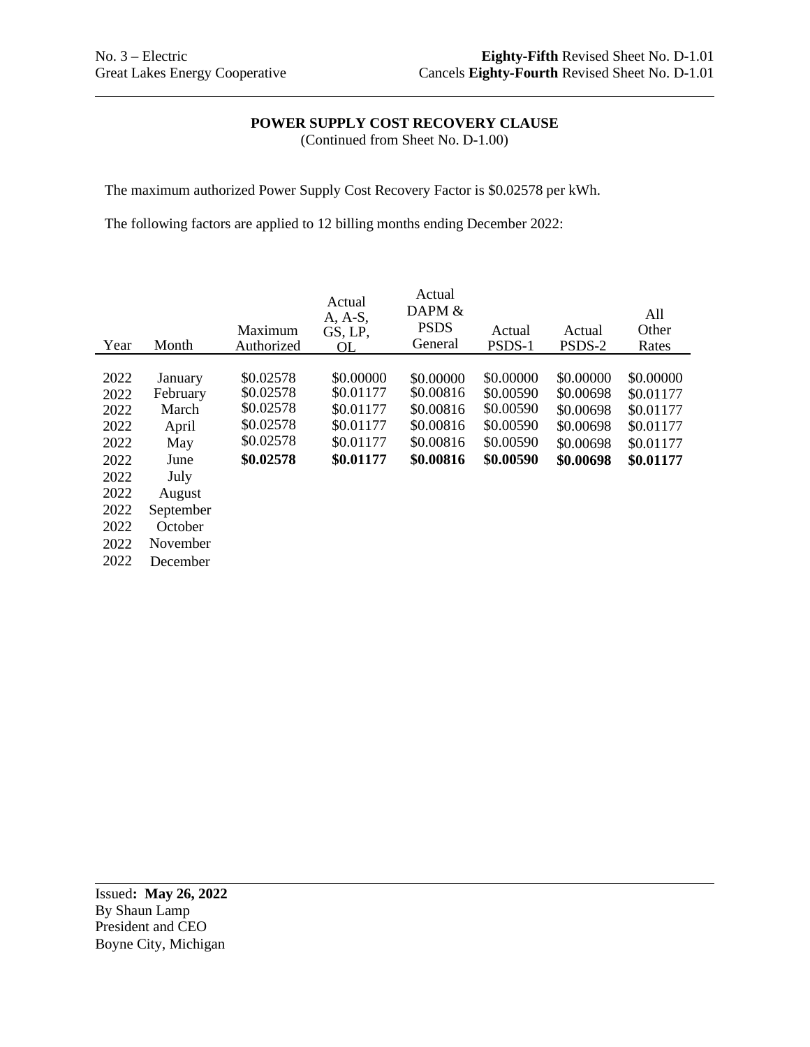No. 3 – Electric
Great Lakes Energy Cooperative

**Eighty-Fifth** Revised Sheet No. D-1.01
Cancels **Eighty-Fourth** Revised Sheet No. D-1.01

---

**POWER SUPPLY COST RECOVERY CLAUSE**
(Continued from Sheet No. D-1.00)

The maximum authorized Power Supply Cost Recovery Factor is $0.02578 per kWh.

The following factors are applied to 12 billing months ending December 2022:

| Year | Month | Maximum Authorized | Actual A, A-S, GS, LP, OL | Actual DAPM & PSDS General | Actual PSDS-1 | Actual PSDS-2 | All Other Rates |
|---|---|---|---|---|---|---|---|
| 2022 | January | $0.02578 | $0.00000 | $0.00000 | $0.00000 | $0.00000 | $0.00000 |
| 2022 | February | $0.02578 | $0.01177 | $0.00816 | $0.00590 | $0.00698 | $0.01177 |
| 2022 | March | $0.02578 | $0.01177 | $0.00816 | $0.00590 | $0.00698 | $0.01177 |
| 2022 | April | $0.02578 | $0.01177 | $0.00816 | $0.00590 | $0.00698 | $0.01177 |
| 2022 | May | $0.02578 | $0.01177 | $0.00816 | $0.00590 | $0.00698 | $0.01177 |
| 2022 | June | **$0.02578** | **$0.01177** | **$0.00816** | **$0.00590** | **$0.00698** | **$0.01177** |
| 2022 | July | | | | | | |
| 2022 | August | | | | | | |
| 2022 | September | | | | | | |
| 2022 | October | | | | | | |
| 2022 | November | | | | | | |
| 2022 | December | | | | | | |

---

Issued**: May 26, 2022**
By Shaun Lamp
President and CEO
Boyne City, Michigan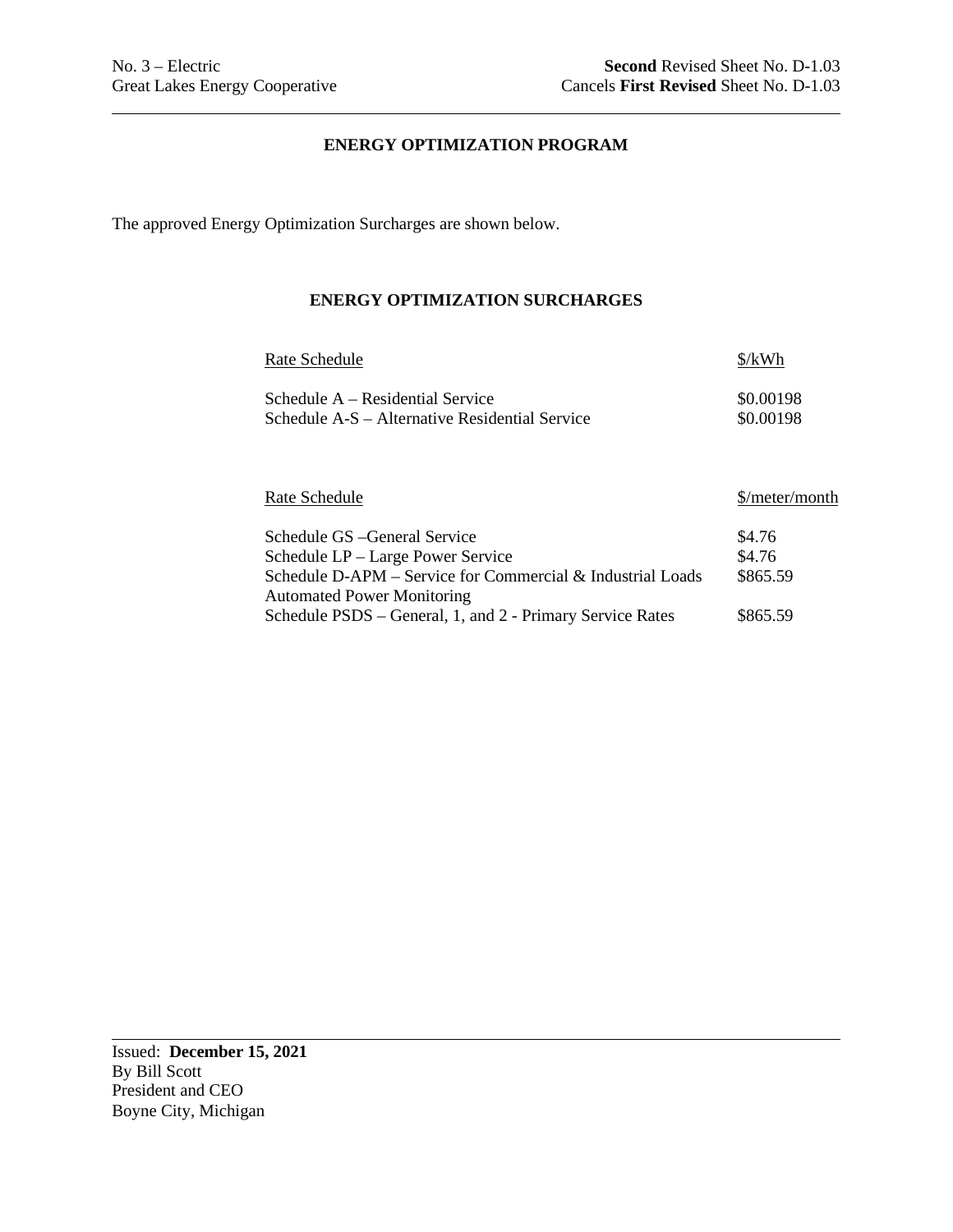No. 3 – Electric
Great Lakes Energy Cooperative

**Second** Revised Sheet No. D-1.03
Cancels **First Revised** Sheet No. D-1.03

## ENERGY OPTIMIZATION PROGRAM

The approved Energy Optimization Surcharges are shown below.

### ENERGY OPTIMIZATION SURCHARGES

| Rate Schedule | $/kWh |
|---|---|
| Schedule A – Residential Service | $0.00198 |
| Schedule A-S – Alternative Residential Service | $0.00198 |

| Rate Schedule | $/meter/month |
|---|---|
| Schedule GS –General Service | $4.76 |
| Schedule LP – Large Power Service | $4.76 |
| Schedule D-APM – Service for Commercial & Industrial Loads Automated Power Monitoring | $865.59 |
| Schedule PSDS – General, 1, and 2 - Primary Service Rates | $865.59 |

Issued: **December 15, 2021**
By Bill Scott
President and CEO
Boyne City, Michigan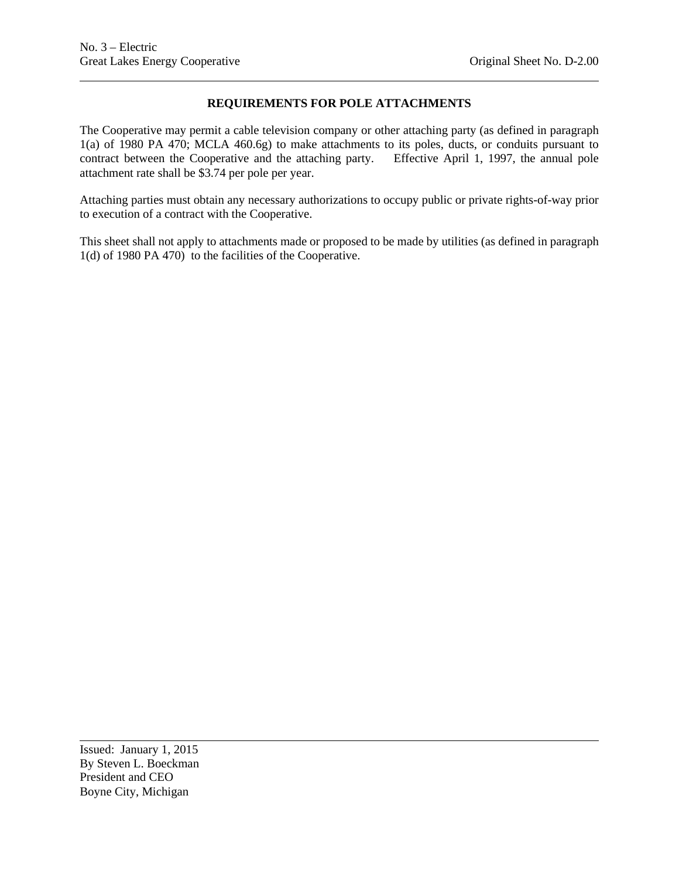## REQUIREMENTS FOR POLE ATTACHMENTS

The Cooperative may permit a cable television company or other attaching party (as defined in paragraph 1(a) of 1980 PA 470; MCLA 460.6g) to make attachments to its poles, ducts, or conduits pursuant to contract between the Cooperative and the attaching party. Effective April 1, 1997, the annual pole attachment rate shall be $3.74 per pole per year.

Attaching parties must obtain any necessary authorizations to occupy public or private rights-of-way prior to execution of a contract with the Cooperative.

This sheet shall not apply to attachments made or proposed to be made by utilities (as defined in paragraph 1(d) of 1980 PA 470) to the facilities of the Cooperative.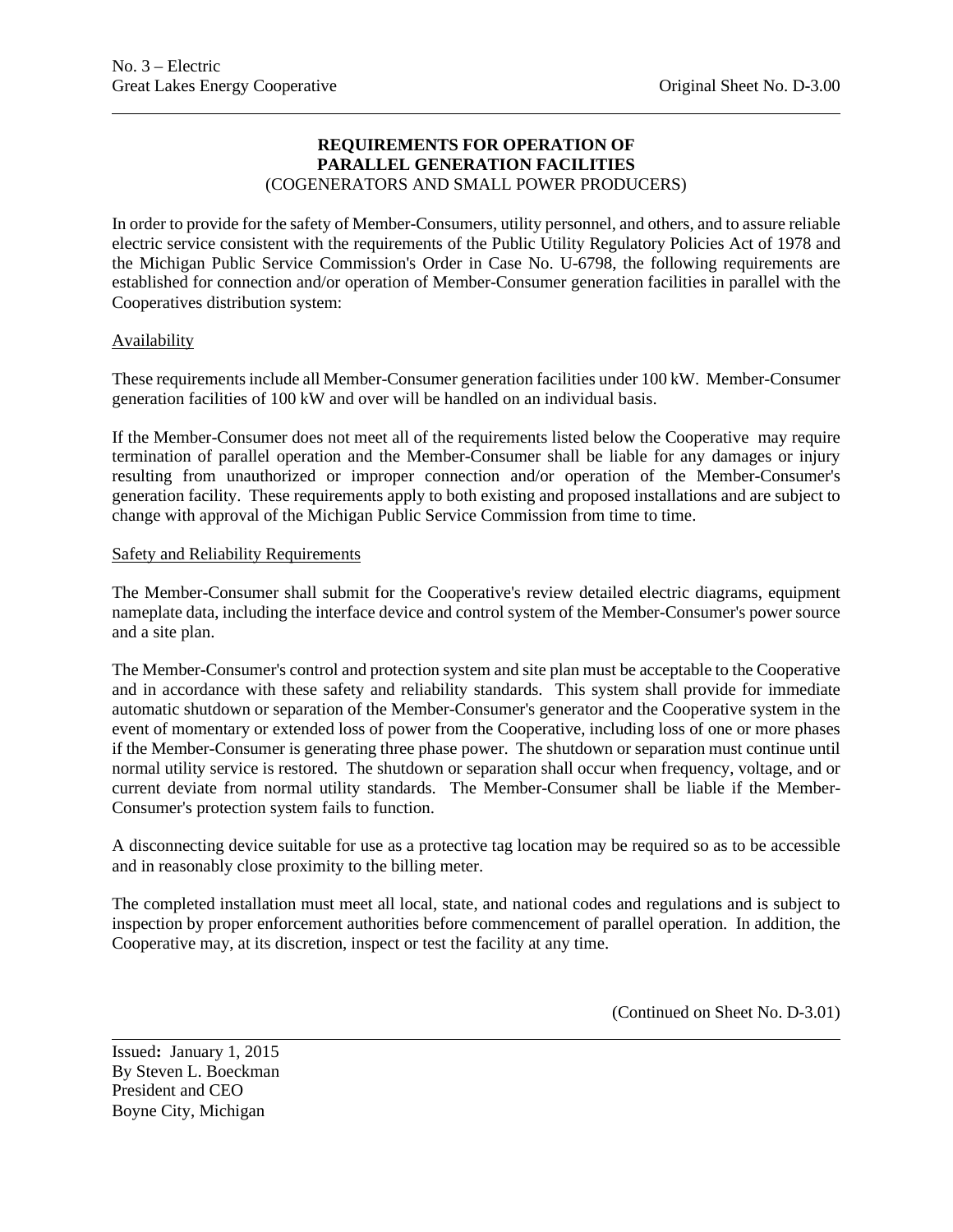# REQUIREMENTS FOR OPERATION OF PARALLEL GENERATION FACILITIES

(COGENERATORS AND SMALL POWER PRODUCERS)

In order to provide for the safety of Member-Consumers, utility personnel, and others, and to assure reliable electric service consistent with the requirements of the Public Utility Regulatory Policies Act of 1978 and the Michigan Public Service Commission's Order in Case No. U-6798, the following requirements are established for connection and/or operation of Member-Consumer generation facilities in parallel with the Cooperatives distribution system:

## Availability

These requirements include all Member-Consumer generation facilities under 100 kW. Member-Consumer generation facilities of 100 kW and over will be handled on an individual basis.

If the Member-Consumer does not meet all of the requirements listed below the Cooperative may require termination of parallel operation and the Member-Consumer shall be liable for any damages or injury resulting from unauthorized or improper connection and/or operation of the Member-Consumer's generation facility. These requirements apply to both existing and proposed installations and are subject to change with approval of the Michigan Public Service Commission from time to time.

## Safety and Reliability Requirements

The Member-Consumer shall submit for the Cooperative's review detailed electric diagrams, equipment nameplate data, including the interface device and control system of the Member-Consumer's power source and a site plan.

The Member-Consumer's control and protection system and site plan must be acceptable to the Cooperative and in accordance with these safety and reliability standards. This system shall provide for immediate automatic shutdown or separation of the Member-Consumer's generator and the Cooperative system in the event of momentary or extended loss of power from the Cooperative, including loss of one or more phases if the Member-Consumer is generating three phase power. The shutdown or separation must continue until normal utility service is restored. The shutdown or separation shall occur when frequency, voltage, and or current deviate from normal utility standards. The Member-Consumer shall be liable if the Member-Consumer's protection system fails to function.

A disconnecting device suitable for use as a protective tag location may be required so as to be accessible and in reasonably close proximity to the billing meter.

The completed installation must meet all local, state, and national codes and regulations and is subject to inspection by proper enforcement authorities before commencement of parallel operation. In addition, the Cooperative may, at its discretion, inspect or test the facility at any time.

(Continued on Sheet No. D-3.01)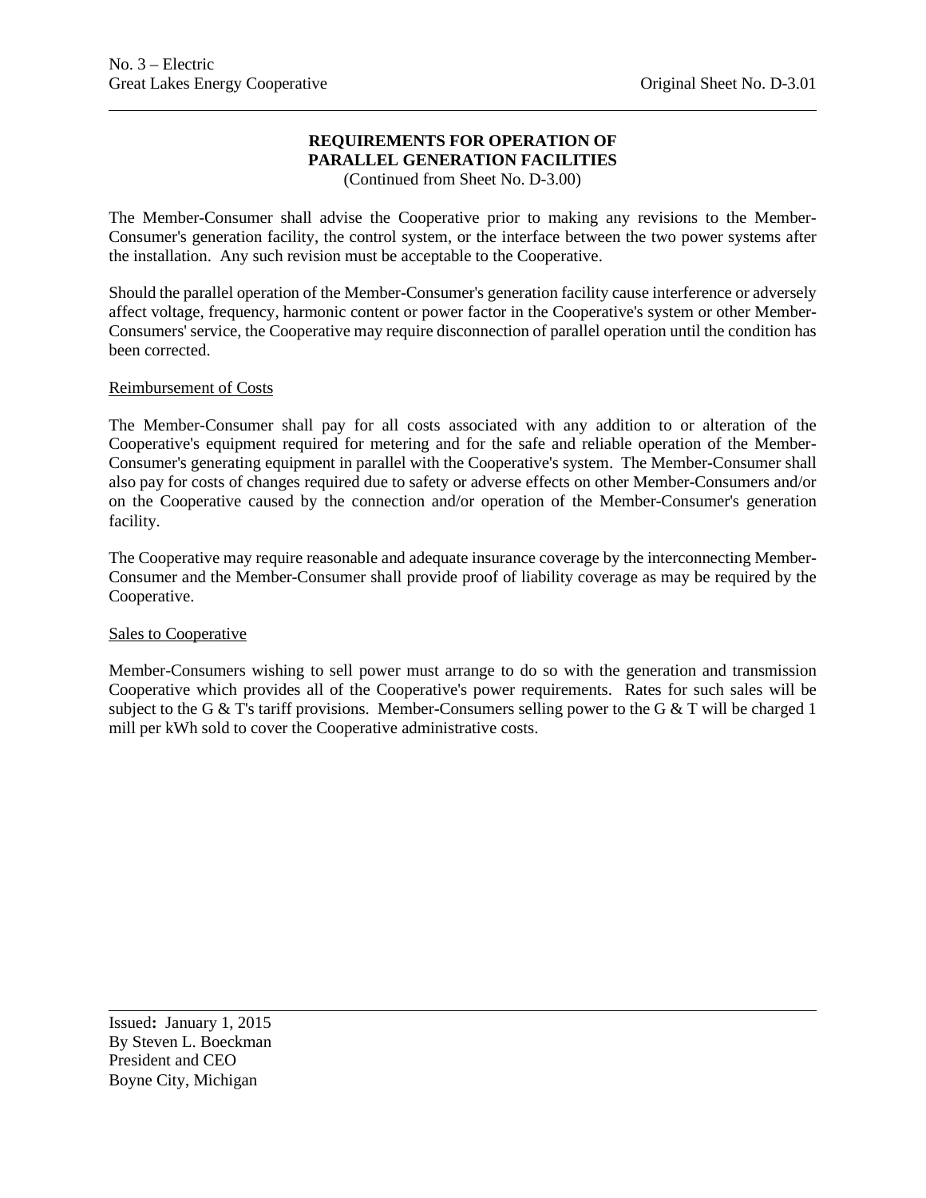# REQUIREMENTS FOR OPERATION OF PARALLEL GENERATION FACILITIES

(Continued from Sheet No. D-3.00)

The Member-Consumer shall advise the Cooperative prior to making any revisions to the Member-Consumer's generation facility, the control system, or the interface between the two power systems after the installation. Any such revision must be acceptable to the Cooperative.

Should the parallel operation of the Member-Consumer's generation facility cause interference or adversely affect voltage, frequency, harmonic content or power factor in the Cooperative's system or other Member-Consumers' service, the Cooperative may require disconnection of parallel operation until the condition has been corrected.

## Reimbursement of Costs

The Member-Consumer shall pay for all costs associated with any addition to or alteration of the Cooperative's equipment required for metering and for the safe and reliable operation of the Member-Consumer's generating equipment in parallel with the Cooperative's system. The Member-Consumer shall also pay for costs of changes required due to safety or adverse effects on other Member-Consumers and/or on the Cooperative caused by the connection and/or operation of the Member-Consumer's generation facility.

The Cooperative may require reasonable and adequate insurance coverage by the interconnecting Member-Consumer and the Member-Consumer shall provide proof of liability coverage as may be required by the Cooperative.

## Sales to Cooperative

Member-Consumers wishing to sell power must arrange to do so with the generation and transmission Cooperative which provides all of the Cooperative's power requirements. Rates for such sales will be subject to the G & T's tariff provisions. Member-Consumers selling power to the G & T will be charged 1 mill per kWh sold to cover the Cooperative administrative costs.

Issued: January 1, 2015
By Steven L. Boeckman
President and CEO
Boyne City, Michigan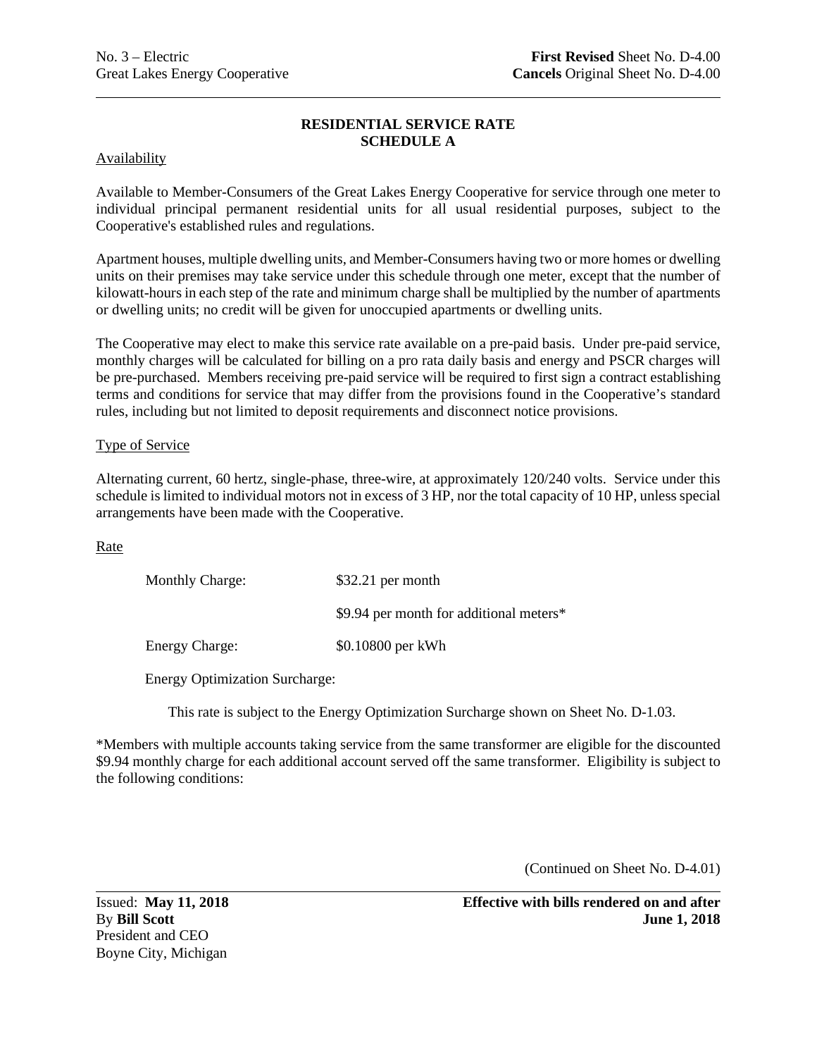No. 3 – Electric
Great Lakes Energy Cooperative

**First Revised** Sheet No. D-4.00
**Cancels** Original Sheet No. D-4.00

## RESIDENTIAL SERVICE RATE SCHEDULE A

Availability

Available to Member-Consumers of the Great Lakes Energy Cooperative for service through one meter to individual principal permanent residential units for all usual residential purposes, subject to the Cooperative's established rules and regulations.

Apartment houses, multiple dwelling units, and Member-Consumers having two or more homes or dwelling units on their premises may take service under this schedule through one meter, except that the number of kilowatt-hours in each step of the rate and minimum charge shall be multiplied by the number of apartments or dwelling units; no credit will be given for unoccupied apartments or dwelling units.

The Cooperative may elect to make this service rate available on a pre-paid basis. Under pre-paid service, monthly charges will be calculated for billing on a pro rata daily basis and energy and PSCR charges will be pre-purchased. Members receiving pre-paid service will be required to first sign a contract establishing terms and conditions for service that may differ from the provisions found in the Cooperative's standard rules, including but not limited to deposit requirements and disconnect notice provisions.

Type of Service

Alternating current, 60 hertz, single-phase, three-wire, at approximately 120/240 volts. Service under this schedule is limited to individual motors not in excess of 3 HP, nor the total capacity of 10 HP, unless special arrangements have been made with the Cooperative.

Rate

| | |
|---|---|
| Monthly Charge: | $32.21 per month |
| | $9.94 per month for additional meters* |
| Energy Charge: | $0.10800 per kWh |

Energy Optimization Surcharge:

This rate is subject to the Energy Optimization Surcharge shown on Sheet No. D-1.03.

*Members with multiple accounts taking service from the same transformer are eligible for the discounted $9.94 monthly charge for each additional account served off the same transformer. Eligibility is subject to the following conditions:

(Continued on Sheet No. D-4.01)

Issued: **May 11, 2018**
By **Bill Scott**
President and CEO
Boyne City, Michigan

**Effective with bills rendered on and after June 1, 2018**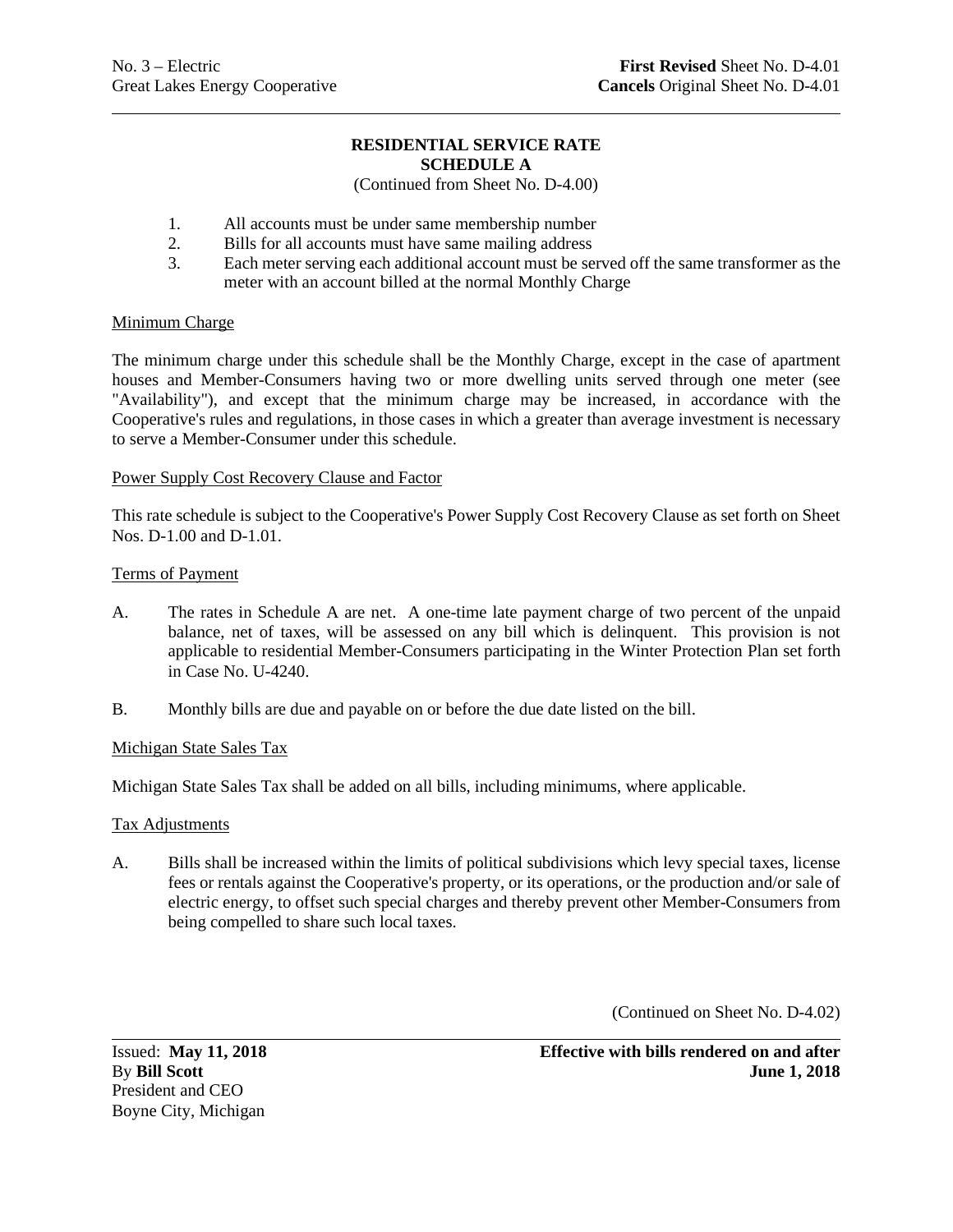No. 3 – Electric  
Great Lakes Energy Cooperative

**First Revised** Sheet No. D-4.01  
**Cancels** Original Sheet No. D-4.01

**RESIDENTIAL SERVICE RATE**  
**SCHEDULE A**  
(Continued from Sheet No. D-4.00)

1. All accounts must be under same membership number
2. Bills for all accounts must have same mailing address
3. Each meter serving each additional account must be served off the same transformer as the meter with an account billed at the normal Monthly Charge

Minimum Charge

The minimum charge under this schedule shall be the Monthly Charge, except in the case of apartment houses and Member-Consumers having two or more dwelling units served through one meter (see "Availability"), and except that the minimum charge may be increased, in accordance with the Cooperative's rules and regulations, in those cases in which a greater than average investment is necessary to serve a Member-Consumer under this schedule.

Power Supply Cost Recovery Clause and Factor

This rate schedule is subject to the Cooperative's Power Supply Cost Recovery Clause as set forth on Sheet Nos. D-1.00 and D-1.01.

Terms of Payment

A. The rates in Schedule A are net. A one-time late payment charge of two percent of the unpaid balance, net of taxes, will be assessed on any bill which is delinquent. This provision is not applicable to residential Member-Consumers participating in the Winter Protection Plan set forth in Case No. U-4240.

B. Monthly bills are due and payable on or before the due date listed on the bill.

Michigan State Sales Tax

Michigan State Sales Tax shall be added on all bills, including minimums, where applicable.

Tax Adjustments

A. Bills shall be increased within the limits of political subdivisions which levy special taxes, license fees or rentals against the Cooperative's property, or its operations, or the production and/or sale of electric energy, to offset such special charges and thereby prevent other Member-Consumers from being compelled to share such local taxes.

(Continued on Sheet No. D-4.02)

Issued: **May 11, 2018**  
By **Bill Scott**  
President and CEO  
Boyne City, Michigan

**Effective with bills rendered on and after**  
**June 1, 2018**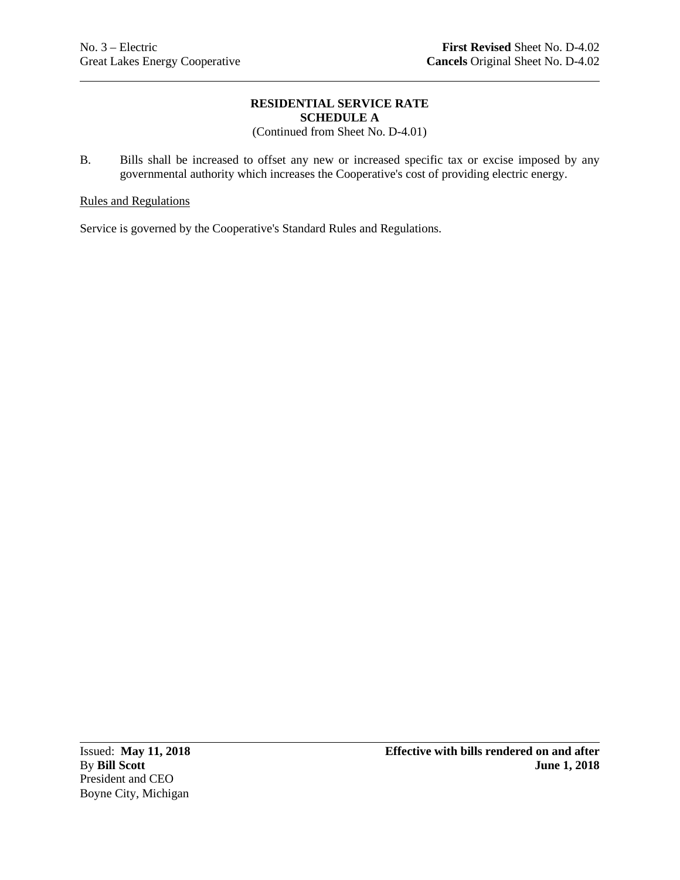## RESIDENTIAL SERVICE RATE
## SCHEDULE A

(Continued from Sheet No. D-4.01)

B. Bills shall be increased to offset any new or increased specific tax or excise imposed by any governmental authority which increases the Cooperative's cost of providing electric energy.

Rules and Regulations

Service is governed by the Cooperative's Standard Rules and Regulations.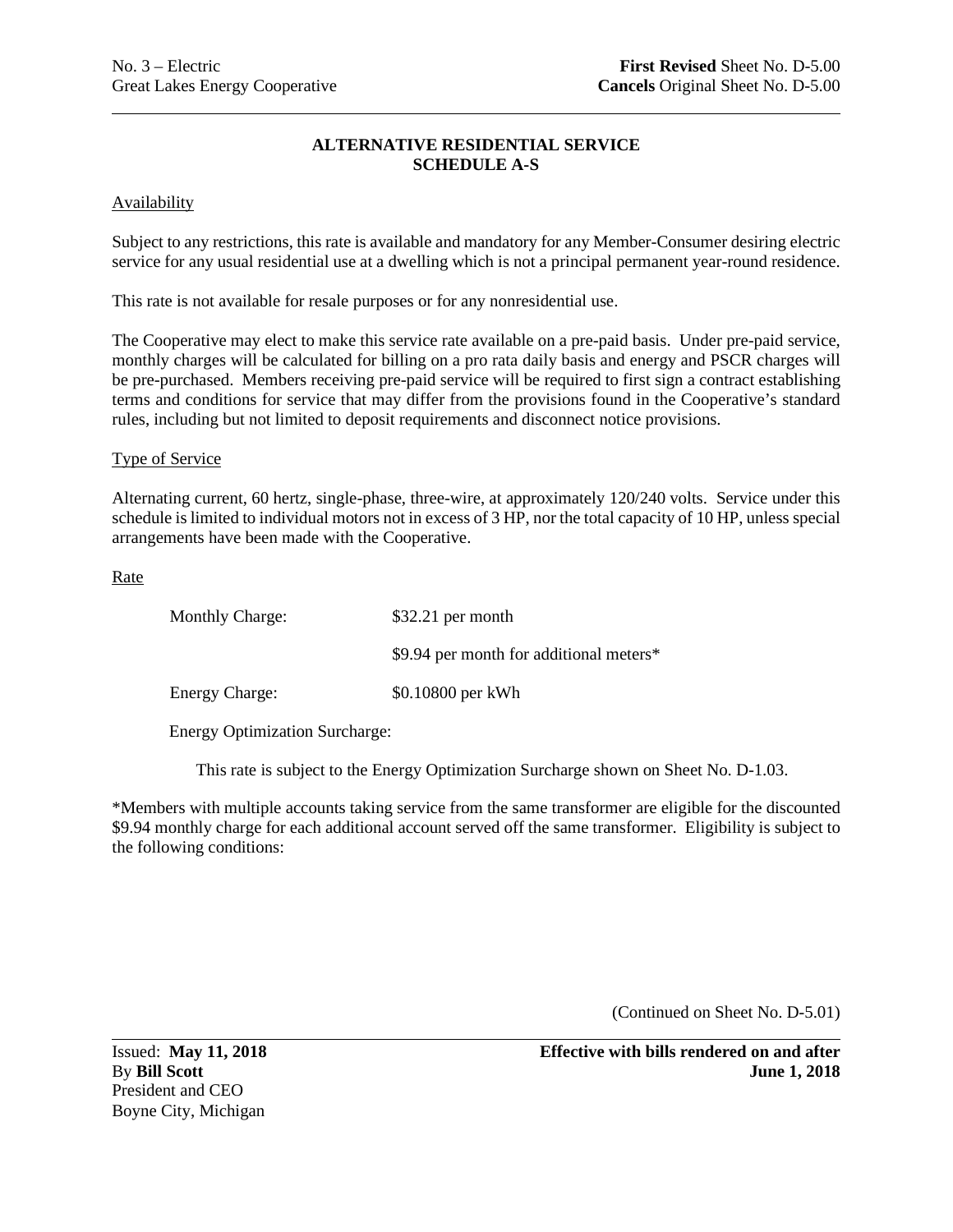No. 3 – Electric
Great Lakes Energy Cooperative

**First Revised** Sheet No. D-5.00
**Cancels** Original Sheet No. D-5.00

## ALTERNATIVE RESIDENTIAL SERVICE
## SCHEDULE A-S

Availability

Subject to any restrictions, this rate is available and mandatory for any Member-Consumer desiring electric service for any usual residential use at a dwelling which is not a principal permanent year-round residence.

This rate is not available for resale purposes or for any nonresidential use.

The Cooperative may elect to make this service rate available on a pre-paid basis. Under pre-paid service, monthly charges will be calculated for billing on a pro rata daily basis and energy and PSCR charges will be pre-purchased. Members receiving pre-paid service will be required to first sign a contract establishing terms and conditions for service that may differ from the provisions found in the Cooperative's standard rules, including but not limited to deposit requirements and disconnect notice provisions.

Type of Service

Alternating current, 60 hertz, single-phase, three-wire, at approximately 120/240 volts. Service under this schedule is limited to individual motors not in excess of 3 HP, nor the total capacity of 10 HP, unless special arrangements have been made with the Cooperative.

Rate

Monthly Charge: $32.21 per month

$9.94 per month for additional meters*

Energy Charge: $0.10800 per kWh

Energy Optimization Surcharge:

This rate is subject to the Energy Optimization Surcharge shown on Sheet No. D-1.03.

*Members with multiple accounts taking service from the same transformer are eligible for the discounted $9.94 monthly charge for each additional account served off the same transformer. Eligibility is subject to the following conditions:

(Continued on Sheet No. D-5.01)

Issued: **May 11, 2018**
By **Bill Scott**
President and CEO
Boyne City, Michigan

**Effective with bills rendered on and after June 1, 2018**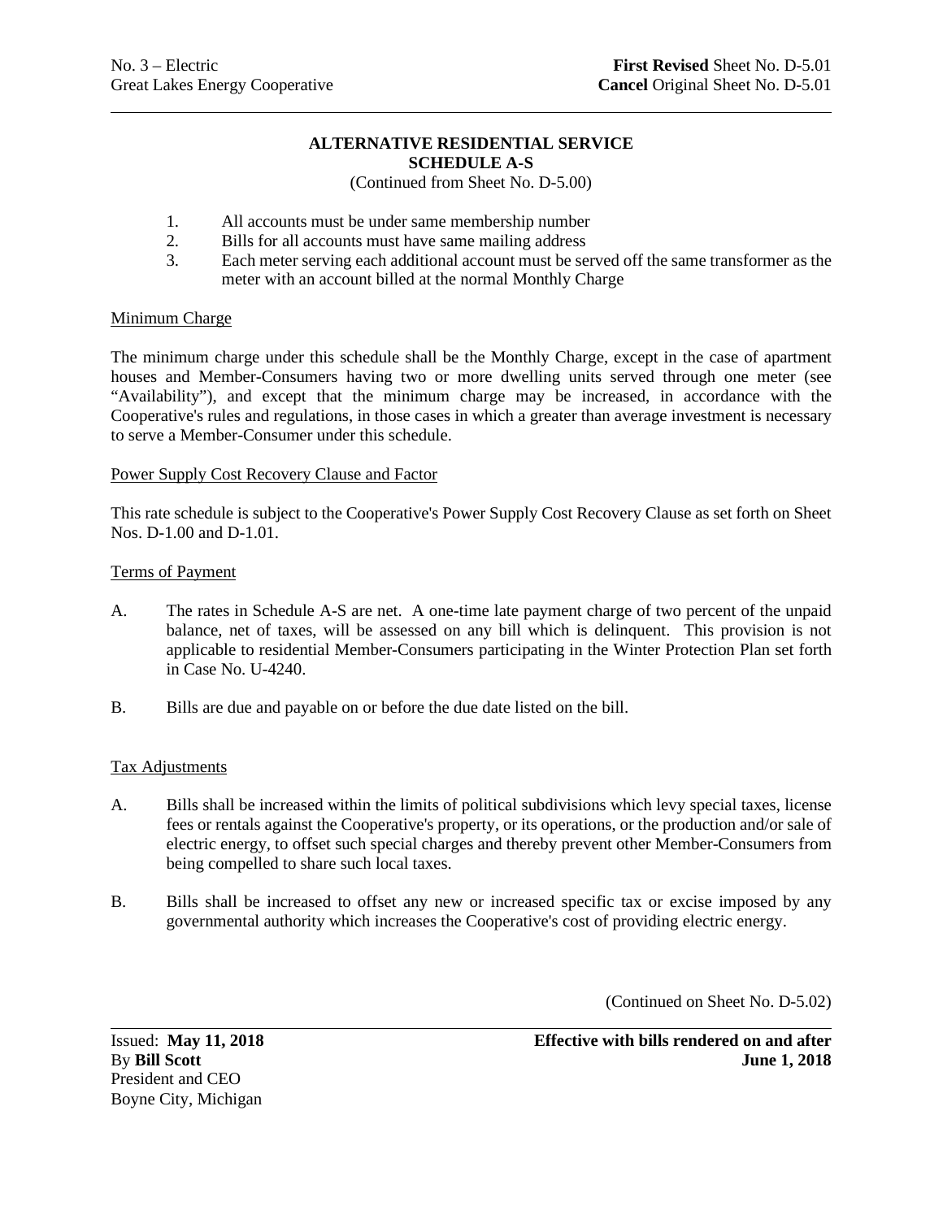No. 3 – Electric
Great Lakes Energy Cooperative

**First Revised** Sheet No. D-5.01
**Cancel** Original Sheet No. D-5.01

## ALTERNATIVE RESIDENTIAL SERVICE
## SCHEDULE A-S

(Continued from Sheet No. D-5.00)

1. All accounts must be under same membership number
2. Bills for all accounts must have same mailing address
3. Each meter serving each additional account must be served off the same transformer as the meter with an account billed at the normal Monthly Charge

### Minimum Charge

The minimum charge under this schedule shall be the Monthly Charge, except in the case of apartment houses and Member-Consumers having two or more dwelling units served through one meter (see "Availability"), and except that the minimum charge may be increased, in accordance with the Cooperative's rules and regulations, in those cases in which a greater than average investment is necessary to serve a Member-Consumer under this schedule.

### Power Supply Cost Recovery Clause and Factor

This rate schedule is subject to the Cooperative's Power Supply Cost Recovery Clause as set forth on Sheet Nos. D-1.00 and D-1.01.

### Terms of Payment

A. The rates in Schedule A-S are net. A one-time late payment charge of two percent of the unpaid balance, net of taxes, will be assessed on any bill which is delinquent. This provision is not applicable to residential Member-Consumers participating in the Winter Protection Plan set forth in Case No. U-4240.

B. Bills are due and payable on or before the due date listed on the bill.

### Tax Adjustments

A. Bills shall be increased within the limits of political subdivisions which levy special taxes, license fees or rentals against the Cooperative's property, or its operations, or the production and/or sale of electric energy, to offset such special charges and thereby prevent other Member-Consumers from being compelled to share such local taxes.

B. Bills shall be increased to offset any new or increased specific tax or excise imposed by any governmental authority which increases the Cooperative's cost of providing electric energy.

(Continued on Sheet No. D-5.02)

Issued: **May 11, 2018**
By **Bill Scott**
President and CEO
Boyne City, Michigan

**Effective with bills rendered on and after June 1, 2018**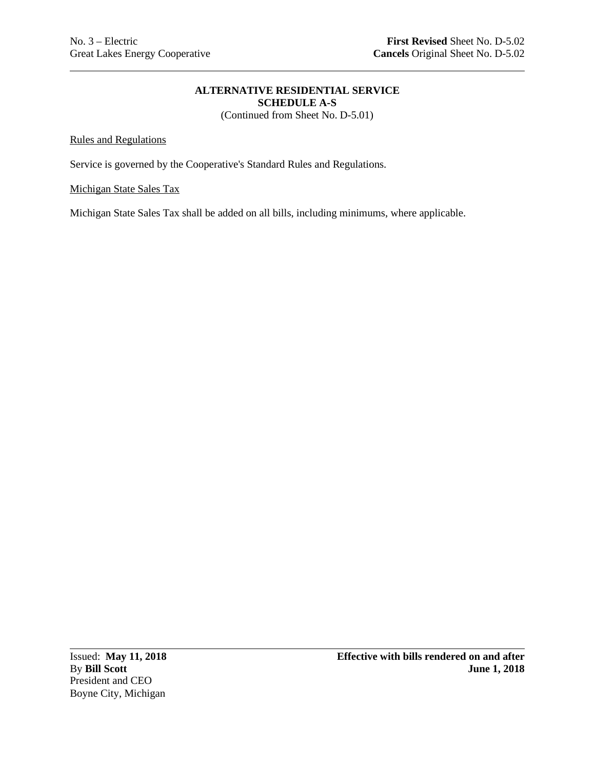**ALTERNATIVE RESIDENTIAL SERVICE**
**SCHEDULE A-S**
(Continued from Sheet No. D-5.01)

Rules and Regulations

Service is governed by the Cooperative's Standard Rules and Regulations.

Michigan State Sales Tax

Michigan State Sales Tax shall be added on all bills, including minimums, where applicable.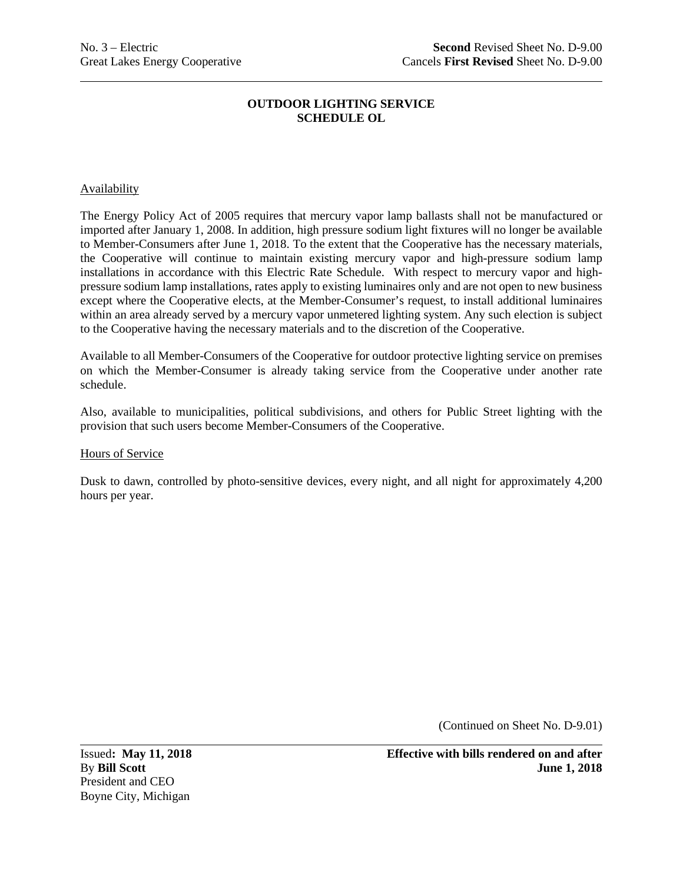No. 3 – Electric
Great Lakes Energy Cooperative

**Second** Revised Sheet No. D-9.00
Cancels **First Revised** Sheet No. D-9.00

**OUTDOOR LIGHTING SERVICE**
**SCHEDULE OL**

Availability

The Energy Policy Act of 2005 requires that mercury vapor lamp ballasts shall not be manufactured or imported after January 1, 2008. In addition, high pressure sodium light fixtures will no longer be available to Member-Consumers after June 1, 2018. To the extent that the Cooperative has the necessary materials, the Cooperative will continue to maintain existing mercury vapor and high-pressure sodium lamp installations in accordance with this Electric Rate Schedule. With respect to mercury vapor and high-pressure sodium lamp installations, rates apply to existing luminaires only and are not open to new business except where the Cooperative elects, at the Member-Consumer's request, to install additional luminaires within an area already served by a mercury vapor unmetered lighting system. Any such election is subject to the Cooperative having the necessary materials and to the discretion of the Cooperative.

Available to all Member-Consumers of the Cooperative for outdoor protective lighting service on premises on which the Member-Consumer is already taking service from the Cooperative under another rate schedule.

Also, available to municipalities, political subdivisions, and others for Public Street lighting with the provision that such users become Member-Consumers of the Cooperative.

Hours of Service

Dusk to dawn, controlled by photo-sensitive devices, every night, and all night for approximately 4,200 hours per year.

(Continued on Sheet No. D-9.01)

Issued**: May 11, 2018**
By **Bill Scott**
President and CEO
Boyne City, Michigan

**Effective with bills rendered on and after**
**June 1, 2018**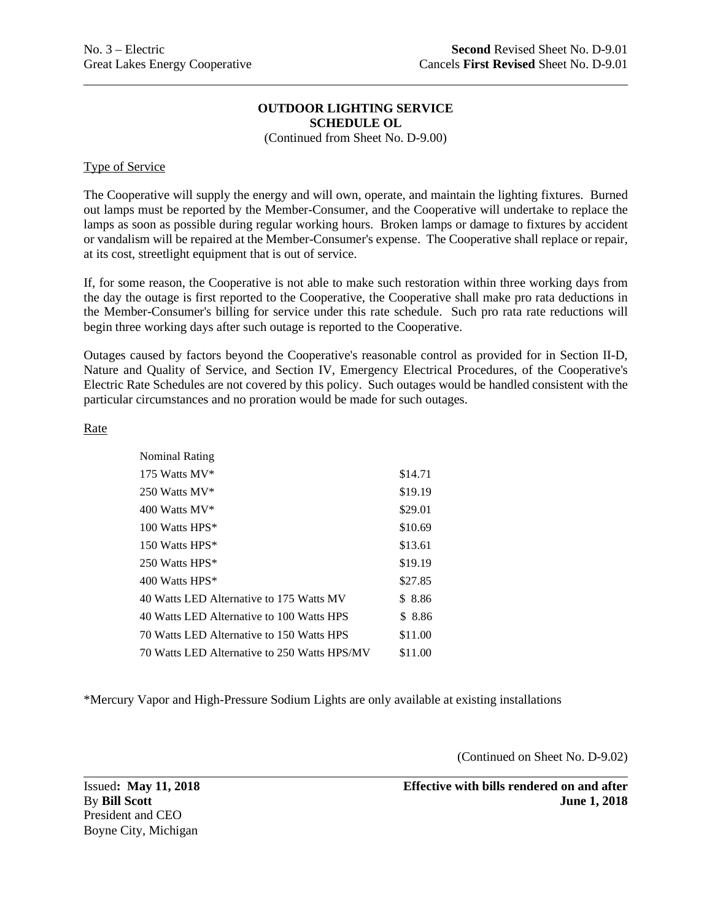No. 3 – Electric
Great Lakes Energy Cooperative

**Second** Revised Sheet No. D-9.01
Cancels **First Revised** Sheet No. D-9.01

## OUTDOOR LIGHTING SERVICE
## SCHEDULE OL

(Continued from Sheet No. D-9.00)

Type of Service

The Cooperative will supply the energy and will own, operate, and maintain the lighting fixtures. Burned out lamps must be reported by the Member-Consumer, and the Cooperative will undertake to replace the lamps as soon as possible during regular working hours. Broken lamps or damage to fixtures by accident or vandalism will be repaired at the Member-Consumer's expense. The Cooperative shall replace or repair, at its cost, streetlight equipment that is out of service.

If, for some reason, the Cooperative is not able to make such restoration within three working days from the day the outage is first reported to the Cooperative, the Cooperative shall make pro rata deductions in the Member-Consumer's billing for service under this rate schedule. Such pro rata rate reductions will begin three working days after such outage is reported to the Cooperative.

Outages caused by factors beyond the Cooperative's reasonable control as provided for in Section II-D, Nature and Quality of Service, and Section IV, Emergency Electrical Procedures, of the Cooperative's Electric Rate Schedules are not covered by this policy. Such outages would be handled consistent with the particular circumstances and no proration would be made for such outages.

Rate

| Nominal Rating | |
|---|---|
| 175 Watts MV* | $14.71 |
| 250 Watts MV* | $19.19 |
| 400 Watts MV* | $29.01 |
| 100 Watts HPS* | $10.69 |
| 150 Watts HPS* | $13.61 |
| 250 Watts HPS* | $19.19 |
| 400 Watts HPS* | $27.85 |
| 40 Watts LED Alternative to 175 Watts MV | $ 8.86 |
| 40 Watts LED Alternative to 100 Watts HPS | $ 8.86 |
| 70 Watts LED Alternative to 150 Watts HPS | $11.00 |
| 70 Watts LED Alternative to 250 Watts HPS/MV | $11.00 |

*Mercury Vapor and High-Pressure Sodium Lights are only available at existing installations

(Continued on Sheet No. D-9.02)

Issued**: May 11, 2018**
By **Bill Scott**
President and CEO
Boyne City, Michigan

**Effective with bills rendered on and after June 1, 2018**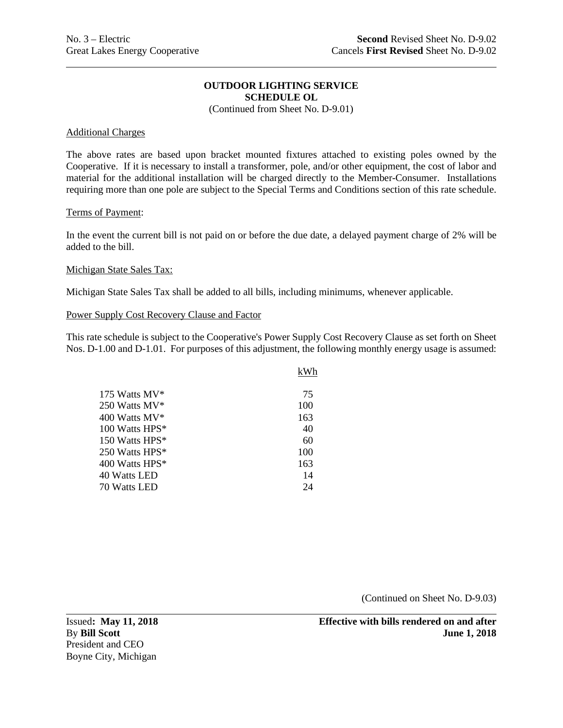No. 3 – Electric
Great Lakes Energy Cooperative

**Second** Revised Sheet No. D-9.02
Cancels **First Revised** Sheet No. D-9.02

**OUTDOOR LIGHTING SERVICE**
**SCHEDULE OL**
(Continued from Sheet No. D-9.01)

Additional Charges

The above rates are based upon bracket mounted fixtures attached to existing poles owned by the Cooperative. If it is necessary to install a transformer, pole, and/or other equipment, the cost of labor and material for the additional installation will be charged directly to the Member-Consumer. Installations requiring more than one pole are subject to the Special Terms and Conditions section of this rate schedule.

Terms of Payment:

In the event the current bill is not paid on or before the due date, a delayed payment charge of 2% will be added to the bill.

Michigan State Sales Tax:

Michigan State Sales Tax shall be added to all bills, including minimums, whenever applicable.

Power Supply Cost Recovery Clause and Factor

This rate schedule is subject to the Cooperative's Power Supply Cost Recovery Clause as set forth on Sheet Nos. D-1.00 and D-1.01. For purposes of this adjustment, the following monthly energy usage is assumed:

| | kWh |
|---|---|
| 175 Watts MV* | 75 |
| 250 Watts MV* | 100 |
| 400 Watts MV* | 163 |
| 100 Watts HPS* | 40 |
| 150 Watts HPS* | 60 |
| 250 Watts HPS* | 100 |
| 400 Watts HPS* | 163 |
| 40 Watts LED | 14 |
| 70 Watts LED | 24 |

(Continued on Sheet No. D-9.03)

Issued**: May 11, 2018**
By **Bill Scott**
President and CEO
Boyne City, Michigan

**Effective with bills rendered on and after**
**June 1, 2018**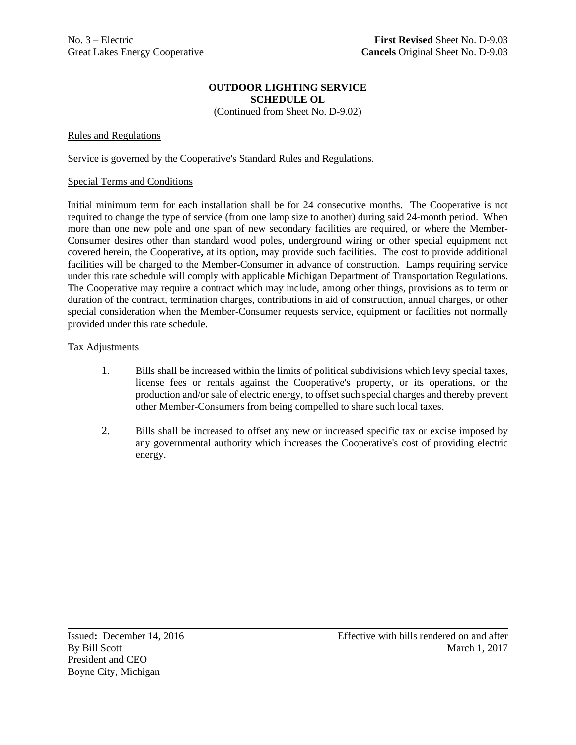## OUTDOOR LIGHTING SERVICE
## SCHEDULE OL

(Continued from Sheet No. D-9.02)

Rules and Regulations

Service is governed by the Cooperative's Standard Rules and Regulations.

Special Terms and Conditions

Initial minimum term for each installation shall be for 24 consecutive months. The Cooperative is not required to change the type of service (from one lamp size to another) during said 24-month period. When more than one new pole and one span of new secondary facilities are required, or where the Member-Consumer desires other than standard wood poles, underground wiring or other special equipment not covered herein, the Cooperative**,** at its option**,** may provide such facilities. The cost to provide additional facilities will be charged to the Member-Consumer in advance of construction. Lamps requiring service under this rate schedule will comply with applicable Michigan Department of Transportation Regulations. The Cooperative may require a contract which may include, among other things, provisions as to term or duration of the contract, termination charges, contributions in aid of construction, annual charges, or other special consideration when the Member-Consumer requests service, equipment or facilities not normally provided under this rate schedule.

Tax Adjustments

1. Bills shall be increased within the limits of political subdivisions which levy special taxes, license fees or rentals against the Cooperative's property, or its operations, or the production and/or sale of electric energy, to offset such special charges and thereby prevent other Member-Consumers from being compelled to share such local taxes.

2. Bills shall be increased to offset any new or increased specific tax or excise imposed by any governmental authority which increases the Cooperative's cost of providing electric energy.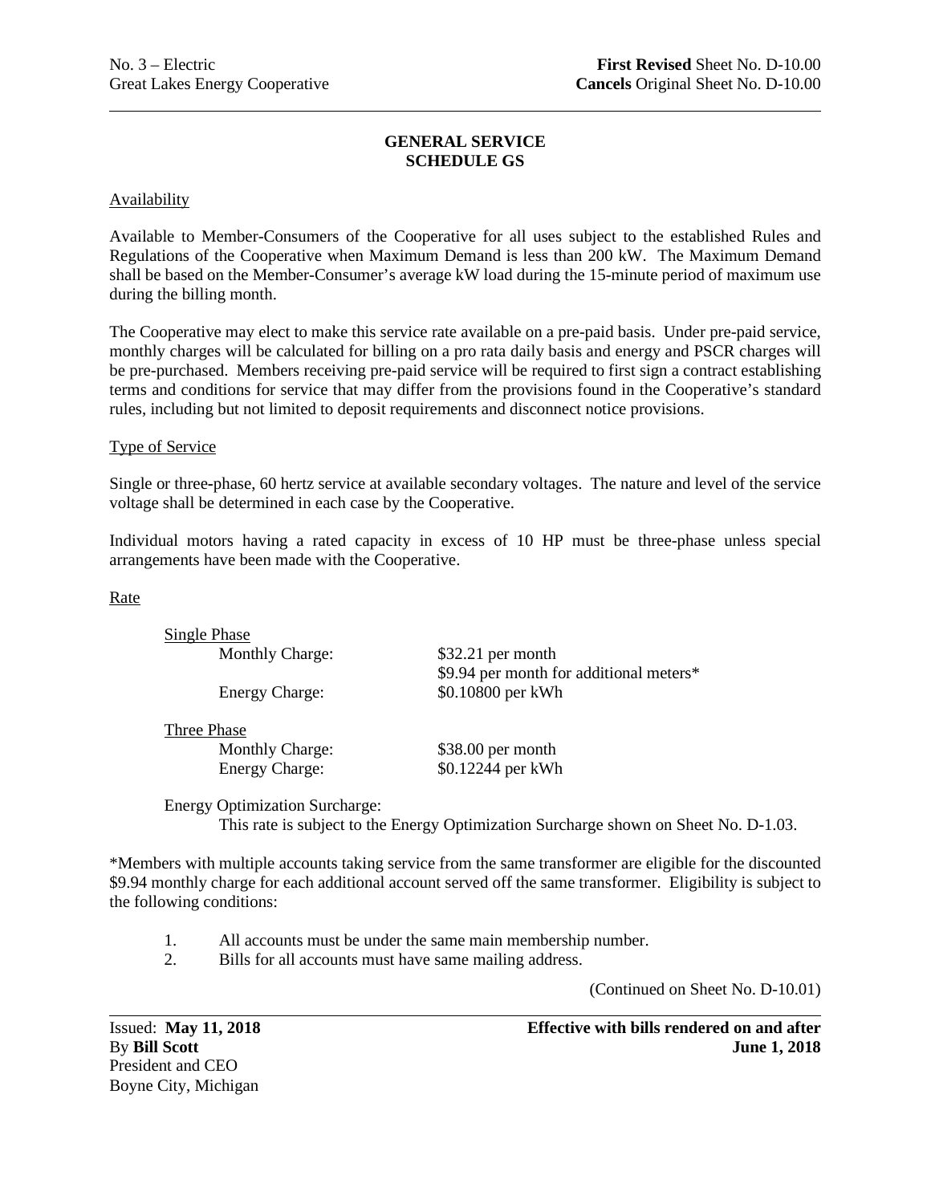No. 3 – Electric  
Great Lakes Energy Cooperative

**First Revised** Sheet No. D-10.00  
**Cancels** Original Sheet No. D-10.00

## GENERAL SERVICE
## SCHEDULE GS

### Availability

Available to Member-Consumers of the Cooperative for all uses subject to the established Rules and Regulations of the Cooperative when Maximum Demand is less than 200 kW. The Maximum Demand shall be based on the Member-Consumer's average kW load during the 15-minute period of maximum use during the billing month.

The Cooperative may elect to make this service rate available on a pre-paid basis. Under pre-paid service, monthly charges will be calculated for billing on a pro rata daily basis and energy and PSCR charges will be pre-purchased. Members receiving pre-paid service will be required to first sign a contract establishing terms and conditions for service that may differ from the provisions found in the Cooperative's standard rules, including but not limited to deposit requirements and disconnect notice provisions.

### Type of Service

Single or three-phase, 60 hertz service at available secondary voltages. The nature and level of the service voltage shall be determined in each case by the Cooperative.

Individual motors having a rated capacity in excess of 10 HP must be three-phase unless special arrangements have been made with the Cooperative.

### Rate

Single Phase

| | |
|---|---|
| Monthly Charge: | $32.21 per month |
| | $9.94 per month for additional meters* |
| Energy Charge: | $0.10800 per kWh |

Three Phase

| | |
|---|---|
| Monthly Charge: | $38.00 per month |
| Energy Charge: | $0.12244 per kWh |

Energy Optimization Surcharge:

This rate is subject to the Energy Optimization Surcharge shown on Sheet No. D-1.03.

*Members with multiple accounts taking service from the same transformer are eligible for the discounted $9.94 monthly charge for each additional account served off the same transformer. Eligibility is subject to the following conditions:

1. All accounts must be under the same main membership number.
2. Bills for all accounts must have same mailing address.

(Continued on Sheet No. D-10.01)

Issued: **May 11, 2018**  
By **Bill Scott**  
President and CEO  
Boyne City, Michigan

**Effective with bills rendered on and after June 1, 2018**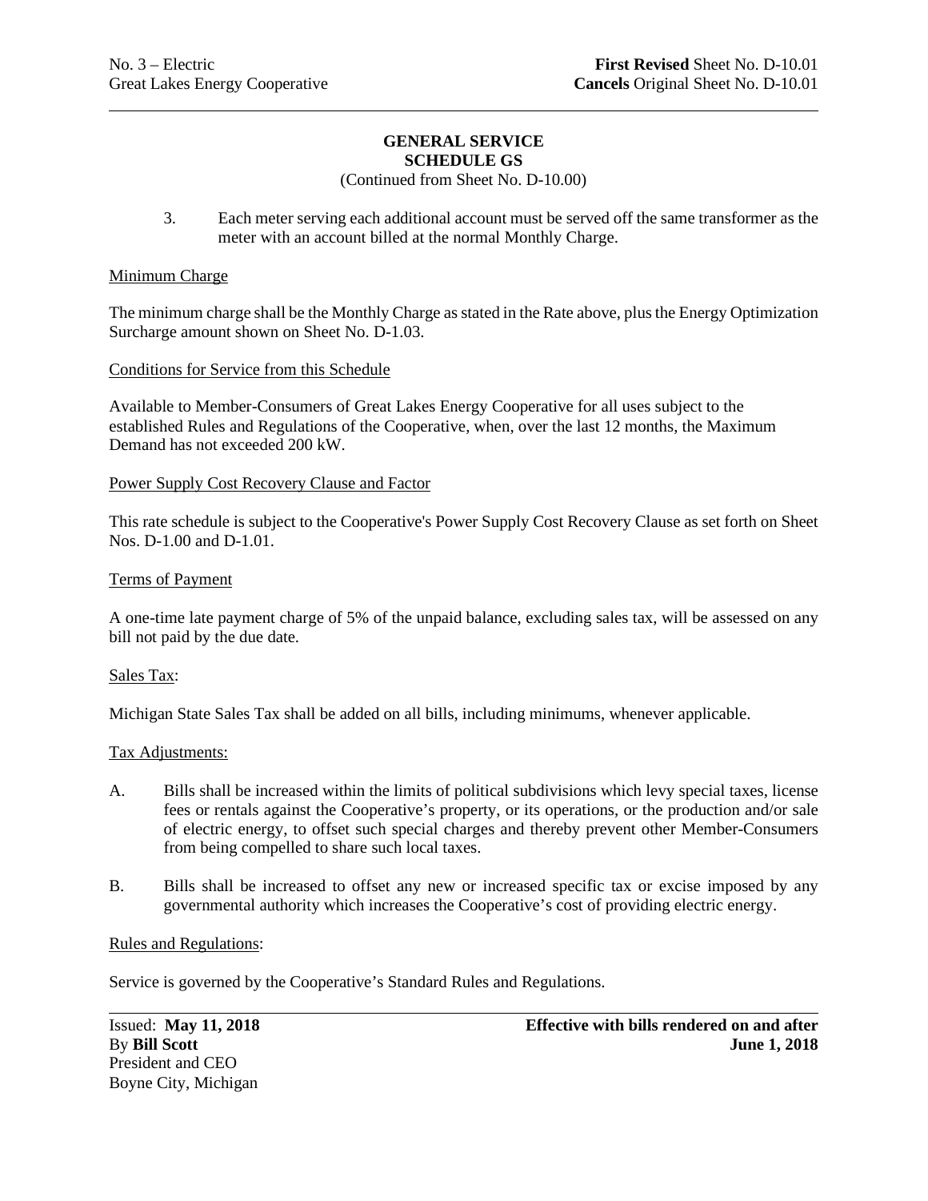## GENERAL SERVICE
## SCHEDULE GS

(Continued from Sheet No. D-10.00)

3. Each meter serving each additional account must be served off the same transformer as the meter with an account billed at the normal Monthly Charge.

Minimum Charge

The minimum charge shall be the Monthly Charge as stated in the Rate above, plus the Energy Optimization Surcharge amount shown on Sheet No. D-1.03.

Conditions for Service from this Schedule

Available to Member-Consumers of Great Lakes Energy Cooperative for all uses subject to the established Rules and Regulations of the Cooperative, when, over the last 12 months, the Maximum Demand has not exceeded 200 kW.

Power Supply Cost Recovery Clause and Factor

This rate schedule is subject to the Cooperative's Power Supply Cost Recovery Clause as set forth on Sheet Nos. D-1.00 and D-1.01.

Terms of Payment

A one-time late payment charge of 5% of the unpaid balance, excluding sales tax, will be assessed on any bill not paid by the due date.

Sales Tax:

Michigan State Sales Tax shall be added on all bills, including minimums, whenever applicable.

Tax Adjustments:

A. Bills shall be increased within the limits of political subdivisions which levy special taxes, license fees or rentals against the Cooperative's property, or its operations, or the production and/or sale of electric energy, to offset such special charges and thereby prevent other Member-Consumers from being compelled to share such local taxes.

B. Bills shall be increased to offset any new or increased specific tax or excise imposed by any governmental authority which increases the Cooperative's cost of providing electric energy.

Rules and Regulations:

Service is governed by the Cooperative's Standard Rules and Regulations.

Issued: **May 11, 2018**
By **Bill Scott**
President and CEO
Boyne City, Michigan

**Effective with bills rendered on and after June 1, 2018**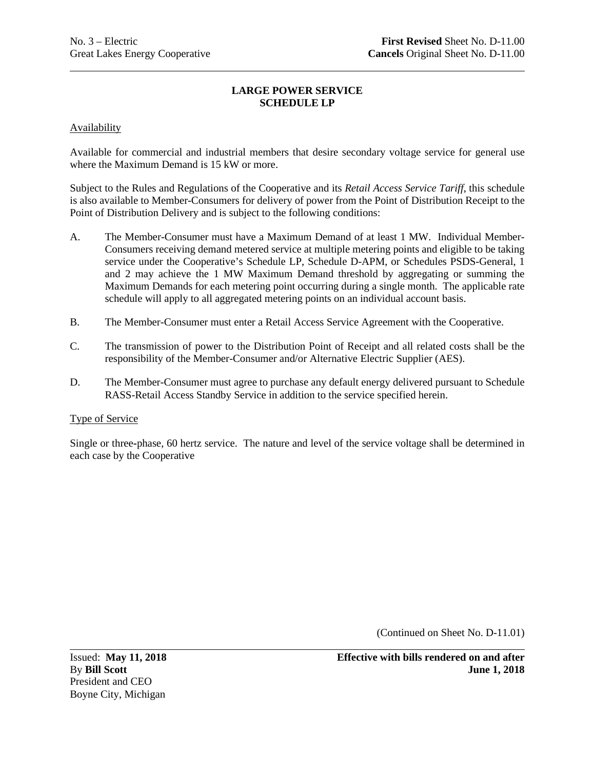# LARGE POWER SERVICE
# SCHEDULE LP

Availability

Available for commercial and industrial members that desire secondary voltage service for general use where the Maximum Demand is 15 kW or more.

Subject to the Rules and Regulations of the Cooperative and its *Retail Access Service Tariff*, this schedule is also available to Member-Consumers for delivery of power from the Point of Distribution Receipt to the Point of Distribution Delivery and is subject to the following conditions:

A. The Member-Consumer must have a Maximum Demand of at least 1 MW. Individual Member-Consumers receiving demand metered service at multiple metering points and eligible to be taking service under the Cooperative's Schedule LP, Schedule D-APM, or Schedules PSDS-General, 1 and 2 may achieve the 1 MW Maximum Demand threshold by aggregating or summing the Maximum Demands for each metering point occurring during a single month. The applicable rate schedule will apply to all aggregated metering points on an individual account basis.

B. The Member-Consumer must enter a Retail Access Service Agreement with the Cooperative.

C. The transmission of power to the Distribution Point of Receipt and all related costs shall be the responsibility of the Member-Consumer and/or Alternative Electric Supplier (AES).

D. The Member-Consumer must agree to purchase any default energy delivered pursuant to Schedule RASS-Retail Access Standby Service in addition to the service specified herein.

Type of Service

Single or three-phase, 60 hertz service. The nature and level of the service voltage shall be determined in each case by the Cooperative

(Continued on Sheet No. D-11.01)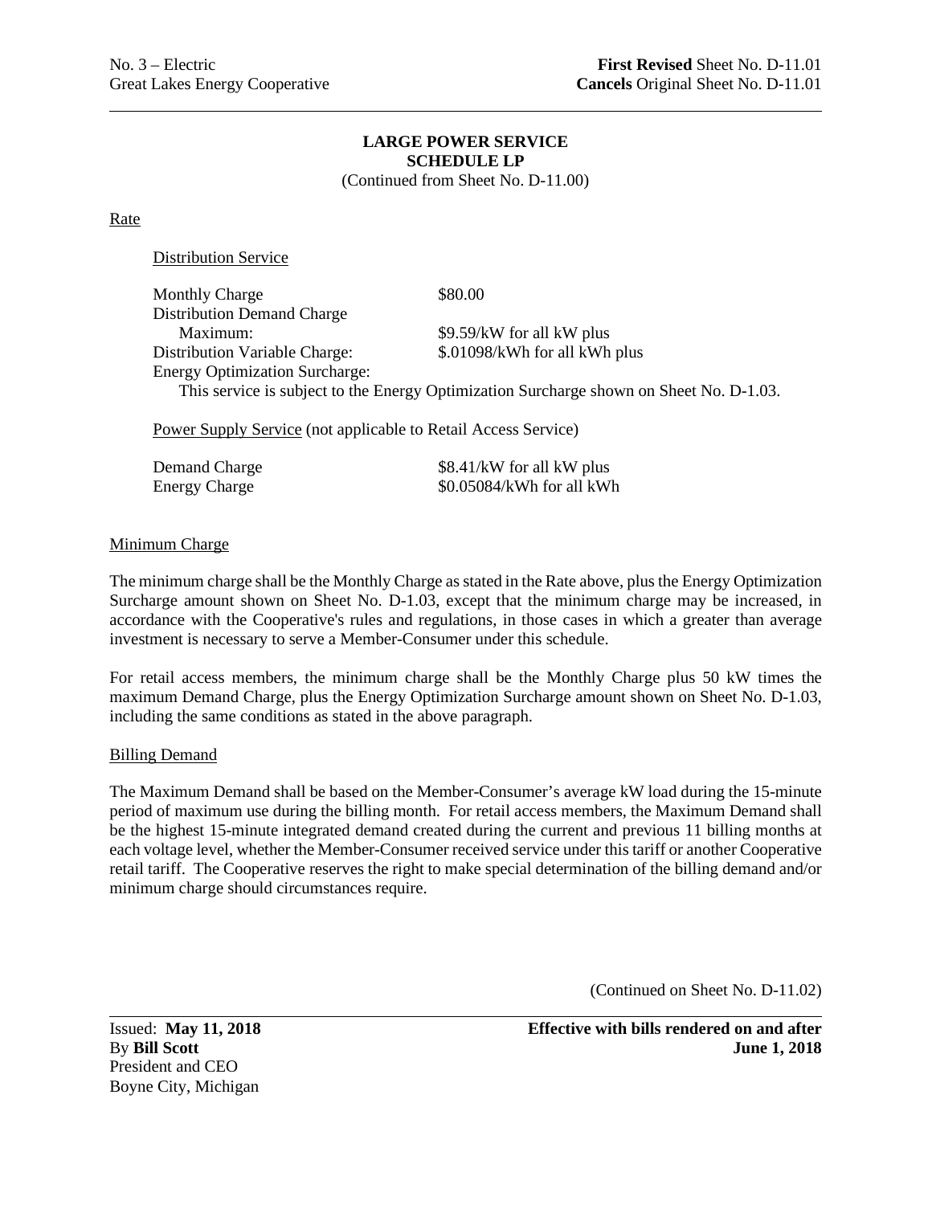No. 3 – Electric
Great Lakes Energy Cooperative

**First Revised** Sheet No. D-11.01
**Cancels** Original Sheet No. D-11.01

## LARGE POWER SERVICE
## SCHEDULE LP

(Continued from Sheet No. D-11.00)

Rate

Distribution Service

| | |
|---|---|
| Monthly Charge | \$80.00 |
| Distribution Demand Charge | |
| Maximum: | \$9.59/kW for all kW plus |
| Distribution Variable Charge: | \$.01098/kWh for all kWh plus |
| Energy Optimization Surcharge: | |

This service is subject to the Energy Optimization Surcharge shown on Sheet No. D-1.03.

Power Supply Service (not applicable to Retail Access Service)

| | |
|---|---|
| Demand Charge | \$8.41/kW for all kW plus |
| Energy Charge | \$0.05084/kWh for all kWh |

Minimum Charge

The minimum charge shall be the Monthly Charge as stated in the Rate above, plus the Energy Optimization Surcharge amount shown on Sheet No. D-1.03, except that the minimum charge may be increased, in accordance with the Cooperative's rules and regulations, in those cases in which a greater than average investment is necessary to serve a Member-Consumer under this schedule.

For retail access members, the minimum charge shall be the Monthly Charge plus 50 kW times the maximum Demand Charge, plus the Energy Optimization Surcharge amount shown on Sheet No. D-1.03, including the same conditions as stated in the above paragraph.

Billing Demand

The Maximum Demand shall be based on the Member-Consumer's average kW load during the 15-minute period of maximum use during the billing month. For retail access members, the Maximum Demand shall be the highest 15-minute integrated demand created during the current and previous 11 billing months at each voltage level, whether the Member-Consumer received service under this tariff or another Cooperative retail tariff. The Cooperative reserves the right to make special determination of the billing demand and/or minimum charge should circumstances require.

(Continued on Sheet No. D-11.02)

Issued: **May 11, 2018**
By **Bill Scott**
President and CEO
Boyne City, Michigan

**Effective with bills rendered on and after June 1, 2018**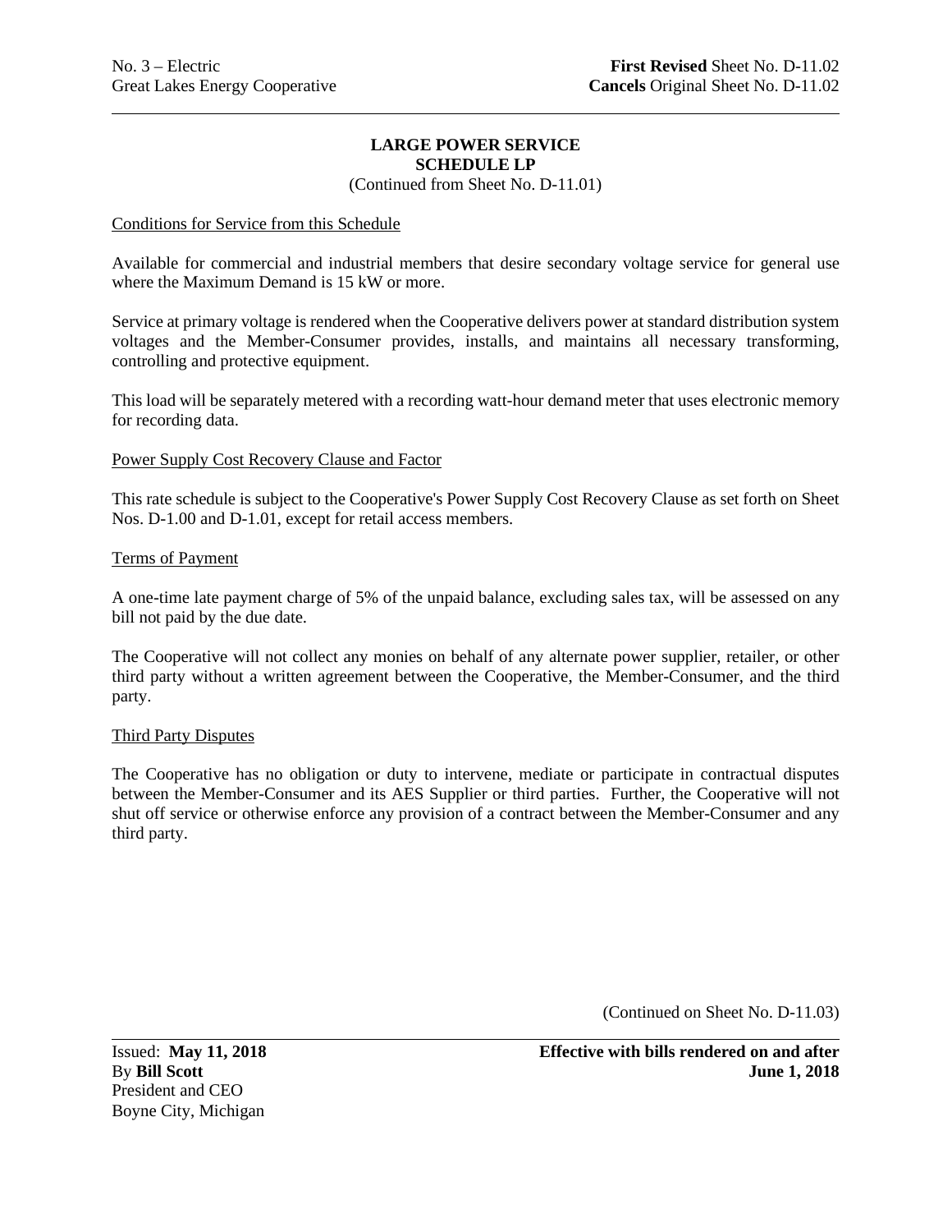# LARGE POWER SERVICE
## SCHEDULE LP

(Continued from Sheet No. D-11.01)

Conditions for Service from this Schedule

Available for commercial and industrial members that desire secondary voltage service for general use where the Maximum Demand is 15 kW or more.

Service at primary voltage is rendered when the Cooperative delivers power at standard distribution system voltages and the Member-Consumer provides, installs, and maintains all necessary transforming, controlling and protective equipment.

This load will be separately metered with a recording watt-hour demand meter that uses electronic memory for recording data.

Power Supply Cost Recovery Clause and Factor

This rate schedule is subject to the Cooperative's Power Supply Cost Recovery Clause as set forth on Sheet Nos. D-1.00 and D-1.01, except for retail access members.

Terms of Payment

A one-time late payment charge of 5% of the unpaid balance, excluding sales tax, will be assessed on any bill not paid by the due date.

The Cooperative will not collect any monies on behalf of any alternate power supplier, retailer, or other third party without a written agreement between the Cooperative, the Member-Consumer, and the third party.

Third Party Disputes

The Cooperative has no obligation or duty to intervene, mediate or participate in contractual disputes between the Member-Consumer and its AES Supplier or third parties. Further, the Cooperative will not shut off service or otherwise enforce any provision of a contract between the Member-Consumer and any third party.

(Continued on Sheet No. D-11.03)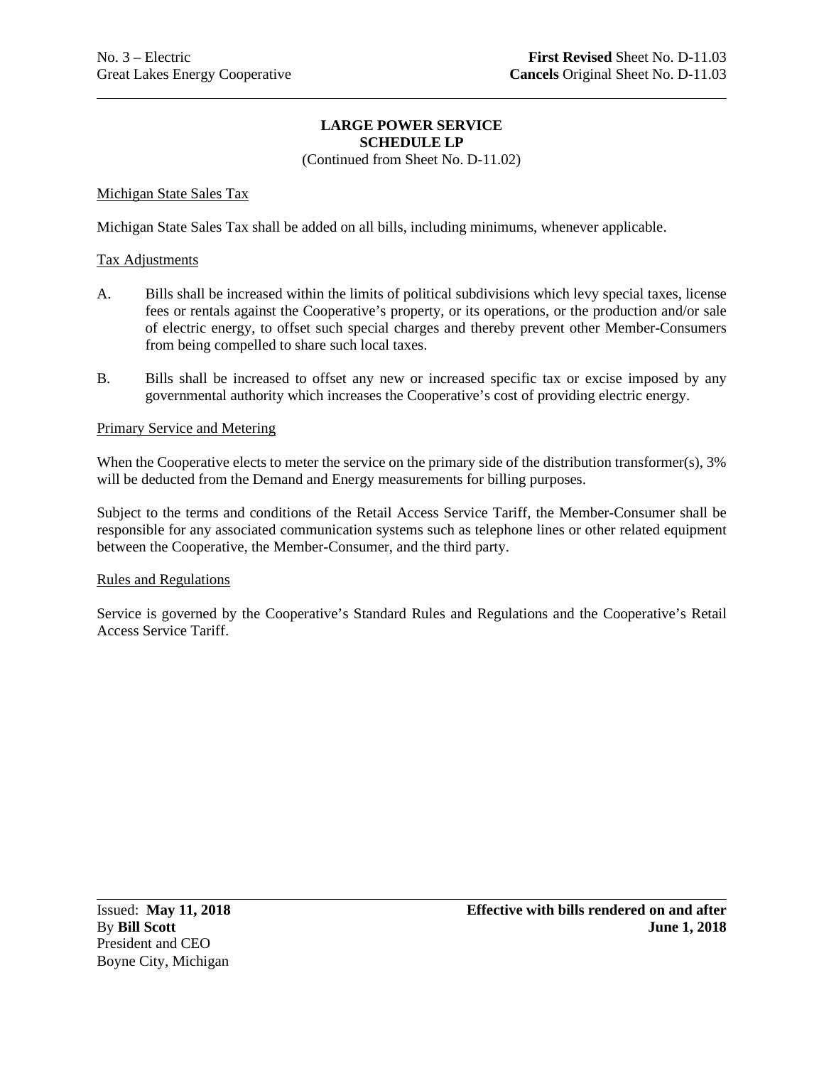**LARGE POWER SERVICE**
**SCHEDULE LP**
(Continued from Sheet No. D-11.02)

Michigan State Sales Tax

Michigan State Sales Tax shall be added on all bills, including minimums, whenever applicable.

Tax Adjustments

A. Bills shall be increased within the limits of political subdivisions which levy special taxes, license fees or rentals against the Cooperative's property, or its operations, or the production and/or sale of electric energy, to offset such special charges and thereby prevent other Member-Consumers from being compelled to share such local taxes.

B. Bills shall be increased to offset any new or increased specific tax or excise imposed by any governmental authority which increases the Cooperative's cost of providing electric energy.

Primary Service and Metering

When the Cooperative elects to meter the service on the primary side of the distribution transformer(s), 3% will be deducted from the Demand and Energy measurements for billing purposes.

Subject to the terms and conditions of the Retail Access Service Tariff, the Member-Consumer shall be responsible for any associated communication systems such as telephone lines or other related equipment between the Cooperative, the Member-Consumer, and the third party.

Rules and Regulations

Service is governed by the Cooperative's Standard Rules and Regulations and the Cooperative's Retail Access Service Tariff.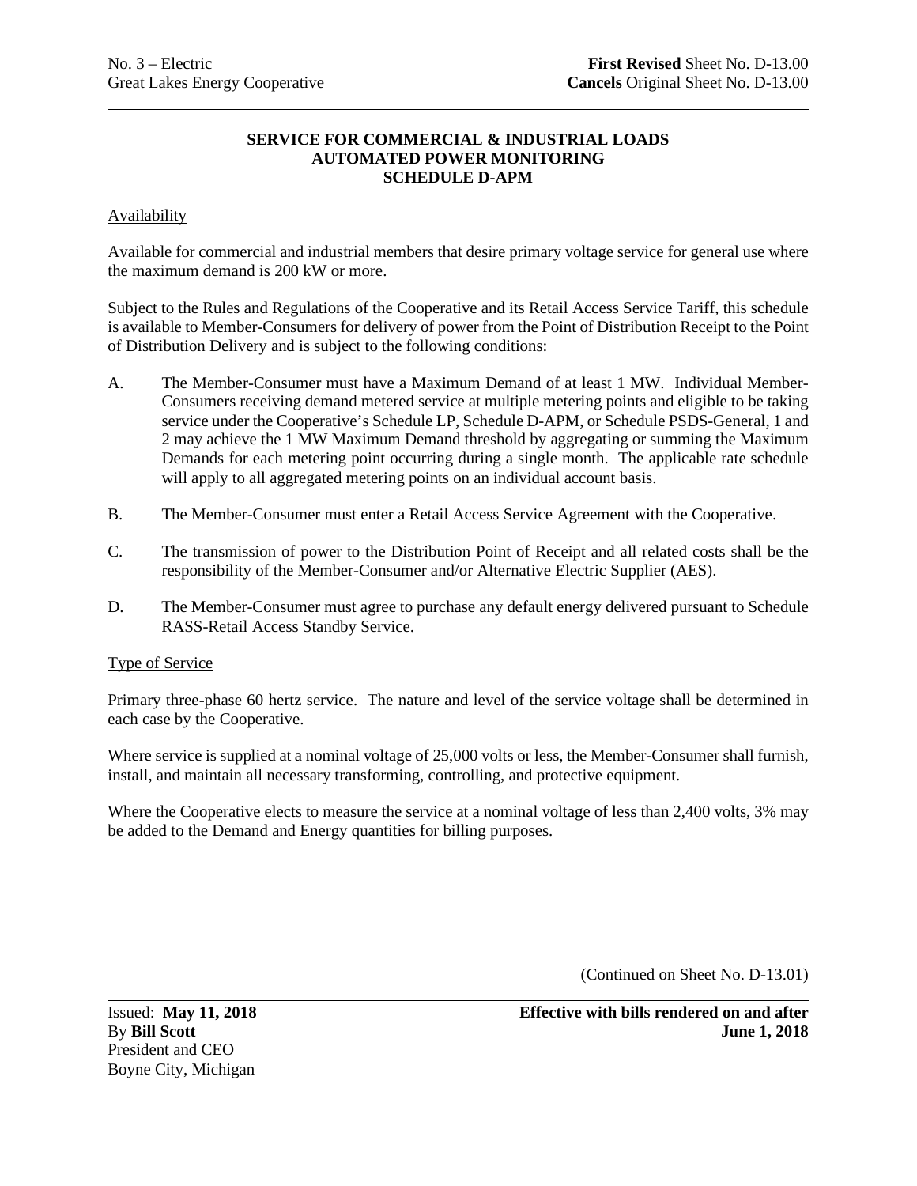**SERVICE FOR COMMERCIAL & INDUSTRIAL LOADS**
**AUTOMATED POWER MONITORING**
**SCHEDULE D-APM**

Availability

Available for commercial and industrial members that desire primary voltage service for general use where the maximum demand is 200 kW or more.

Subject to the Rules and Regulations of the Cooperative and its Retail Access Service Tariff, this schedule is available to Member-Consumers for delivery of power from the Point of Distribution Receipt to the Point of Distribution Delivery and is subject to the following conditions:

A. The Member-Consumer must have a Maximum Demand of at least 1 MW. Individual Member-Consumers receiving demand metered service at multiple metering points and eligible to be taking service under the Cooperative's Schedule LP, Schedule D-APM, or Schedule PSDS-General, 1 and 2 may achieve the 1 MW Maximum Demand threshold by aggregating or summing the Maximum Demands for each metering point occurring during a single month. The applicable rate schedule will apply to all aggregated metering points on an individual account basis.

B. The Member-Consumer must enter a Retail Access Service Agreement with the Cooperative.

C. The transmission of power to the Distribution Point of Receipt and all related costs shall be the responsibility of the Member-Consumer and/or Alternative Electric Supplier (AES).

D. The Member-Consumer must agree to purchase any default energy delivered pursuant to Schedule RASS-Retail Access Standby Service.

Type of Service

Primary three-phase 60 hertz service. The nature and level of the service voltage shall be determined in each case by the Cooperative.

Where service is supplied at a nominal voltage of 25,000 volts or less, the Member-Consumer shall furnish, install, and maintain all necessary transforming, controlling, and protective equipment.

Where the Cooperative elects to measure the service at a nominal voltage of less than 2,400 volts, 3% may be added to the Demand and Energy quantities for billing purposes.

(Continued on Sheet No. D-13.01)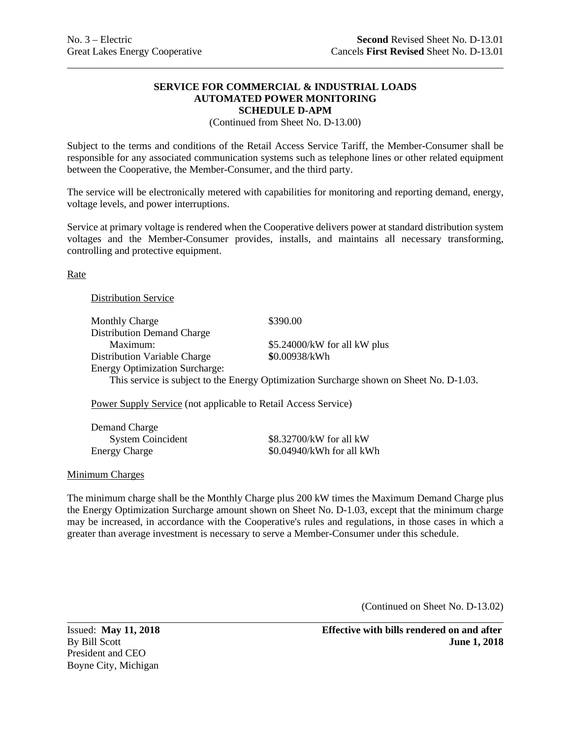No. 3 – Electric  
Great Lakes Energy Cooperative

**Second** Revised Sheet No. D-13.01  
Cancels **First Revised** Sheet No. D-13.01

## SERVICE FOR COMMERCIAL & INDUSTRIAL LOADS
## AUTOMATED POWER MONITORING
## SCHEDULE D-APM

(Continued from Sheet No. D-13.00)

Subject to the terms and conditions of the Retail Access Service Tariff, the Member-Consumer shall be responsible for any associated communication systems such as telephone lines or other related equipment between the Cooperative, the Member-Consumer, and the third party.

The service will be electronically metered with capabilities for monitoring and reporting demand, energy, voltage levels, and power interruptions.

Service at primary voltage is rendered when the Cooperative delivers power at standard distribution system voltages and the Member-Consumer provides, installs, and maintains all necessary transforming, controlling and protective equipment.

Rate

Distribution Service

| | |
|---|---|
| Monthly Charge | $390.00 |
| Distribution Demand Charge | |
| Maximum: | $5.24000/kW for all kW plus |
| Distribution Variable Charge | $0.00938/kWh |
| Energy Optimization Surcharge: | |

This service is subject to the Energy Optimization Surcharge shown on Sheet No. D-1.03.

Power Supply Service (not applicable to Retail Access Service)

| | |
|---|---|
| Demand Charge | |
| System Coincident | $8.32700/kW for all kW |
| Energy Charge | $0.04940/kWh for all kWh |

Minimum Charges

The minimum charge shall be the Monthly Charge plus 200 kW times the Maximum Demand Charge plus the Energy Optimization Surcharge amount shown on Sheet No. D-1.03, except that the minimum charge may be increased, in accordance with the Cooperative's rules and regulations, in those cases in which a greater than average investment is necessary to serve a Member-Consumer under this schedule.

(Continued on Sheet No. D-13.02)

Issued: **May 11, 2018**  
By Bill Scott  
President and CEO  
Boyne City, Michigan

**Effective with bills rendered on and after June 1, 2018**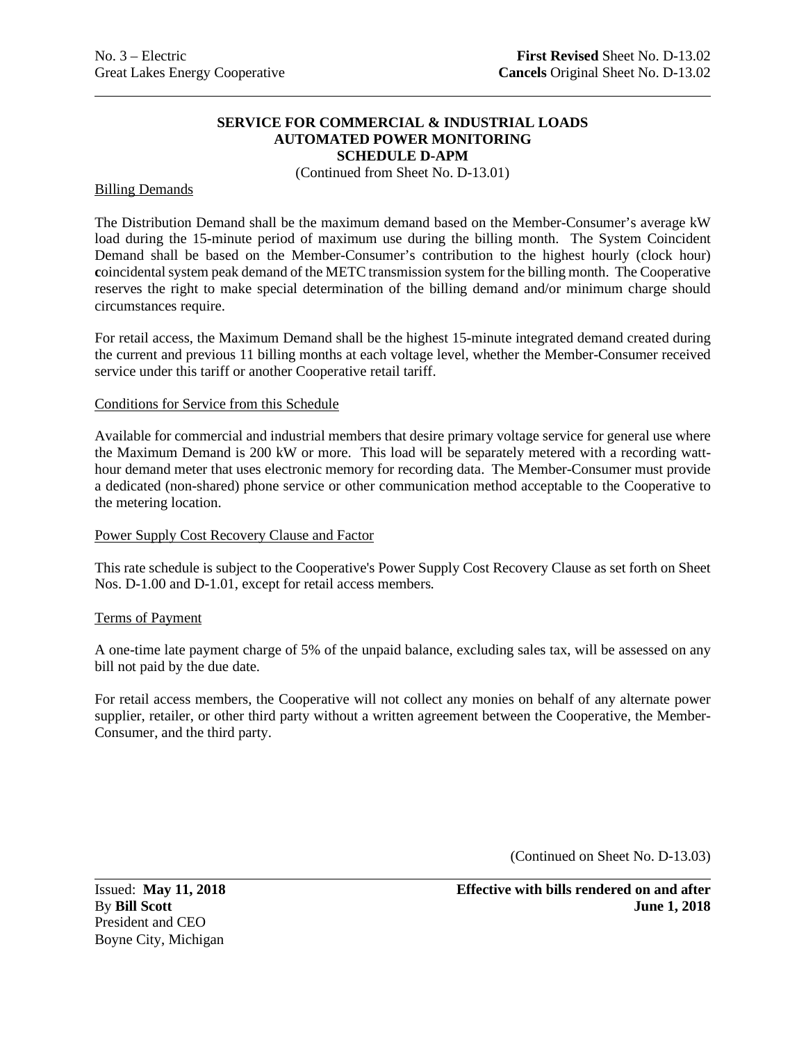**SERVICE FOR COMMERCIAL & INDUSTRIAL LOADS**
**AUTOMATED POWER MONITORING**
**SCHEDULE D-APM**

(Continued from Sheet No. D-13.01)

Billing Demands

The Distribution Demand shall be the maximum demand based on the Member-Consumer's average kW load during the 15-minute period of maximum use during the billing month. The System Coincident Demand shall be based on the Member-Consumer's contribution to the highest hourly (clock hour) coincidental system peak demand of the METC transmission system for the billing month. The Cooperative reserves the right to make special determination of the billing demand and/or minimum charge should circumstances require.

For retail access, the Maximum Demand shall be the highest 15-minute integrated demand created during the current and previous 11 billing months at each voltage level, whether the Member-Consumer received service under this tariff or another Cooperative retail tariff.

Conditions for Service from this Schedule

Available for commercial and industrial members that desire primary voltage service for general use where the Maximum Demand is 200 kW or more. This load will be separately metered with a recording watt-hour demand meter that uses electronic memory for recording data. The Member-Consumer must provide a dedicated (non-shared) phone service or other communication method acceptable to the Cooperative to the metering location.

Power Supply Cost Recovery Clause and Factor

This rate schedule is subject to the Cooperative's Power Supply Cost Recovery Clause as set forth on Sheet Nos. D-1.00 and D-1.01, except for retail access members.

Terms of Payment

A one-time late payment charge of 5% of the unpaid balance, excluding sales tax, will be assessed on any bill not paid by the due date.

For retail access members, the Cooperative will not collect any monies on behalf of any alternate power supplier, retailer, or other third party without a written agreement between the Cooperative, the Member-Consumer, and the third party.

(Continued on Sheet No. D-13.03)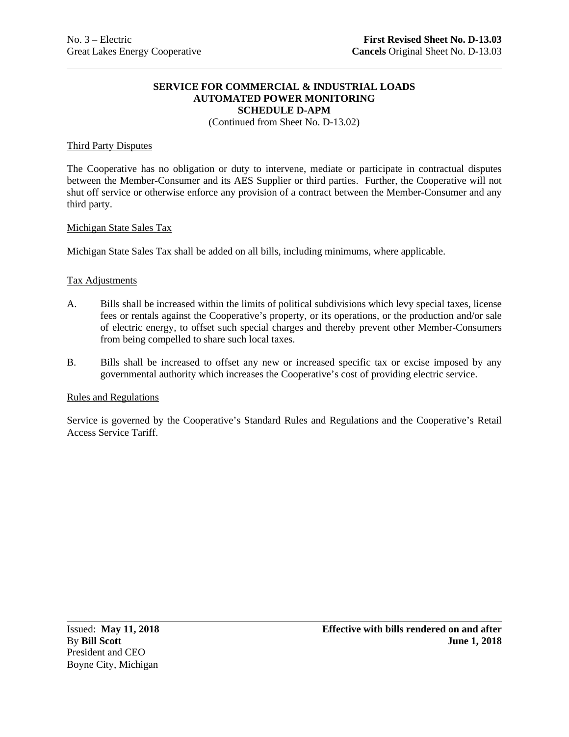**SERVICE FOR COMMERCIAL & INDUSTRIAL LOADS**
**AUTOMATED POWER MONITORING**
**SCHEDULE D-APM**
(Continued from Sheet No. D-13.02)

Third Party Disputes

The Cooperative has no obligation or duty to intervene, mediate or participate in contractual disputes between the Member-Consumer and its AES Supplier or third parties. Further, the Cooperative will not shut off service or otherwise enforce any provision of a contract between the Member-Consumer and any third party.

Michigan State Sales Tax

Michigan State Sales Tax shall be added on all bills, including minimums, where applicable.

Tax Adjustments

A. Bills shall be increased within the limits of political subdivisions which levy special taxes, license fees or rentals against the Cooperative's property, or its operations, or the production and/or sale of electric energy, to offset such special charges and thereby prevent other Member-Consumers from being compelled to share such local taxes.

B. Bills shall be increased to offset any new or increased specific tax or excise imposed by any governmental authority which increases the Cooperative's cost of providing electric service.

Rules and Regulations

Service is governed by the Cooperative's Standard Rules and Regulations and the Cooperative's Retail Access Service Tariff.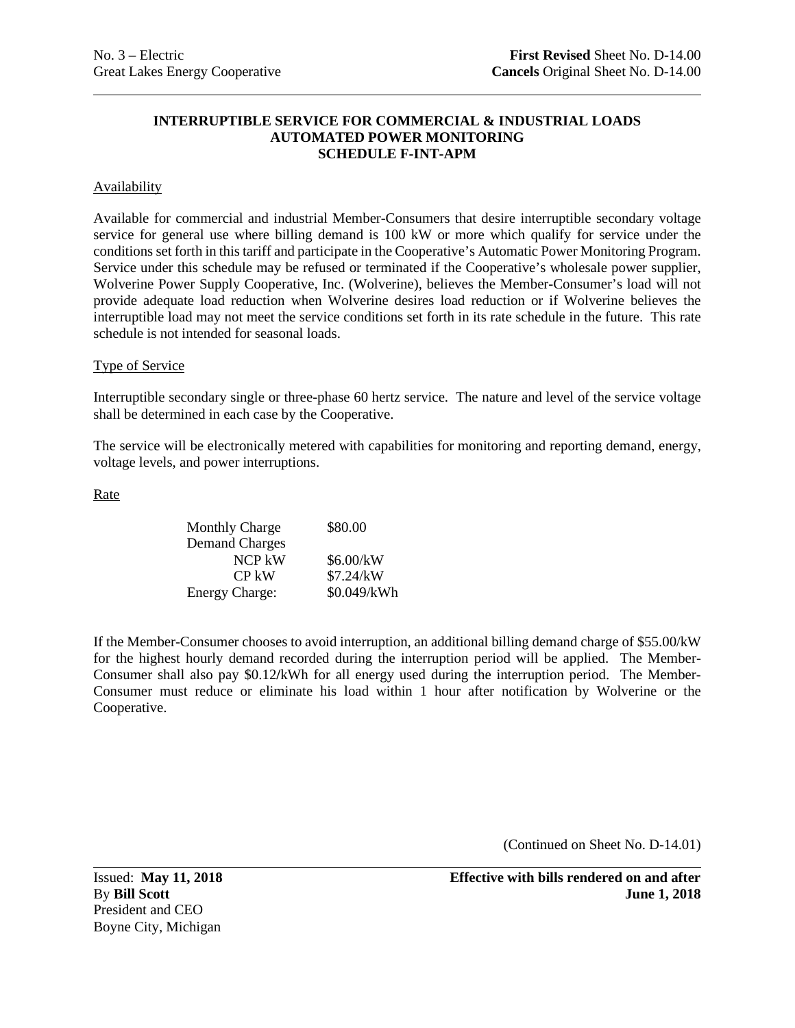## INTERRUPTIBLE SERVICE FOR COMMERCIAL & INDUSTRIAL LOADS AUTOMATED POWER MONITORING SCHEDULE F-INT-APM

Availability

Available for commercial and industrial Member-Consumers that desire interruptible secondary voltage service for general use where billing demand is 100 kW or more which qualify for service under the conditions set forth in this tariff and participate in the Cooperative's Automatic Power Monitoring Program. Service under this schedule may be refused or terminated if the Cooperative's wholesale power supplier, Wolverine Power Supply Cooperative, Inc. (Wolverine), believes the Member-Consumer's load will not provide adequate load reduction when Wolverine desires load reduction or if Wolverine believes the interruptible load may not meet the service conditions set forth in its rate schedule in the future. This rate schedule is not intended for seasonal loads.

Type of Service

Interruptible secondary single or three-phase 60 hertz service. The nature and level of the service voltage shall be determined in each case by the Cooperative.

The service will be electronically metered with capabilities for monitoring and reporting demand, energy, voltage levels, and power interruptions.

Rate

| | |
|---|---|
| Monthly Charge | \$80.00 |
| Demand Charges | |
| NCP kW | \$6.00/kW |
| CP kW | \$7.24/kW |
| Energy Charge: | \$0.049/kWh |

If the Member-Consumer chooses to avoid interruption, an additional billing demand charge of \$55.00/kW for the highest hourly demand recorded during the interruption period will be applied. The Member-Consumer shall also pay \$0.12/kWh for all energy used during the interruption period. The Member-Consumer must reduce or eliminate his load within 1 hour after notification by Wolverine or the Cooperative.

(Continued on Sheet No. D-14.01)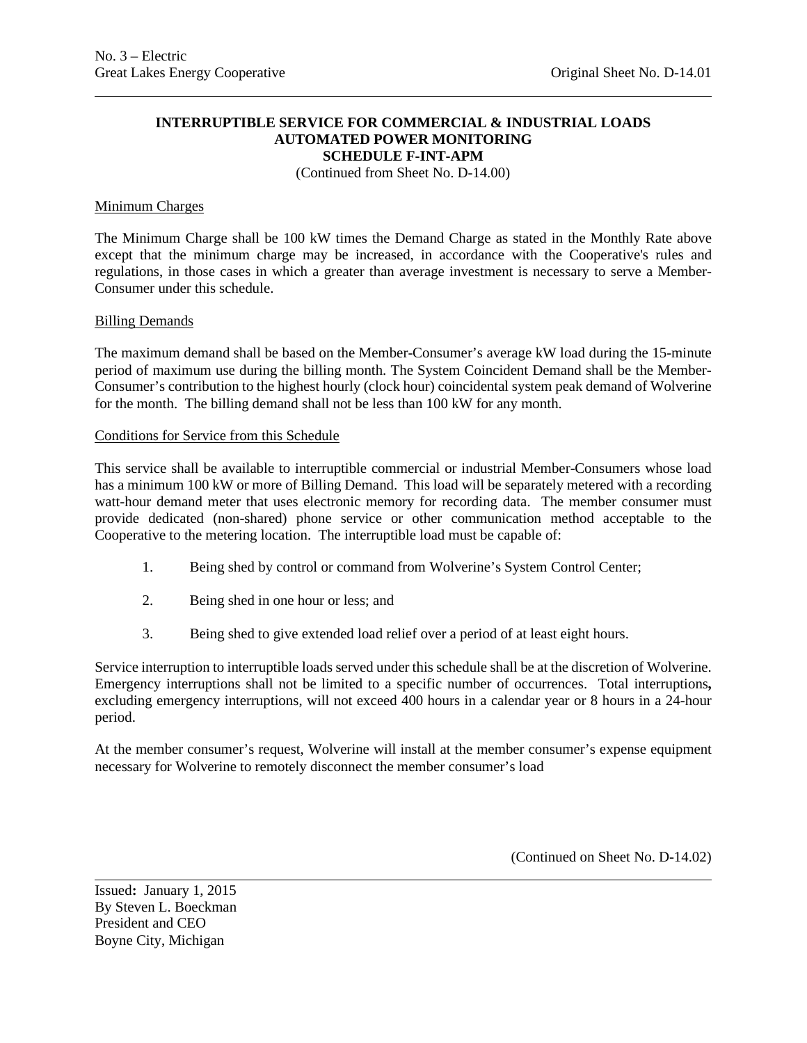No. 3 – Electric
Great Lakes Energy Cooperative

Original Sheet No. D-14.01

**INTERRUPTIBLE SERVICE FOR COMMERCIAL & INDUSTRIAL LOADS**
**AUTOMATED POWER MONITORING**
**SCHEDULE F-INT-APM**

(Continued from Sheet No. D-14.00)

Minimum Charges

The Minimum Charge shall be 100 kW times the Demand Charge as stated in the Monthly Rate above except that the minimum charge may be increased, in accordance with the Cooperative's rules and regulations, in those cases in which a greater than average investment is necessary to serve a Member-Consumer under this schedule.

Billing Demands

The maximum demand shall be based on the Member-Consumer's average kW load during the 15-minute period of maximum use during the billing month. The System Coincident Demand shall be the Member-Consumer's contribution to the highest hourly (clock hour) coincidental system peak demand of Wolverine for the month. The billing demand shall not be less than 100 kW for any month.

Conditions for Service from this Schedule

This service shall be available to interruptible commercial or industrial Member-Consumers whose load has a minimum 100 kW or more of Billing Demand. This load will be separately metered with a recording watt-hour demand meter that uses electronic memory for recording data. The member consumer must provide dedicated (non-shared) phone service or other communication method acceptable to the Cooperative to the metering location. The interruptible load must be capable of:

1. Being shed by control or command from Wolverine's System Control Center;
2. Being shed in one hour or less; and
3. Being shed to give extended load relief over a period of at least eight hours.

Service interruption to interruptible loads served under this schedule shall be at the discretion of Wolverine. Emergency interruptions shall not be limited to a specific number of occurrences. Total interruptions**,** excluding emergency interruptions, will not exceed 400 hours in a calendar year or 8 hours in a 24-hour period.

At the member consumer's request, Wolverine will install at the member consumer's expense equipment necessary for Wolverine to remotely disconnect the member consumer's load

(Continued on Sheet No. D-14.02)

Issued**:** January 1, 2015
By Steven L. Boeckman
President and CEO
Boyne City, Michigan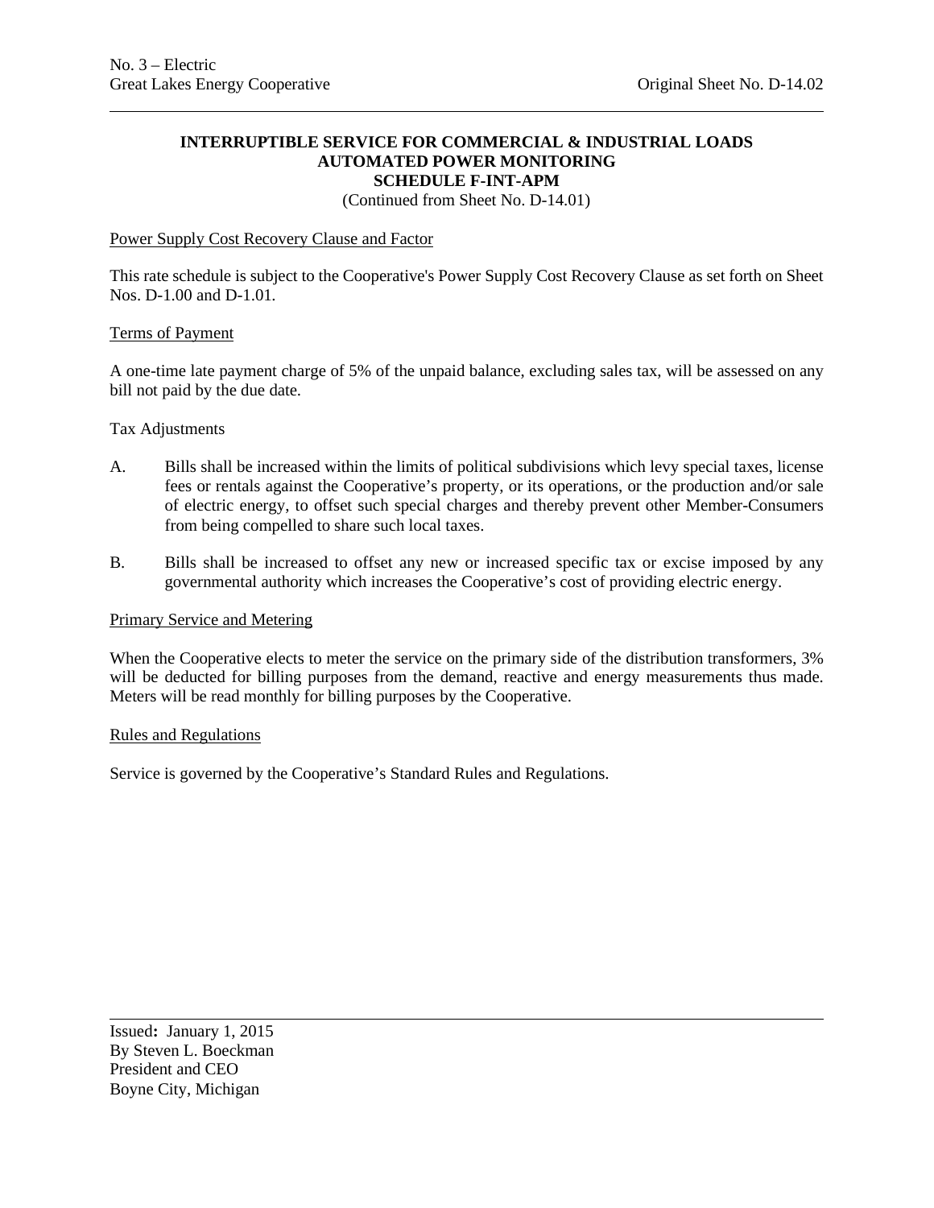**INTERRUPTIBLE SERVICE FOR COMMERCIAL & INDUSTRIAL LOADS**
**AUTOMATED POWER MONITORING**
**SCHEDULE F-INT-APM**
(Continued from Sheet No. D-14.01)

Power Supply Cost Recovery Clause and Factor

This rate schedule is subject to the Cooperative's Power Supply Cost Recovery Clause as set forth on Sheet Nos. D-1.00 and D-1.01.

Terms of Payment

A one-time late payment charge of 5% of the unpaid balance, excluding sales tax, will be assessed on any bill not paid by the due date.

Tax Adjustments

A. Bills shall be increased within the limits of political subdivisions which levy special taxes, license fees or rentals against the Cooperative's property, or its operations, or the production and/or sale of electric energy, to offset such special charges and thereby prevent other Member-Consumers from being compelled to share such local taxes.

B. Bills shall be increased to offset any new or increased specific tax or excise imposed by any governmental authority which increases the Cooperative's cost of providing electric energy.

Primary Service and Metering

When the Cooperative elects to meter the service on the primary side of the distribution transformers, 3% will be deducted for billing purposes from the demand, reactive and energy measurements thus made. Meters will be read monthly for billing purposes by the Cooperative.

Rules and Regulations

Service is governed by the Cooperative's Standard Rules and Regulations.

Issued**:** January 1, 2015
By Steven L. Boeckman
President and CEO
Boyne City, Michigan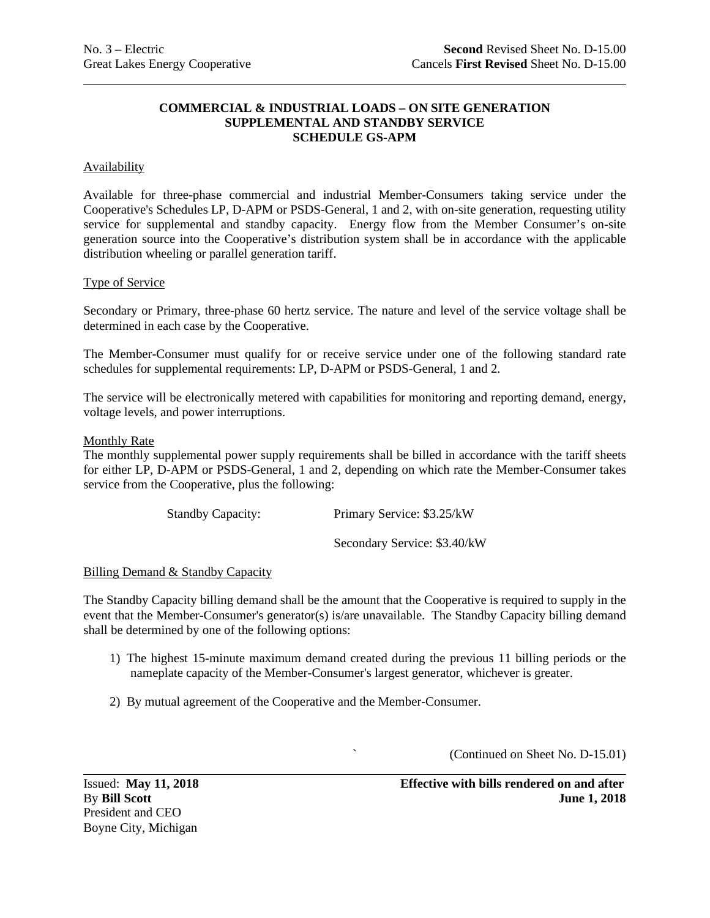# COMMERCIAL & INDUSTRIAL LOADS – ON SITE GENERATION SUPPLEMENTAL AND STANDBY SERVICE SCHEDULE GS-APM

Availability

Available for three-phase commercial and industrial Member-Consumers taking service under the Cooperative's Schedules LP, D-APM or PSDS-General, 1 and 2, with on-site generation, requesting utility service for supplemental and standby capacity. Energy flow from the Member Consumer's on-site generation source into the Cooperative's distribution system shall be in accordance with the applicable distribution wheeling or parallel generation tariff.

Type of Service

Secondary or Primary, three-phase 60 hertz service. The nature and level of the service voltage shall be determined in each case by the Cooperative.

The Member-Consumer must qualify for or receive service under one of the following standard rate schedules for supplemental requirements: LP, D-APM or PSDS-General, 1 and 2.

The service will be electronically metered with capabilities for monitoring and reporting demand, energy, voltage levels, and power interruptions.

Monthly Rate

The monthly supplemental power supply requirements shall be billed in accordance with the tariff sheets for either LP, D-APM or PSDS-General, 1 and 2, depending on which rate the Member-Consumer takes service from the Cooperative, plus the following:

| | |
|---|---|
| Standby Capacity: | Primary Service: $3.25/kW |
| | Secondary Service: $3.40/kW |

Billing Demand & Standby Capacity

The Standby Capacity billing demand shall be the amount that the Cooperative is required to supply in the event that the Member-Consumer's generator(s) is/are unavailable. The Standby Capacity billing demand shall be determined by one of the following options:

1) The highest 15-minute maximum demand created during the previous 11 billing periods or the nameplate capacity of the Member-Consumer's largest generator, whichever is greater.

2) By mutual agreement of the Cooperative and the Member-Consumer.

(Continued on Sheet No. D-15.01)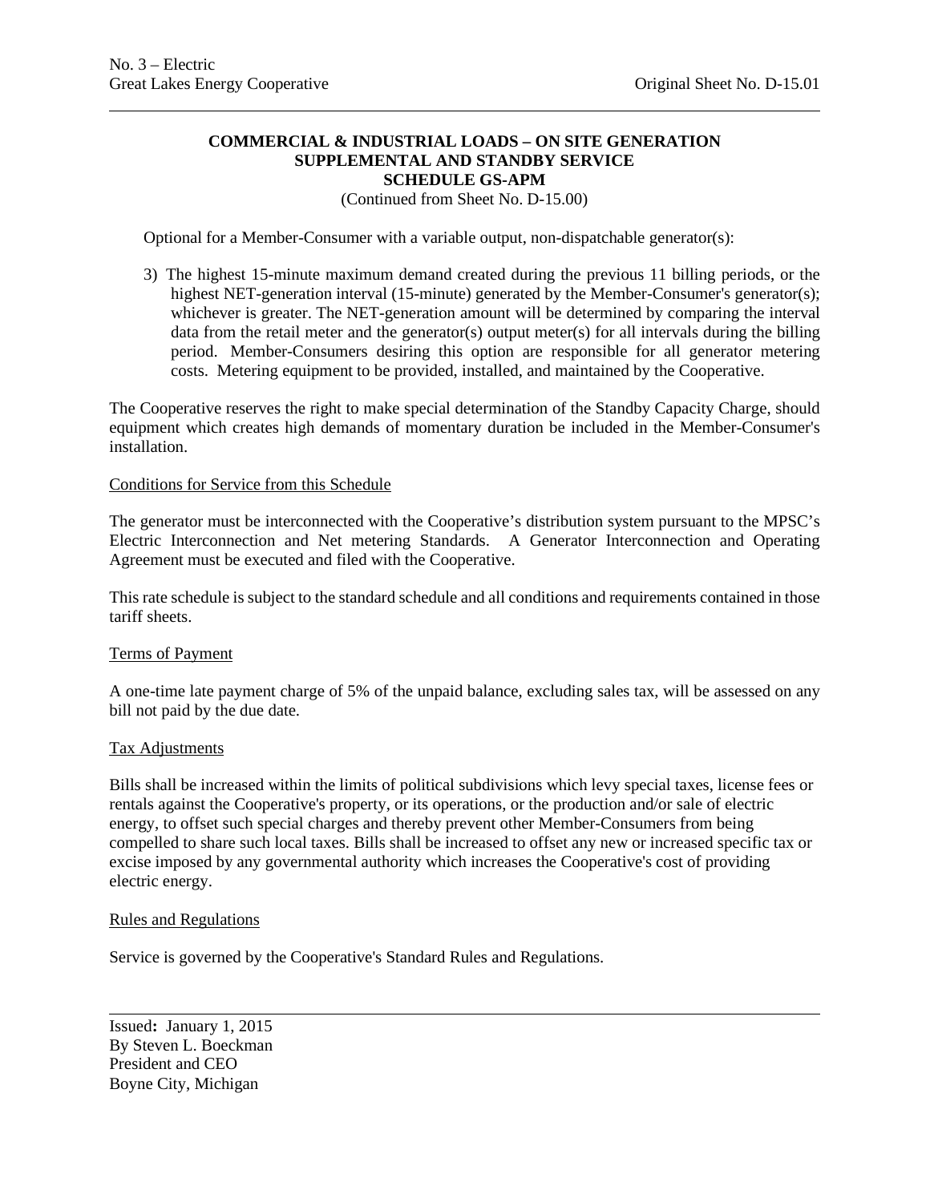**COMMERCIAL & INDUSTRIAL LOADS – ON SITE GENERATION**
**SUPPLEMENTAL AND STANDBY SERVICE**
**SCHEDULE GS-APM**
(Continued from Sheet No. D-15.00)

Optional for a Member-Consumer with a variable output, non-dispatchable generator(s):

3) The highest 15-minute maximum demand created during the previous 11 billing periods, or the highest NET-generation interval (15-minute) generated by the Member-Consumer's generator(s); whichever is greater. The NET-generation amount will be determined by comparing the interval data from the retail meter and the generator(s) output meter(s) for all intervals during the billing period. Member-Consumers desiring this option are responsible for all generator metering costs. Metering equipment to be provided, installed, and maintained by the Cooperative.

The Cooperative reserves the right to make special determination of the Standby Capacity Charge, should equipment which creates high demands of momentary duration be included in the Member-Consumer's installation.

Conditions for Service from this Schedule

The generator must be interconnected with the Cooperative's distribution system pursuant to the MPSC's Electric Interconnection and Net metering Standards. A Generator Interconnection and Operating Agreement must be executed and filed with the Cooperative.

This rate schedule is subject to the standard schedule and all conditions and requirements contained in those tariff sheets.

Terms of Payment

A one-time late payment charge of 5% of the unpaid balance, excluding sales tax, will be assessed on any bill not paid by the due date.

Tax Adjustments

Bills shall be increased within the limits of political subdivisions which levy special taxes, license fees or rentals against the Cooperative's property, or its operations, or the production and/or sale of electric energy, to offset such special charges and thereby prevent other Member-Consumers from being compelled to share such local taxes. Bills shall be increased to offset any new or increased specific tax or excise imposed by any governmental authority which increases the Cooperative's cost of providing electric energy.

Rules and Regulations

Service is governed by the Cooperative's Standard Rules and Regulations.

Issued**:** January 1, 2015
By Steven L. Boeckman
President and CEO
Boyne City, Michigan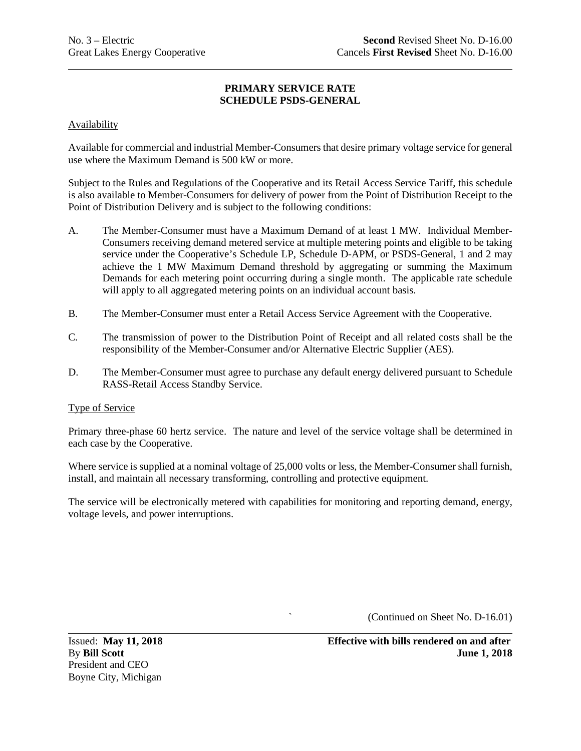# PRIMARY SERVICE RATE
# SCHEDULE PSDS-GENERAL

## Availability

Available for commercial and industrial Member-Consumers that desire primary voltage service for general use where the Maximum Demand is 500 kW or more.

Subject to the Rules and Regulations of the Cooperative and its Retail Access Service Tariff, this schedule is also available to Member-Consumers for delivery of power from the Point of Distribution Receipt to the Point of Distribution Delivery and is subject to the following conditions:

A. The Member-Consumer must have a Maximum Demand of at least 1 MW. Individual Member-Consumers receiving demand metered service at multiple metering points and eligible to be taking service under the Cooperative's Schedule LP, Schedule D-APM, or PSDS-General, 1 and 2 may achieve the 1 MW Maximum Demand threshold by aggregating or summing the Maximum Demands for each metering point occurring during a single month. The applicable rate schedule will apply to all aggregated metering points on an individual account basis.

B. The Member-Consumer must enter a Retail Access Service Agreement with the Cooperative.

C. The transmission of power to the Distribution Point of Receipt and all related costs shall be the responsibility of the Member-Consumer and/or Alternative Electric Supplier (AES).

D. The Member-Consumer must agree to purchase any default energy delivered pursuant to Schedule RASS-Retail Access Standby Service.

## Type of Service

Primary three-phase 60 hertz service. The nature and level of the service voltage shall be determined in each case by the Cooperative.

Where service is supplied at a nominal voltage of 25,000 volts or less, the Member-Consumer shall furnish, install, and maintain all necessary transforming, controlling and protective equipment.

The service will be electronically metered with capabilities for monitoring and reporting demand, energy, voltage levels, and power interruptions.

(Continued on Sheet No. D-16.01)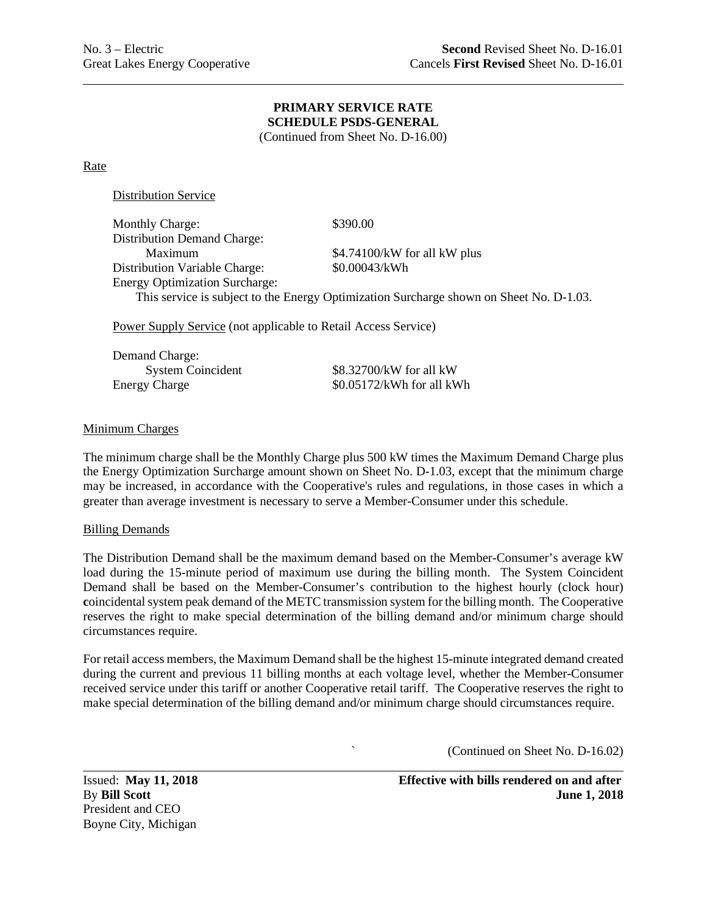No. 3 – Electric
Great Lakes Energy Cooperative

**Second** Revised Sheet No. D-16.01
Cancels **First Revised** Sheet No. D-16.01

## PRIMARY SERVICE RATE
## SCHEDULE PSDS-GENERAL

(Continued from Sheet No. D-16.00)

Rate

Distribution Service

| | |
|---|---|
| Monthly Charge: | $390.00 |
| Distribution Demand Charge: | |
| Maximum | $4.74100/kW for all kW plus |
| Distribution Variable Charge: | $0.00043/kWh |
| Energy Optimization Surcharge: | |

This service is subject to the Energy Optimization Surcharge shown on Sheet No. D-1.03.

Power Supply Service (not applicable to Retail Access Service)

| | |
|---|---|
| Demand Charge: | |
| System Coincident | $8.32700/kW for all kW |
| Energy Charge | $0.05172/kWh for all kWh |

Minimum Charges

The minimum charge shall be the Monthly Charge plus 500 kW times the Maximum Demand Charge plus the Energy Optimization Surcharge amount shown on Sheet No. D-1.03, except that the minimum charge may be increased, in accordance with the Cooperative's rules and regulations, in those cases in which a greater than average investment is necessary to serve a Member-Consumer under this schedule.

Billing Demands

The Distribution Demand shall be the maximum demand based on the Member-Consumer's average kW load during the 15-minute period of maximum use during the billing month. The System Coincident Demand shall be based on the Member-Consumer's contribution to the highest hourly (clock hour) coincidental system peak demand of the METC transmission system for the billing month. The Cooperative reserves the right to make special determination of the billing demand and/or minimum charge should circumstances require.

For retail access members, the Maximum Demand shall be the highest 15-minute integrated demand created during the current and previous 11 billing months at each voltage level, whether the Member-Consumer received service under this tariff or another Cooperative retail tariff. The Cooperative reserves the right to make special determination of the billing demand and/or minimum charge should circumstances require.

(Continued on Sheet No. D-16.02)

Issued: **May 11, 2018**
By **Bill Scott**
President and CEO
Boyne City, Michigan

**Effective with bills rendered on and after June 1, 2018**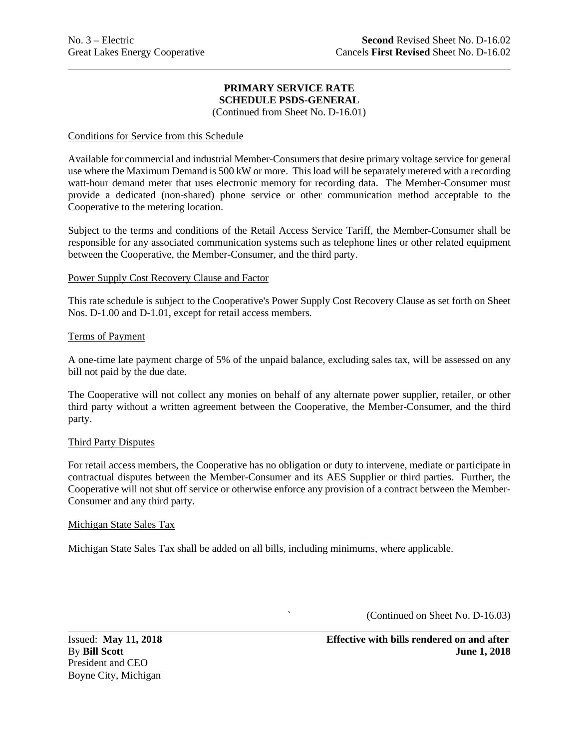No. 3 – Electric
Great Lakes Energy Cooperative

**Second** Revised Sheet No. D-16.02
Cancels **First Revised** Sheet No. D-16.02

**PRIMARY SERVICE RATE**
**SCHEDULE PSDS-GENERAL**
(Continued from Sheet No. D-16.01)

Conditions for Service from this Schedule

Available for commercial and industrial Member-Consumers that desire primary voltage service for general use where the Maximum Demand is 500 kW or more. This load will be separately metered with a recording watt-hour demand meter that uses electronic memory for recording data. The Member-Consumer must provide a dedicated (non-shared) phone service or other communication method acceptable to the Cooperative to the metering location.

Subject to the terms and conditions of the Retail Access Service Tariff, the Member-Consumer shall be responsible for any associated communication systems such as telephone lines or other related equipment between the Cooperative, the Member-Consumer, and the third party.

Power Supply Cost Recovery Clause and Factor

This rate schedule is subject to the Cooperative's Power Supply Cost Recovery Clause as set forth on Sheet Nos. D-1.00 and D-1.01, except for retail access members.

Terms of Payment

A one-time late payment charge of 5% of the unpaid balance, excluding sales tax, will be assessed on any bill not paid by the due date.

The Cooperative will not collect any monies on behalf of any alternate power supplier, retailer, or other third party without a written agreement between the Cooperative, the Member-Consumer, and the third party.

Third Party Disputes

For retail access members, the Cooperative has no obligation or duty to intervene, mediate or participate in contractual disputes between the Member-Consumer and its AES Supplier or third parties. Further, the Cooperative will not shut off service or otherwise enforce any provision of a contract between the Member-Consumer and any third party.

Michigan State Sales Tax

Michigan State Sales Tax shall be added on all bills, including minimums, where applicable.

(Continued on Sheet No. D-16.03)

Issued: **May 11, 2018**
By **Bill Scott**
President and CEO
Boyne City, Michigan

**Effective with bills rendered on and after**
**June 1, 2018**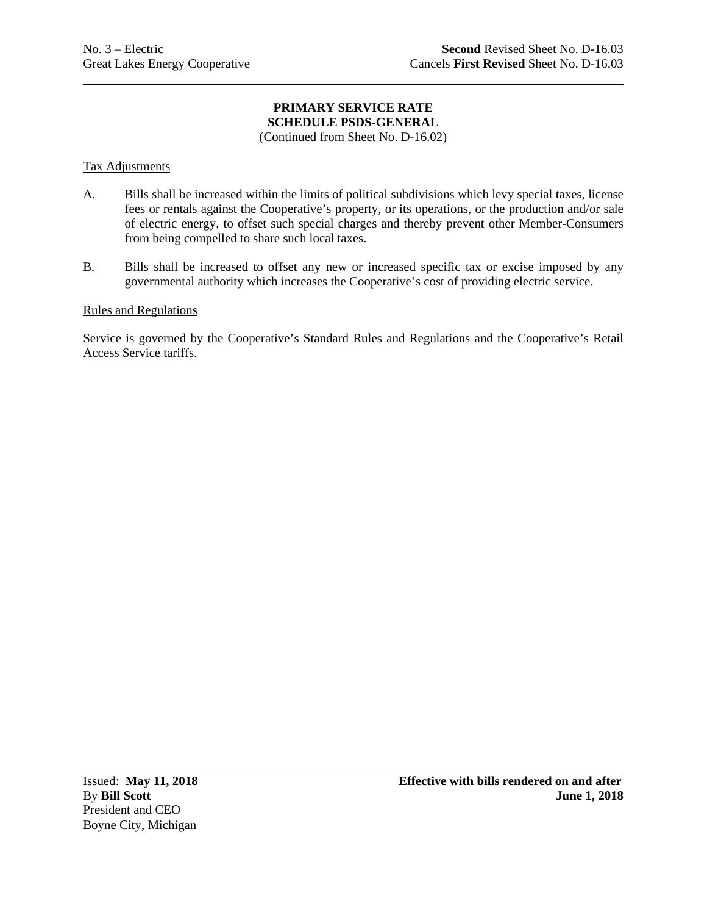No. 3 – Electric
Great Lakes Energy Cooperative

**Second** Revised Sheet No. D-16.03
Cancels **First Revised** Sheet No. D-16.03

## PRIMARY SERVICE RATE
## SCHEDULE PSDS-GENERAL

(Continued from Sheet No. D-16.02)

Tax Adjustments

A. Bills shall be increased within the limits of political subdivisions which levy special taxes, license fees or rentals against the Cooperative's property, or its operations, or the production and/or sale of electric energy, to offset such special charges and thereby prevent other Member-Consumers from being compelled to share such local taxes.

B. Bills shall be increased to offset any new or increased specific tax or excise imposed by any governmental authority which increases the Cooperative's cost of providing electric service.

Rules and Regulations

Service is governed by the Cooperative's Standard Rules and Regulations and the Cooperative's Retail Access Service tariffs.

Issued: **May 11, 2018**
By **Bill Scott**
President and CEO
Boyne City, Michigan

**Effective with bills rendered on and after June 1, 2018**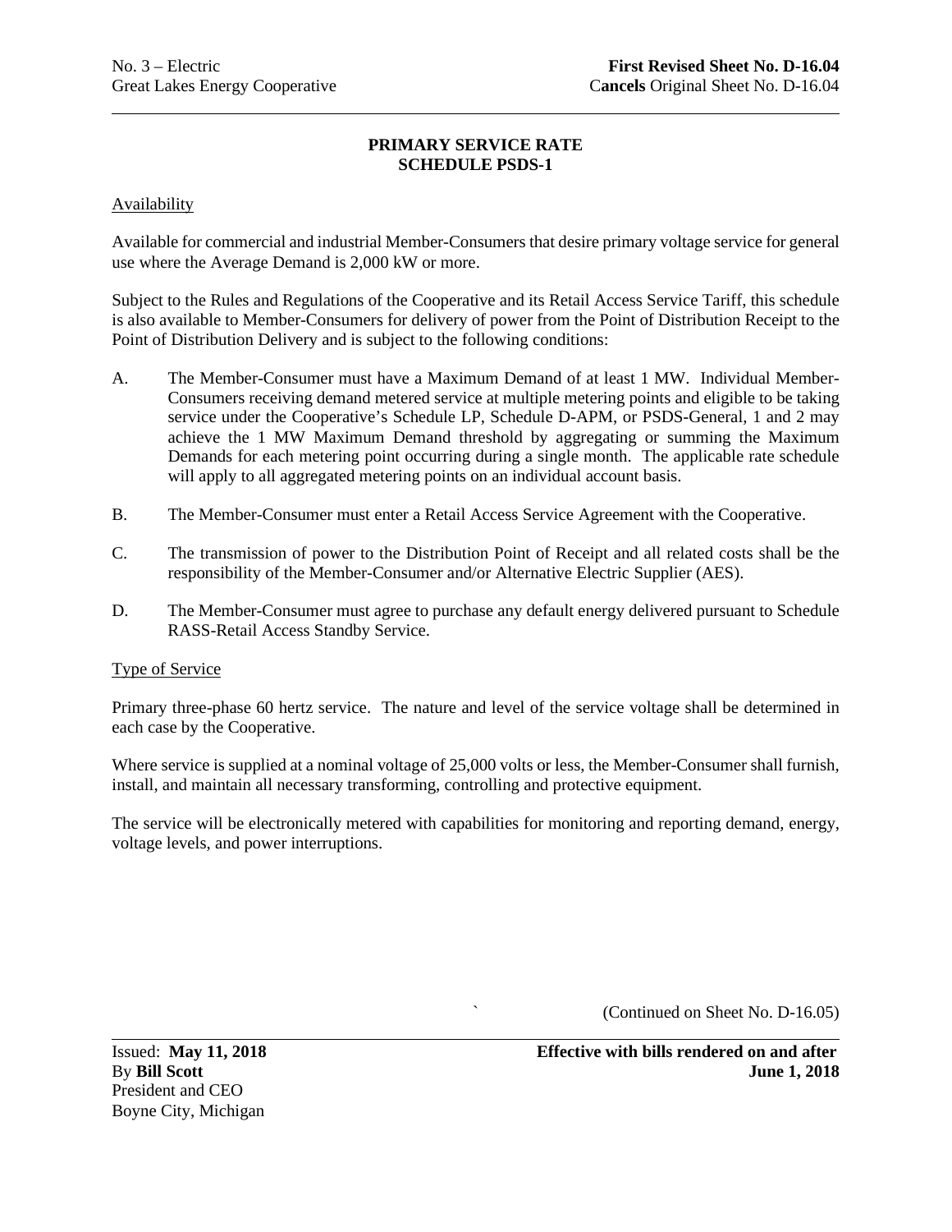## PRIMARY SERVICE RATE
## SCHEDULE PSDS-1

Availability

Available for commercial and industrial Member-Consumers that desire primary voltage service for general use where the Average Demand is 2,000 kW or more.

Subject to the Rules and Regulations of the Cooperative and its Retail Access Service Tariff, this schedule is also available to Member-Consumers for delivery of power from the Point of Distribution Receipt to the Point of Distribution Delivery and is subject to the following conditions:

A. The Member-Consumer must have a Maximum Demand of at least 1 MW. Individual Member-Consumers receiving demand metered service at multiple metering points and eligible to be taking service under the Cooperative's Schedule LP, Schedule D-APM, or PSDS-General, 1 and 2 may achieve the 1 MW Maximum Demand threshold by aggregating or summing the Maximum Demands for each metering point occurring during a single month. The applicable rate schedule will apply to all aggregated metering points on an individual account basis.

B. The Member-Consumer must enter a Retail Access Service Agreement with the Cooperative.

C. The transmission of power to the Distribution Point of Receipt and all related costs shall be the responsibility of the Member-Consumer and/or Alternative Electric Supplier (AES).

D. The Member-Consumer must agree to purchase any default energy delivered pursuant to Schedule RASS-Retail Access Standby Service.

Type of Service

Primary three-phase 60 hertz service. The nature and level of the service voltage shall be determined in each case by the Cooperative.

Where service is supplied at a nominal voltage of 25,000 volts or less, the Member-Consumer shall furnish, install, and maintain all necessary transforming, controlling and protective equipment.

The service will be electronically metered with capabilities for monitoring and reporting demand, energy, voltage levels, and power interruptions.

(Continued on Sheet No. D-16.05)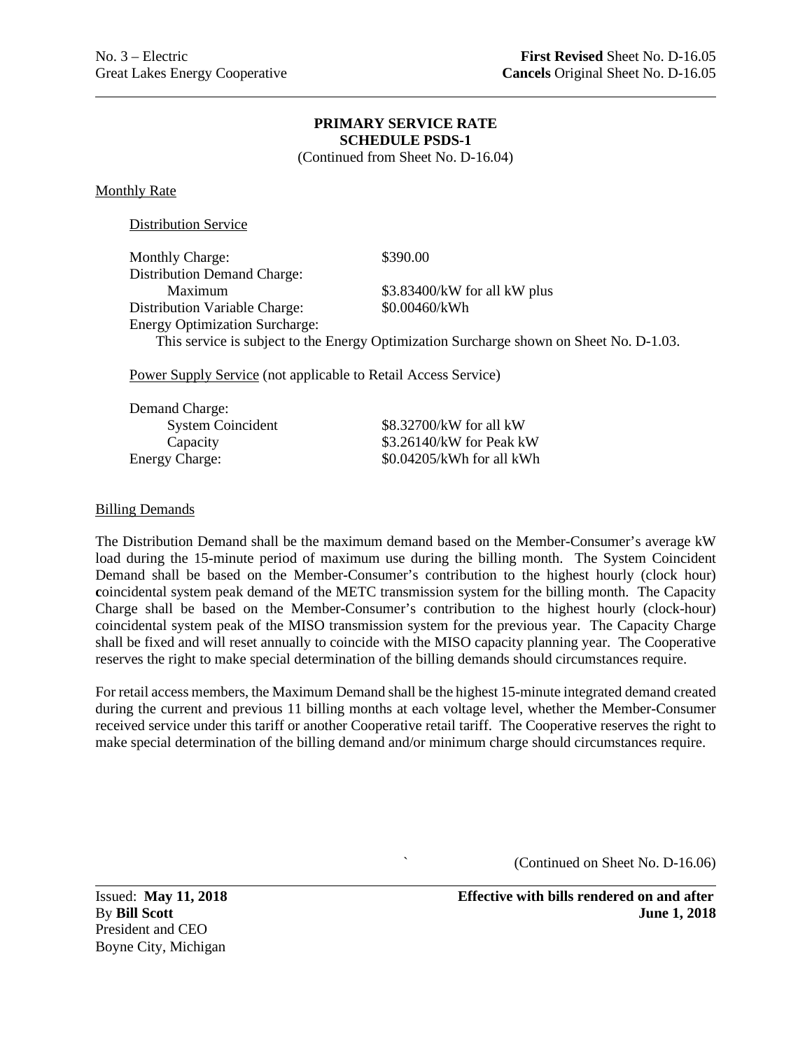No. 3 – Electric
Great Lakes Energy Cooperative

**First Revised** Sheet No. D-16.05
**Cancels** Original Sheet No. D-16.05

**PRIMARY SERVICE RATE**
**SCHEDULE PSDS-1**
(Continued from Sheet No. D-16.04)

Monthly Rate

Distribution Service

| | |
|---|---|
| Monthly Charge: | $390.00 |
| Distribution Demand Charge: | |
| Maximum | $3.83400/kW for all kW plus |
| Distribution Variable Charge: | $0.00460/kWh |
| Energy Optimization Surcharge: | |

This service is subject to the Energy Optimization Surcharge shown on Sheet No. D-1.03.

Power Supply Service (not applicable to Retail Access Service)

| | |
|---|---|
| Demand Charge: | |
| System Coincident | $8.32700/kW for all kW |
| Capacity | $3.26140/kW for Peak kW |
| Energy Charge: | $0.04205/kWh for all kWh |

Billing Demands

The Distribution Demand shall be the maximum demand based on the Member-Consumer's average kW load during the 15-minute period of maximum use during the billing month. The System Coincident Demand shall be based on the Member-Consumer's contribution to the highest hourly (clock hour) coincidental system peak demand of the METC transmission system for the billing month. The Capacity Charge shall be based on the Member-Consumer's contribution to the highest hourly (clock-hour) coincidental system peak of the MISO transmission system for the previous year. The Capacity Charge shall be fixed and will reset annually to coincide with the MISO capacity planning year. The Cooperative reserves the right to make special determination of the billing demands should circumstances require.

For retail access members, the Maximum Demand shall be the highest 15-minute integrated demand created during the current and previous 11 billing months at each voltage level, whether the Member-Consumer received service under this tariff or another Cooperative retail tariff. The Cooperative reserves the right to make special determination of the billing demand and/or minimum charge should circumstances require.

(Continued on Sheet No. D-16.06)

Issued: **May 11, 2018**
By **Bill Scott**
President and CEO
Boyne City, Michigan

**Effective with bills rendered on and after**
**June 1, 2018**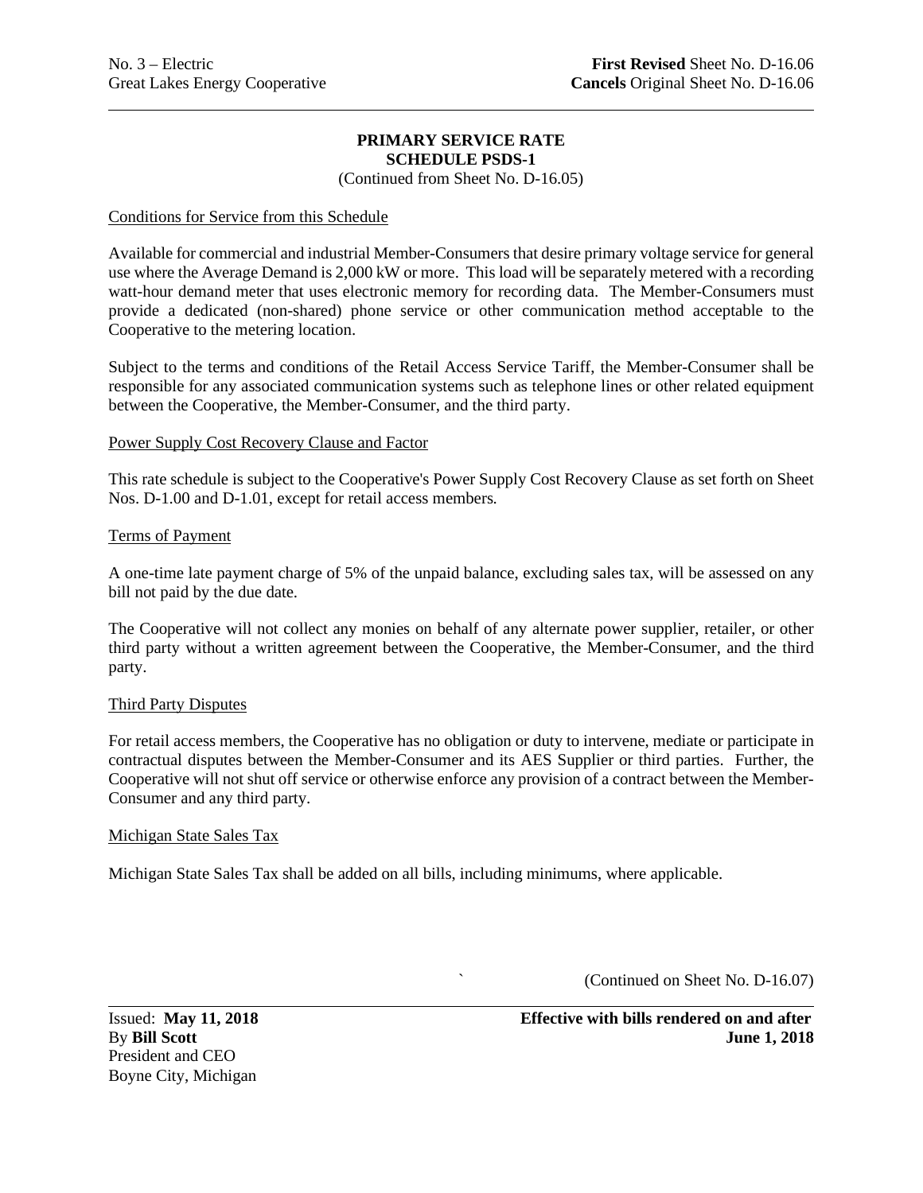## PRIMARY SERVICE RATE
## SCHEDULE PSDS-1

(Continued from Sheet No. D-16.05)

Conditions for Service from this Schedule

Available for commercial and industrial Member-Consumers that desire primary voltage service for general use where the Average Demand is 2,000 kW or more. This load will be separately metered with a recording watt-hour demand meter that uses electronic memory for recording data. The Member-Consumers must provide a dedicated (non-shared) phone service or other communication method acceptable to the Cooperative to the metering location.

Subject to the terms and conditions of the Retail Access Service Tariff, the Member-Consumer shall be responsible for any associated communication systems such as telephone lines or other related equipment between the Cooperative, the Member-Consumer, and the third party.

Power Supply Cost Recovery Clause and Factor

This rate schedule is subject to the Cooperative's Power Supply Cost Recovery Clause as set forth on Sheet Nos. D-1.00 and D-1.01, except for retail access members.

Terms of Payment

A one-time late payment charge of 5% of the unpaid balance, excluding sales tax, will be assessed on any bill not paid by the due date.

The Cooperative will not collect any monies on behalf of any alternate power supplier, retailer, or other third party without a written agreement between the Cooperative, the Member-Consumer, and the third party.

Third Party Disputes

For retail access members, the Cooperative has no obligation or duty to intervene, mediate or participate in contractual disputes between the Member-Consumer and its AES Supplier or third parties. Further, the Cooperative will not shut off service or otherwise enforce any provision of a contract between the Member-Consumer and any third party.

Michigan State Sales Tax

Michigan State Sales Tax shall be added on all bills, including minimums, where applicable.

(Continued on Sheet No. D-16.07)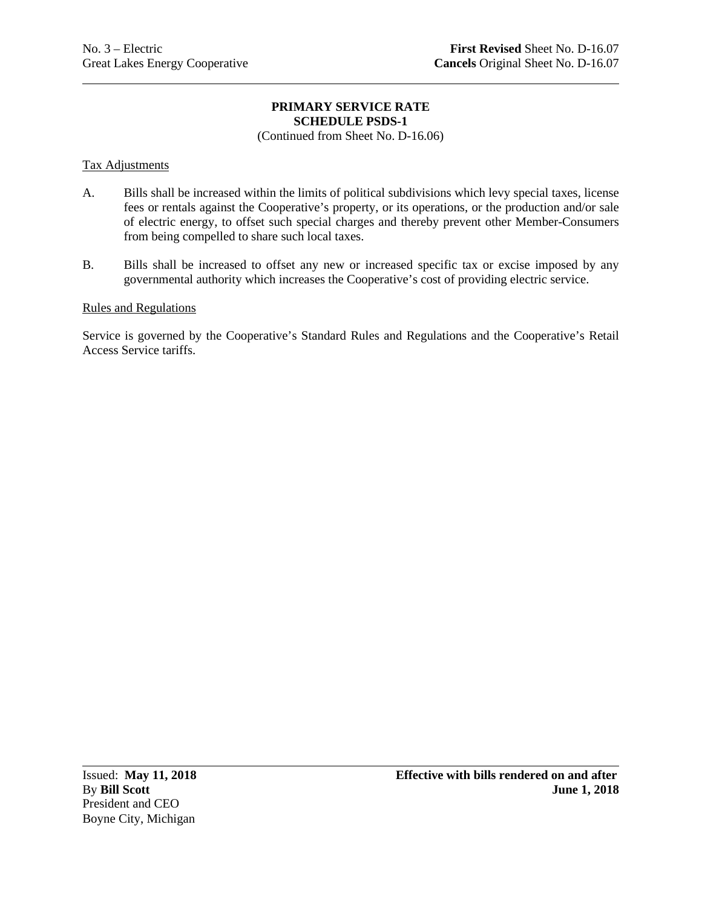**PRIMARY SERVICE RATE**
**SCHEDULE PSDS-1**
(Continued from Sheet No. D-16.06)

Tax Adjustments

A. Bills shall be increased within the limits of political subdivisions which levy special taxes, license fees or rentals against the Cooperative's property, or its operations, or the production and/or sale of electric energy, to offset such special charges and thereby prevent other Member-Consumers from being compelled to share such local taxes.

B. Bills shall be increased to offset any new or increased specific tax or excise imposed by any governmental authority which increases the Cooperative's cost of providing electric service.

Rules and Regulations

Service is governed by the Cooperative's Standard Rules and Regulations and the Cooperative's Retail Access Service tariffs.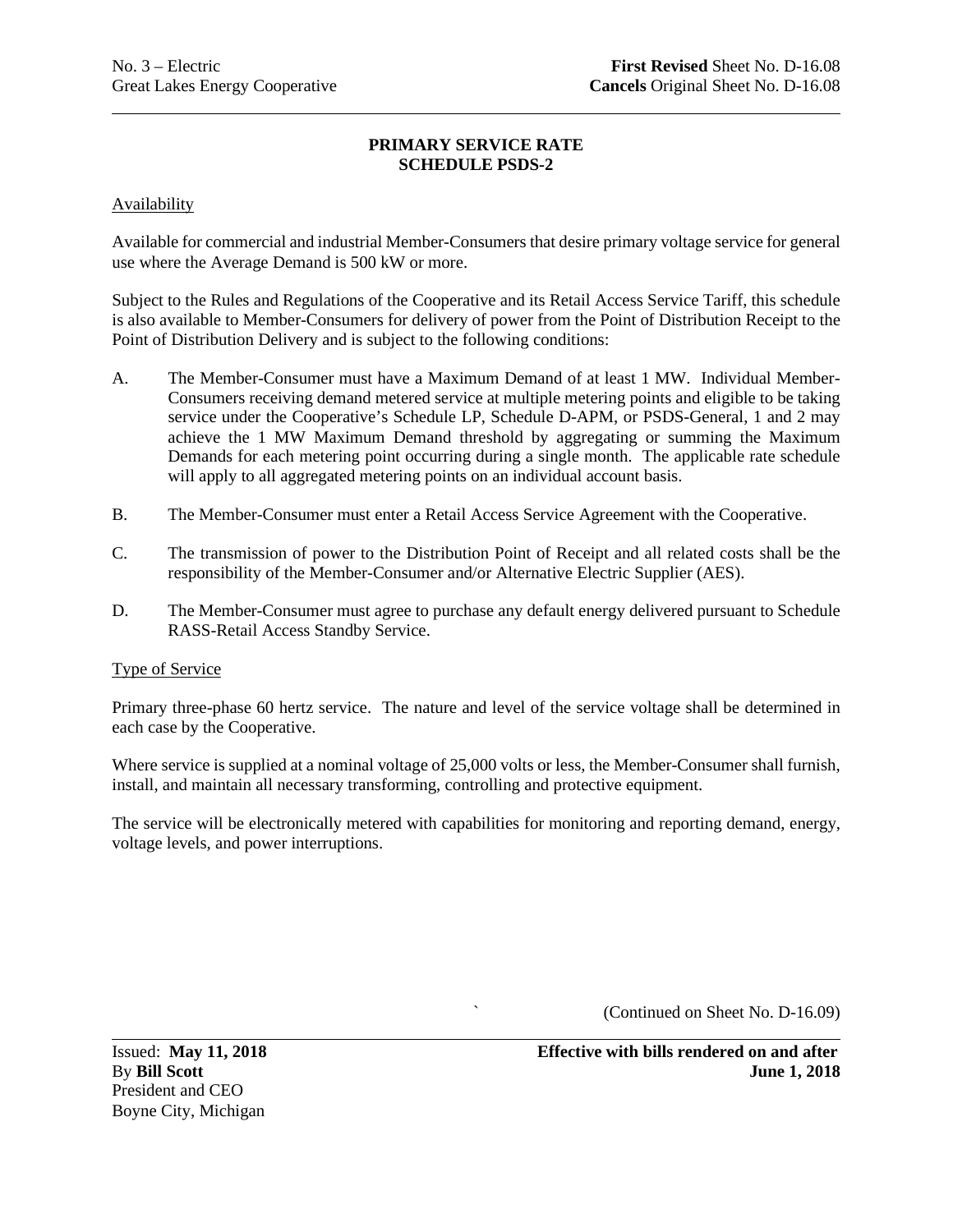# PRIMARY SERVICE RATE
# SCHEDULE PSDS-2

Availability

Available for commercial and industrial Member-Consumers that desire primary voltage service for general use where the Average Demand is 500 kW or more.

Subject to the Rules and Regulations of the Cooperative and its Retail Access Service Tariff, this schedule is also available to Member-Consumers for delivery of power from the Point of Distribution Receipt to the Point of Distribution Delivery and is subject to the following conditions:

A. The Member-Consumer must have a Maximum Demand of at least 1 MW. Individual Member-Consumers receiving demand metered service at multiple metering points and eligible to be taking service under the Cooperative's Schedule LP, Schedule D-APM, or PSDS-General, 1 and 2 may achieve the 1 MW Maximum Demand threshold by aggregating or summing the Maximum Demands for each metering point occurring during a single month. The applicable rate schedule will apply to all aggregated metering points on an individual account basis.

B. The Member-Consumer must enter a Retail Access Service Agreement with the Cooperative.

C. The transmission of power to the Distribution Point of Receipt and all related costs shall be the responsibility of the Member-Consumer and/or Alternative Electric Supplier (AES).

D. The Member-Consumer must agree to purchase any default energy delivered pursuant to Schedule RASS-Retail Access Standby Service.

Type of Service

Primary three-phase 60 hertz service. The nature and level of the service voltage shall be determined in each case by the Cooperative.

Where service is supplied at a nominal voltage of 25,000 volts or less, the Member-Consumer shall furnish, install, and maintain all necessary transforming, controlling and protective equipment.

The service will be electronically metered with capabilities for monitoring and reporting demand, energy, voltage levels, and power interruptions.

(Continued on Sheet No. D-16.09)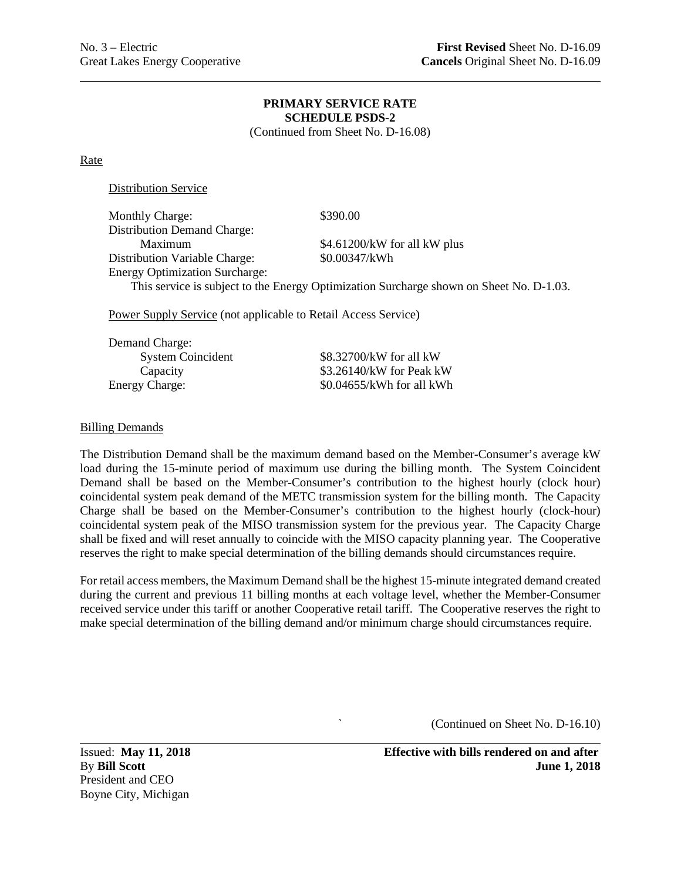No. 3 – Electric
Great Lakes Energy Cooperative

**First Revised** Sheet No. D-16.09
**Cancels** Original Sheet No. D-16.09

**PRIMARY SERVICE RATE**
**SCHEDULE PSDS-2**
(Continued from Sheet No. D-16.08)

<u>Rate</u>

<u>Distribution Service</u>

| | |
|---|---|
| Monthly Charge: | \$390.00 |
| Distribution Demand Charge: | |
| Maximum | \$4.61200/kW for all kW plus |
| Distribution Variable Charge: | \$0.00347/kWh |
| Energy Optimization Surcharge: | |

This service is subject to the Energy Optimization Surcharge shown on Sheet No. D-1.03.

<u>Power Supply Service</u> (not applicable to Retail Access Service)

| | |
|---|---|
| Demand Charge: | |
| System Coincident | \$8.32700/kW for all kW |
| Capacity | \$3.26140/kW for Peak kW |
| Energy Charge: | \$0.04655/kWh for all kWh |

<u>Billing Demands</u>

The Distribution Demand shall be the maximum demand based on the Member-Consumer's average kW load during the 15-minute period of maximum use during the billing month. The System Coincident Demand shall be based on the Member-Consumer's contribution to the highest hourly (clock hour) coincidental system peak demand of the METC transmission system for the billing month. The Capacity Charge shall be based on the Member-Consumer's contribution to the highest hourly (clock-hour) coincidental system peak of the MISO transmission system for the previous year. The Capacity Charge shall be fixed and will reset annually to coincide with the MISO capacity planning year. The Cooperative reserves the right to make special determination of the billing demands should circumstances require.

For retail access members, the Maximum Demand shall be the highest 15-minute integrated demand created during the current and previous 11 billing months at each voltage level, whether the Member-Consumer received service under this tariff or another Cooperative retail tariff. The Cooperative reserves the right to make special determination of the billing demand and/or minimum charge should circumstances require.

(Continued on Sheet No. D-16.10)

Issued: **May 11, 2018**
By **Bill Scott**
President and CEO
Boyne City, Michigan

**Effective with bills rendered on and after**
**June 1, 2018**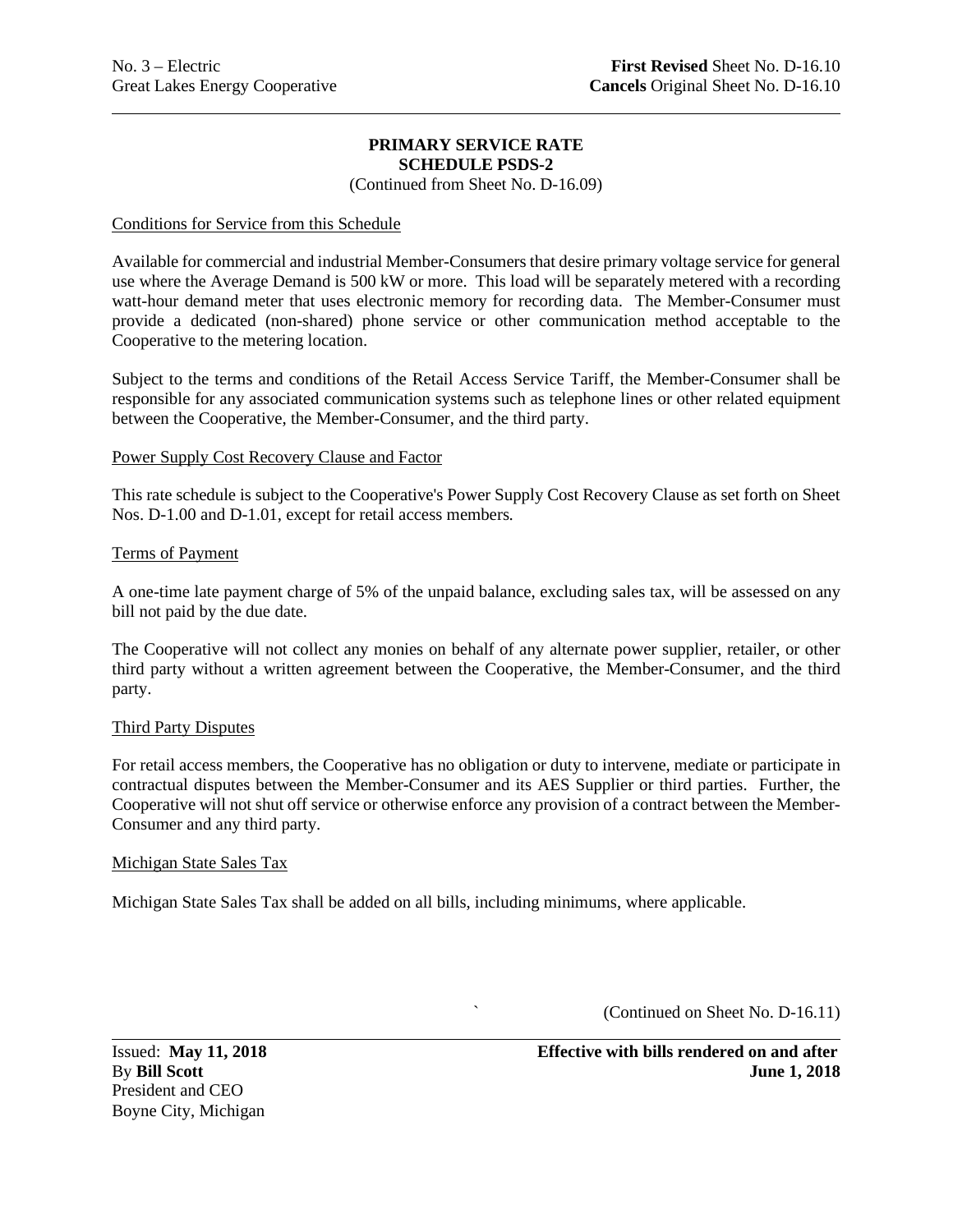No. 3 – Electric | **First Revised** Sheet No. D-16.10
Great Lakes Energy Cooperative | **Cancels** Original Sheet No. D-16.10

**PRIMARY SERVICE RATE**
**SCHEDULE PSDS-2**
(Continued from Sheet No. D-16.09)

Conditions for Service from this Schedule

Available for commercial and industrial Member-Consumers that desire primary voltage service for general use where the Average Demand is 500 kW or more. This load will be separately metered with a recording watt-hour demand meter that uses electronic memory for recording data. The Member-Consumer must provide a dedicated (non-shared) phone service or other communication method acceptable to the Cooperative to the metering location.

Subject to the terms and conditions of the Retail Access Service Tariff, the Member-Consumer shall be responsible for any associated communication systems such as telephone lines or other related equipment between the Cooperative, the Member-Consumer, and the third party.

Power Supply Cost Recovery Clause and Factor

This rate schedule is subject to the Cooperative's Power Supply Cost Recovery Clause as set forth on Sheet Nos. D-1.00 and D-1.01, except for retail access members.

Terms of Payment

A one-time late payment charge of 5% of the unpaid balance, excluding sales tax, will be assessed on any bill not paid by the due date.

The Cooperative will not collect any monies on behalf of any alternate power supplier, retailer, or other third party without a written agreement between the Cooperative, the Member-Consumer, and the third party.

Third Party Disputes

For retail access members, the Cooperative has no obligation or duty to intervene, mediate or participate in contractual disputes between the Member-Consumer and its AES Supplier or third parties. Further, the Cooperative will not shut off service or otherwise enforce any provision of a contract between the Member-Consumer and any third party.

Michigan State Sales Tax

Michigan State Sales Tax shall be added on all bills, including minimums, where applicable.

(Continued on Sheet No. D-16.11)

Issued: **May 11, 2018**
By **Bill Scott**
President and CEO
Boyne City, Michigan

**Effective with bills rendered on and after**
**June 1, 2018**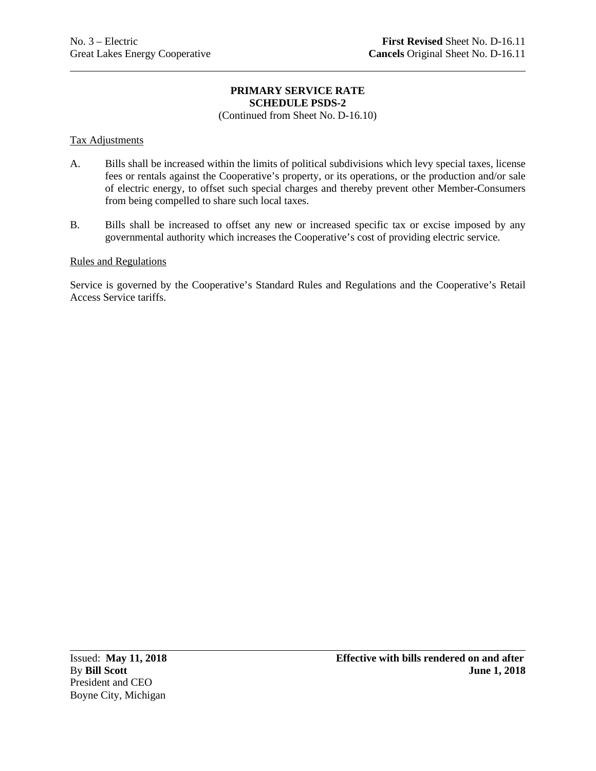**PRIMARY SERVICE RATE**
**SCHEDULE PSDS-2**
(Continued from Sheet No. D-16.10)

Tax Adjustments

A. Bills shall be increased within the limits of political subdivisions which levy special taxes, license fees or rentals against the Cooperative's property, or its operations, or the production and/or sale of electric energy, to offset such special charges and thereby prevent other Member-Consumers from being compelled to share such local taxes.

B. Bills shall be increased to offset any new or increased specific tax or excise imposed by any governmental authority which increases the Cooperative's cost of providing electric service.

Rules and Regulations

Service is governed by the Cooperative's Standard Rules and Regulations and the Cooperative's Retail Access Service tariffs.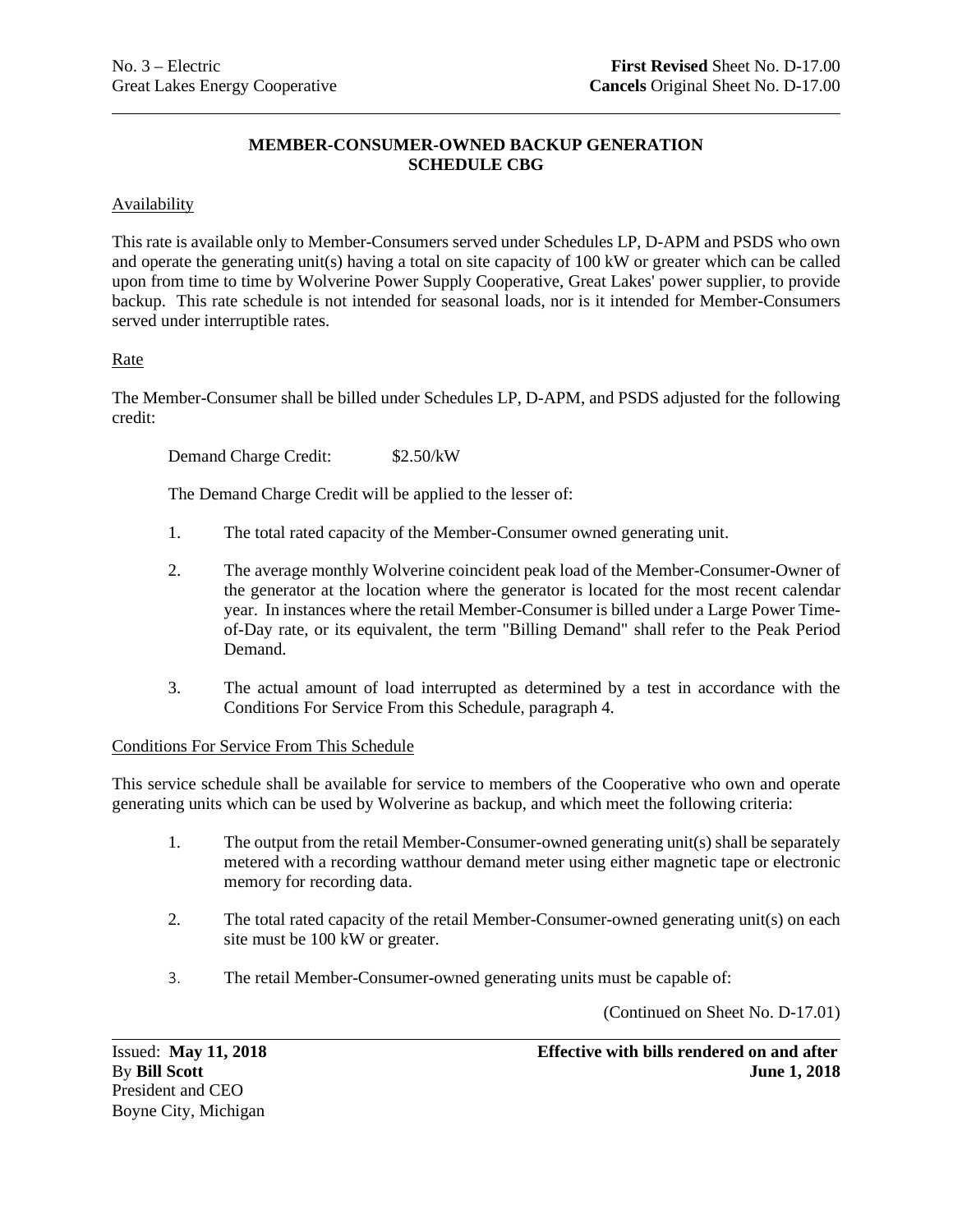## MEMBER-CONSUMER-OWNED BACKUP GENERATION
## SCHEDULE CBG

Availability

This rate is available only to Member-Consumers served under Schedules LP, D-APM and PSDS who own and operate the generating unit(s) having a total on site capacity of 100 kW or greater which can be called upon from time to time by Wolverine Power Supply Cooperative, Great Lakes' power supplier, to provide backup. This rate schedule is not intended for seasonal loads, nor is it intended for Member-Consumers served under interruptible rates.

Rate

The Member-Consumer shall be billed under Schedules LP, D-APM, and PSDS adjusted for the following credit:

Demand Charge Credit: $2.50/kW

The Demand Charge Credit will be applied to the lesser of:

1. The total rated capacity of the Member-Consumer owned generating unit.

2. The average monthly Wolverine coincident peak load of the Member-Consumer-Owner of the generator at the location where the generator is located for the most recent calendar year. In instances where the retail Member-Consumer is billed under a Large Power Time-of-Day rate, or its equivalent, the term "Billing Demand" shall refer to the Peak Period Demand.

3. The actual amount of load interrupted as determined by a test in accordance with the Conditions For Service From this Schedule, paragraph 4.

Conditions For Service From This Schedule

This service schedule shall be available for service to members of the Cooperative who own and operate generating units which can be used by Wolverine as backup, and which meet the following criteria:

1. The output from the retail Member-Consumer-owned generating unit(s) shall be separately metered with a recording watthour demand meter using either magnetic tape or electronic memory for recording data.

2. The total rated capacity of the retail Member-Consumer-owned generating unit(s) on each site must be 100 kW or greater.

3. The retail Member-Consumer-owned generating units must be capable of:

(Continued on Sheet No. D-17.01)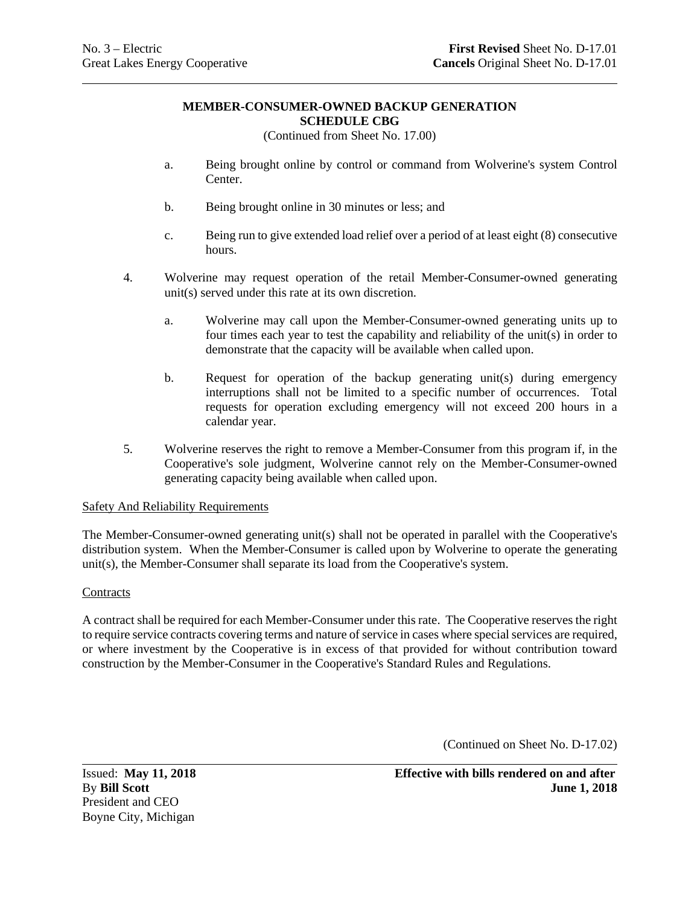No. 3 – Electric
Great Lakes Energy Cooperative

**First Revised** Sheet No. D-17.01
**Cancels** Original Sheet No. D-17.01

**MEMBER-CONSUMER-OWNED BACKUP GENERATION**
**SCHEDULE CBG**
(Continued from Sheet No. 17.00)

   a. Being brought online by control or command from Wolverine's system Control Center.

   b. Being brought online in 30 minutes or less; and

   c. Being run to give extended load relief over a period of at least eight (8) consecutive hours.

4. Wolverine may request operation of the retail Member-Consumer-owned generating unit(s) served under this rate at its own discretion.

   a. Wolverine may call upon the Member-Consumer-owned generating units up to four times each year to test the capability and reliability of the unit(s) in order to demonstrate that the capacity will be available when called upon.

   b. Request for operation of the backup generating unit(s) during emergency interruptions shall not be limited to a specific number of occurrences. Total requests for operation excluding emergency will not exceed 200 hours in a calendar year.

5. Wolverine reserves the right to remove a Member-Consumer from this program if, in the Cooperative's sole judgment, Wolverine cannot rely on the Member-Consumer-owned generating capacity being available when called upon.

Safety And Reliability Requirements

The Member-Consumer-owned generating unit(s) shall not be operated in parallel with the Cooperative's distribution system. When the Member-Consumer is called upon by Wolverine to operate the generating unit(s), the Member-Consumer shall separate its load from the Cooperative's system.

Contracts

A contract shall be required for each Member-Consumer under this rate. The Cooperative reserves the right to require service contracts covering terms and nature of service in cases where special services are required, or where investment by the Cooperative is in excess of that provided for without contribution toward construction by the Member-Consumer in the Cooperative's Standard Rules and Regulations.

(Continued on Sheet No. D-17.02)

Issued: **May 11, 2018**
By **Bill Scott**
President and CEO
Boyne City, Michigan

**Effective with bills rendered on and after**
**June 1, 2018**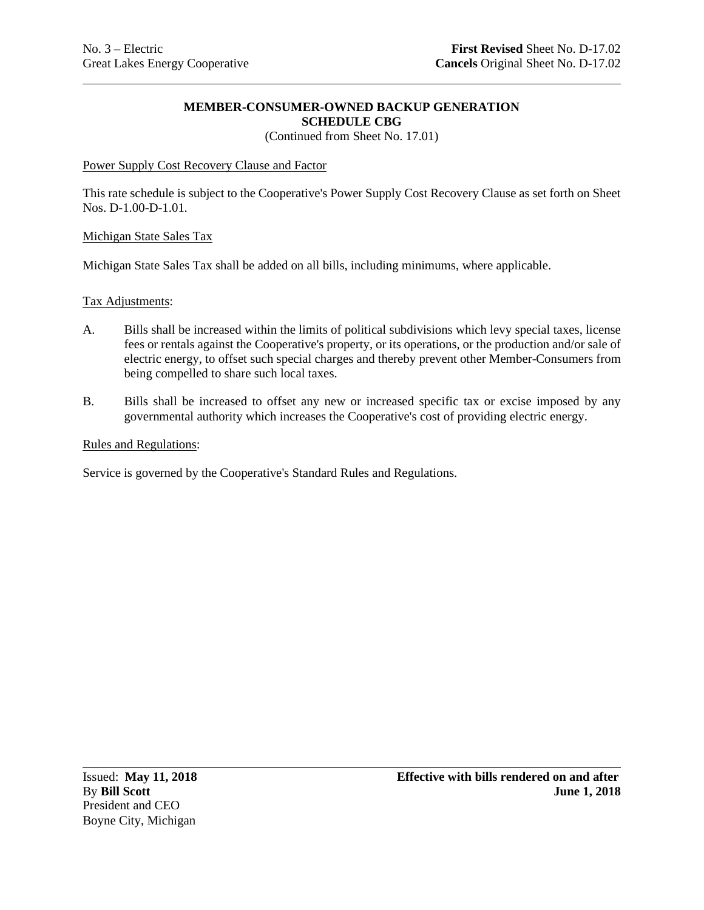## MEMBER-CONSUMER-OWNED BACKUP GENERATION
## SCHEDULE CBG

(Continued from Sheet No. 17.01)

Power Supply Cost Recovery Clause and Factor

This rate schedule is subject to the Cooperative's Power Supply Cost Recovery Clause as set forth on Sheet Nos. D-1.00-D-1.01.

Michigan State Sales Tax

Michigan State Sales Tax shall be added on all bills, including minimums, where applicable.

Tax Adjustments:

A. Bills shall be increased within the limits of political subdivisions which levy special taxes, license fees or rentals against the Cooperative's property, or its operations, or the production and/or sale of electric energy, to offset such special charges and thereby prevent other Member-Consumers from being compelled to share such local taxes.

B. Bills shall be increased to offset any new or increased specific tax or excise imposed by any governmental authority which increases the Cooperative's cost of providing electric energy.

Rules and Regulations:

Service is governed by the Cooperative's Standard Rules and Regulations.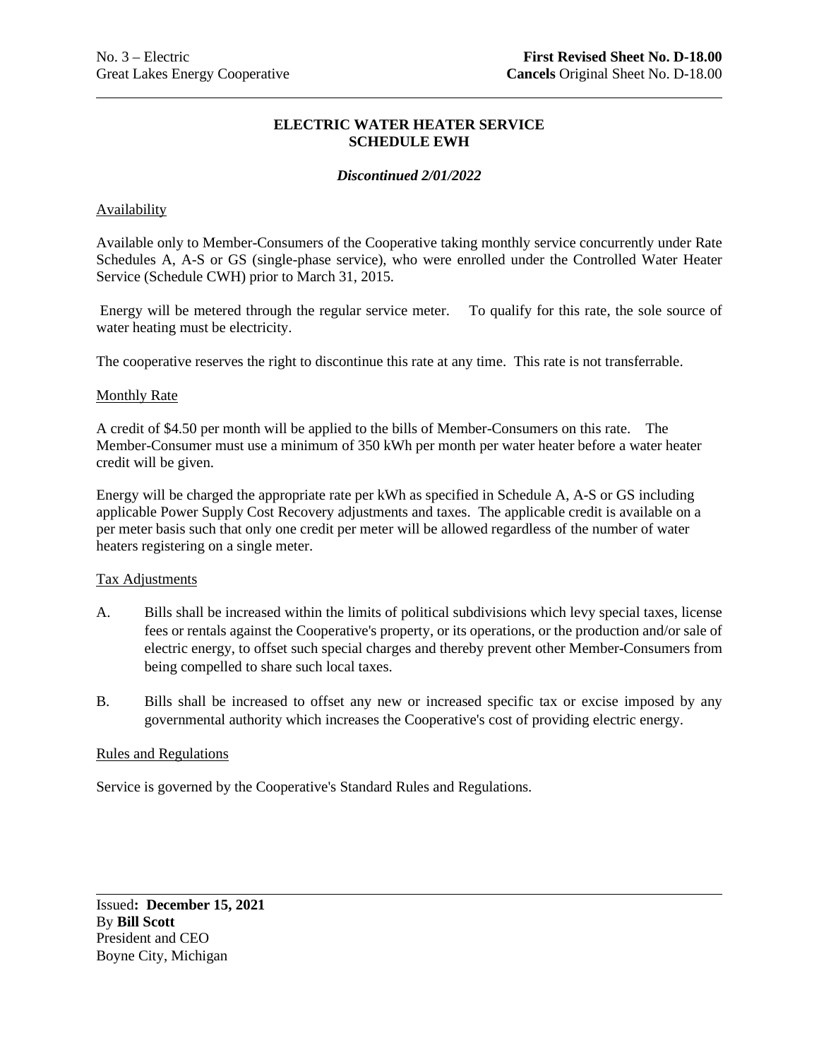No. 3 – Electric
Great Lakes Energy Cooperative

**First Revised Sheet No. D-18.00**
**Cancels** Original Sheet No. D-18.00

# ELECTRIC WATER HEATER SERVICE
# SCHEDULE EWH

***Discontinued 2/01/2022***

## Availability

Available only to Member-Consumers of the Cooperative taking monthly service concurrently under Rate Schedules A, A-S or GS (single-phase service), who were enrolled under the Controlled Water Heater Service (Schedule CWH) prior to March 31, 2015.

Energy will be metered through the regular service meter. To qualify for this rate, the sole source of water heating must be electricity.

The cooperative reserves the right to discontinue this rate at any time. This rate is not transferrable.

## Monthly Rate

A credit of $4.50 per month will be applied to the bills of Member-Consumers on this rate. The Member-Consumer must use a minimum of 350 kWh per month per water heater before a water heater credit will be given.

Energy will be charged the appropriate rate per kWh as specified in Schedule A, A-S or GS including applicable Power Supply Cost Recovery adjustments and taxes. The applicable credit is available on a per meter basis such that only one credit per meter will be allowed regardless of the number of water heaters registering on a single meter.

## Tax Adjustments

A. Bills shall be increased within the limits of political subdivisions which levy special taxes, license fees or rentals against the Cooperative's property, or its operations, or the production and/or sale of electric energy, to offset such special charges and thereby prevent other Member-Consumers from being compelled to share such local taxes.

B. Bills shall be increased to offset any new or increased specific tax or excise imposed by any governmental authority which increases the Cooperative's cost of providing electric energy.

## Rules and Regulations

Service is governed by the Cooperative's Standard Rules and Regulations.

Issued**: December 15, 2021**
By **Bill Scott**
President and CEO
Boyne City, Michigan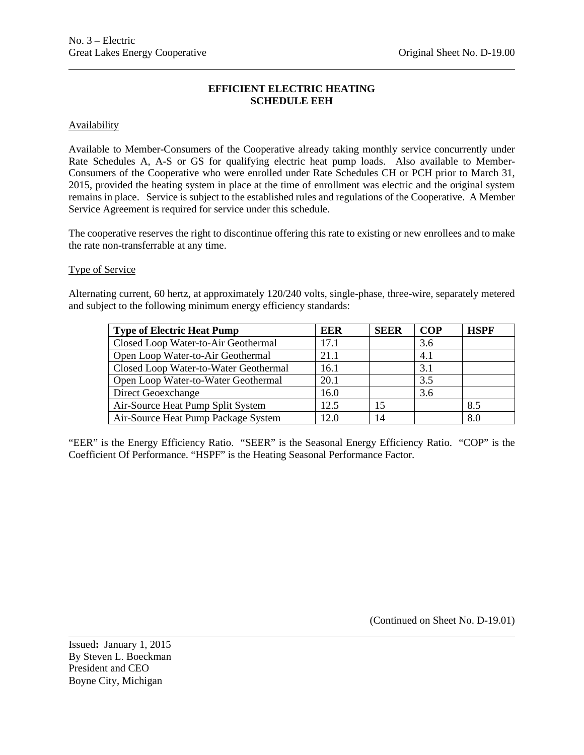# EFFICIENT ELECTRIC HEATING
# SCHEDULE EEH

Availability

Available to Member-Consumers of the Cooperative already taking monthly service concurrently under Rate Schedules A, A-S or GS for qualifying electric heat pump loads. Also available to Member-Consumers of the Cooperative who were enrolled under Rate Schedules CH or PCH prior to March 31, 2015, provided the heating system in place at the time of enrollment was electric and the original system remains in place. Service is subject to the established rules and regulations of the Cooperative. A Member Service Agreement is required for service under this schedule.

The cooperative reserves the right to discontinue offering this rate to existing or new enrollees and to make the rate non-transferrable at any time.

Type of Service

Alternating current, 60 hertz, at approximately 120/240 volts, single-phase, three-wire, separately metered and subject to the following minimum energy efficiency standards:

| Type of Electric Heat Pump | EER | SEER | COP | HSPF |
|---|---|---|---|---|
| Closed Loop Water-to-Air Geothermal | 17.1 | | 3.6 | |
| Open Loop Water-to-Air Geothermal | 21.1 | | 4.1 | |
| Closed Loop Water-to-Water Geothermal | 16.1 | | 3.1 | |
| Open Loop Water-to-Water Geothermal | 20.1 | | 3.5 | |
| Direct Geoexchange | 16.0 | | 3.6 | |
| Air-Source Heat Pump Split System | 12.5 | 15 | | 8.5 |
| Air-Source Heat Pump Package System | 12.0 | 14 | | 8.0 |

"EER" is the Energy Efficiency Ratio. "SEER" is the Seasonal Energy Efficiency Ratio. "COP" is the Coefficient Of Performance. "HSPF" is the Heating Seasonal Performance Factor.

(Continued on Sheet No. D-19.01)

Issued: January 1, 2015
By Steven L. Boeckman
President and CEO
Boyne City, Michigan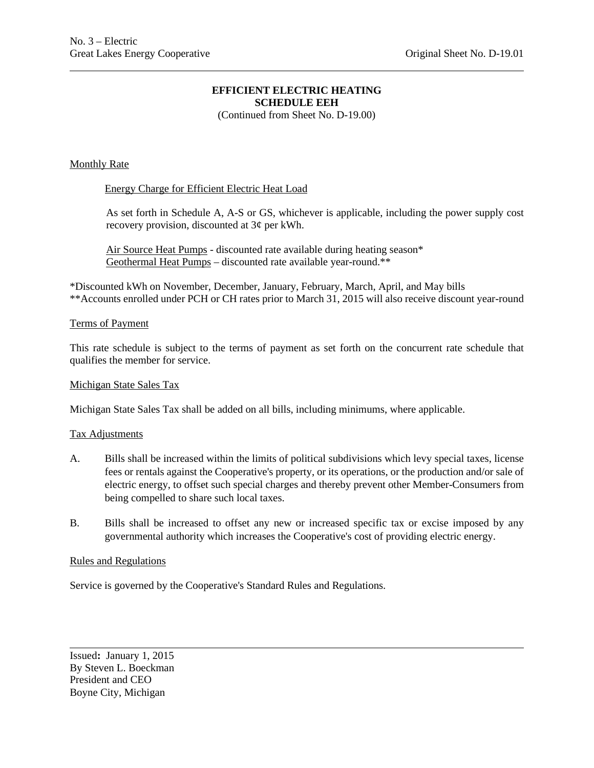# EFFICIENT ELECTRIC HEATING
## SCHEDULE EEH

(Continued from Sheet No. D-19.00)

Monthly Rate

Energy Charge for Efficient Electric Heat Load

As set forth in Schedule A, A-S or GS, whichever is applicable, including the power supply cost recovery provision, discounted at 3¢ per kWh.

Air Source Heat Pumps - discounted rate available during heating season*
Geothermal Heat Pumps – discounted rate available year-round.**

*Discounted kWh on November, December, January, February, March, April, and May bills
**Accounts enrolled under PCH or CH rates prior to March 31, 2015 will also receive discount year-round

Terms of Payment

This rate schedule is subject to the terms of payment as set forth on the concurrent rate schedule that qualifies the member for service.

Michigan State Sales Tax

Michigan State Sales Tax shall be added on all bills, including minimums, where applicable.

Tax Adjustments

A. Bills shall be increased within the limits of political subdivisions which levy special taxes, license fees or rentals against the Cooperative's property, or its operations, or the production and/or sale of electric energy, to offset such special charges and thereby prevent other Member-Consumers from being compelled to share such local taxes.

B. Bills shall be increased to offset any new or increased specific tax or excise imposed by any governmental authority which increases the Cooperative's cost of providing electric energy.

Rules and Regulations

Service is governed by the Cooperative's Standard Rules and Regulations.

Issued: January 1, 2015
By Steven L. Boeckman
President and CEO
Boyne City, Michigan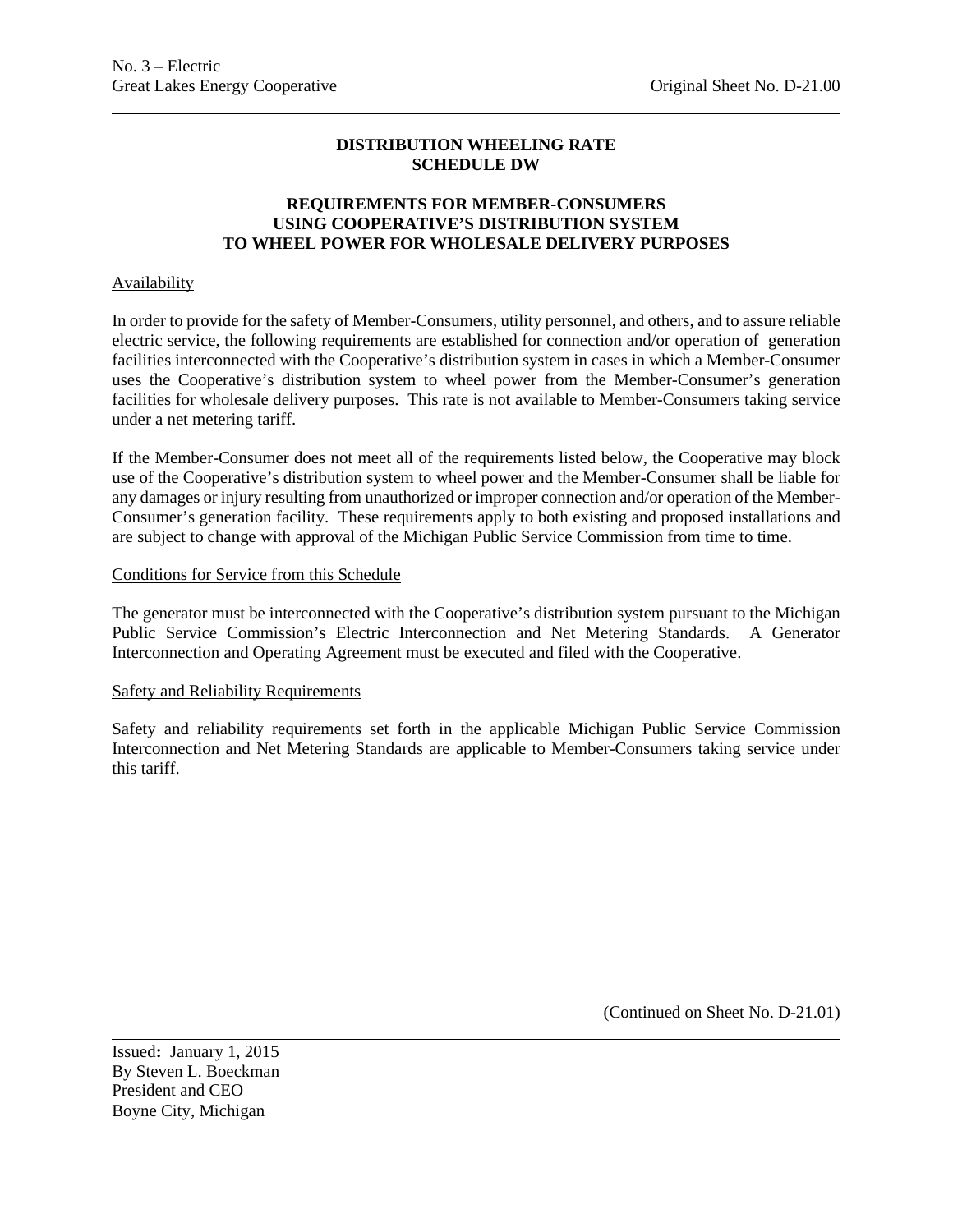# DISTRIBUTION WHEELING RATE SCHEDULE DW

## REQUIREMENTS FOR MEMBER-CONSUMERS USING COOPERATIVE'S DISTRIBUTION SYSTEM TO WHEEL POWER FOR WHOLESALE DELIVERY PURPOSES

Availability

In order to provide for the safety of Member-Consumers, utility personnel, and others, and to assure reliable electric service, the following requirements are established for connection and/or operation of generation facilities interconnected with the Cooperative's distribution system in cases in which a Member-Consumer uses the Cooperative's distribution system to wheel power from the Member-Consumer's generation facilities for wholesale delivery purposes. This rate is not available to Member-Consumers taking service under a net metering tariff.

If the Member-Consumer does not meet all of the requirements listed below, the Cooperative may block use of the Cooperative's distribution system to wheel power and the Member-Consumer shall be liable for any damages or injury resulting from unauthorized or improper connection and/or operation of the Member-Consumer's generation facility. These requirements apply to both existing and proposed installations and are subject to change with approval of the Michigan Public Service Commission from time to time.

Conditions for Service from this Schedule

The generator must be interconnected with the Cooperative's distribution system pursuant to the Michigan Public Service Commission's Electric Interconnection and Net Metering Standards. A Generator Interconnection and Operating Agreement must be executed and filed with the Cooperative.

Safety and Reliability Requirements

Safety and reliability requirements set forth in the applicable Michigan Public Service Commission Interconnection and Net Metering Standards are applicable to Member-Consumers taking service under this tariff.

(Continued on Sheet No. D-21.01)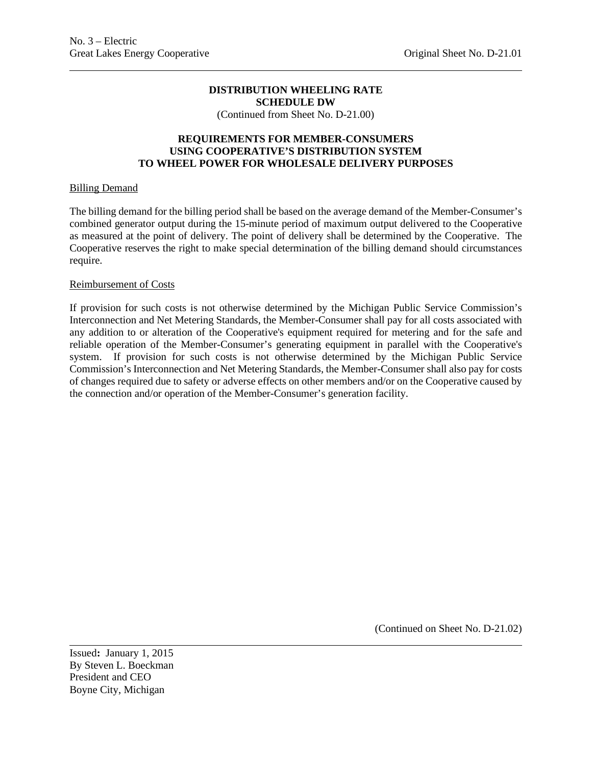# DISTRIBUTION WHEELING RATE
## SCHEDULE DW

(Continued from Sheet No. D-21.00)

### REQUIREMENTS FOR MEMBER-CONSUMERS USING COOPERATIVE'S DISTRIBUTION SYSTEM TO WHEEL POWER FOR WHOLESALE DELIVERY PURPOSES

Billing Demand

The billing demand for the billing period shall be based on the average demand of the Member-Consumer's combined generator output during the 15-minute period of maximum output delivered to the Cooperative as measured at the point of delivery. The point of delivery shall be determined by the Cooperative. The Cooperative reserves the right to make special determination of the billing demand should circumstances require.

Reimbursement of Costs

If provision for such costs is not otherwise determined by the Michigan Public Service Commission's Interconnection and Net Metering Standards, the Member-Consumer shall pay for all costs associated with any addition to or alteration of the Cooperative's equipment required for metering and for the safe and reliable operation of the Member-Consumer's generating equipment in parallel with the Cooperative's system. If provision for such costs is not otherwise determined by the Michigan Public Service Commission's Interconnection and Net Metering Standards, the Member-Consumer shall also pay for costs of changes required due to safety or adverse effects on other members and/or on the Cooperative caused by the connection and/or operation of the Member-Consumer's generation facility.

(Continued on Sheet No. D-21.02)

Issued: January 1, 2015
By Steven L. Boeckman
President and CEO
Boyne City, Michigan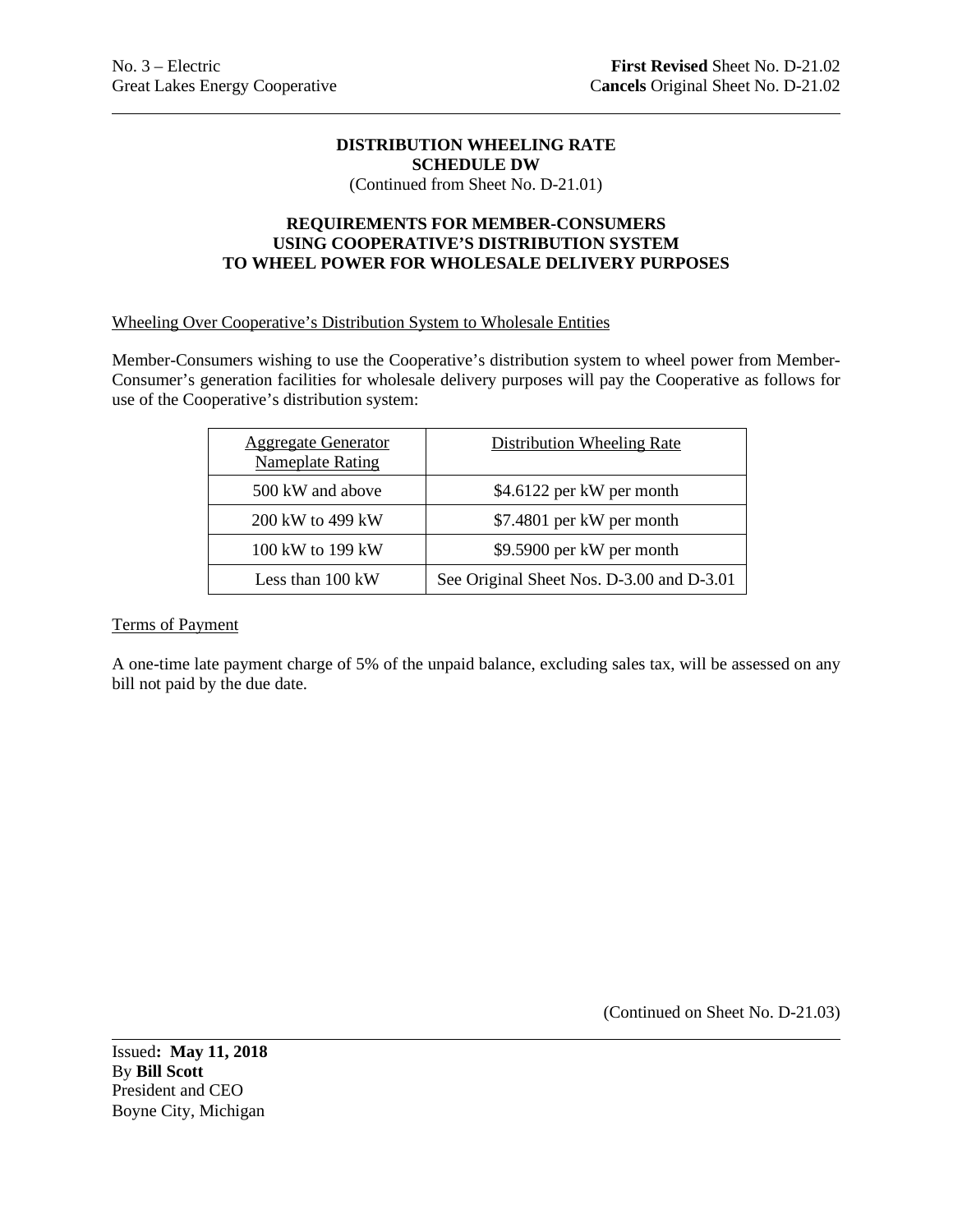# DISTRIBUTION WHEELING RATE
## SCHEDULE DW

(Continued from Sheet No. D-21.01)

## REQUIREMENTS FOR MEMBER-CONSUMERS USING COOPERATIVE'S DISTRIBUTION SYSTEM TO WHEEL POWER FOR WHOLESALE DELIVERY PURPOSES

### Wheeling Over Cooperative's Distribution System to Wholesale Entities

Member-Consumers wishing to use the Cooperative's distribution system to wheel power from Member-Consumer's generation facilities for wholesale delivery purposes will pay the Cooperative as follows for use of the Cooperative's distribution system:

| Aggregate Generator Nameplate Rating | Distribution Wheeling Rate |
|---|---|
| 500 kW and above | $4.6122 per kW per month |
| 200 kW to 499 kW | $7.4801 per kW per month |
| 100 kW to 199 kW | $9.5900 per kW per month |
| Less than 100 kW | See Original Sheet Nos. D-3.00 and D-3.01 |

### Terms of Payment

A one-time late payment charge of 5% of the unpaid balance, excluding sales tax, will be assessed on any bill not paid by the due date.

(Continued on Sheet No. D-21.03)

Issued: **May 11, 2018**
By **Bill Scott**
President and CEO
Boyne City, Michigan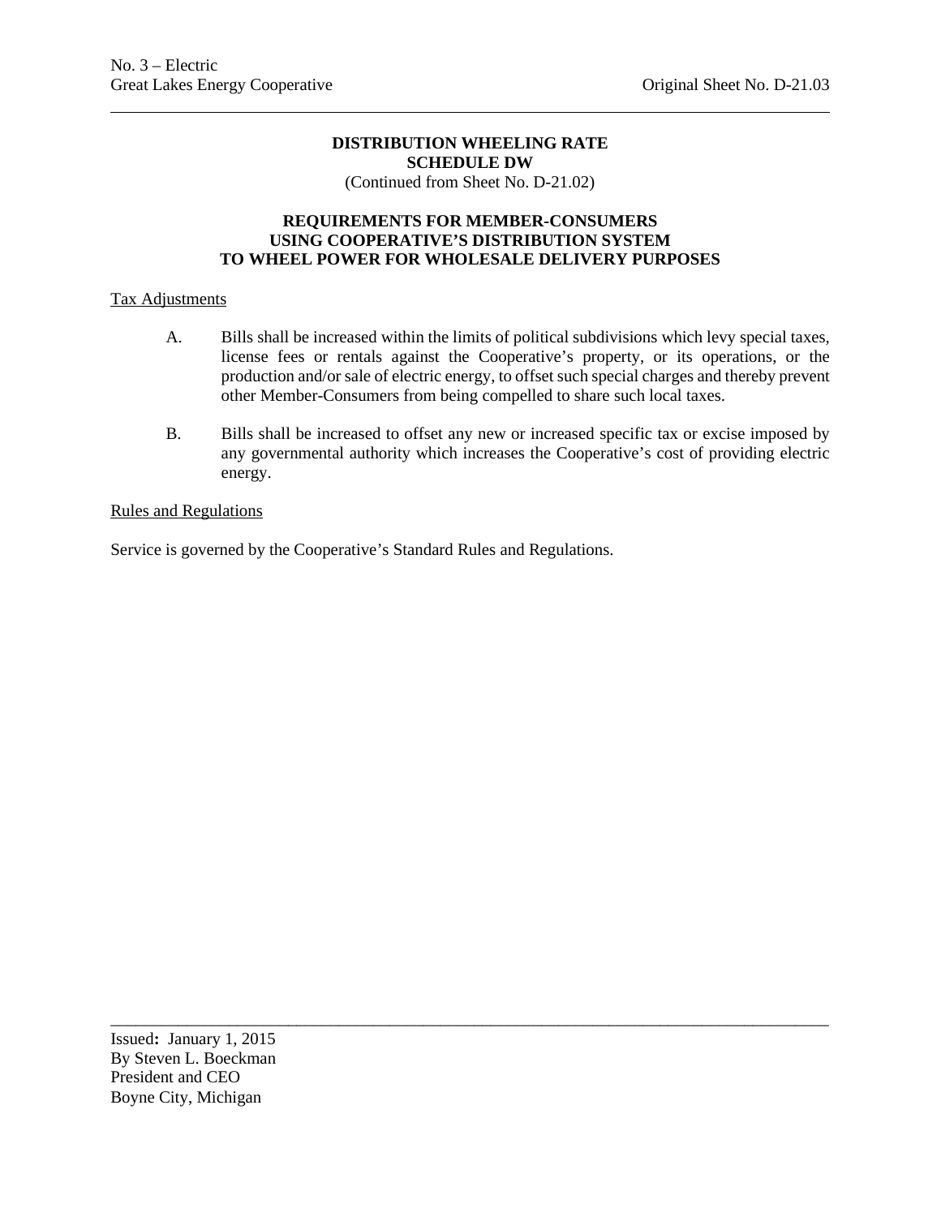**DISTRIBUTION WHEELING RATE**
**SCHEDULE DW**
(Continued from Sheet No. D-21.02)

**REQUIREMENTS FOR MEMBER-CONSUMERS USING COOPERATIVE'S DISTRIBUTION SYSTEM TO WHEEL POWER FOR WHOLESALE DELIVERY PURPOSES**

Tax Adjustments

A. Bills shall be increased within the limits of political subdivisions which levy special taxes, license fees or rentals against the Cooperative's property, or its operations, or the production and/or sale of electric energy, to offset such special charges and thereby prevent other Member-Consumers from being compelled to share such local taxes.

B. Bills shall be increased to offset any new or increased specific tax or excise imposed by any governmental authority which increases the Cooperative's cost of providing electric energy.

Rules and Regulations

Service is governed by the Cooperative's Standard Rules and Regulations.

Issued**:** January 1, 2015
By Steven L. Boeckman
President and CEO
Boyne City, Michigan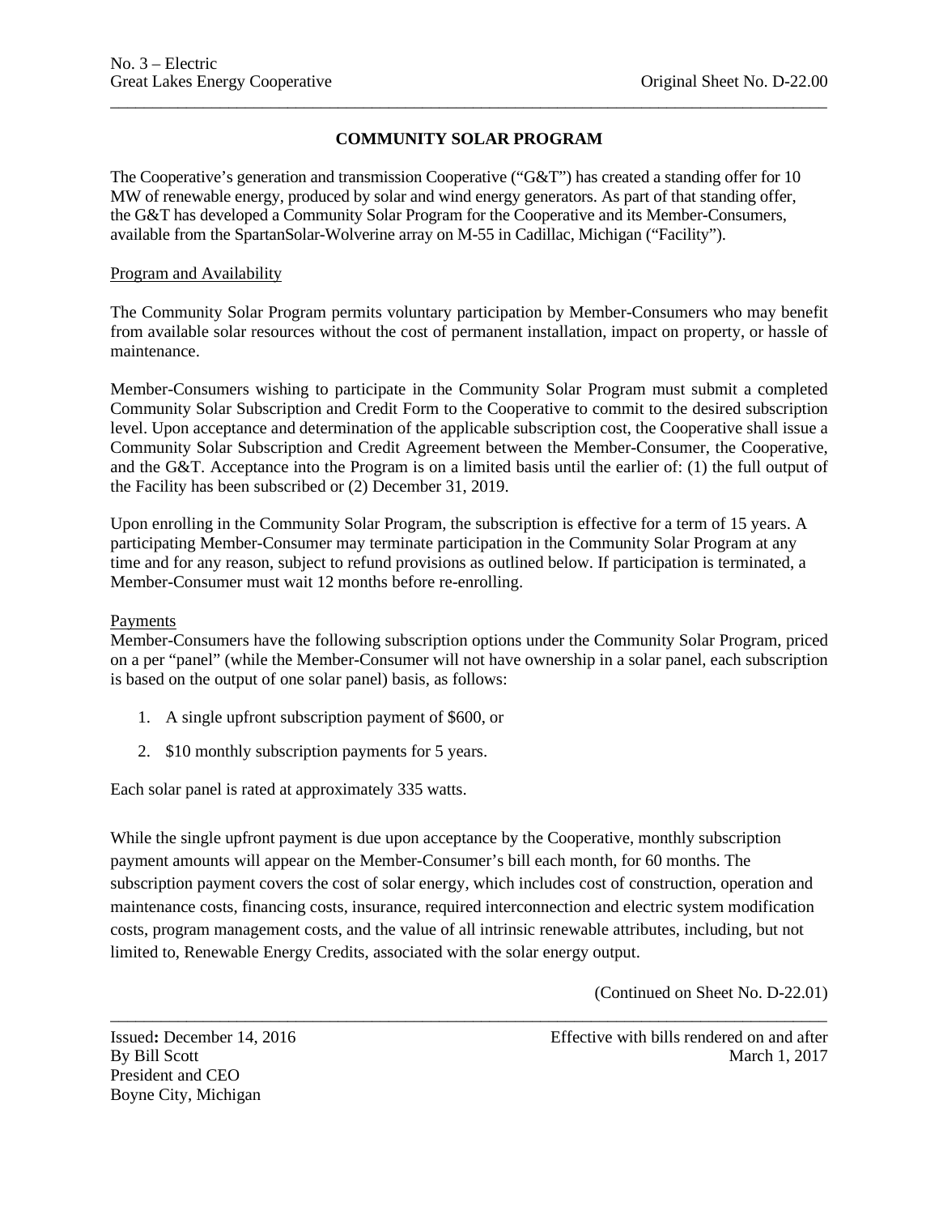## COMMUNITY SOLAR PROGRAM

The Cooperative's generation and transmission Cooperative ("G&T") has created a standing offer for 10 MW of renewable energy, produced by solar and wind energy generators. As part of that standing offer, the G&T has developed a Community Solar Program for the Cooperative and its Member-Consumers, available from the SpartanSolar-Wolverine array on M-55 in Cadillac, Michigan ("Facility").

### Program and Availability

The Community Solar Program permits voluntary participation by Member-Consumers who may benefit from available solar resources without the cost of permanent installation, impact on property, or hassle of maintenance.

Member-Consumers wishing to participate in the Community Solar Program must submit a completed Community Solar Subscription and Credit Form to the Cooperative to commit to the desired subscription level. Upon acceptance and determination of the applicable subscription cost, the Cooperative shall issue a Community Solar Subscription and Credit Agreement between the Member-Consumer, the Cooperative, and the G&T. Acceptance into the Program is on a limited basis until the earlier of: (1) the full output of the Facility has been subscribed or (2) December 31, 2019.

Upon enrolling in the Community Solar Program, the subscription is effective for a term of 15 years. A participating Member-Consumer may terminate participation in the Community Solar Program at any time and for any reason, subject to refund provisions as outlined below. If participation is terminated, a Member-Consumer must wait 12 months before re-enrolling.

### Payments

Member-Consumers have the following subscription options under the Community Solar Program, priced on a per "panel" (while the Member-Consumer will not have ownership in a solar panel, each subscription is based on the output of one solar panel) basis, as follows:

1. A single upfront subscription payment of $600, or
2. $10 monthly subscription payments for 5 years.

Each solar panel is rated at approximately 335 watts.

While the single upfront payment is due upon acceptance by the Cooperative, monthly subscription payment amounts will appear on the Member-Consumer's bill each month, for 60 months. The subscription payment covers the cost of solar energy, which includes cost of construction, operation and maintenance costs, financing costs, insurance, required interconnection and electric system modification costs, program management costs, and the value of all intrinsic renewable attributes, including, but not limited to, Renewable Energy Credits, associated with the solar energy output.

(Continued on Sheet No. D-22.01)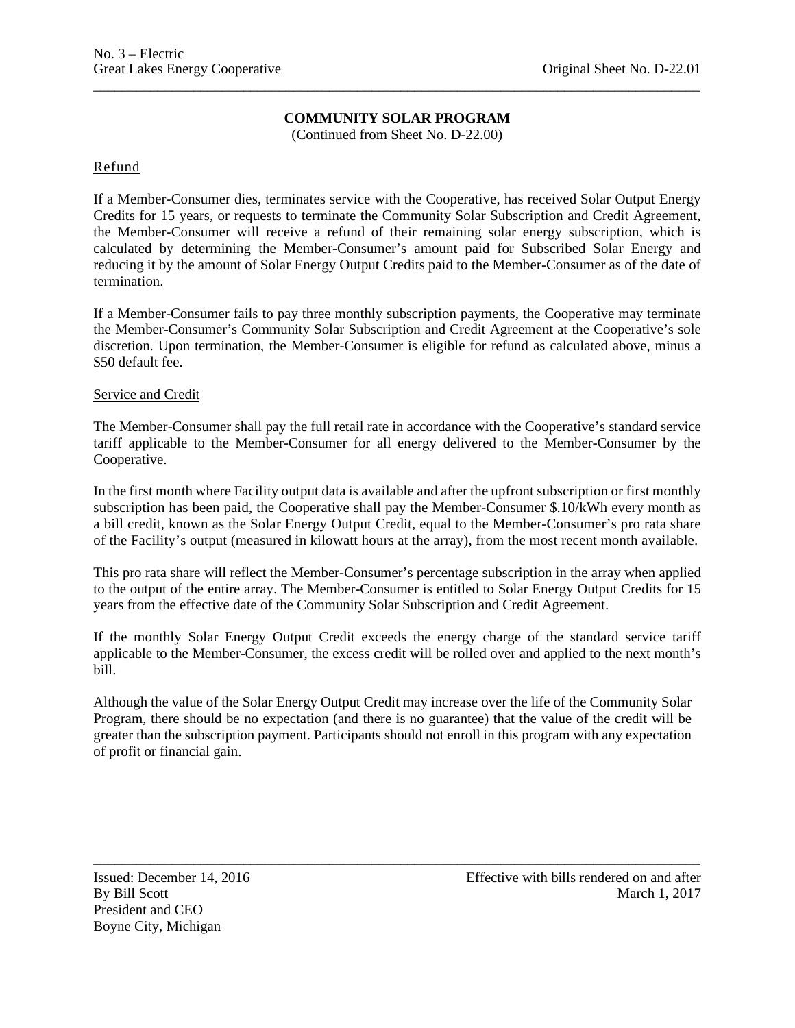## COMMUNITY SOLAR PROGRAM

(Continued from Sheet No. D-22.00)

### Refund

If a Member-Consumer dies, terminates service with the Cooperative, has received Solar Output Energy Credits for 15 years, or requests to terminate the Community Solar Subscription and Credit Agreement, the Member-Consumer will receive a refund of their remaining solar energy subscription, which is calculated by determining the Member-Consumer's amount paid for Subscribed Solar Energy and reducing it by the amount of Solar Energy Output Credits paid to the Member-Consumer as of the date of termination.

If a Member-Consumer fails to pay three monthly subscription payments, the Cooperative may terminate the Member-Consumer's Community Solar Subscription and Credit Agreement at the Cooperative's sole discretion. Upon termination, the Member-Consumer is eligible for refund as calculated above, minus a $50 default fee.

### Service and Credit

The Member-Consumer shall pay the full retail rate in accordance with the Cooperative's standard service tariff applicable to the Member-Consumer for all energy delivered to the Member-Consumer by the Cooperative.

In the first month where Facility output data is available and after the upfront subscription or first monthly subscription has been paid, the Cooperative shall pay the Member-Consumer $.10/kWh every month as a bill credit, known as the Solar Energy Output Credit, equal to the Member-Consumer's pro rata share of the Facility's output (measured in kilowatt hours at the array), from the most recent month available.

This pro rata share will reflect the Member-Consumer's percentage subscription in the array when applied to the output of the entire array. The Member-Consumer is entitled to Solar Energy Output Credits for 15 years from the effective date of the Community Solar Subscription and Credit Agreement.

If the monthly Solar Energy Output Credit exceeds the energy charge of the standard service tariff applicable to the Member-Consumer, the excess credit will be rolled over and applied to the next month's bill.

Although the value of the Solar Energy Output Credit may increase over the life of the Community Solar Program, there should be no expectation (and there is no guarantee) that the value of the credit will be greater than the subscription payment. Participants should not enroll in this program with any expectation of profit or financial gain.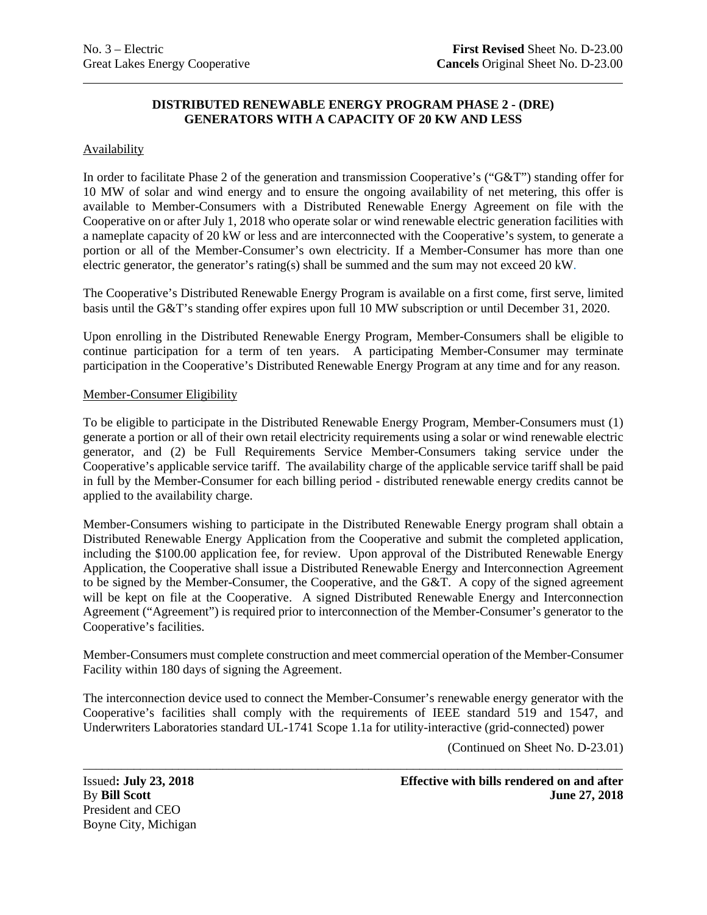No. 3 – Electric | **First Revised** Sheet No. D-23.00
Great Lakes Energy Cooperative | **Cancels** Original Sheet No. D-23.00

## DISTRIBUTED RENEWABLE ENERGY PROGRAM PHASE 2 - (DRE) GENERATORS WITH A CAPACITY OF 20 KW AND LESS

### Availability

In order to facilitate Phase 2 of the generation and transmission Cooperative's ("G&T") standing offer for 10 MW of solar and wind energy and to ensure the ongoing availability of net metering, this offer is available to Member-Consumers with a Distributed Renewable Energy Agreement on file with the Cooperative on or after July 1, 2018 who operate solar or wind renewable electric generation facilities with a nameplate capacity of 20 kW or less and are interconnected with the Cooperative's system, to generate a portion or all of the Member-Consumer's own electricity. If a Member-Consumer has more than one electric generator, the generator's rating(s) shall be summed and the sum may not exceed 20 kW.

The Cooperative's Distributed Renewable Energy Program is available on a first come, first serve, limited basis until the G&T's standing offer expires upon full 10 MW subscription or until December 31, 2020.

Upon enrolling in the Distributed Renewable Energy Program, Member-Consumers shall be eligible to continue participation for a term of ten years. A participating Member-Consumer may terminate participation in the Cooperative's Distributed Renewable Energy Program at any time and for any reason.

### Member-Consumer Eligibility

To be eligible to participate in the Distributed Renewable Energy Program, Member-Consumers must (1) generate a portion or all of their own retail electricity requirements using a solar or wind renewable electric generator, and (2) be Full Requirements Service Member-Consumers taking service under the Cooperative's applicable service tariff. The availability charge of the applicable service tariff shall be paid in full by the Member-Consumer for each billing period - distributed renewable energy credits cannot be applied to the availability charge.

Member-Consumers wishing to participate in the Distributed Renewable Energy program shall obtain a Distributed Renewable Energy Application from the Cooperative and submit the completed application, including the $100.00 application fee, for review. Upon approval of the Distributed Renewable Energy Application, the Cooperative shall issue a Distributed Renewable Energy and Interconnection Agreement to be signed by the Member-Consumer, the Cooperative, and the G&T. A copy of the signed agreement will be kept on file at the Cooperative. A signed Distributed Renewable Energy and Interconnection Agreement ("Agreement") is required prior to interconnection of the Member-Consumer's generator to the Cooperative's facilities.

Member-Consumers must complete construction and meet commercial operation of the Member-Consumer Facility within 180 days of signing the Agreement.

The interconnection device used to connect the Member-Consumer's renewable energy generator with the Cooperative's facilities shall comply with the requirements of IEEE standard 519 and 1547, and Underwriters Laboratories standard UL-1741 Scope 1.1a for utility-interactive (grid-connected) power

(Continued on Sheet No. D-23.01)

Issued**: July 23, 2018**
By **Bill Scott**
President and CEO
Boyne City, Michigan

**Effective with bills rendered on and after June 27, 2018**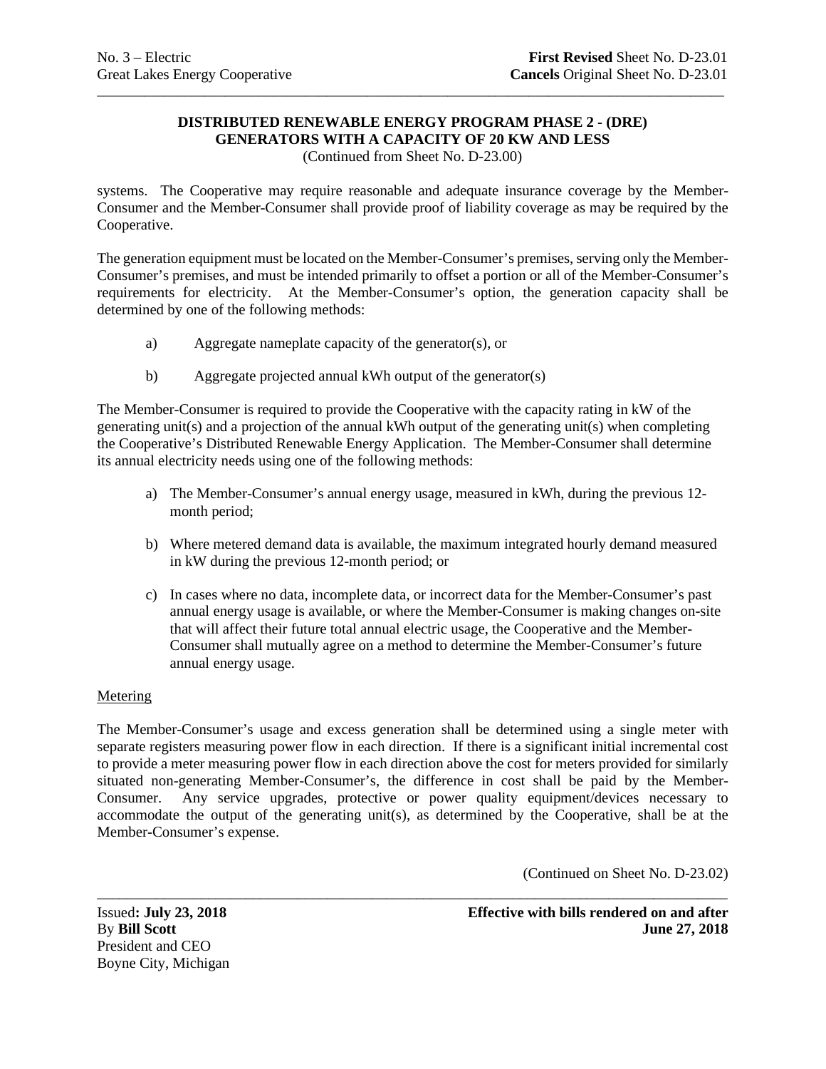**DISTRIBUTED RENEWABLE ENERGY PROGRAM PHASE 2 - (DRE)**
**GENERATORS WITH A CAPACITY OF 20 KW AND LESS**
(Continued from Sheet No. D-23.00)

systems. The Cooperative may require reasonable and adequate insurance coverage by the Member-Consumer and the Member-Consumer shall provide proof of liability coverage as may be required by the Cooperative.

The generation equipment must be located on the Member-Consumer's premises, serving only the Member-Consumer's premises, and must be intended primarily to offset a portion or all of the Member-Consumer's requirements for electricity. At the Member-Consumer's option, the generation capacity shall be determined by one of the following methods:

a) Aggregate nameplate capacity of the generator(s), or

b) Aggregate projected annual kWh output of the generator(s)

The Member-Consumer is required to provide the Cooperative with the capacity rating in kW of the generating unit(s) and a projection of the annual kWh output of the generating unit(s) when completing the Cooperative's Distributed Renewable Energy Application. The Member-Consumer shall determine its annual electricity needs using one of the following methods:

a) The Member-Consumer's annual energy usage, measured in kWh, during the previous 12-month period;

b) Where metered demand data is available, the maximum integrated hourly demand measured in kW during the previous 12-month period; or

c) In cases where no data, incomplete data, or incorrect data for the Member-Consumer's past annual energy usage is available, or where the Member-Consumer is making changes on-site that will affect their future total annual electric usage, the Cooperative and the Member-Consumer shall mutually agree on a method to determine the Member-Consumer's future annual energy usage.

Metering

The Member-Consumer's usage and excess generation shall be determined using a single meter with separate registers measuring power flow in each direction. If there is a significant initial incremental cost to provide a meter measuring power flow in each direction above the cost for meters provided for similarly situated non-generating Member-Consumer's, the difference in cost shall be paid by the Member-Consumer. Any service upgrades, protective or power quality equipment/devices necessary to accommodate the output of the generating unit(s), as determined by the Cooperative, shall be at the Member-Consumer's expense.

(Continued on Sheet No. D-23.02)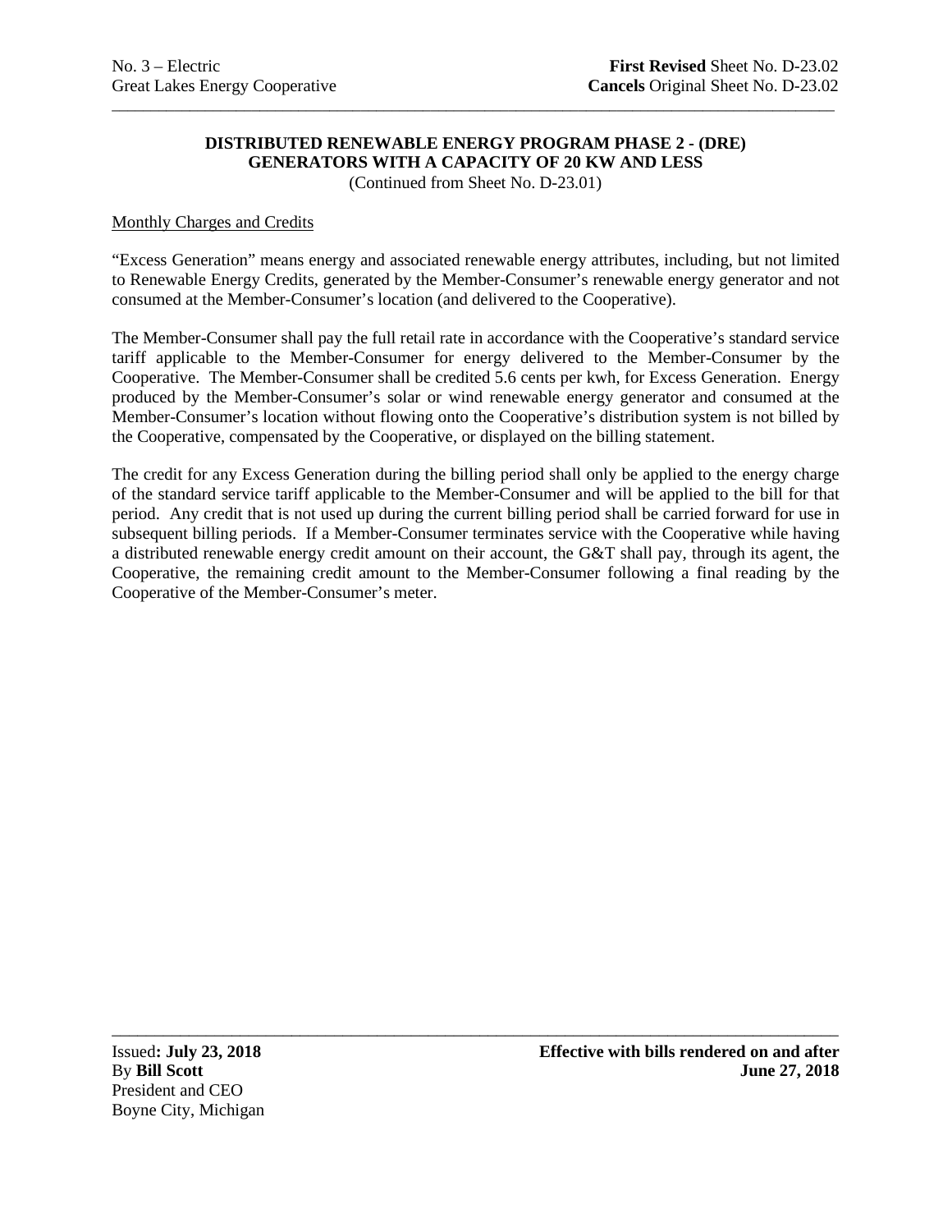## DISTRIBUTED RENEWABLE ENERGY PROGRAM PHASE 2 - (DRE)
## GENERATORS WITH A CAPACITY OF 20 KW AND LESS

(Continued from Sheet No. D-23.01)

Monthly Charges and Credits

"Excess Generation" means energy and associated renewable energy attributes, including, but not limited to Renewable Energy Credits, generated by the Member-Consumer's renewable energy generator and not consumed at the Member-Consumer's location (and delivered to the Cooperative).

The Member-Consumer shall pay the full retail rate in accordance with the Cooperative's standard service tariff applicable to the Member-Consumer for energy delivered to the Member-Consumer by the Cooperative. The Member-Consumer shall be credited 5.6 cents per kwh, for Excess Generation. Energy produced by the Member-Consumer's solar or wind renewable energy generator and consumed at the Member-Consumer's location without flowing onto the Cooperative's distribution system is not billed by the Cooperative, compensated by the Cooperative, or displayed on the billing statement.

The credit for any Excess Generation during the billing period shall only be applied to the energy charge of the standard service tariff applicable to the Member-Consumer and will be applied to the bill for that period. Any credit that is not used up during the current billing period shall be carried forward for use in subsequent billing periods. If a Member-Consumer terminates service with the Cooperative while having a distributed renewable energy credit amount on their account, the G&T shall pay, through its agent, the Cooperative, the remaining credit amount to the Member-Consumer following a final reading by the Cooperative of the Member-Consumer's meter.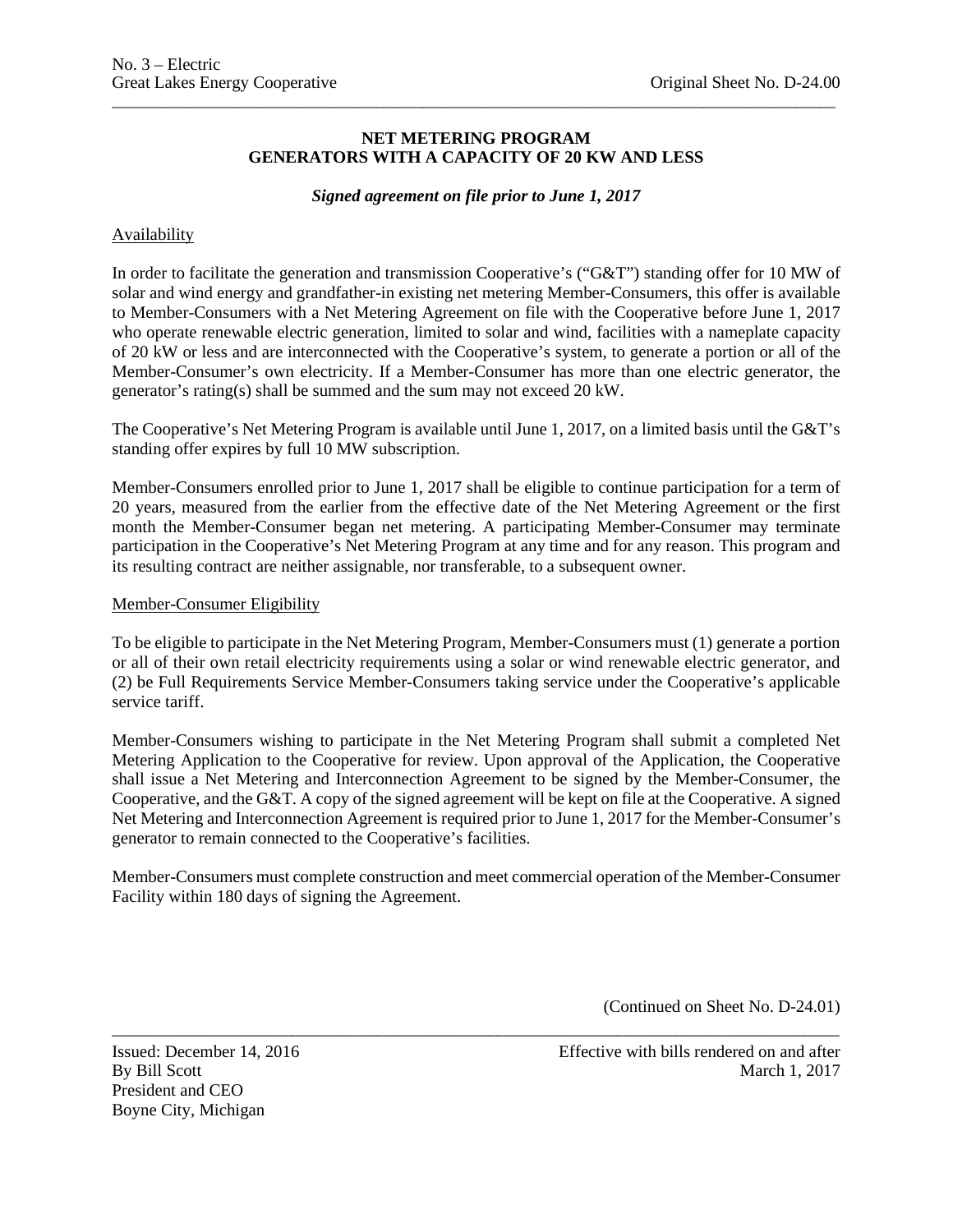## NET METERING PROGRAM
## GENERATORS WITH A CAPACITY OF 20 KW AND LESS

***Signed agreement on file prior to June 1, 2017***

Availability

In order to facilitate the generation and transmission Cooperative's ("G&T") standing offer for 10 MW of solar and wind energy and grandfather-in existing net metering Member-Consumers, this offer is available to Member-Consumers with a Net Metering Agreement on file with the Cooperative before June 1, 2017 who operate renewable electric generation, limited to solar and wind, facilities with a nameplate capacity of 20 kW or less and are interconnected with the Cooperative's system, to generate a portion or all of the Member-Consumer's own electricity. If a Member-Consumer has more than one electric generator, the generator's rating(s) shall be summed and the sum may not exceed 20 kW.

The Cooperative's Net Metering Program is available until June 1, 2017, on a limited basis until the G&T's standing offer expires by full 10 MW subscription.

Member-Consumers enrolled prior to June 1, 2017 shall be eligible to continue participation for a term of 20 years, measured from the earlier from the effective date of the Net Metering Agreement or the first month the Member-Consumer began net metering. A participating Member-Consumer may terminate participation in the Cooperative's Net Metering Program at any time and for any reason. This program and its resulting contract are neither assignable, nor transferable, to a subsequent owner.

Member-Consumer Eligibility

To be eligible to participate in the Net Metering Program, Member-Consumers must (1) generate a portion or all of their own retail electricity requirements using a solar or wind renewable electric generator, and (2) be Full Requirements Service Member-Consumers taking service under the Cooperative's applicable service tariff.

Member-Consumers wishing to participate in the Net Metering Program shall submit a completed Net Metering Application to the Cooperative for review. Upon approval of the Application, the Cooperative shall issue a Net Metering and Interconnection Agreement to be signed by the Member-Consumer, the Cooperative, and the G&T. A copy of the signed agreement will be kept on file at the Cooperative. A signed Net Metering and Interconnection Agreement is required prior to June 1, 2017 for the Member-Consumer's generator to remain connected to the Cooperative's facilities.

Member-Consumers must complete construction and meet commercial operation of the Member-Consumer Facility within 180 days of signing the Agreement.

(Continued on Sheet No. D-24.01)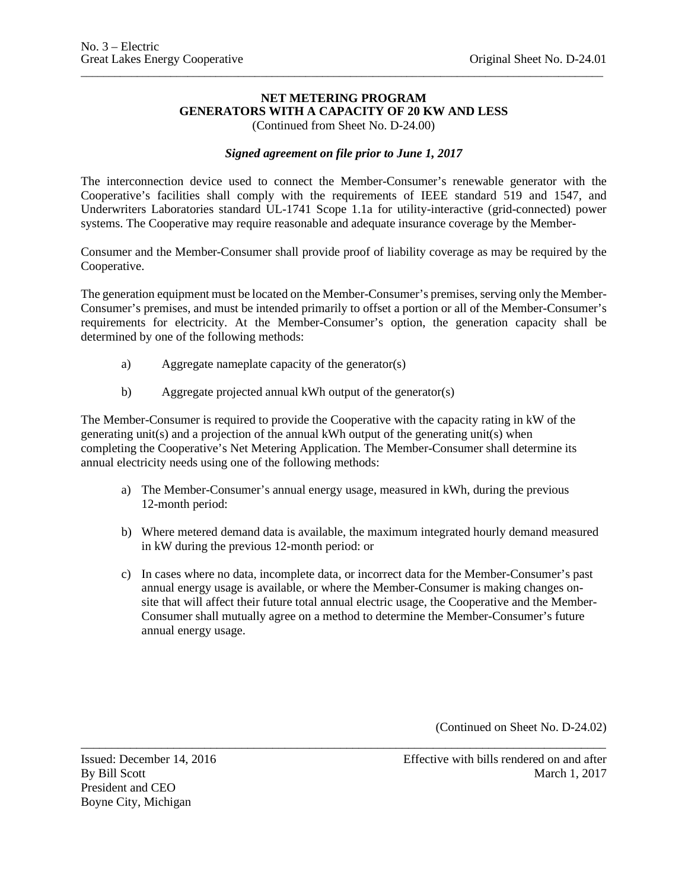**NET METERING PROGRAM**
**GENERATORS WITH A CAPACITY OF 20 KW AND LESS**
(Continued from Sheet No. D-24.00)

***Signed agreement on file prior to June 1, 2017***

The interconnection device used to connect the Member-Consumer's renewable generator with the Cooperative's facilities shall comply with the requirements of IEEE standard 519 and 1547, and Underwriters Laboratories standard UL-1741 Scope 1.1a for utility-interactive (grid-connected) power systems. The Cooperative may require reasonable and adequate insurance coverage by the Member-

Consumer and the Member-Consumer shall provide proof of liability coverage as may be required by the Cooperative.

The generation equipment must be located on the Member-Consumer's premises, serving only the Member-Consumer's premises, and must be intended primarily to offset a portion or all of the Member-Consumer's requirements for electricity. At the Member-Consumer's option, the generation capacity shall be determined by one of the following methods:

a) Aggregate nameplate capacity of the generator(s)

b) Aggregate projected annual kWh output of the generator(s)

The Member-Consumer is required to provide the Cooperative with the capacity rating in kW of the generating unit(s) and a projection of the annual kWh output of the generating unit(s) when completing the Cooperative's Net Metering Application. The Member-Consumer shall determine its annual electricity needs using one of the following methods:

a) The Member-Consumer's annual energy usage, measured in kWh, during the previous 12-month period:

b) Where metered demand data is available, the maximum integrated hourly demand measured in kW during the previous 12-month period: or

c) In cases where no data, incomplete data, or incorrect data for the Member-Consumer's past annual energy usage is available, or where the Member-Consumer is making changes on-site that will affect their future total annual electric usage, the Cooperative and the Member-Consumer shall mutually agree on a method to determine the Member-Consumer's future annual energy usage.

(Continued on Sheet No. D-24.02)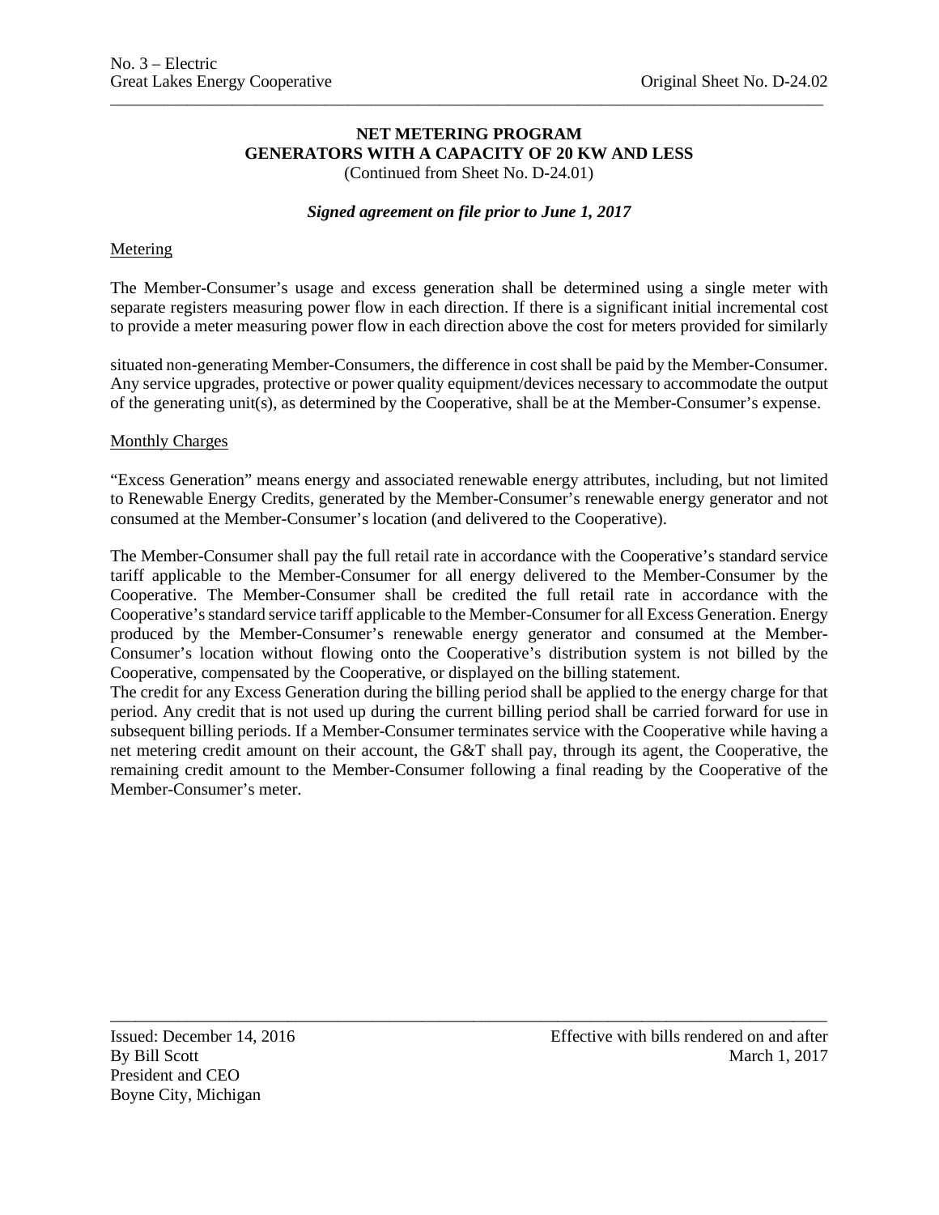**NET METERING PROGRAM**
**GENERATORS WITH A CAPACITY OF 20 KW AND LESS**
(Continued from Sheet No. D-24.01)

***Signed agreement on file prior to June 1, 2017***

Metering

The Member-Consumer's usage and excess generation shall be determined using a single meter with separate registers measuring power flow in each direction. If there is a significant initial incremental cost to provide a meter measuring power flow in each direction above the cost for meters provided for similarly situated non-generating Member-Consumers, the difference in cost shall be paid by the Member-Consumer. Any service upgrades, protective or power quality equipment/devices necessary to accommodate the output of the generating unit(s), as determined by the Cooperative, shall be at the Member-Consumer's expense.

Monthly Charges

"Excess Generation" means energy and associated renewable energy attributes, including, but not limited to Renewable Energy Credits, generated by the Member-Consumer's renewable energy generator and not consumed at the Member-Consumer's location (and delivered to the Cooperative).

The Member-Consumer shall pay the full retail rate in accordance with the Cooperative's standard service tariff applicable to the Member-Consumer for all energy delivered to the Member-Consumer by the Cooperative. The Member-Consumer shall be credited the full retail rate in accordance with the Cooperative's standard service tariff applicable to the Member-Consumer for all Excess Generation. Energy produced by the Member-Consumer's renewable energy generator and consumed at the Member-Consumer's location without flowing onto the Cooperative's distribution system is not billed by the Cooperative, compensated by the Cooperative, or displayed on the billing statement.
The credit for any Excess Generation during the billing period shall be applied to the energy charge for that period. Any credit that is not used up during the current billing period shall be carried forward for use in subsequent billing periods. If a Member-Consumer terminates service with the Cooperative while having a net metering credit amount on their account, the G&T shall pay, through its agent, the Cooperative, the remaining credit amount to the Member-Consumer following a final reading by the Cooperative of the Member-Consumer's meter.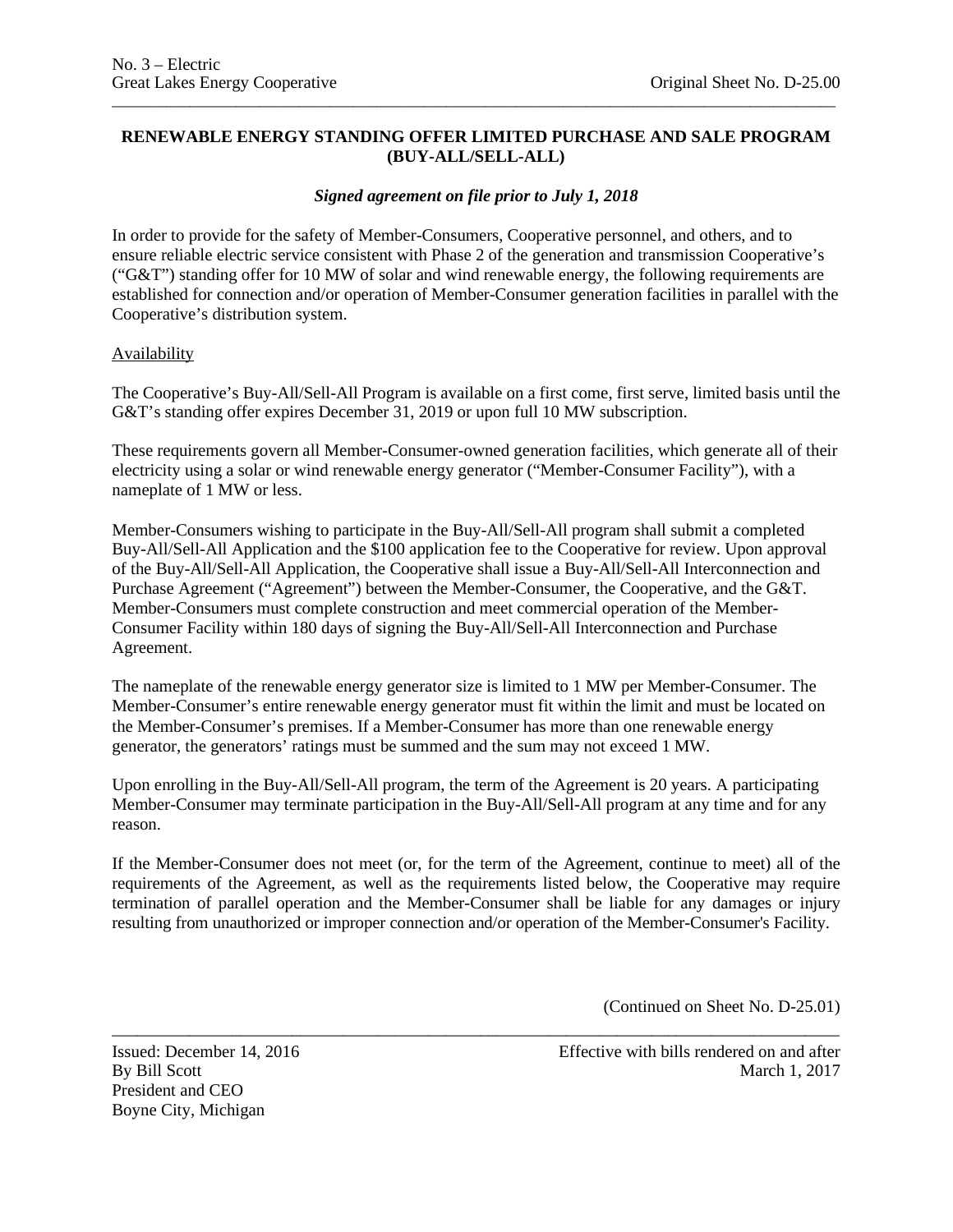# RENEWABLE ENERGY STANDING OFFER LIMITED PURCHASE AND SALE PROGRAM (BUY-ALL/SELL-ALL)

***Signed agreement on file prior to July 1, 2018***

In order to provide for the safety of Member-Consumers, Cooperative personnel, and others, and to ensure reliable electric service consistent with Phase 2 of the generation and transmission Cooperative's ("G&T") standing offer for 10 MW of solar and wind renewable energy, the following requirements are established for connection and/or operation of Member-Consumer generation facilities in parallel with the Cooperative's distribution system.

## Availability

The Cooperative's Buy-All/Sell-All Program is available on a first come, first serve, limited basis until the G&T's standing offer expires December 31, 2019 or upon full 10 MW subscription.

These requirements govern all Member-Consumer-owned generation facilities, which generate all of their electricity using a solar or wind renewable energy generator ("Member-Consumer Facility"), with a nameplate of 1 MW or less.

Member-Consumers wishing to participate in the Buy-All/Sell-All program shall submit a completed Buy-All/Sell-All Application and the $100 application fee to the Cooperative for review. Upon approval of the Buy-All/Sell-All Application, the Cooperative shall issue a Buy-All/Sell-All Interconnection and Purchase Agreement ("Agreement") between the Member-Consumer, the Cooperative, and the G&T. Member-Consumers must complete construction and meet commercial operation of the Member-Consumer Facility within 180 days of signing the Buy-All/Sell-All Interconnection and Purchase Agreement.

The nameplate of the renewable energy generator size is limited to 1 MW per Member-Consumer. The Member-Consumer's entire renewable energy generator must fit within the limit and must be located on the Member-Consumer's premises. If a Member-Consumer has more than one renewable energy generator, the generators' ratings must be summed and the sum may not exceed 1 MW.

Upon enrolling in the Buy-All/Sell-All program, the term of the Agreement is 20 years. A participating Member-Consumer may terminate participation in the Buy-All/Sell-All program at any time and for any reason.

If the Member-Consumer does not meet (or, for the term of the Agreement, continue to meet) all of the requirements of the Agreement, as well as the requirements listed below, the Cooperative may require termination of parallel operation and the Member-Consumer shall be liable for any damages or injury resulting from unauthorized or improper connection and/or operation of the Member-Consumer's Facility.

(Continued on Sheet No. D-25.01)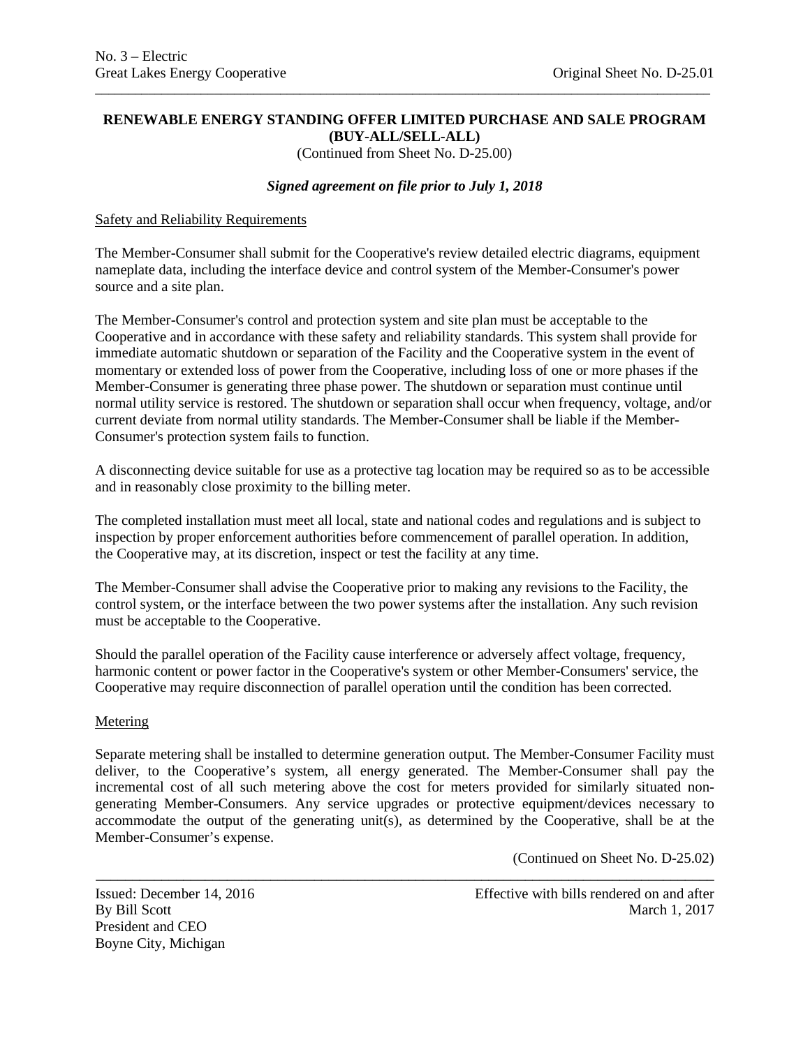## RENEWABLE ENERGY STANDING OFFER LIMITED PURCHASE AND SALE PROGRAM (BUY-ALL/SELL-ALL)

(Continued from Sheet No. D-25.00)

***Signed agreement on file prior to July 1, 2018***

Safety and Reliability Requirements

The Member-Consumer shall submit for the Cooperative's review detailed electric diagrams, equipment nameplate data, including the interface device and control system of the Member-Consumer's power source and a site plan.

The Member-Consumer's control and protection system and site plan must be acceptable to the Cooperative and in accordance with these safety and reliability standards. This system shall provide for immediate automatic shutdown or separation of the Facility and the Cooperative system in the event of momentary or extended loss of power from the Cooperative, including loss of one or more phases if the Member-Consumer is generating three phase power. The shutdown or separation must continue until normal utility service is restored. The shutdown or separation shall occur when frequency, voltage, and/or current deviate from normal utility standards. The Member-Consumer shall be liable if the Member-Consumer's protection system fails to function.

A disconnecting device suitable for use as a protective tag location may be required so as to be accessible and in reasonably close proximity to the billing meter.

The completed installation must meet all local, state and national codes and regulations and is subject to inspection by proper enforcement authorities before commencement of parallel operation. In addition, the Cooperative may, at its discretion, inspect or test the facility at any time.

The Member-Consumer shall advise the Cooperative prior to making any revisions to the Facility, the control system, or the interface between the two power systems after the installation. Any such revision must be acceptable to the Cooperative.

Should the parallel operation of the Facility cause interference or adversely affect voltage, frequency, harmonic content or power factor in the Cooperative's system or other Member-Consumers' service, the Cooperative may require disconnection of parallel operation until the condition has been corrected.

Metering

Separate metering shall be installed to determine generation output. The Member-Consumer Facility must deliver, to the Cooperative's system, all energy generated. The Member-Consumer shall pay the incremental cost of all such metering above the cost for meters provided for similarly situated non-generating Member-Consumers. Any service upgrades or protective equipment/devices necessary to accommodate the output of the generating unit(s), as determined by the Cooperative, shall be at the Member-Consumer's expense.

(Continued on Sheet No. D-25.02)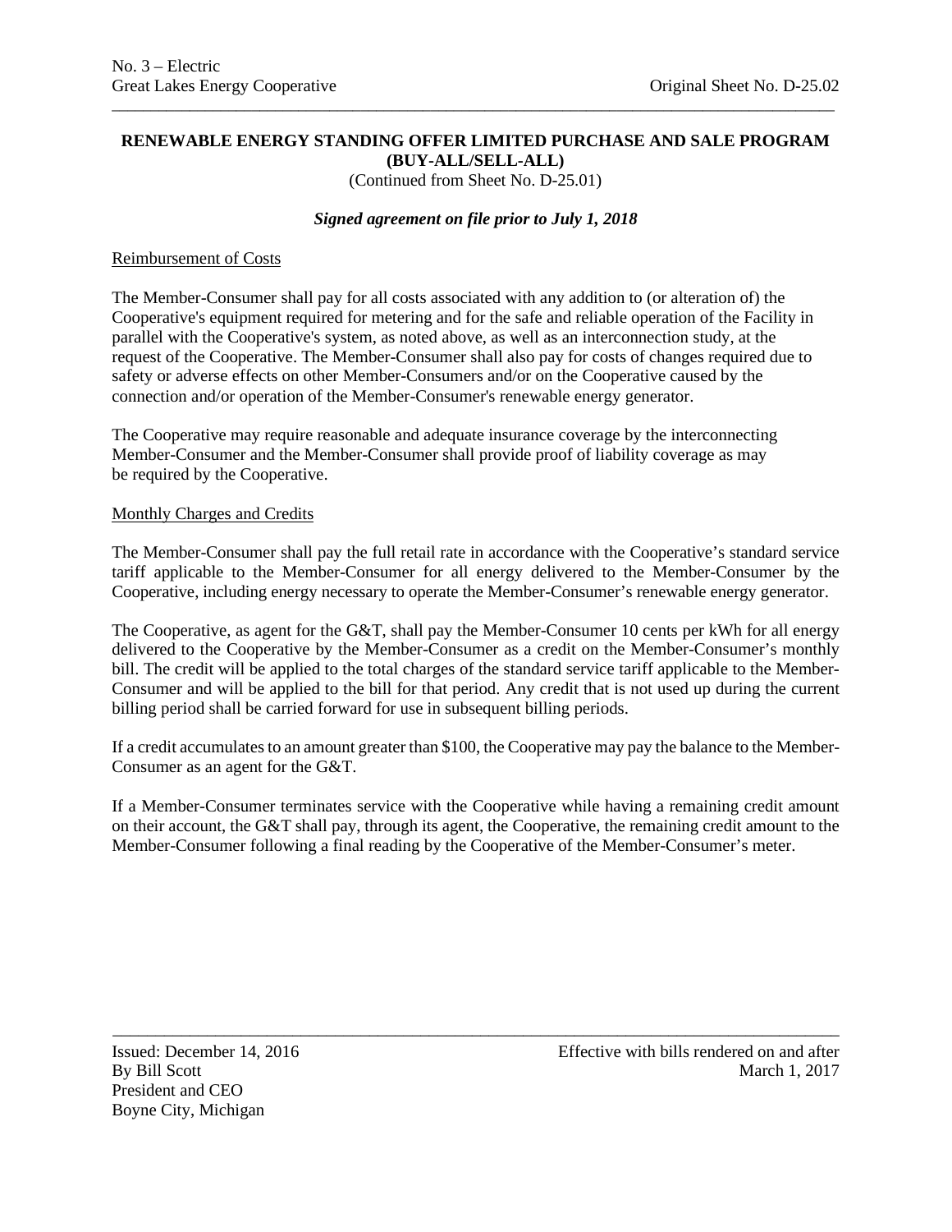# RENEWABLE ENERGY STANDING OFFER LIMITED PURCHASE AND SALE PROGRAM (BUY-ALL/SELL-ALL)

(Continued from Sheet No. D-25.01)

***Signed agreement on file prior to July 1, 2018***

## Reimbursement of Costs

The Member-Consumer shall pay for all costs associated with any addition to (or alteration of) the Cooperative's equipment required for metering and for the safe and reliable operation of the Facility in parallel with the Cooperative's system, as noted above, as well as an interconnection study, at the request of the Cooperative. The Member-Consumer shall also pay for costs of changes required due to safety or adverse effects on other Member-Consumers and/or on the Cooperative caused by the connection and/or operation of the Member-Consumer's renewable energy generator.

The Cooperative may require reasonable and adequate insurance coverage by the interconnecting Member-Consumer and the Member-Consumer shall provide proof of liability coverage as may be required by the Cooperative.

## Monthly Charges and Credits

The Member-Consumer shall pay the full retail rate in accordance with the Cooperative's standard service tariff applicable to the Member-Consumer for all energy delivered to the Member-Consumer by the Cooperative, including energy necessary to operate the Member-Consumer's renewable energy generator.

The Cooperative, as agent for the G&T, shall pay the Member-Consumer 10 cents per kWh for all energy delivered to the Cooperative by the Member-Consumer as a credit on the Member-Consumer's monthly bill. The credit will be applied to the total charges of the standard service tariff applicable to the Member-Consumer and will be applied to the bill for that period. Any credit that is not used up during the current billing period shall be carried forward for use in subsequent billing periods.

If a credit accumulates to an amount greater than $100, the Cooperative may pay the balance to the Member-Consumer as an agent for the G&T.

If a Member-Consumer terminates service with the Cooperative while having a remaining credit amount on their account, the G&T shall pay, through its agent, the Cooperative, the remaining credit amount to the Member-Consumer following a final reading by the Cooperative of the Member-Consumer's meter.

Issued: December 14, 2016
By Bill Scott
President and CEO
Boyne City, Michigan

Effective with bills rendered on and after March 1, 2017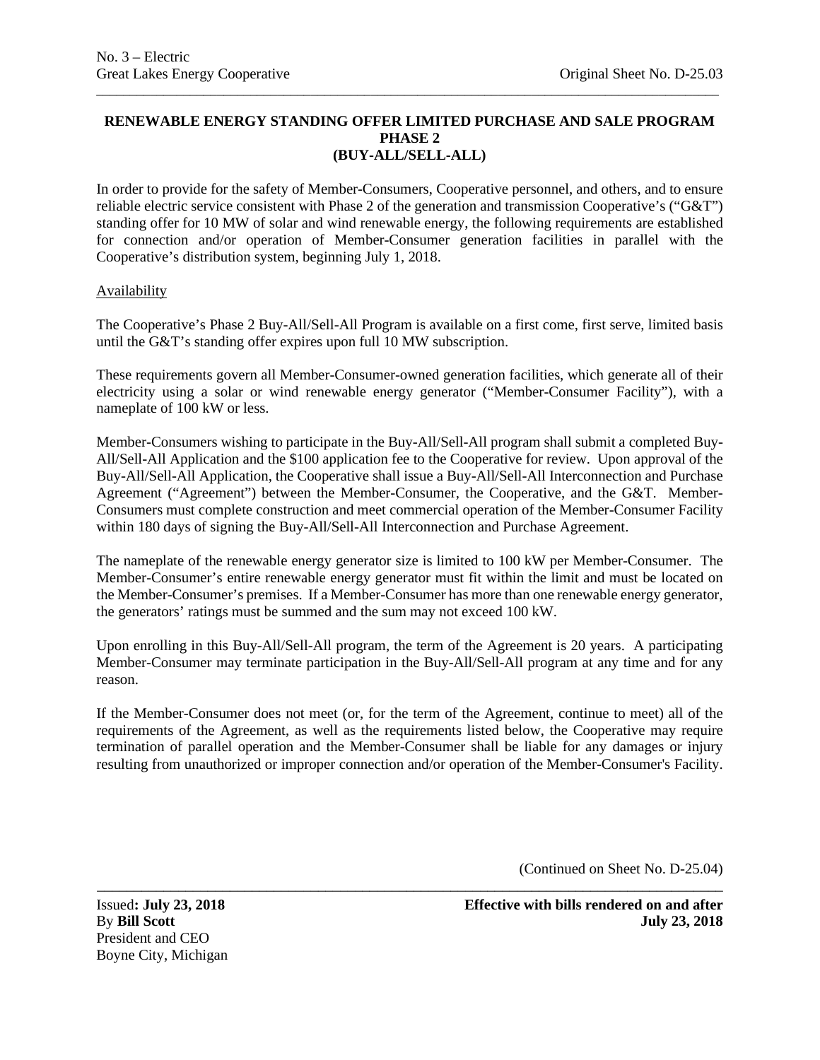**RENEWABLE ENERGY STANDING OFFER LIMITED PURCHASE AND SALE PROGRAM PHASE 2 (BUY-ALL/SELL-ALL)**

In order to provide for the safety of Member-Consumers, Cooperative personnel, and others, and to ensure reliable electric service consistent with Phase 2 of the generation and transmission Cooperative's ("G&T") standing offer for 10 MW of solar and wind renewable energy, the following requirements are established for connection and/or operation of Member-Consumer generation facilities in parallel with the Cooperative's distribution system, beginning July 1, 2018.

Availability

The Cooperative's Phase 2 Buy-All/Sell-All Program is available on a first come, first serve, limited basis until the G&T's standing offer expires upon full 10 MW subscription.

These requirements govern all Member-Consumer-owned generation facilities, which generate all of their electricity using a solar or wind renewable energy generator ("Member-Consumer Facility"), with a nameplate of 100 kW or less.

Member-Consumers wishing to participate in the Buy-All/Sell-All program shall submit a completed Buy-All/Sell-All Application and the $100 application fee to the Cooperative for review. Upon approval of the Buy-All/Sell-All Application, the Cooperative shall issue a Buy-All/Sell-All Interconnection and Purchase Agreement ("Agreement") between the Member-Consumer, the Cooperative, and the G&T. Member-Consumers must complete construction and meet commercial operation of the Member-Consumer Facility within 180 days of signing the Buy-All/Sell-All Interconnection and Purchase Agreement.

The nameplate of the renewable energy generator size is limited to 100 kW per Member-Consumer. The Member-Consumer's entire renewable energy generator must fit within the limit and must be located on the Member-Consumer's premises. If a Member-Consumer has more than one renewable energy generator, the generators' ratings must be summed and the sum may not exceed 100 kW.

Upon enrolling in this Buy-All/Sell-All program, the term of the Agreement is 20 years. A participating Member-Consumer may terminate participation in the Buy-All/Sell-All program at any time and for any reason.

If the Member-Consumer does not meet (or, for the term of the Agreement, continue to meet) all of the requirements of the Agreement, as well as the requirements listed below, the Cooperative may require termination of parallel operation and the Member-Consumer shall be liable for any damages or injury resulting from unauthorized or improper connection and/or operation of the Member-Consumer's Facility.

(Continued on Sheet No. D-25.04)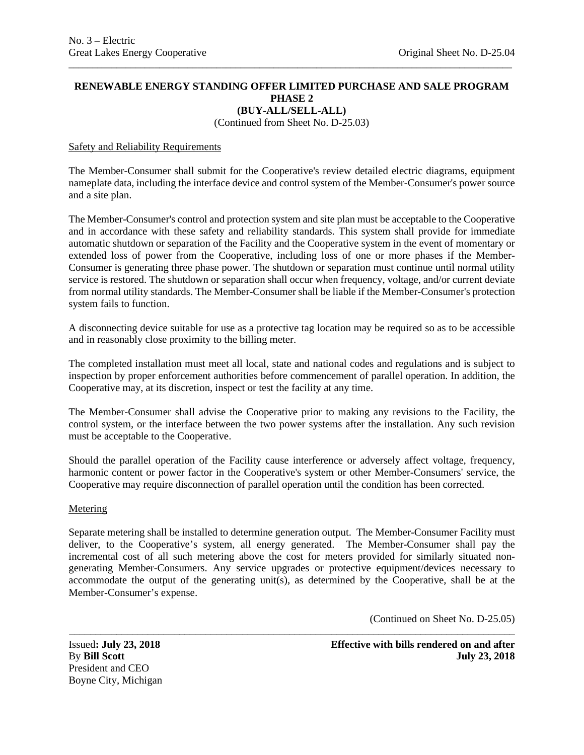**RENEWABLE ENERGY STANDING OFFER LIMITED PURCHASE AND SALE PROGRAM PHASE 2**
**(BUY-ALL/SELL-ALL)**
(Continued from Sheet No. D-25.03)

Safety and Reliability Requirements

The Member-Consumer shall submit for the Cooperative's review detailed electric diagrams, equipment nameplate data, including the interface device and control system of the Member-Consumer's power source and a site plan.

The Member-Consumer's control and protection system and site plan must be acceptable to the Cooperative and in accordance with these safety and reliability standards. This system shall provide for immediate automatic shutdown or separation of the Facility and the Cooperative system in the event of momentary or extended loss of power from the Cooperative, including loss of one or more phases if the Member-Consumer is generating three phase power. The shutdown or separation must continue until normal utility service is restored. The shutdown or separation shall occur when frequency, voltage, and/or current deviate from normal utility standards. The Member-Consumer shall be liable if the Member-Consumer's protection system fails to function.

A disconnecting device suitable for use as a protective tag location may be required so as to be accessible and in reasonably close proximity to the billing meter.

The completed installation must meet all local, state and national codes and regulations and is subject to inspection by proper enforcement authorities before commencement of parallel operation. In addition, the Cooperative may, at its discretion, inspect or test the facility at any time.

The Member-Consumer shall advise the Cooperative prior to making any revisions to the Facility, the control system, or the interface between the two power systems after the installation. Any such revision must be acceptable to the Cooperative.

Should the parallel operation of the Facility cause interference or adversely affect voltage, frequency, harmonic content or power factor in the Cooperative's system or other Member-Consumers' service, the Cooperative may require disconnection of parallel operation until the condition has been corrected.

Metering

Separate metering shall be installed to determine generation output. The Member-Consumer Facility must deliver, to the Cooperative's system, all energy generated. The Member-Consumer shall pay the incremental cost of all such metering above the cost for meters provided for similarly situated non-generating Member-Consumers. Any service upgrades or protective equipment/devices necessary to accommodate the output of the generating unit(s), as determined by the Cooperative, shall be at the Member-Consumer's expense.

(Continued on Sheet No. D-25.05)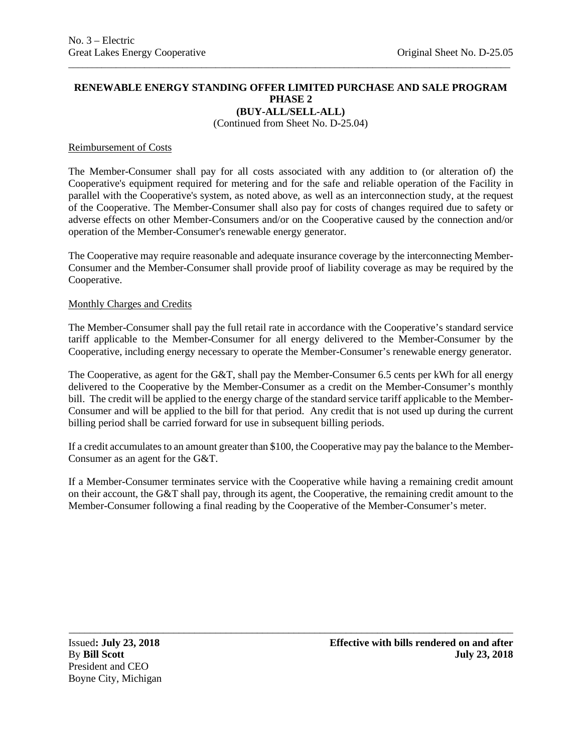## RENEWABLE ENERGY STANDING OFFER LIMITED PURCHASE AND SALE PROGRAM PHASE 2 (BUY-ALL/SELL-ALL)

(Continued from Sheet No. D-25.04)

### Reimbursement of Costs

The Member-Consumer shall pay for all costs associated with any addition to (or alteration of) the Cooperative's equipment required for metering and for the safe and reliable operation of the Facility in parallel with the Cooperative's system, as noted above, as well as an interconnection study, at the request of the Cooperative. The Member-Consumer shall also pay for costs of changes required due to safety or adverse effects on other Member-Consumers and/or on the Cooperative caused by the connection and/or operation of the Member-Consumer's renewable energy generator.

The Cooperative may require reasonable and adequate insurance coverage by the interconnecting Member-Consumer and the Member-Consumer shall provide proof of liability coverage as may be required by the Cooperative.

### Monthly Charges and Credits

The Member-Consumer shall pay the full retail rate in accordance with the Cooperative's standard service tariff applicable to the Member-Consumer for all energy delivered to the Member-Consumer by the Cooperative, including energy necessary to operate the Member-Consumer's renewable energy generator.

The Cooperative, as agent for the G&T, shall pay the Member-Consumer 6.5 cents per kWh for all energy delivered to the Cooperative by the Member-Consumer as a credit on the Member-Consumer's monthly bill. The credit will be applied to the energy charge of the standard service tariff applicable to the Member-Consumer and will be applied to the bill for that period. Any credit that is not used up during the current billing period shall be carried forward for use in subsequent billing periods.

If a credit accumulates to an amount greater than $100, the Cooperative may pay the balance to the Member-Consumer as an agent for the G&T.

If a Member-Consumer terminates service with the Cooperative while having a remaining credit amount on their account, the G&T shall pay, through its agent, the Cooperative, the remaining credit amount to the Member-Consumer following a final reading by the Cooperative of the Member-Consumer's meter.

Issued**: July 23, 2018**
By **Bill Scott**
President and CEO
Boyne City, Michigan

**Effective with bills rendered on and after July 23, 2018**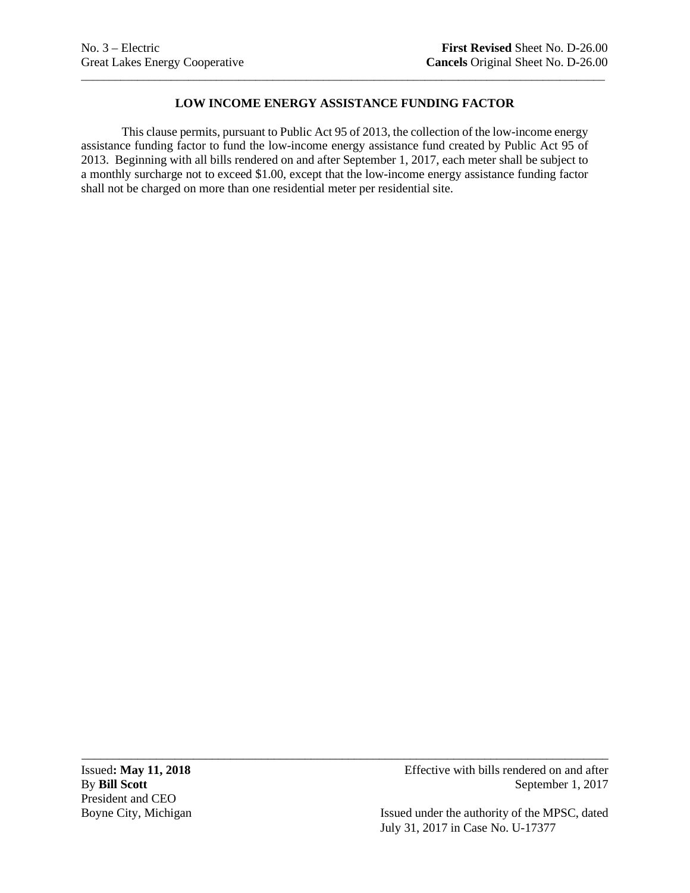No. 3 – Electric
Great Lakes Energy Cooperative

**First Revised** Sheet No. D-26.00
**Cancels** Original Sheet No. D-26.00

## LOW INCOME ENERGY ASSISTANCE FUNDING FACTOR

This clause permits, pursuant to Public Act 95 of 2013, the collection of the low-income energy assistance funding factor to fund the low-income energy assistance fund created by Public Act 95 of 2013. Beginning with all bills rendered on and after September 1, 2017, each meter shall be subject to a monthly surcharge not to exceed $1.00, except that the low-income energy assistance funding factor shall not be charged on more than one residential meter per residential site.

Issued**: May 11, 2018**
By **Bill Scott**
President and CEO
Boyne City, Michigan

Effective with bills rendered on and after September 1, 2017

Issued under the authority of the MPSC, dated July 31, 2017 in Case No. U-17377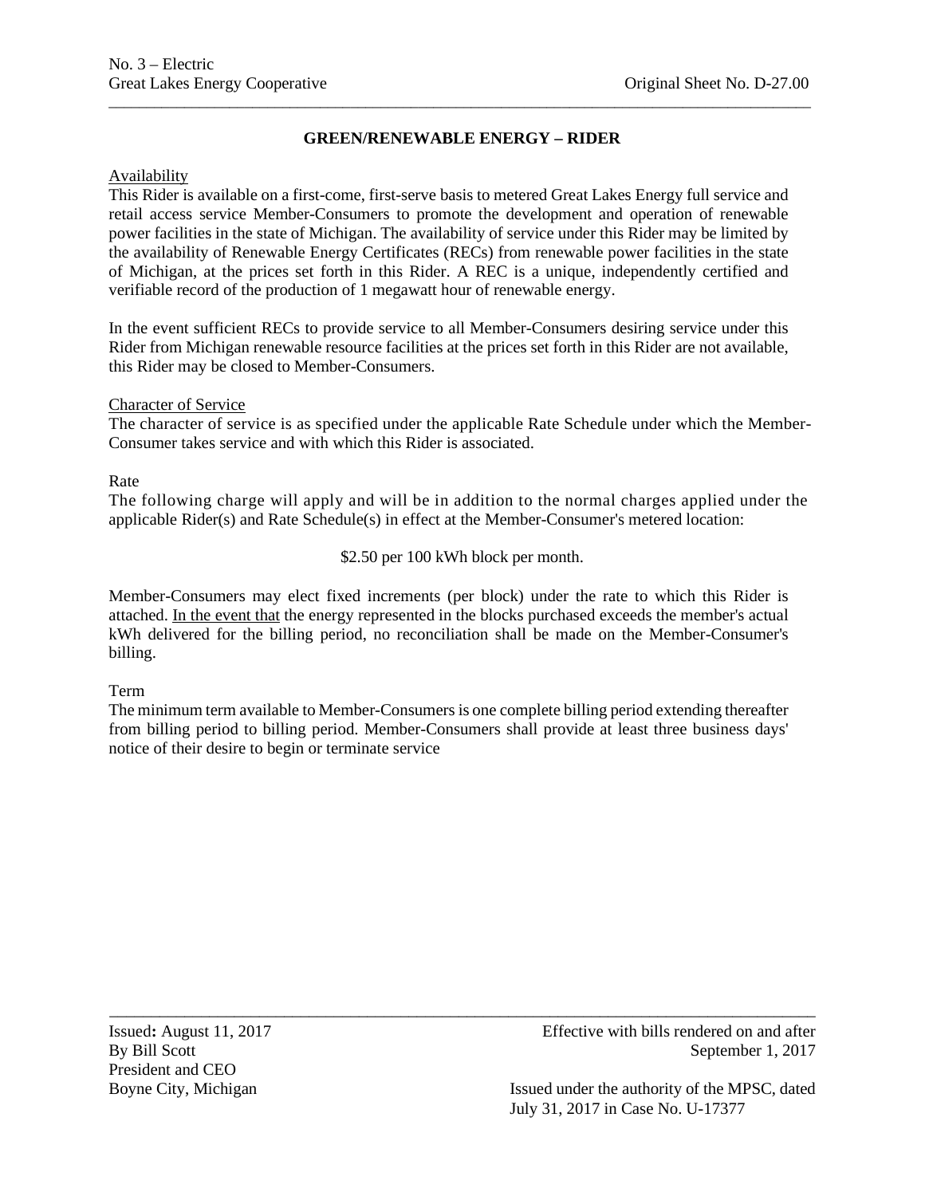# GREEN/RENEWABLE ENERGY – RIDER

Availability

This Rider is available on a first-come, first-serve basis to metered Great Lakes Energy full service and retail access service Member-Consumers to promote the development and operation of renewable power facilities in the state of Michigan. The availability of service under this Rider may be limited by the availability of Renewable Energy Certificates (RECs) from renewable power facilities in the state of Michigan, at the prices set forth in this Rider. A REC is a unique, independently certified and verifiable record of the production of 1 megawatt hour of renewable energy.

In the event sufficient RECs to provide service to all Member-Consumers desiring service under this Rider from Michigan renewable resource facilities at the prices set forth in this Rider are not available, this Rider may be closed to Member-Consumers.

Character of Service

The character of service is as specified under the applicable Rate Schedule under which the Member-Consumer takes service and with which this Rider is associated.

Rate

The following charge will apply and will be in addition to the normal charges applied under the applicable Rider(s) and Rate Schedule(s) in effect at the Member-Consumer's metered location:

$2.50 per 100 kWh block per month.

Member-Consumers may elect fixed increments (per block) under the rate to which this Rider is attached. In the event that the energy represented in the blocks purchased exceeds the member's actual kWh delivered for the billing period, no reconciliation shall be made on the Member-Consumer's billing.

Term

The minimum term available to Member-Consumers is one complete billing period extending thereafter from billing period to billing period. Member-Consumers shall provide at least three business days' notice of their desire to begin or terminate service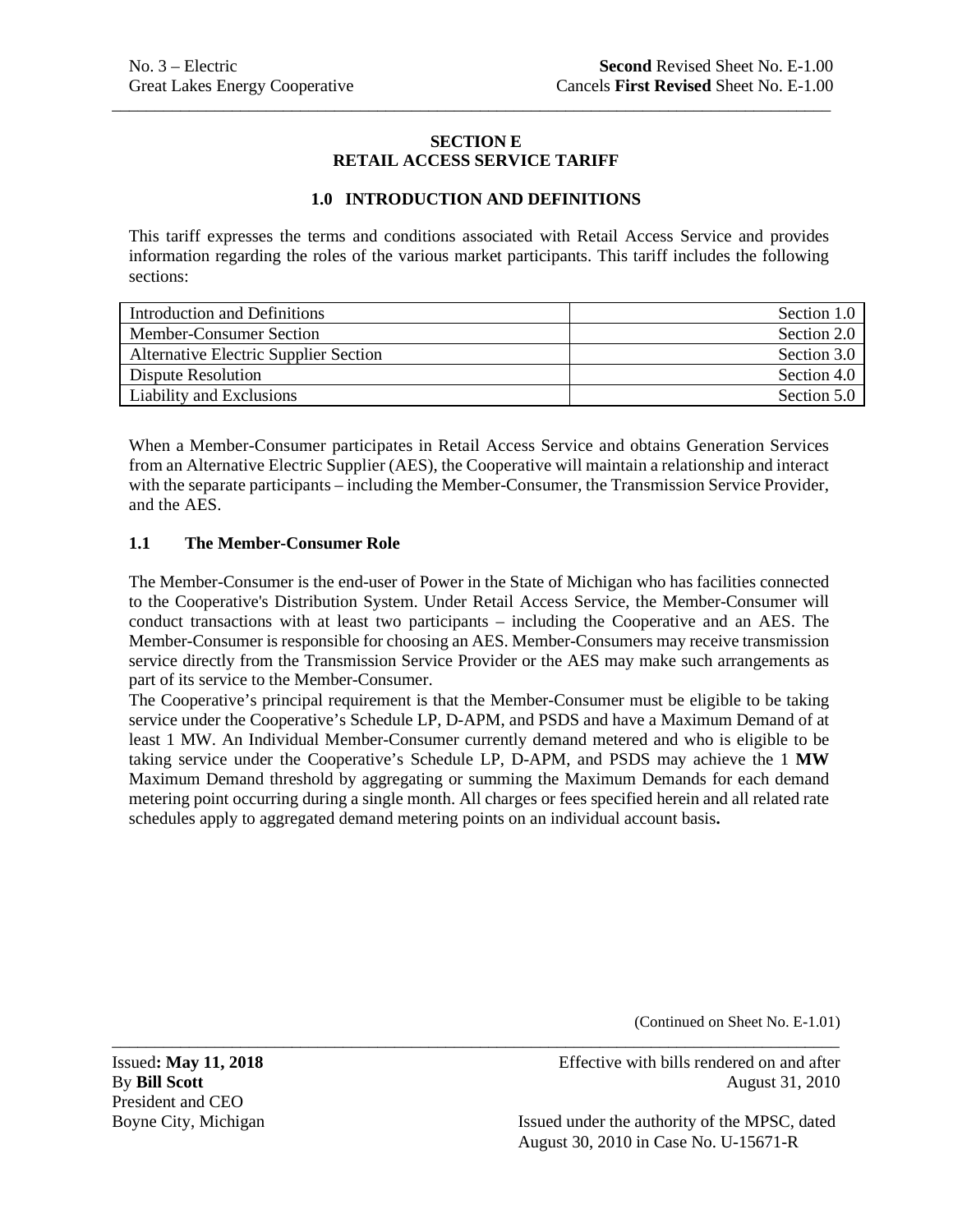No. 3 – Electric
Great Lakes Energy Cooperative

**Second** Revised Sheet No. E-1.00
Cancels **First Revised** Sheet No. E-1.00

## SECTION E
## RETAIL ACCESS SERVICE TARIFF

### 1.0 INTRODUCTION AND DEFINITIONS

This tariff expresses the terms and conditions associated with Retail Access Service and provides information regarding the roles of the various market participants. This tariff includes the following sections:

| | |
|---|---|
| Introduction and Definitions | Section 1.0 |
| Member-Consumer Section | Section 2.0 |
| Alternative Electric Supplier Section | Section 3.0 |
| Dispute Resolution | Section 4.0 |
| Liability and Exclusions | Section 5.0 |

When a Member-Consumer participates in Retail Access Service and obtains Generation Services from an Alternative Electric Supplier (AES), the Cooperative will maintain a relationship and interact with the separate participants – including the Member-Consumer, the Transmission Service Provider, and the AES.

### 1.1 The Member-Consumer Role

The Member-Consumer is the end-user of Power in the State of Michigan who has facilities connected to the Cooperative's Distribution System. Under Retail Access Service, the Member-Consumer will conduct transactions with at least two participants – including the Cooperative and an AES. The Member-Consumer is responsible for choosing an AES. Member-Consumers may receive transmission service directly from the Transmission Service Provider or the AES may make such arrangements as part of its service to the Member-Consumer.

The Cooperative's principal requirement is that the Member-Consumer must be eligible to be taking service under the Cooperative's Schedule LP, D-APM, and PSDS and have a Maximum Demand of at least 1 MW. An Individual Member-Consumer currently demand metered and who is eligible to be taking service under the Cooperative's Schedule LP, D-APM, and PSDS may achieve the 1 **MW** Maximum Demand threshold by aggregating or summing the Maximum Demands for each demand metering point occurring during a single month. All charges or fees specified herein and all related rate schedules apply to aggregated demand metering points on an individual account basis**.**

(Continued on Sheet No. E-1.01)

Issued**: May 11, 2018**
By **Bill Scott**
President and CEO
Boyne City, Michigan

Effective with bills rendered on and after
August 31, 2010

Issued under the authority of the MPSC, dated
August 30, 2010 in Case No. U-15671-R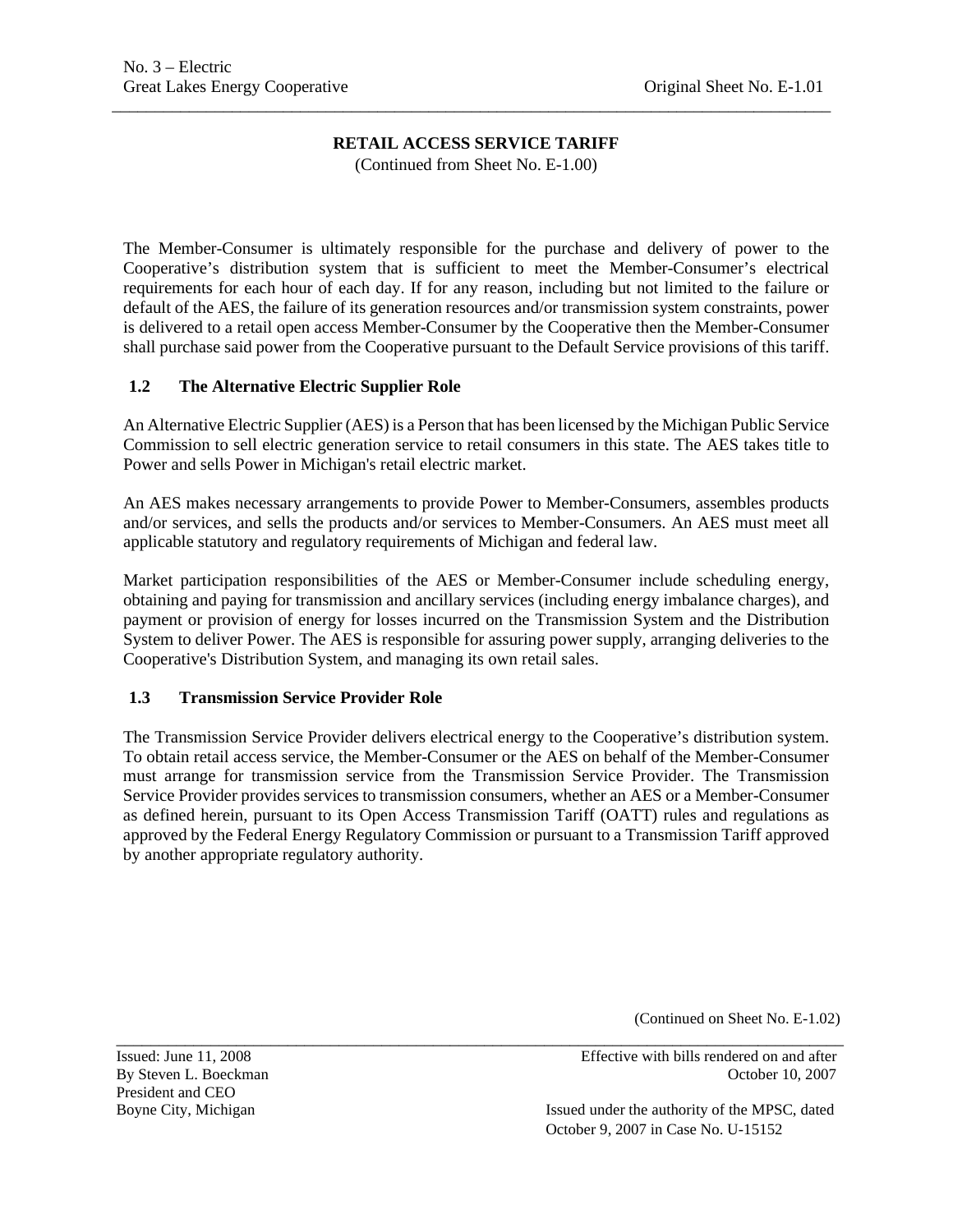## RETAIL ACCESS SERVICE TARIFF

(Continued from Sheet No. E-1.00)

The Member-Consumer is ultimately responsible for the purchase and delivery of power to the Cooperative's distribution system that is sufficient to meet the Member-Consumer's electrical requirements for each hour of each day. If for any reason, including but not limited to the failure or default of the AES, the failure of its generation resources and/or transmission system constraints, power is delivered to a retail open access Member-Consumer by the Cooperative then the Member-Consumer shall purchase said power from the Cooperative pursuant to the Default Service provisions of this tariff.

### 1.2 The Alternative Electric Supplier Role

An Alternative Electric Supplier (AES) is a Person that has been licensed by the Michigan Public Service Commission to sell electric generation service to retail consumers in this state. The AES takes title to Power and sells Power in Michigan's retail electric market.

An AES makes necessary arrangements to provide Power to Member-Consumers, assembles products and/or services, and sells the products and/or services to Member-Consumers. An AES must meet all applicable statutory and regulatory requirements of Michigan and federal law.

Market participation responsibilities of the AES or Member-Consumer include scheduling energy, obtaining and paying for transmission and ancillary services (including energy imbalance charges), and payment or provision of energy for losses incurred on the Transmission System and the Distribution System to deliver Power. The AES is responsible for assuring power supply, arranging deliveries to the Cooperative's Distribution System, and managing its own retail sales.

### 1.3 Transmission Service Provider Role

The Transmission Service Provider delivers electrical energy to the Cooperative's distribution system. To obtain retail access service, the Member-Consumer or the AES on behalf of the Member-Consumer must arrange for transmission service from the Transmission Service Provider. The Transmission Service Provider provides services to transmission consumers, whether an AES or a Member-Consumer as defined herein, pursuant to its Open Access Transmission Tariff (OATT) rules and regulations as approved by the Federal Energy Regulatory Commission or pursuant to a Transmission Tariff approved by another appropriate regulatory authority.

(Continued on Sheet No. E-1.02)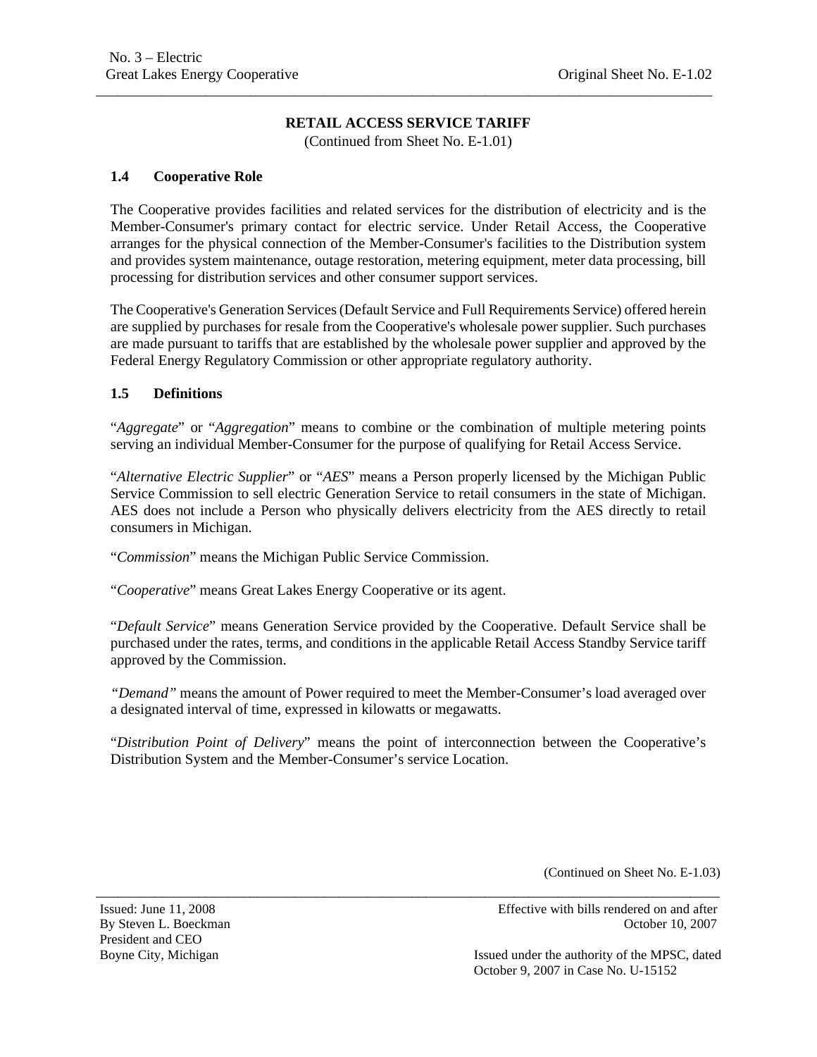**RETAIL ACCESS SERVICE TARIFF**

(Continued from Sheet No. E-1.01)

### 1.4 Cooperative Role

The Cooperative provides facilities and related services for the distribution of electricity and is the Member-Consumer's primary contact for electric service. Under Retail Access, the Cooperative arranges for the physical connection of the Member-Consumer's facilities to the Distribution system and provides system maintenance, outage restoration, metering equipment, meter data processing, bill processing for distribution services and other consumer support services.

The Cooperative's Generation Services (Default Service and Full Requirements Service) offered herein are supplied by purchases for resale from the Cooperative's wholesale power supplier. Such purchases are made pursuant to tariffs that are established by the wholesale power supplier and approved by the Federal Energy Regulatory Commission or other appropriate regulatory authority.

### 1.5 Definitions

"*Aggregate*" or "*Aggregation*" means to combine or the combination of multiple metering points serving an individual Member-Consumer for the purpose of qualifying for Retail Access Service.

"*Alternative Electric Supplier*" or "*AES*" means a Person properly licensed by the Michigan Public Service Commission to sell electric Generation Service to retail consumers in the state of Michigan. AES does not include a Person who physically delivers electricity from the AES directly to retail consumers in Michigan.

"*Commission*" means the Michigan Public Service Commission.

"*Cooperative*" means Great Lakes Energy Cooperative or its agent.

"*Default Service*" means Generation Service provided by the Cooperative. Default Service shall be purchased under the rates, terms, and conditions in the applicable Retail Access Standby Service tariff approved by the Commission.

*"Demand"* means the amount of Power required to meet the Member-Consumer's load averaged over a designated interval of time, expressed in kilowatts or megawatts.

"*Distribution Point of Delivery*" means the point of interconnection between the Cooperative's Distribution System and the Member-Consumer's service Location.

(Continued on Sheet No. E-1.03)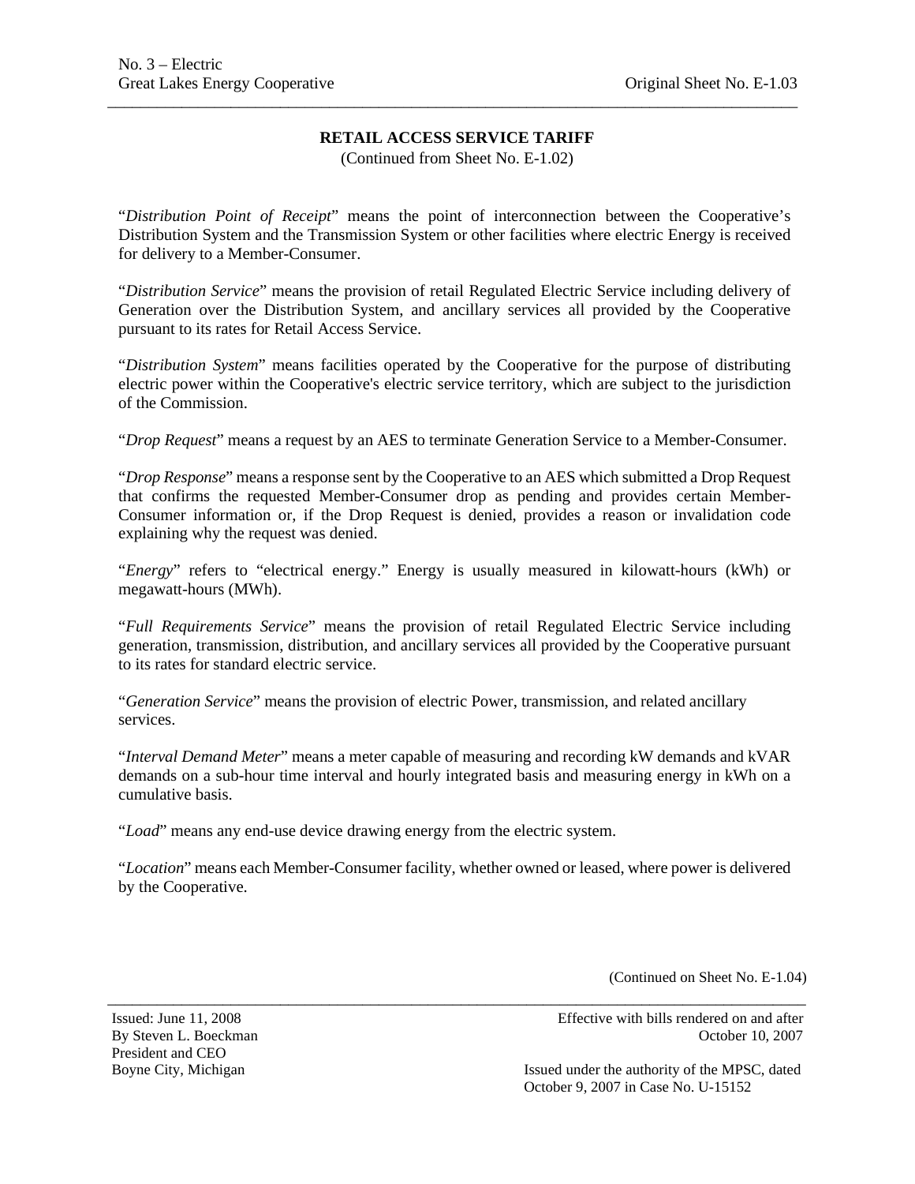## RETAIL ACCESS SERVICE TARIFF

(Continued from Sheet No. E-1.02)

"*Distribution Point of Receipt*" means the point of interconnection between the Cooperative's Distribution System and the Transmission System or other facilities where electric Energy is received for delivery to a Member-Consumer.

"*Distribution Service*" means the provision of retail Regulated Electric Service including delivery of Generation over the Distribution System, and ancillary services all provided by the Cooperative pursuant to its rates for Retail Access Service.

"*Distribution System*" means facilities operated by the Cooperative for the purpose of distributing electric power within the Cooperative's electric service territory, which are subject to the jurisdiction of the Commission.

"*Drop Request*" means a request by an AES to terminate Generation Service to a Member-Consumer.

"*Drop Response*" means a response sent by the Cooperative to an AES which submitted a Drop Request that confirms the requested Member-Consumer drop as pending and provides certain Member-Consumer information or, if the Drop Request is denied, provides a reason or invalidation code explaining why the request was denied.

"*Energy*" refers to "electrical energy." Energy is usually measured in kilowatt-hours (kWh) or megawatt-hours (MWh).

"*Full Requirements Service*" means the provision of retail Regulated Electric Service including generation, transmission, distribution, and ancillary services all provided by the Cooperative pursuant to its rates for standard electric service.

"*Generation Service*" means the provision of electric Power, transmission, and related ancillary services.

"*Interval Demand Meter*" means a meter capable of measuring and recording kW demands and kVAR demands on a sub-hour time interval and hourly integrated basis and measuring energy in kWh on a cumulative basis.

"*Load*" means any end-use device drawing energy from the electric system.

"*Location*" means each Member-Consumer facility, whether owned or leased, where power is delivered by the Cooperative.

(Continued on Sheet No. E-1.04)

Issued: June 11, 2008
By Steven L. Boeckman
President and CEO
Boyne City, Michigan

Effective with bills rendered on and after October 10, 2007

Issued under the authority of the MPSC, dated October 9, 2007 in Case No. U-15152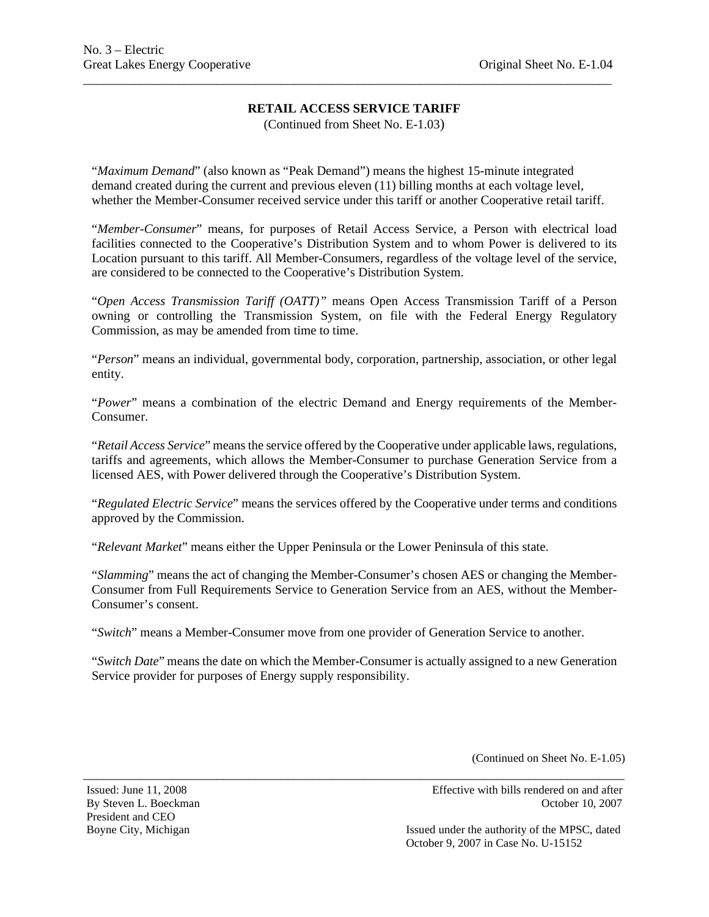## RETAIL ACCESS SERVICE TARIFF

(Continued from Sheet No. E-1.03)

"*Maximum Demand*" (also known as "Peak Demand") means the highest 15-minute integrated demand created during the current and previous eleven (11) billing months at each voltage level, whether the Member-Consumer received service under this tariff or another Cooperative retail tariff.

"*Member-Consumer*" means, for purposes of Retail Access Service, a Person with electrical load facilities connected to the Cooperative's Distribution System and to whom Power is delivered to its Location pursuant to this tariff. All Member-Consumers, regardless of the voltage level of the service, are considered to be connected to the Cooperative's Distribution System.

"*Open Access Transmission Tariff (OATT)"* means Open Access Transmission Tariff of a Person owning or controlling the Transmission System, on file with the Federal Energy Regulatory Commission, as may be amended from time to time.

"*Person*" means an individual, governmental body, corporation, partnership, association, or other legal entity.

"*Power*" means a combination of the electric Demand and Energy requirements of the Member-Consumer.

"*Retail Access Service*" means the service offered by the Cooperative under applicable laws, regulations, tariffs and agreements, which allows the Member-Consumer to purchase Generation Service from a licensed AES, with Power delivered through the Cooperative's Distribution System.

"*Regulated Electric Service*" means the services offered by the Cooperative under terms and conditions approved by the Commission.

"*Relevant Market*" means either the Upper Peninsula or the Lower Peninsula of this state.

"*Slamming*" means the act of changing the Member-Consumer's chosen AES or changing the Member-Consumer from Full Requirements Service to Generation Service from an AES, without the Member-Consumer's consent.

"*Switch*" means a Member-Consumer move from one provider of Generation Service to another.

"*Switch Date*" means the date on which the Member-Consumer is actually assigned to a new Generation Service provider for purposes of Energy supply responsibility.

(Continued on Sheet No. E-1.05)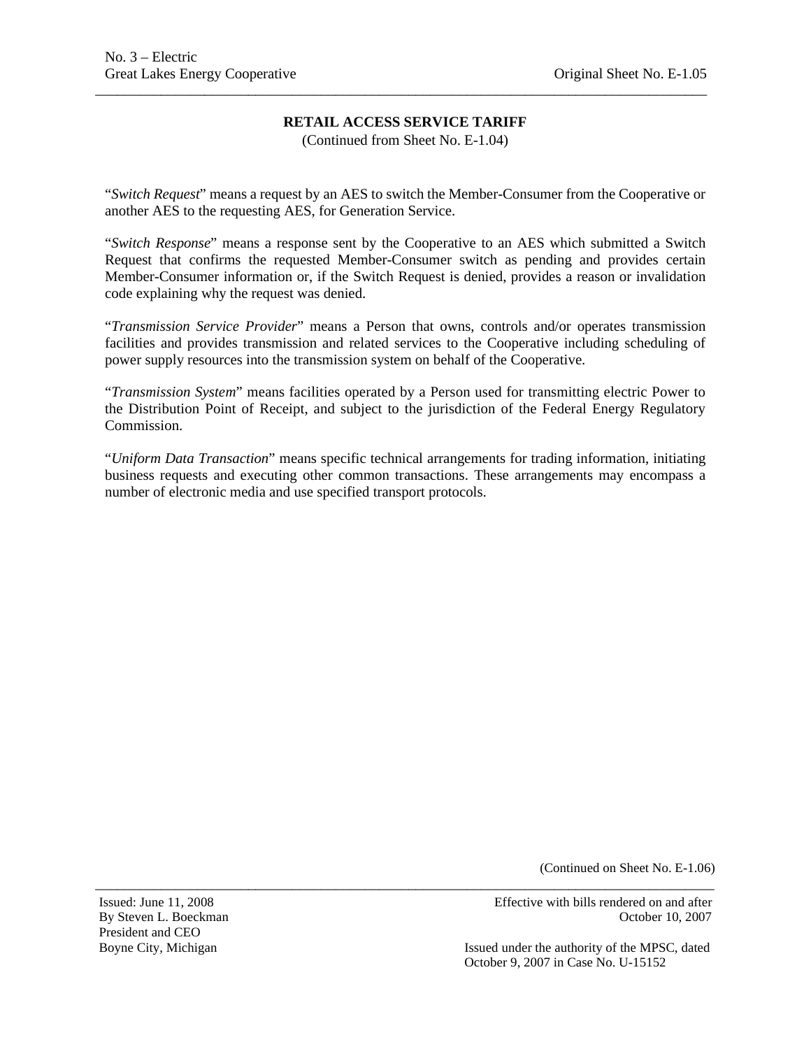## RETAIL ACCESS SERVICE TARIFF

(Continued from Sheet No. E-1.04)

"*Switch Request*" means a request by an AES to switch the Member-Consumer from the Cooperative or another AES to the requesting AES, for Generation Service.

"*Switch Response*" means a response sent by the Cooperative to an AES which submitted a Switch Request that confirms the requested Member-Consumer switch as pending and provides certain Member-Consumer information or, if the Switch Request is denied, provides a reason or invalidation code explaining why the request was denied.

"*Transmission Service Provider*" means a Person that owns, controls and/or operates transmission facilities and provides transmission and related services to the Cooperative including scheduling of power supply resources into the transmission system on behalf of the Cooperative.

"*Transmission System*" means facilities operated by a Person used for transmitting electric Power to the Distribution Point of Receipt, and subject to the jurisdiction of the Federal Energy Regulatory Commission.

"*Uniform Data Transaction*" means specific technical arrangements for trading information, initiating business requests and executing other common transactions. These arrangements may encompass a number of electronic media and use specified transport protocols.

(Continued on Sheet No. E-1.06)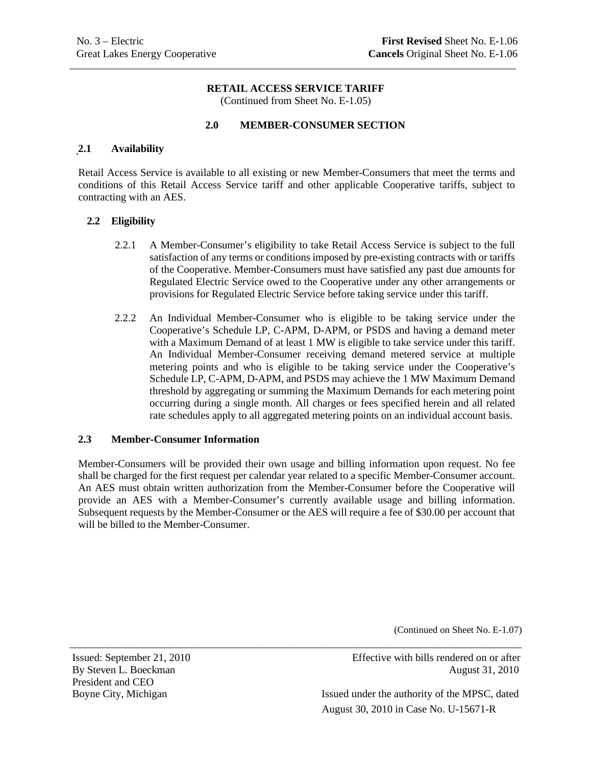**RETAIL ACCESS SERVICE TARIFF**
(Continued from Sheet No. E-1.05)

## 2.0 MEMBER-CONSUMER SECTION

### 2.1 Availability

Retail Access Service is available to all existing or new Member-Consumers that meet the terms and conditions of this Retail Access Service tariff and other applicable Cooperative tariffs, subject to contracting with an AES.

### 2.2 Eligibility

2.2.1 A Member-Consumer's eligibility to take Retail Access Service is subject to the full satisfaction of any terms or conditions imposed by pre-existing contracts with or tariffs of the Cooperative. Member-Consumers must have satisfied any past due amounts for Regulated Electric Service owed to the Cooperative under any other arrangements or provisions for Regulated Electric Service before taking service under this tariff.

2.2.2 An Individual Member-Consumer who is eligible to be taking service under the Cooperative's Schedule LP, C-APM, D-APM, or PSDS and having a demand meter with a Maximum Demand of at least 1 MW is eligible to take service under this tariff. An Individual Member-Consumer receiving demand metered service at multiple metering points and who is eligible to be taking service under the Cooperative's Schedule LP, C-APM, D-APM, and PSDS may achieve the 1 MW Maximum Demand threshold by aggregating or summing the Maximum Demands for each metering point occurring during a single month. All charges or fees specified herein and all related rate schedules apply to all aggregated metering points on an individual account basis.

### 2.3 Member-Consumer Information

Member-Consumers will be provided their own usage and billing information upon request. No fee shall be charged for the first request per calendar year related to a specific Member-Consumer account. An AES must obtain written authorization from the Member-Consumer before the Cooperative will provide an AES with a Member-Consumer's currently available usage and billing information. Subsequent requests by the Member-Consumer or the AES will require a fee of $30.00 per account that will be billed to the Member-Consumer.

(Continued on Sheet No. E-1.07)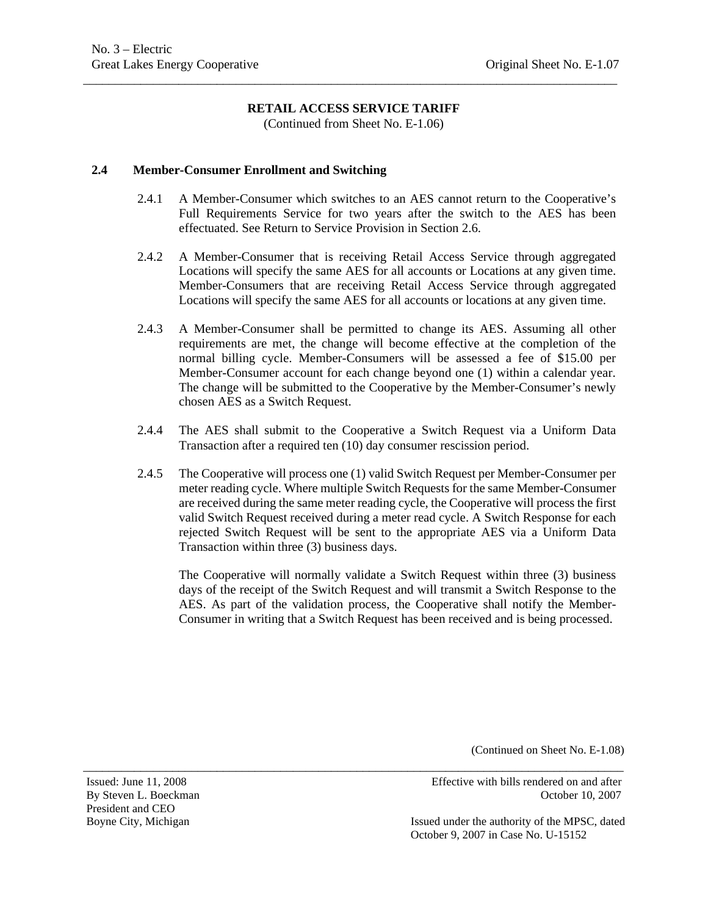**RETAIL ACCESS SERVICE TARIFF**
(Continued from Sheet No. E-1.06)

**2.4 Member-Consumer Enrollment and Switching**

2.4.1 A Member-Consumer which switches to an AES cannot return to the Cooperative's Full Requirements Service for two years after the switch to the AES has been effectuated. See Return to Service Provision in Section 2.6.

2.4.2 A Member-Consumer that is receiving Retail Access Service through aggregated Locations will specify the same AES for all accounts or Locations at any given time. Member-Consumers that are receiving Retail Access Service through aggregated Locations will specify the same AES for all accounts or locations at any given time.

2.4.3 A Member-Consumer shall be permitted to change its AES. Assuming all other requirements are met, the change will become effective at the completion of the normal billing cycle. Member-Consumers will be assessed a fee of $15.00 per Member-Consumer account for each change beyond one (1) within a calendar year. The change will be submitted to the Cooperative by the Member-Consumer's newly chosen AES as a Switch Request.

2.4.4 The AES shall submit to the Cooperative a Switch Request via a Uniform Data Transaction after a required ten (10) day consumer rescission period.

2.4.5 The Cooperative will process one (1) valid Switch Request per Member-Consumer per meter reading cycle. Where multiple Switch Requests for the same Member-Consumer are received during the same meter reading cycle, the Cooperative will process the first valid Switch Request received during a meter read cycle. A Switch Response for each rejected Switch Request will be sent to the appropriate AES via a Uniform Data Transaction within three (3) business days.

The Cooperative will normally validate a Switch Request within three (3) business days of the receipt of the Switch Request and will transmit a Switch Response to the AES. As part of the validation process, the Cooperative shall notify the Member-Consumer in writing that a Switch Request has been received and is being processed.

(Continued on Sheet No. E-1.08)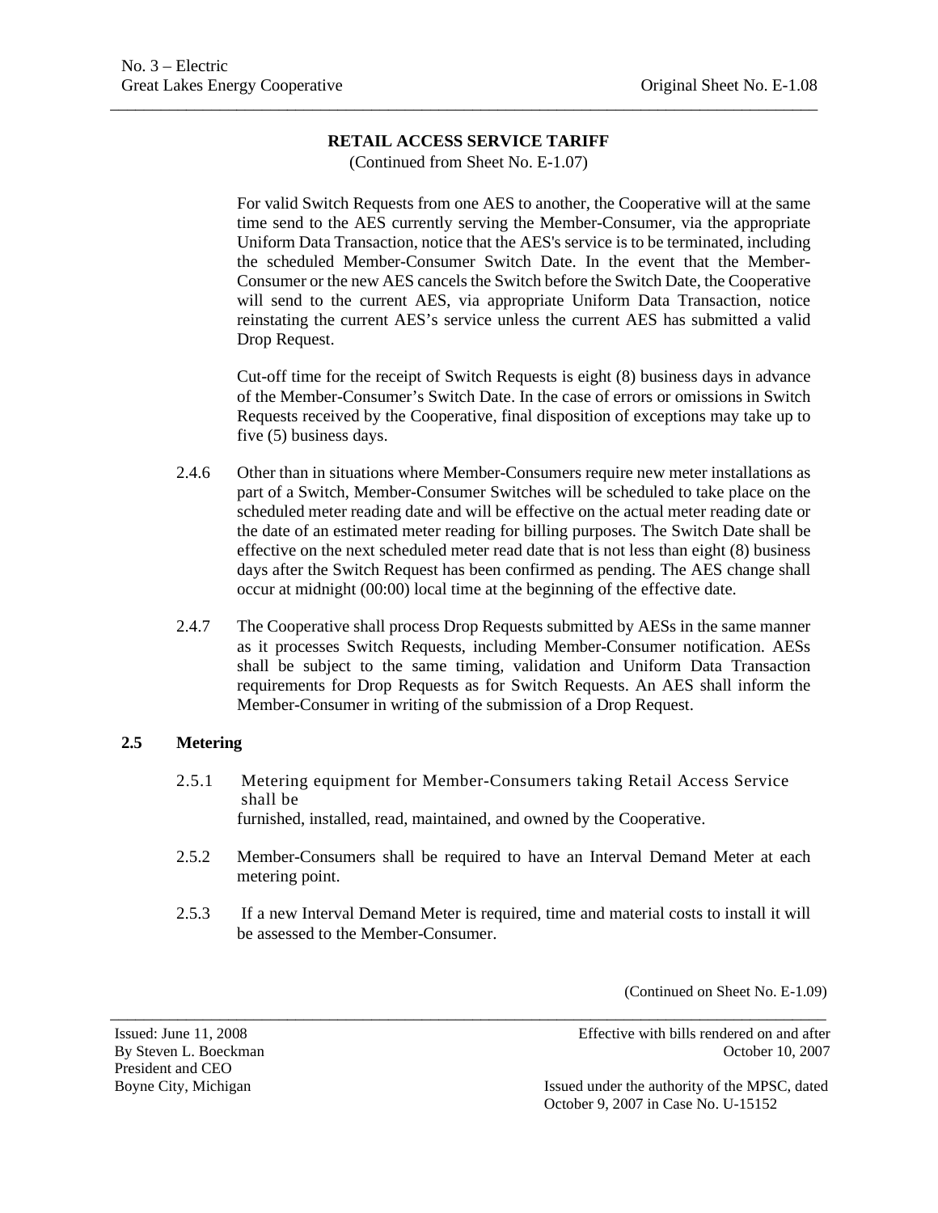**RETAIL ACCESS SERVICE TARIFF**
(Continued from Sheet No. E-1.07)

For valid Switch Requests from one AES to another, the Cooperative will at the same time send to the AES currently serving the Member-Consumer, via the appropriate Uniform Data Transaction, notice that the AES's service is to be terminated, including the scheduled Member-Consumer Switch Date. In the event that the Member-Consumer or the new AES cancels the Switch before the Switch Date, the Cooperative will send to the current AES, via appropriate Uniform Data Transaction, notice reinstating the current AES's service unless the current AES has submitted a valid Drop Request.

Cut-off time for the receipt of Switch Requests is eight (8) business days in advance of the Member-Consumer's Switch Date. In the case of errors or omissions in Switch Requests received by the Cooperative, final disposition of exceptions may take up to five (5) business days.

2.4.6 Other than in situations where Member-Consumers require new meter installations as part of a Switch, Member-Consumer Switches will be scheduled to take place on the scheduled meter reading date and will be effective on the actual meter reading date or the date of an estimated meter reading for billing purposes. The Switch Date shall be effective on the next scheduled meter read date that is not less than eight (8) business days after the Switch Request has been confirmed as pending. The AES change shall occur at midnight (00:00) local time at the beginning of the effective date.

2.4.7 The Cooperative shall process Drop Requests submitted by AESs in the same manner as it processes Switch Requests, including Member-Consumer notification. AESs shall be subject to the same timing, validation and Uniform Data Transaction requirements for Drop Requests as for Switch Requests. An AES shall inform the Member-Consumer in writing of the submission of a Drop Request.

**2.5 Metering**

2.5.1 Metering equipment for Member-Consumers taking Retail Access Service shall be furnished, installed, read, maintained, and owned by the Cooperative.

2.5.2 Member-Consumers shall be required to have an Interval Demand Meter at each metering point.

2.5.3 If a new Interval Demand Meter is required, time and material costs to install it will be assessed to the Member-Consumer.

(Continued on Sheet No. E-1.09)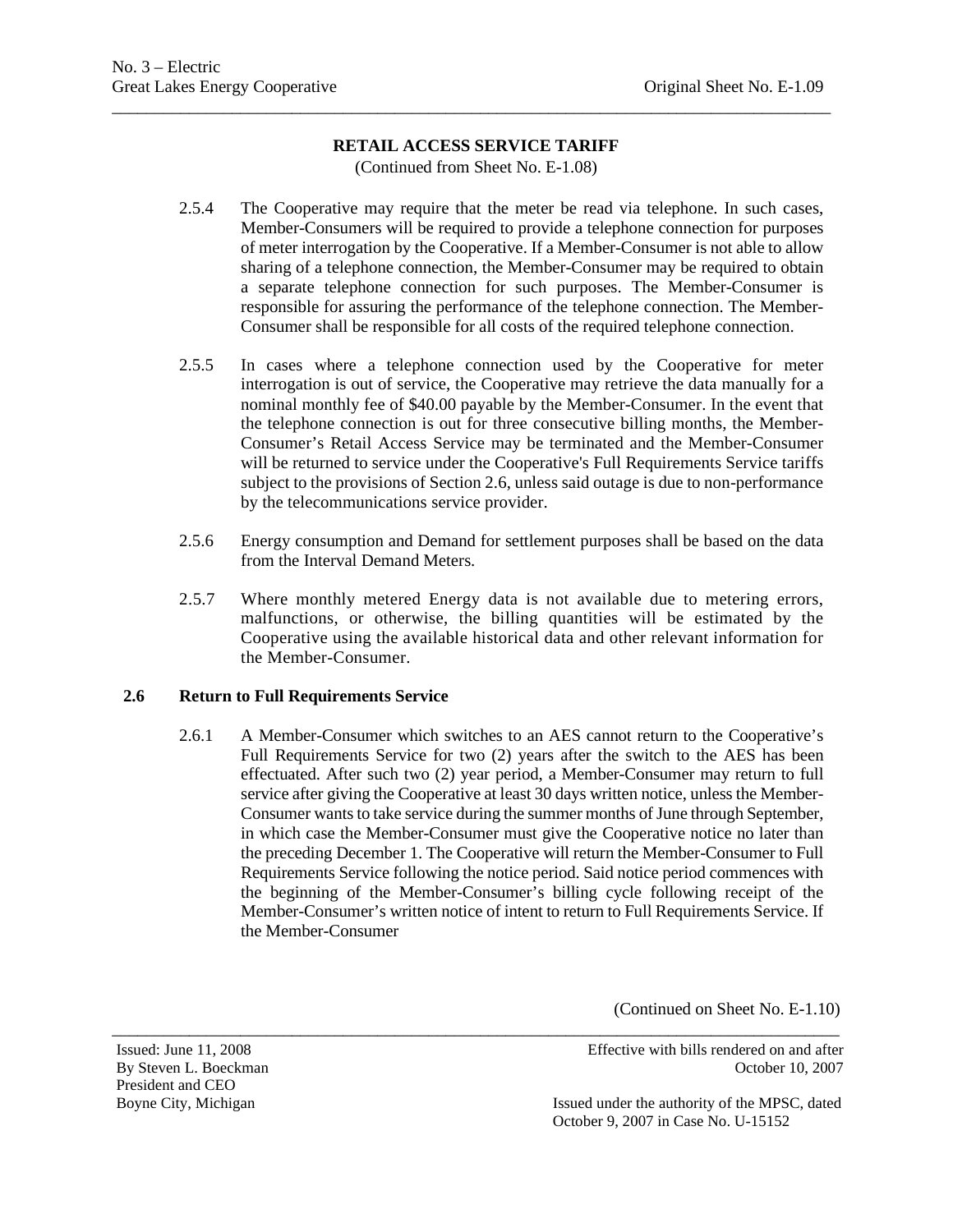## RETAIL ACCESS SERVICE TARIFF

(Continued from Sheet No. E-1.08)

2.5.4 The Cooperative may require that the meter be read via telephone. In such cases, Member-Consumers will be required to provide a telephone connection for purposes of meter interrogation by the Cooperative. If a Member-Consumer is not able to allow sharing of a telephone connection, the Member-Consumer may be required to obtain a separate telephone connection for such purposes. The Member-Consumer is responsible for assuring the performance of the telephone connection. The Member-Consumer shall be responsible for all costs of the required telephone connection.

2.5.5 In cases where a telephone connection used by the Cooperative for meter interrogation is out of service, the Cooperative may retrieve the data manually for a nominal monthly fee of $40.00 payable by the Member-Consumer. In the event that the telephone connection is out for three consecutive billing months, the Member-Consumer's Retail Access Service may be terminated and the Member-Consumer will be returned to service under the Cooperative's Full Requirements Service tariffs subject to the provisions of Section 2.6, unless said outage is due to non-performance by the telecommunications service provider.

2.5.6 Energy consumption and Demand for settlement purposes shall be based on the data from the Interval Demand Meters.

2.5.7 Where monthly metered Energy data is not available due to metering errors, malfunctions, or otherwise, the billing quantities will be estimated by the Cooperative using the available historical data and other relevant information for the Member-Consumer.

### 2.6 Return to Full Requirements Service

2.6.1 A Member-Consumer which switches to an AES cannot return to the Cooperative's Full Requirements Service for two (2) years after the switch to the AES has been effectuated. After such two (2) year period, a Member-Consumer may return to full service after giving the Cooperative at least 30 days written notice, unless the Member-Consumer wants to take service during the summer months of June through September, in which case the Member-Consumer must give the Cooperative notice no later than the preceding December 1. The Cooperative will return the Member-Consumer to Full Requirements Service following the notice period. Said notice period commences with the beginning of the Member-Consumer's billing cycle following receipt of the Member-Consumer's written notice of intent to return to Full Requirements Service. If the Member-Consumer

(Continued on Sheet No. E-1.10)

Issued: June 11, 2008
By Steven L. Boeckman
President and CEO
Boyne City, Michigan

Effective with bills rendered on and after October 10, 2007

Issued under the authority of the MPSC, dated October 9, 2007 in Case No. U-15152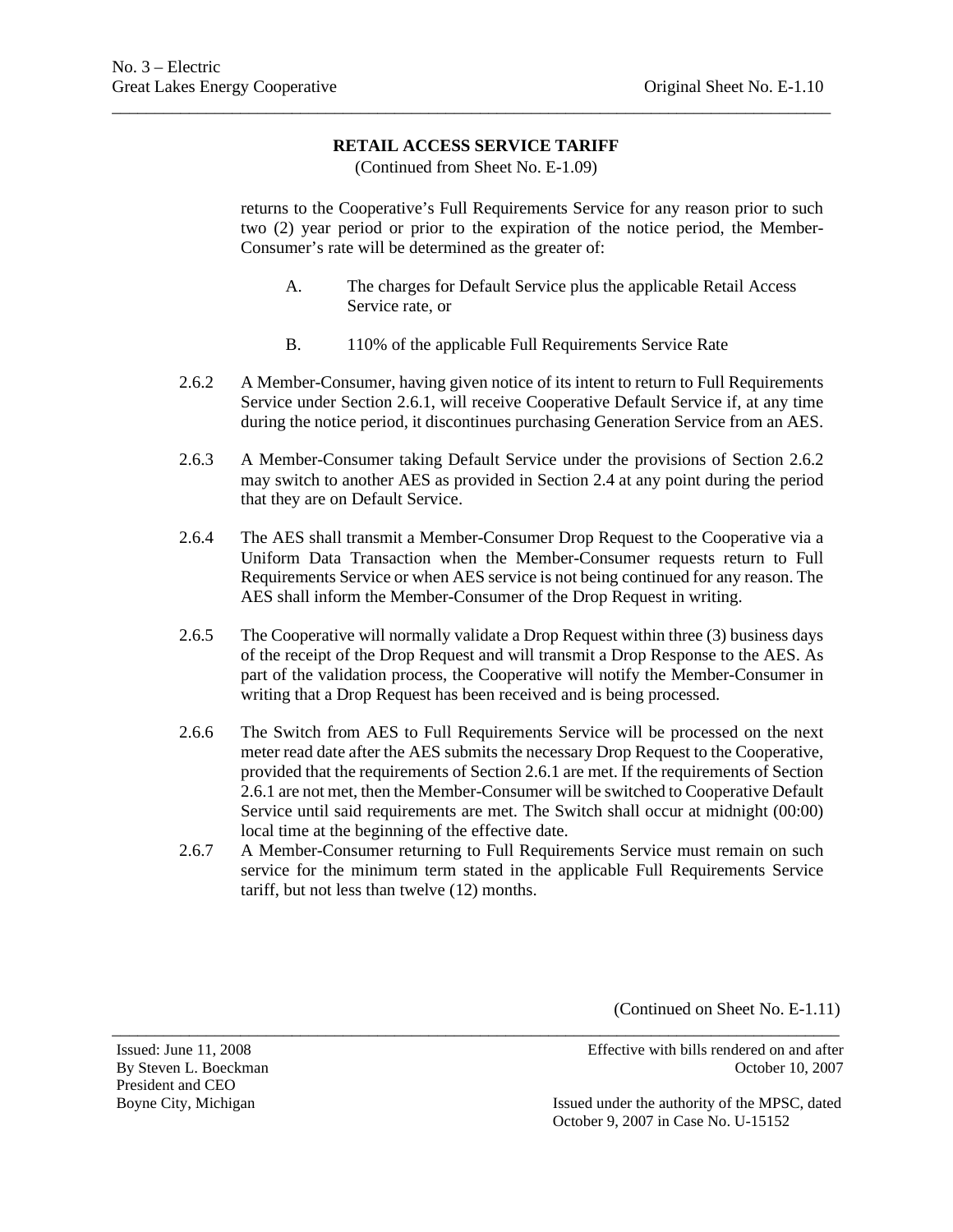## RETAIL ACCESS SERVICE TARIFF

(Continued from Sheet No. E-1.09)

returns to the Cooperative's Full Requirements Service for any reason prior to such two (2) year period or prior to the expiration of the notice period, the Member-Consumer's rate will be determined as the greater of:

A. The charges for Default Service plus the applicable Retail Access Service rate, or

B. 110% of the applicable Full Requirements Service Rate

2.6.2 A Member-Consumer, having given notice of its intent to return to Full Requirements Service under Section 2.6.1, will receive Cooperative Default Service if, at any time during the notice period, it discontinues purchasing Generation Service from an AES.

2.6.3 A Member-Consumer taking Default Service under the provisions of Section 2.6.2 may switch to another AES as provided in Section 2.4 at any point during the period that they are on Default Service.

2.6.4 The AES shall transmit a Member-Consumer Drop Request to the Cooperative via a Uniform Data Transaction when the Member-Consumer requests return to Full Requirements Service or when AES service is not being continued for any reason. The AES shall inform the Member-Consumer of the Drop Request in writing.

2.6.5 The Cooperative will normally validate a Drop Request within three (3) business days of the receipt of the Drop Request and will transmit a Drop Response to the AES. As part of the validation process, the Cooperative will notify the Member-Consumer in writing that a Drop Request has been received and is being processed.

2.6.6 The Switch from AES to Full Requirements Service will be processed on the next meter read date after the AES submits the necessary Drop Request to the Cooperative, provided that the requirements of Section 2.6.1 are met. If the requirements of Section 2.6.1 are not met, then the Member-Consumer will be switched to Cooperative Default Service until said requirements are met. The Switch shall occur at midnight (00:00) local time at the beginning of the effective date.

2.6.7 A Member-Consumer returning to Full Requirements Service must remain on such service for the minimum term stated in the applicable Full Requirements Service tariff, but not less than twelve (12) months.

(Continued on Sheet No. E-1.11)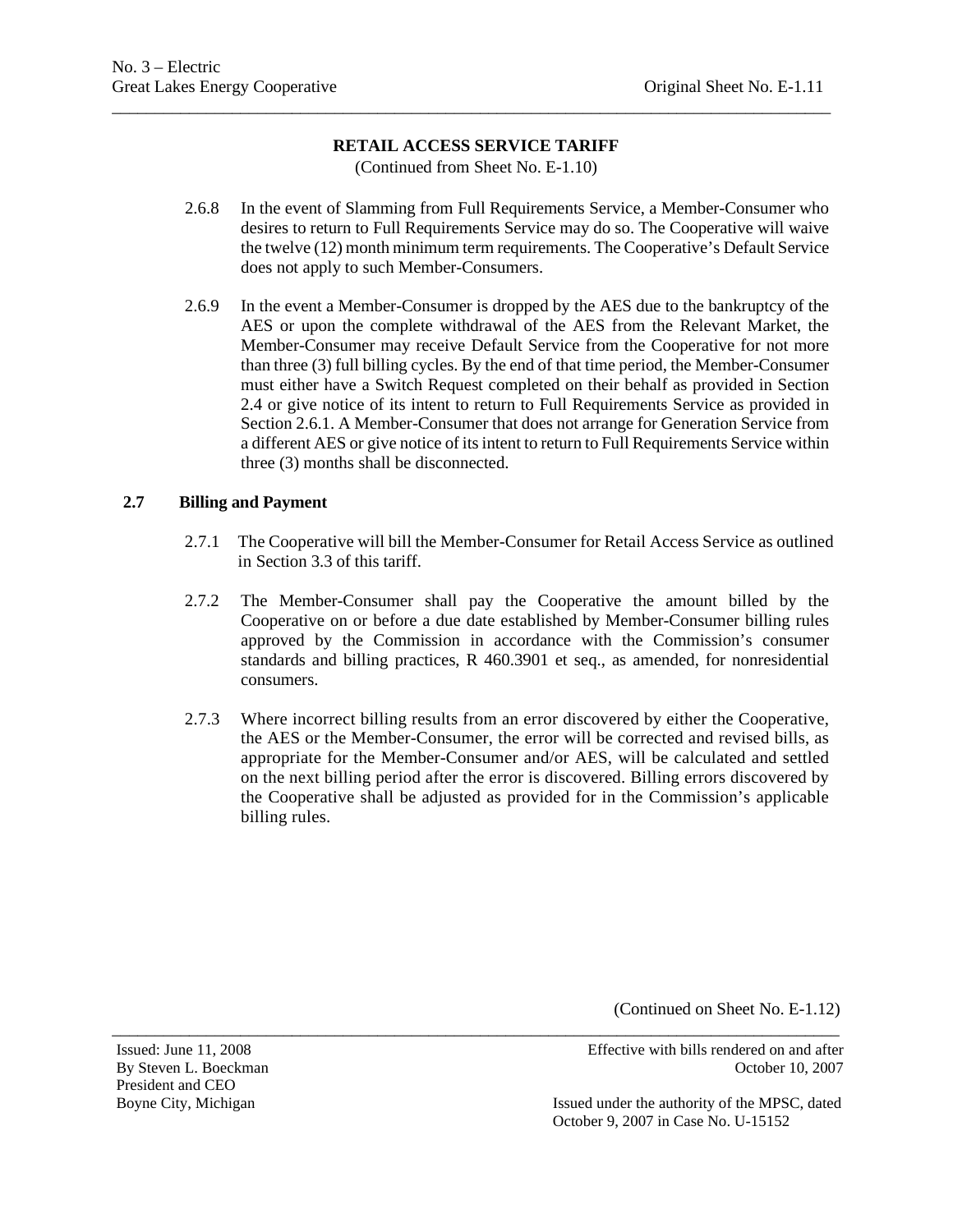**RETAIL ACCESS SERVICE TARIFF**
(Continued from Sheet No. E-1.10)

2.6.8 In the event of Slamming from Full Requirements Service, a Member-Consumer who desires to return to Full Requirements Service may do so. The Cooperative will waive the twelve (12) month minimum term requirements. The Cooperative's Default Service does not apply to such Member-Consumers.

2.6.9 In the event a Member-Consumer is dropped by the AES due to the bankruptcy of the AES or upon the complete withdrawal of the AES from the Relevant Market, the Member-Consumer may receive Default Service from the Cooperative for not more than three (3) full billing cycles. By the end of that time period, the Member-Consumer must either have a Switch Request completed on their behalf as provided in Section 2.4 or give notice of its intent to return to Full Requirements Service as provided in Section 2.6.1. A Member-Consumer that does not arrange for Generation Service from a different AES or give notice of its intent to return to Full Requirements Service within three (3) months shall be disconnected.

**2.7 Billing and Payment**

2.7.1 The Cooperative will bill the Member-Consumer for Retail Access Service as outlined in Section 3.3 of this tariff.

2.7.2 The Member-Consumer shall pay the Cooperative the amount billed by the Cooperative on or before a due date established by Member-Consumer billing rules approved by the Commission in accordance with the Commission's consumer standards and billing practices, R 460.3901 et seq., as amended, for nonresidential consumers.

2.7.3 Where incorrect billing results from an error discovered by either the Cooperative, the AES or the Member-Consumer, the error will be corrected and revised bills, as appropriate for the Member-Consumer and/or AES, will be calculated and settled on the next billing period after the error is discovered. Billing errors discovered by the Cooperative shall be adjusted as provided for in the Commission's applicable billing rules.

(Continued on Sheet No. E-1.12)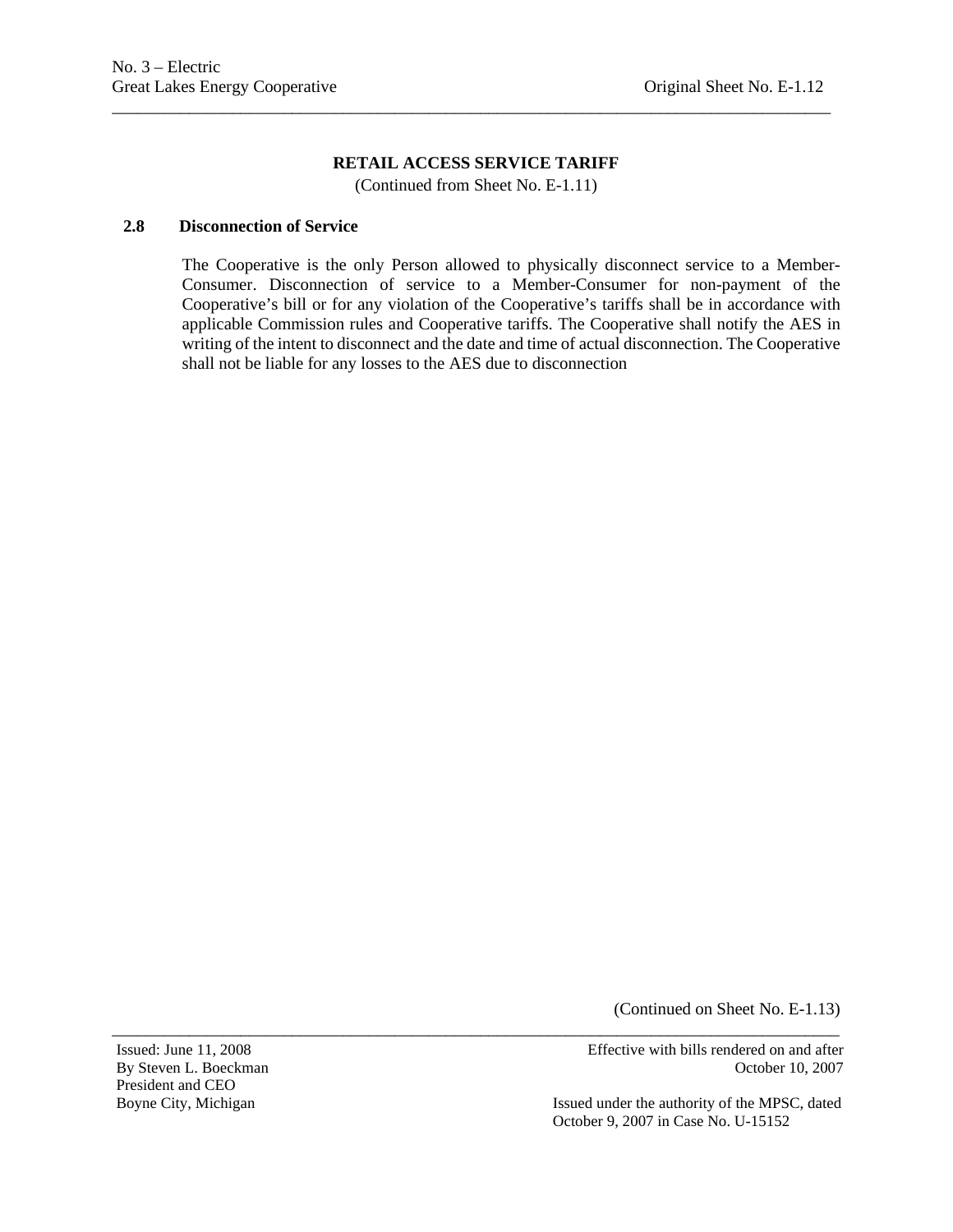## RETAIL ACCESS SERVICE TARIFF

(Continued from Sheet No. E-1.11)

### 2.8 Disconnection of Service

The Cooperative is the only Person allowed to physically disconnect service to a Member-Consumer. Disconnection of service to a Member-Consumer for non-payment of the Cooperative's bill or for any violation of the Cooperative's tariffs shall be in accordance with applicable Commission rules and Cooperative tariffs. The Cooperative shall notify the AES in writing of the intent to disconnect and the date and time of actual disconnection. The Cooperative shall not be liable for any losses to the AES due to disconnection

(Continued on Sheet No. E-1.13)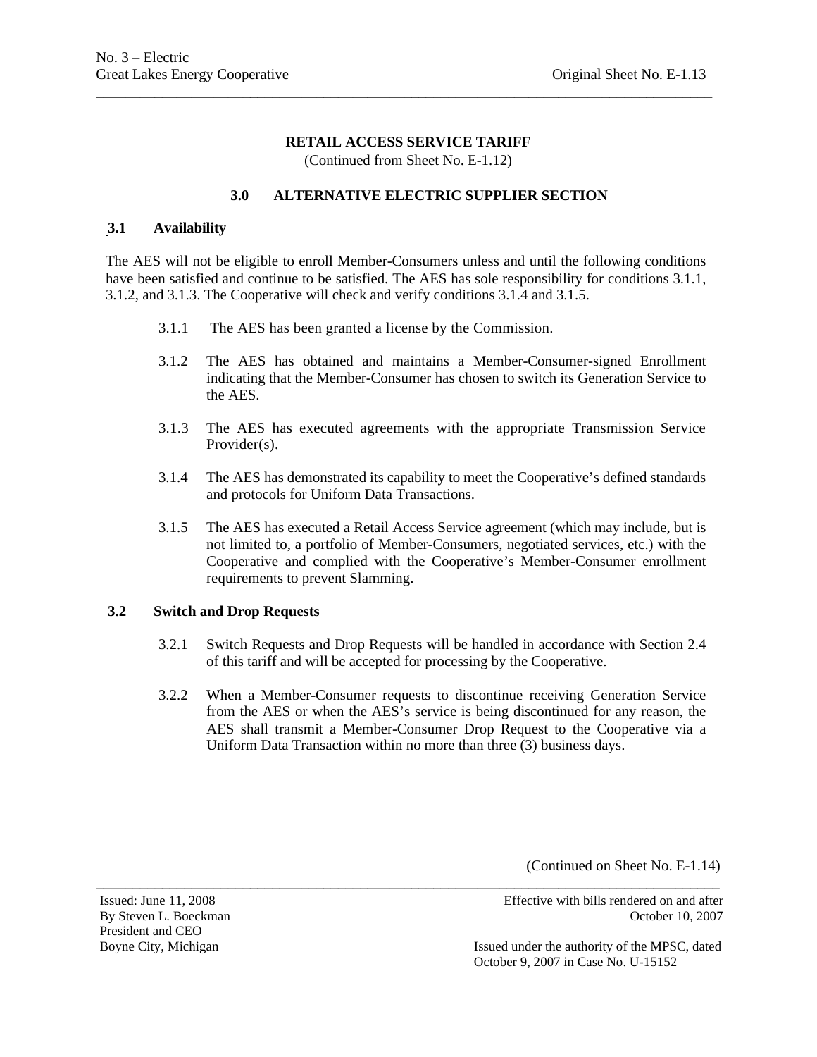## RETAIL ACCESS SERVICE TARIFF

(Continued from Sheet No. E-1.12)

### 3.0 ALTERNATIVE ELECTRIC SUPPLIER SECTION

**3.1 Availability**

The AES will not be eligible to enroll Member-Consumers unless and until the following conditions have been satisfied and continue to be satisfied. The AES has sole responsibility for conditions 3.1.1, 3.1.2, and 3.1.3. The Cooperative will check and verify conditions 3.1.4 and 3.1.5.

3.1.1 The AES has been granted a license by the Commission.

3.1.2 The AES has obtained and maintains a Member-Consumer-signed Enrollment indicating that the Member-Consumer has chosen to switch its Generation Service to the AES.

3.1.3 The AES has executed agreements with the appropriate Transmission Service Provider(s).

3.1.4 The AES has demonstrated its capability to meet the Cooperative's defined standards and protocols for Uniform Data Transactions.

3.1.5 The AES has executed a Retail Access Service agreement (which may include, but is not limited to, a portfolio of Member-Consumers, negotiated services, etc.) with the Cooperative and complied with the Cooperative's Member-Consumer enrollment requirements to prevent Slamming.

**3.2 Switch and Drop Requests**

3.2.1 Switch Requests and Drop Requests will be handled in accordance with Section 2.4 of this tariff and will be accepted for processing by the Cooperative.

3.2.2 When a Member-Consumer requests to discontinue receiving Generation Service from the AES or when the AES's service is being discontinued for any reason, the AES shall transmit a Member-Consumer Drop Request to the Cooperative via a Uniform Data Transaction within no more than three (3) business days.

(Continued on Sheet No. E-1.14)

Issued: June 11, 2008
By Steven L. Boeckman
President and CEO
Boyne City, Michigan

Effective with bills rendered on and after October 10, 2007

Issued under the authority of the MPSC, dated October 9, 2007 in Case No. U-15152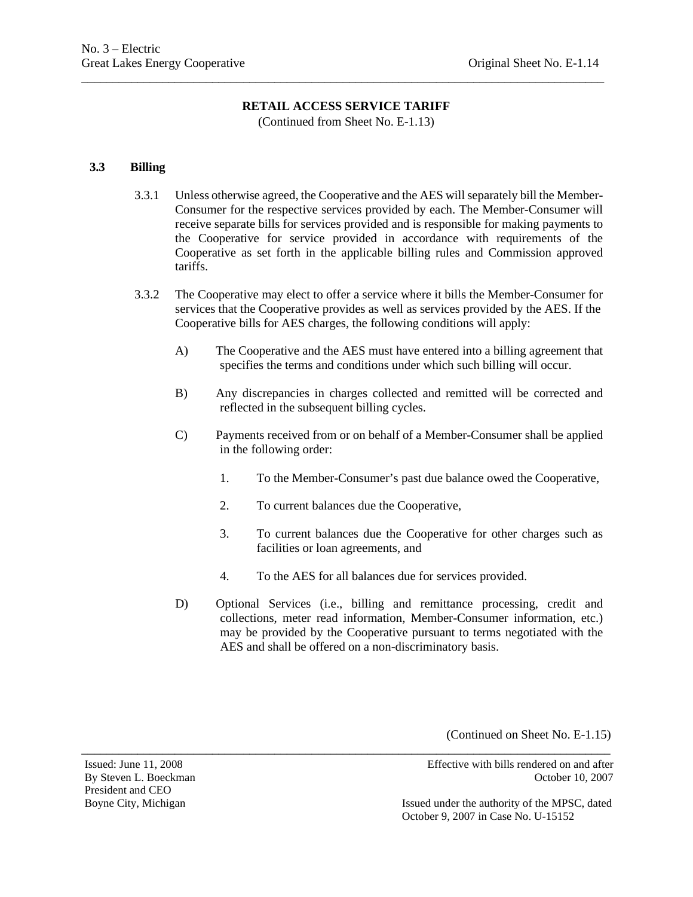## RETAIL ACCESS SERVICE TARIFF

(Continued from Sheet No. E-1.13)

### 3.3 Billing

3.3.1 Unless otherwise agreed, the Cooperative and the AES will separately bill the Member-Consumer for the respective services provided by each. The Member-Consumer will receive separate bills for services provided and is responsible for making payments to the Cooperative for service provided in accordance with requirements of the Cooperative as set forth in the applicable billing rules and Commission approved tariffs.

3.3.2 The Cooperative may elect to offer a service where it bills the Member-Consumer for services that the Cooperative provides as well as services provided by the AES. If the Cooperative bills for AES charges, the following conditions will apply:

A) The Cooperative and the AES must have entered into a billing agreement that specifies the terms and conditions under which such billing will occur.

B) Any discrepancies in charges collected and remitted will be corrected and reflected in the subsequent billing cycles.

C) Payments received from or on behalf of a Member-Consumer shall be applied in the following order:

1. To the Member-Consumer's past due balance owed the Cooperative,
2. To current balances due the Cooperative,
3. To current balances due the Cooperative for other charges such as facilities or loan agreements, and
4. To the AES for all balances due for services provided.

D) Optional Services (i.e., billing and remittance processing, credit and collections, meter read information, Member-Consumer information, etc.) may be provided by the Cooperative pursuant to terms negotiated with the AES and shall be offered on a non-discriminatory basis.

(Continued on Sheet No. E-1.15)

Issued: June 11, 2008
By Steven L. Boeckman
President and CEO
Boyne City, Michigan

Effective with bills rendered on and after October 10, 2007

Issued under the authority of the MPSC, dated October 9, 2007 in Case No. U-15152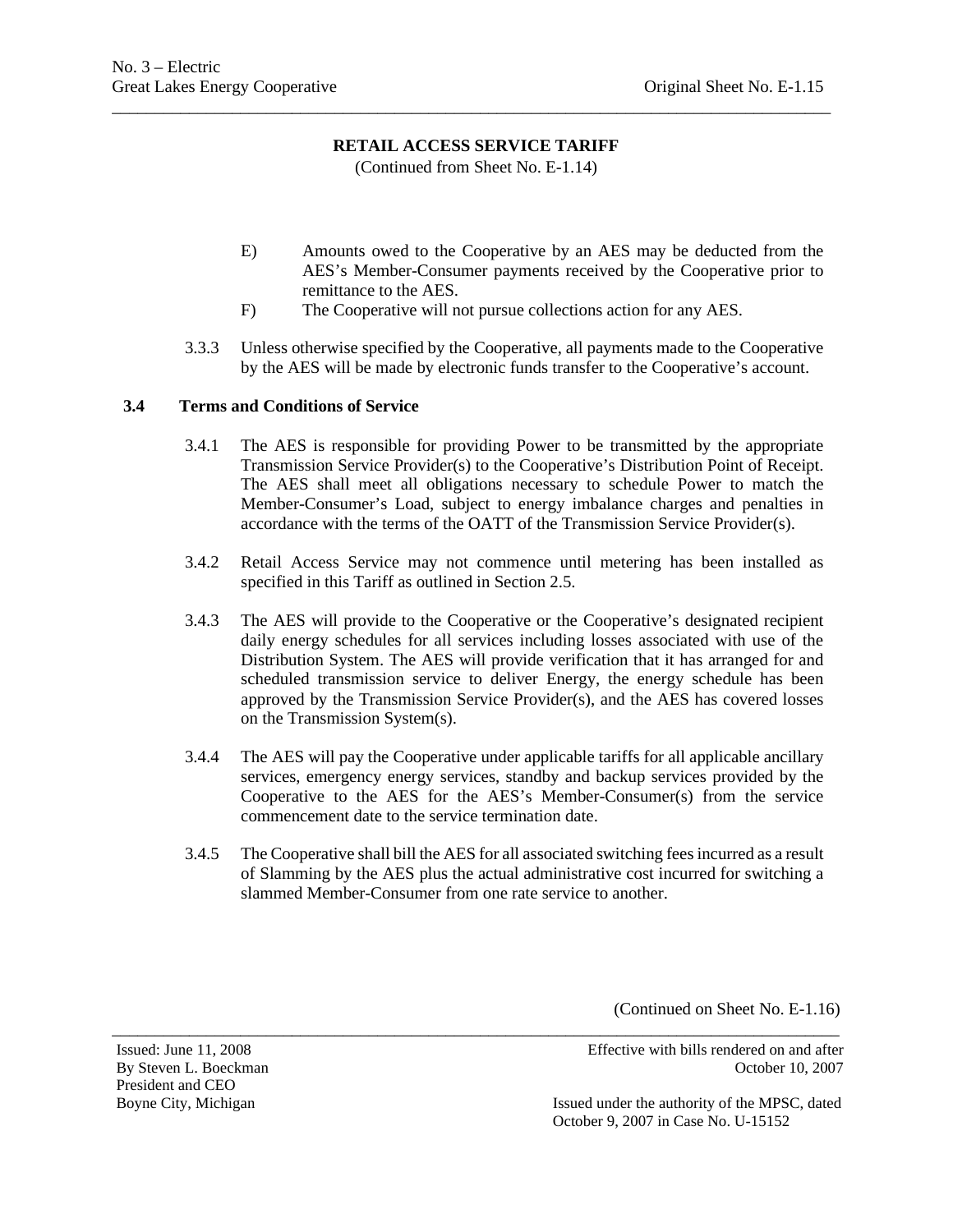**RETAIL ACCESS SERVICE TARIFF**
(Continued from Sheet No. E-1.14)

E) Amounts owed to the Cooperative by an AES may be deducted from the AES's Member-Consumer payments received by the Cooperative prior to remittance to the AES.

F) The Cooperative will not pursue collections action for any AES.

3.3.3 Unless otherwise specified by the Cooperative, all payments made to the Cooperative by the AES will be made by electronic funds transfer to the Cooperative's account.

## 3.4 Terms and Conditions of Service

3.4.1 The AES is responsible for providing Power to be transmitted by the appropriate Transmission Service Provider(s) to the Cooperative's Distribution Point of Receipt. The AES shall meet all obligations necessary to schedule Power to match the Member-Consumer's Load, subject to energy imbalance charges and penalties in accordance with the terms of the OATT of the Transmission Service Provider(s).

3.4.2 Retail Access Service may not commence until metering has been installed as specified in this Tariff as outlined in Section 2.5.

3.4.3 The AES will provide to the Cooperative or the Cooperative's designated recipient daily energy schedules for all services including losses associated with use of the Distribution System. The AES will provide verification that it has arranged for and scheduled transmission service to deliver Energy, the energy schedule has been approved by the Transmission Service Provider(s), and the AES has covered losses on the Transmission System(s).

3.4.4 The AES will pay the Cooperative under applicable tariffs for all applicable ancillary services, emergency energy services, standby and backup services provided by the Cooperative to the AES for the AES's Member-Consumer(s) from the service commencement date to the service termination date.

3.4.5 The Cooperative shall bill the AES for all associated switching fees incurred as a result of Slamming by the AES plus the actual administrative cost incurred for switching a slammed Member-Consumer from one rate service to another.

(Continued on Sheet No. E-1.16)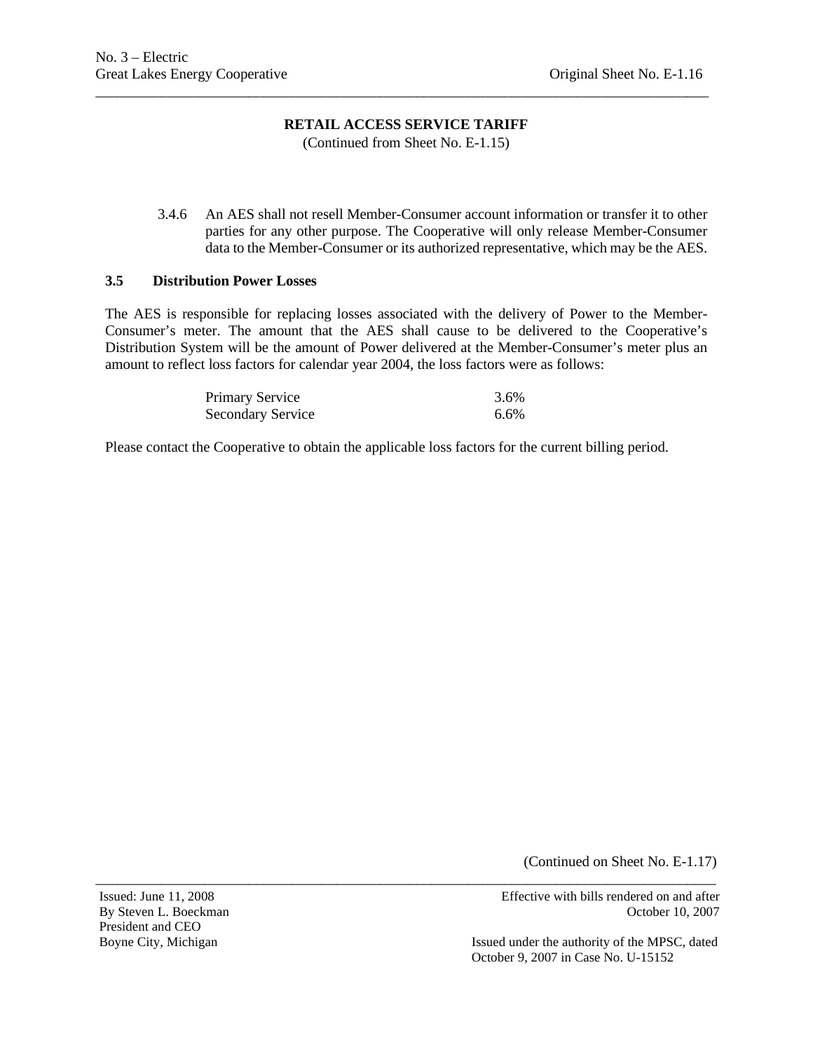## RETAIL ACCESS SERVICE TARIFF

(Continued from Sheet No. E-1.15)

3.4.6 An AES shall not resell Member-Consumer account information or transfer it to other parties for any other purpose. The Cooperative will only release Member-Consumer data to the Member-Consumer or its authorized representative, which may be the AES.

### 3.5 Distribution Power Losses

The AES is responsible for replacing losses associated with the delivery of Power to the Member-Consumer's meter. The amount that the AES shall cause to be delivered to the Cooperative's Distribution System will be the amount of Power delivered at the Member-Consumer's meter plus an amount to reflect loss factors for calendar year 2004, the loss factors were as follows:

| | |
|---|---|
| Primary Service | 3.6% |
| Secondary Service | 6.6% |

Please contact the Cooperative to obtain the applicable loss factors for the current billing period.

(Continued on Sheet No. E-1.17)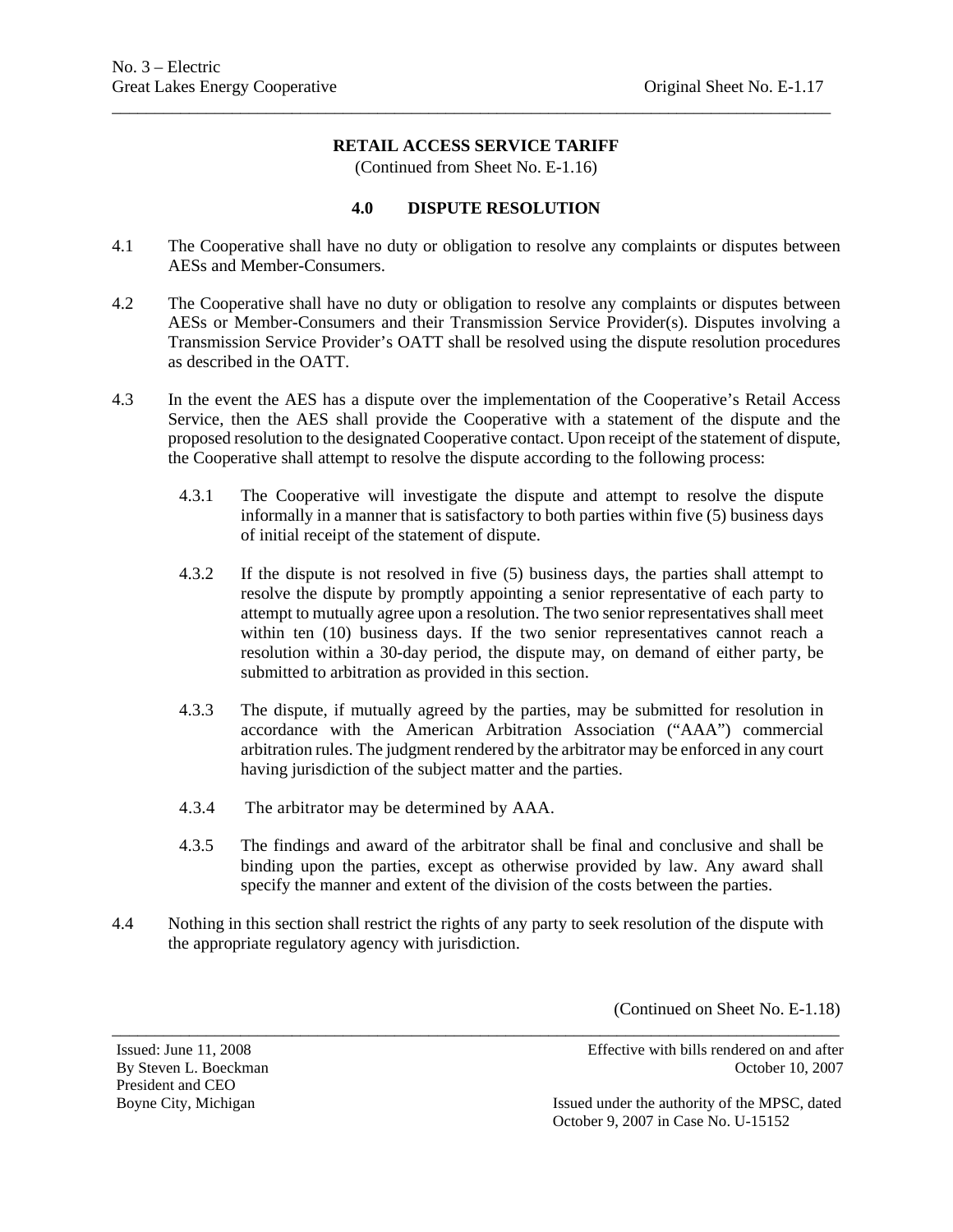## RETAIL ACCESS SERVICE TARIFF

(Continued from Sheet No. E-1.16)

### 4.0 DISPUTE RESOLUTION

4.1 The Cooperative shall have no duty or obligation to resolve any complaints or disputes between AESs and Member-Consumers.

4.2 The Cooperative shall have no duty or obligation to resolve any complaints or disputes between AESs or Member-Consumers and their Transmission Service Provider(s). Disputes involving a Transmission Service Provider's OATT shall be resolved using the dispute resolution procedures as described in the OATT.

4.3 In the event the AES has a dispute over the implementation of the Cooperative's Retail Access Service, then the AES shall provide the Cooperative with a statement of the dispute and the proposed resolution to the designated Cooperative contact. Upon receipt of the statement of dispute, the Cooperative shall attempt to resolve the dispute according to the following process:

4.3.1 The Cooperative will investigate the dispute and attempt to resolve the dispute informally in a manner that is satisfactory to both parties within five (5) business days of initial receipt of the statement of dispute.

4.3.2 If the dispute is not resolved in five (5) business days, the parties shall attempt to resolve the dispute by promptly appointing a senior representative of each party to attempt to mutually agree upon a resolution. The two senior representatives shall meet within ten (10) business days. If the two senior representatives cannot reach a resolution within a 30-day period, the dispute may, on demand of either party, be submitted to arbitration as provided in this section.

4.3.3 The dispute, if mutually agreed by the parties, may be submitted for resolution in accordance with the American Arbitration Association ("AAA") commercial arbitration rules. The judgment rendered by the arbitrator may be enforced in any court having jurisdiction of the subject matter and the parties.

4.3.4 The arbitrator may be determined by AAA.

4.3.5 The findings and award of the arbitrator shall be final and conclusive and shall be binding upon the parties, except as otherwise provided by law. Any award shall specify the manner and extent of the division of the costs between the parties.

4.4 Nothing in this section shall restrict the rights of any party to seek resolution of the dispute with the appropriate regulatory agency with jurisdiction.

(Continued on Sheet No. E-1.18)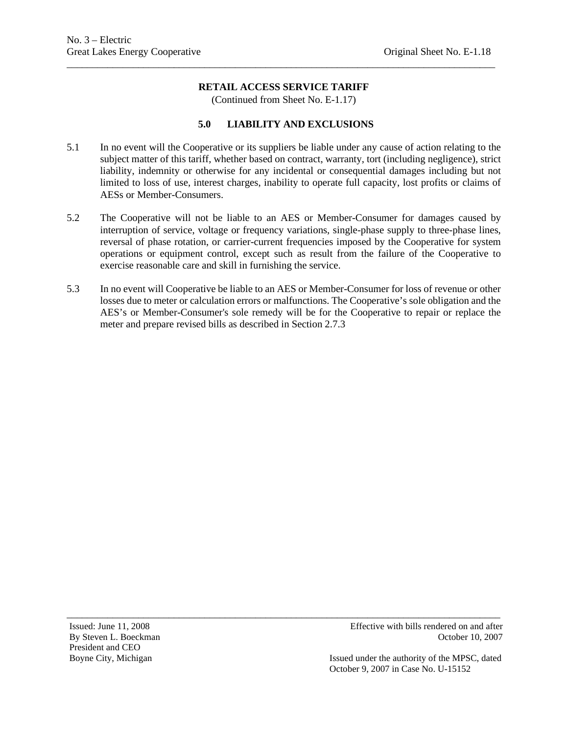## RETAIL ACCESS SERVICE TARIFF

(Continued from Sheet No. E-1.17)

### 5.0 LIABILITY AND EXCLUSIONS

5.1 In no event will the Cooperative or its suppliers be liable under any cause of action relating to the subject matter of this tariff, whether based on contract, warranty, tort (including negligence), strict liability, indemnity or otherwise for any incidental or consequential damages including but not limited to loss of use, interest charges, inability to operate full capacity, lost profits or claims of AESs or Member-Consumers.

5.2 The Cooperative will not be liable to an AES or Member-Consumer for damages caused by interruption of service, voltage or frequency variations, single-phase supply to three-phase lines, reversal of phase rotation, or carrier-current frequencies imposed by the Cooperative for system operations or equipment control, except such as result from the failure of the Cooperative to exercise reasonable care and skill in furnishing the service.

5.3 In no event will Cooperative be liable to an AES or Member-Consumer for loss of revenue or other losses due to meter or calculation errors or malfunctions. The Cooperative's sole obligation and the AES's or Member-Consumer's sole remedy will be for the Cooperative to repair or replace the meter and prepare revised bills as described in Section 2.7.3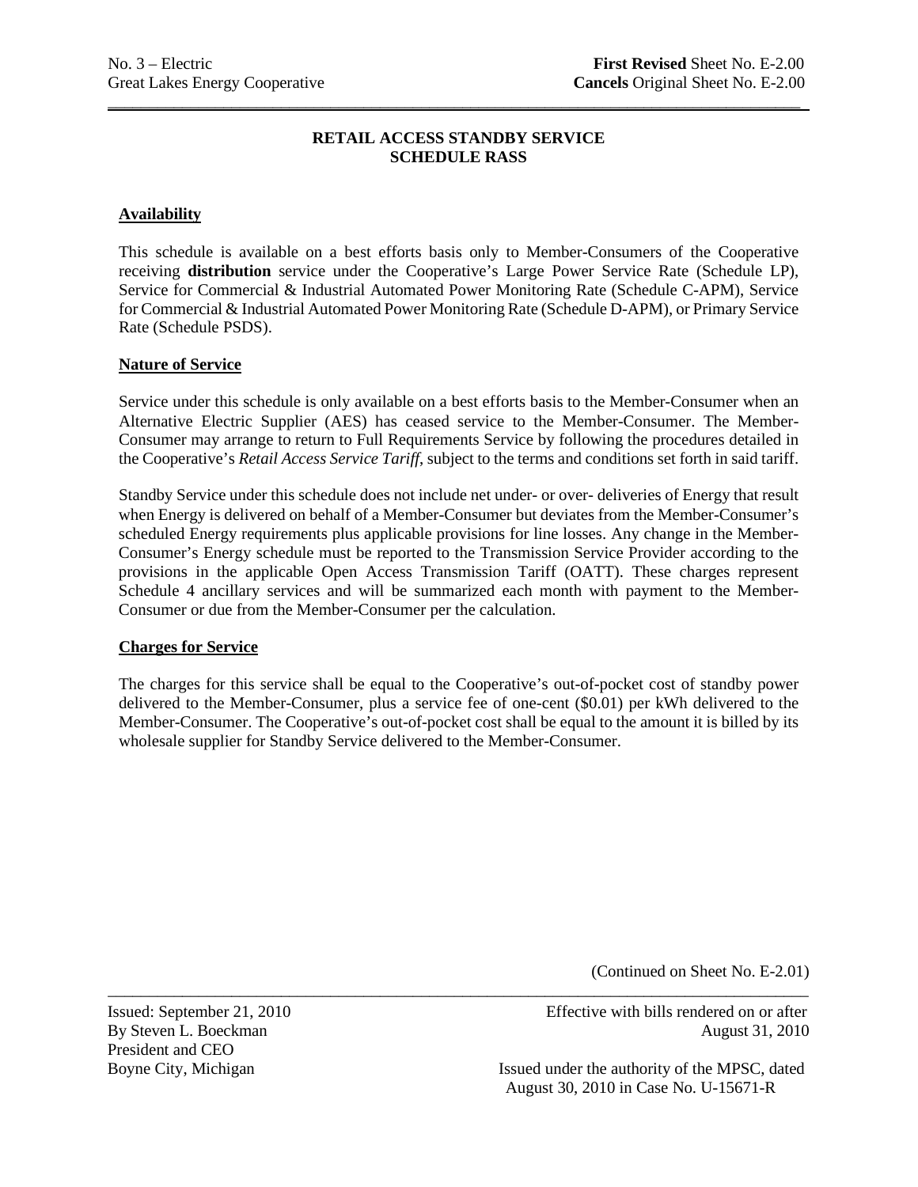No. 3 – Electric **First Revised** Sheet No. E-2.00
Great Lakes Energy Cooperative **Cancels** Original Sheet No. E-2.00

## RETAIL ACCESS STANDBY SERVICE
## SCHEDULE RASS

### Availability

This schedule is available on a best efforts basis only to Member-Consumers of the Cooperative receiving **distribution** service under the Cooperative's Large Power Service Rate (Schedule LP), Service for Commercial & Industrial Automated Power Monitoring Rate (Schedule C-APM), Service for Commercial & Industrial Automated Power Monitoring Rate (Schedule D-APM), or Primary Service Rate (Schedule PSDS).

### Nature of Service

Service under this schedule is only available on a best efforts basis to the Member-Consumer when an Alternative Electric Supplier (AES) has ceased service to the Member-Consumer. The Member-Consumer may arrange to return to Full Requirements Service by following the procedures detailed in the Cooperative's *Retail Access Service Tariff*, subject to the terms and conditions set forth in said tariff.

Standby Service under this schedule does not include net under- or over- deliveries of Energy that result when Energy is delivered on behalf of a Member-Consumer but deviates from the Member-Consumer's scheduled Energy requirements plus applicable provisions for line losses. Any change in the Member-Consumer's Energy schedule must be reported to the Transmission Service Provider according to the provisions in the applicable Open Access Transmission Tariff (OATT). These charges represent Schedule 4 ancillary services and will be summarized each month with payment to the Member-Consumer or due from the Member-Consumer per the calculation.

### Charges for Service

The charges for this service shall be equal to the Cooperative's out-of-pocket cost of standby power delivered to the Member-Consumer, plus a service fee of one-cent ($0.01) per kWh delivered to the Member-Consumer. The Cooperative's out-of-pocket cost shall be equal to the amount it is billed by its wholesale supplier for Standby Service delivered to the Member-Consumer.

(Continued on Sheet No. E-2.01)

Issued: September 21, 2010
By Steven L. Boeckman
President and CEO
Boyne City, Michigan

Effective with bills rendered on or after August 31, 2010

Issued under the authority of the MPSC, dated August 30, 2010 in Case No. U-15671-R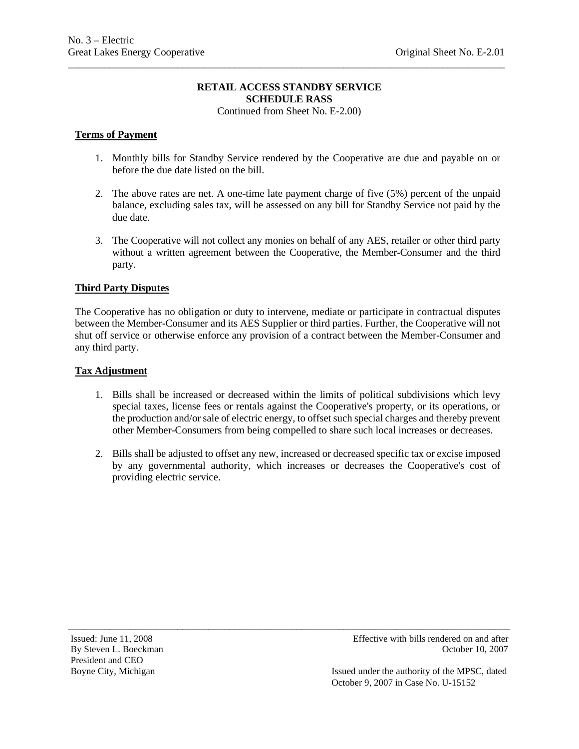**RETAIL ACCESS STANDBY SERVICE**
**SCHEDULE RASS**
Continued from Sheet No. E-2.00)

**Terms of Payment**

1. Monthly bills for Standby Service rendered by the Cooperative are due and payable on or before the due date listed on the bill.

2. The above rates are net. A one-time late payment charge of five (5%) percent of the unpaid balance, excluding sales tax, will be assessed on any bill for Standby Service not paid by the due date.

3. The Cooperative will not collect any monies on behalf of any AES, retailer or other third party without a written agreement between the Cooperative, the Member-Consumer and the third party.

**Third Party Disputes**

The Cooperative has no obligation or duty to intervene, mediate or participate in contractual disputes between the Member-Consumer and its AES Supplier or third parties. Further, the Cooperative will not shut off service or otherwise enforce any provision of a contract between the Member-Consumer and any third party.

**Tax Adjustment**

1. Bills shall be increased or decreased within the limits of political subdivisions which levy special taxes, license fees or rentals against the Cooperative's property, or its operations, or the production and/or sale of electric energy, to offset such special charges and thereby prevent other Member-Consumers from being compelled to share such local increases or decreases.

2. Bills shall be adjusted to offset any new, increased or decreased specific tax or excise imposed by any governmental authority, which increases or decreases the Cooperative's cost of providing electric service.

Issued: June 11, 2008
By Steven L. Boeckman
President and CEO
Boyne City, Michigan

Effective with bills rendered on and after October 10, 2007

Issued under the authority of the MPSC, dated October 9, 2007 in Case No. U-15152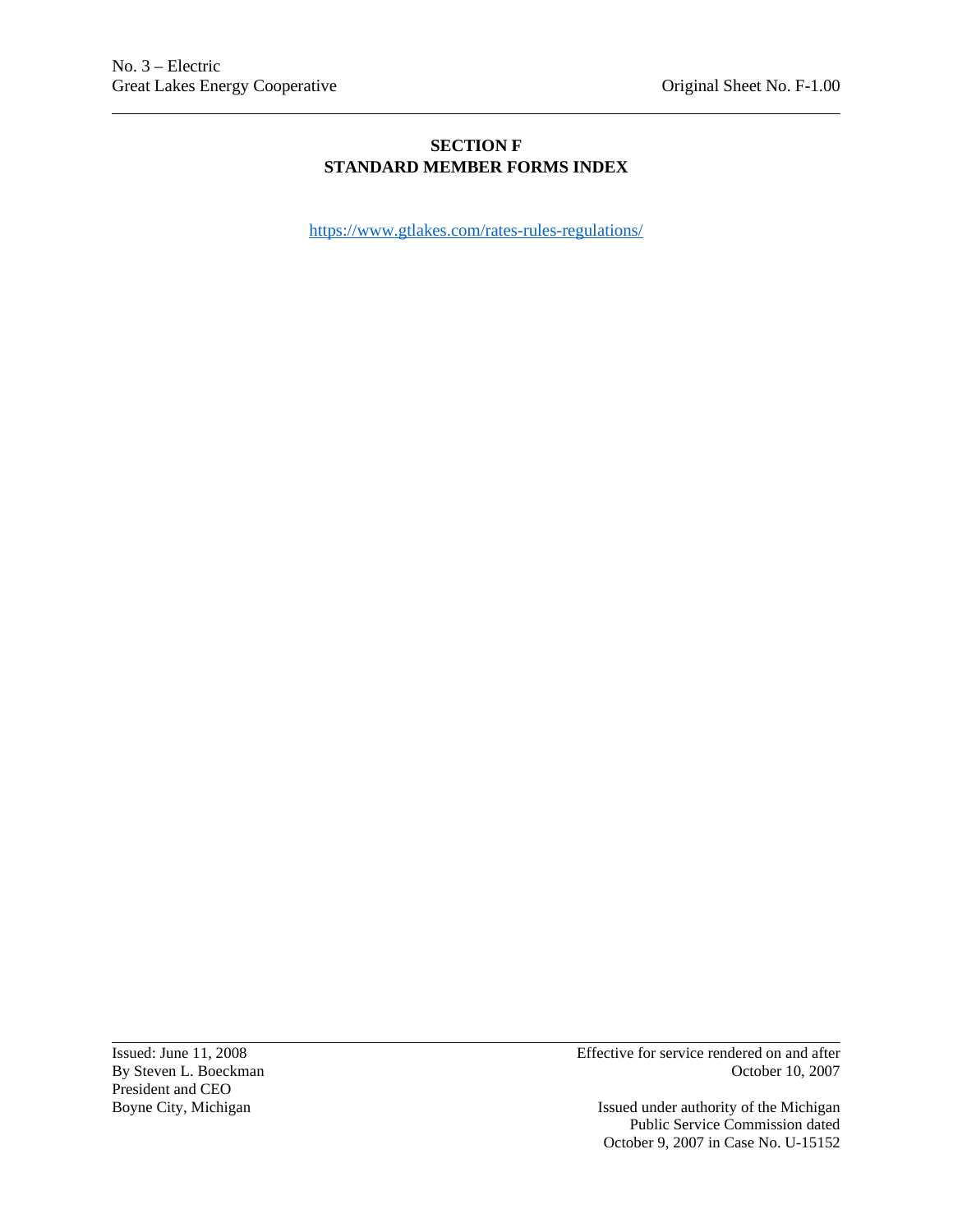# SECTION F
## STANDARD MEMBER FORMS INDEX

https://www.gtlakes.com/rates-rules-regulations/